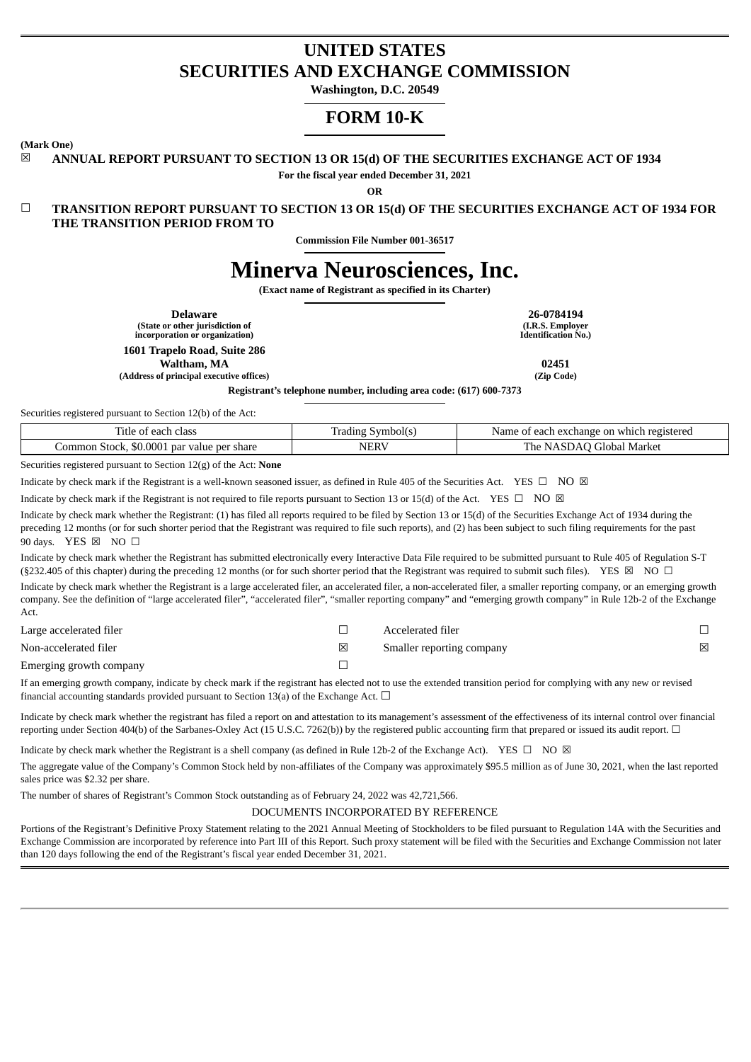# UNITED STATES
# SECURITIES AND EXCHANGE COMMISSION

**Washington, D.C. 20549**

# FORM 10-K

**(Mark One)**

☒ **ANNUAL REPORT PURSUANT TO SECTION 13 OR 15(d) OF THE SECURITIES EXCHANGE ACT OF 1934**

**For the fiscal year ended December 31, 2021**

**OR**

☐ **TRANSITION REPORT PURSUANT TO SECTION 13 OR 15(d) OF THE SECURITIES EXCHANGE ACT OF 1934 FOR THE TRANSITION PERIOD FROM TO**

**Commission File Number 001-36517**

# Minerva Neurosciences, Inc.

**(Exact name of Registrant as specified in its Charter)**

| | |
|---|---|
| **Delaware**<br>**(State or other jurisdiction of incorporation or organization)** | **26-0784194**<br>**(I.R.S. Employer Identification No.)** |
| **1601 Trapelo Road, Suite 286**<br>**Waltham, MA**<br>**(Address of principal executive offices)** | **02451**<br>**(Zip Code)** |

**Registrant's telephone number, including area code: (617) 600-7373**

Securities registered pursuant to Section 12(b) of the Act:

| Title of each class | Trading Symbol(s) | Name of each exchange on which registered |
|---|---|---|
| Common Stock, $0.0001 par value per share | NERV | The NASDAQ Global Market |

Securities registered pursuant to Section 12(g) of the Act: **None**

Indicate by check mark if the Registrant is a well-known seasoned issuer, as defined in Rule 405 of the Securities Act. YES ☐ NO ☒

Indicate by check mark if the Registrant is not required to file reports pursuant to Section 13 or 15(d) of the Act. YES ☐ NO ☒

Indicate by check mark whether the Registrant: (1) has filed all reports required to be filed by Section 13 or 15(d) of the Securities Exchange Act of 1934 during the preceding 12 months (or for such shorter period that the Registrant was required to file such reports), and (2) has been subject to such filing requirements for the past 90 days. YES ☒ NO ☐

Indicate by check mark whether the Registrant has submitted electronically every Interactive Data File required to be submitted pursuant to Rule 405 of Regulation S-T (§232.405 of this chapter) during the preceding 12 months (or for such shorter period that the Registrant was required to submit such files). YES ☒ NO ☐

Indicate by check mark whether the Registrant is a large accelerated filer, an accelerated filer, a non-accelerated filer, a smaller reporting company, or an emerging growth company. See the definition of "large accelerated filer", "accelerated filer", "smaller reporting company" and "emerging growth company" in Rule 12b-2 of the Exchange Act.

| | | | |
|---|---|---|---|
| Large accelerated filer | ☐ | Accelerated filer | ☐ |
| Non-accelerated filer | ☒ | Smaller reporting company | ☒ |
| Emerging growth company | ☐ | | |

If an emerging growth company, indicate by check mark if the registrant has elected not to use the extended transition period for complying with any new or revised financial accounting standards provided pursuant to Section 13(a) of the Exchange Act. ☐

Indicate by check mark whether the registrant has filed a report on and attestation to its management's assessment of the effectiveness of its internal control over financial reporting under Section 404(b) of the Sarbanes-Oxley Act (15 U.S.C. 7262(b)) by the registered public accounting firm that prepared or issued its audit report. ☐

Indicate by check mark whether the Registrant is a shell company (as defined in Rule 12b-2 of the Exchange Act). YES ☐ NO ☒

The aggregate value of the Company's Common Stock held by non-affiliates of the Company was approximately $95.5 million as of June 30, 2021, when the last reported sales price was $2.32 per share.

The number of shares of Registrant's Common Stock outstanding as of February 24, 2022 was 42,721,566.

DOCUMENTS INCORPORATED BY REFERENCE

Portions of the Registrant's Definitive Proxy Statement relating to the 2021 Annual Meeting of Stockholders to be filed pursuant to Regulation 14A with the Securities and Exchange Commission are incorporated by reference into Part III of this Report. Such proxy statement will be filed with the Securities and Exchange Commission not later than 120 days following the end of the Registrant's fiscal year ended December 31, 2021.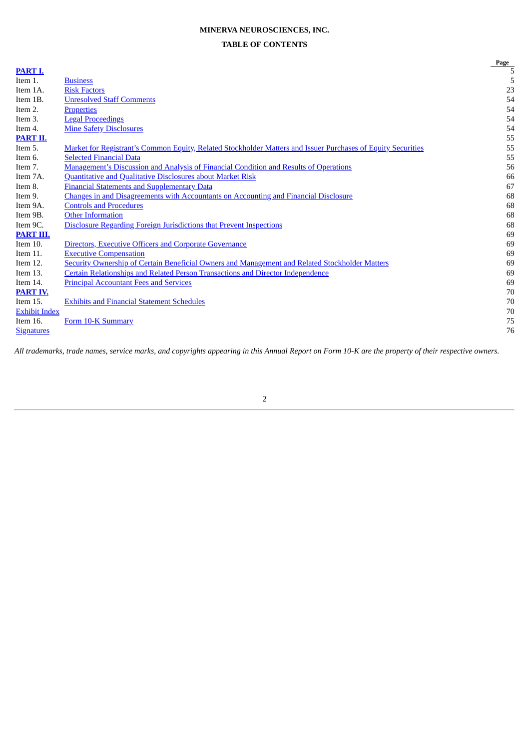**MINERVA NEUROSCIENCES, INC.**

**TABLE OF CONTENTS**

| | | Page |
|---|---|---|
| **PART I.** | | 5 |
| Item 1. | Business | 5 |
| Item 1A. | Risk Factors | 23 |
| Item 1B. | Unresolved Staff Comments | 54 |
| Item 2. | Properties | 54 |
| Item 3. | Legal Proceedings | 54 |
| Item 4. | Mine Safety Disclosures | 54 |
| **PART II.** | | 55 |
| Item 5. | Market for Registrant's Common Equity, Related Stockholder Matters and Issuer Purchases of Equity Securities | 55 |
| Item 6. | Selected Financial Data | 55 |
| Item 7. | Management's Discussion and Analysis of Financial Condition and Results of Operations | 56 |
| Item 7A. | Quantitative and Qualitative Disclosures about Market Risk | 66 |
| Item 8. | Financial Statements and Supplementary Data | 67 |
| Item 9. | Changes in and Disagreements with Accountants on Accounting and Financial Disclosure | 68 |
| Item 9A. | Controls and Procedures | 68 |
| Item 9B. | Other Information | 68 |
| Item 9C. | Disclosure Regarding Foreign Jurisdictions that Prevent Inspections | 68 |
| **PART III.** | | 69 |
| Item 10. | Directors, Executive Officers and Corporate Governance | 69 |
| Item 11. | Executive Compensation | 69 |
| Item 12. | Security Ownership of Certain Beneficial Owners and Management and Related Stockholder Matters | 69 |
| Item 13. | Certain Relationships and Related Person Transactions and Director Independence | 69 |
| Item 14. | Principal Accountant Fees and Services | 69 |
| **PART IV.** | | 70 |
| Item 15. | Exhibits and Financial Statement Schedules | 70 |
| Exhibit Index | | 70 |
| Item 16. | Form 10-K Summary | 75 |
| Signatures | | 76 |

*All trademarks, trade names, service marks, and copyrights appearing in this Annual Report on Form 10-K are the property of their respective owners.*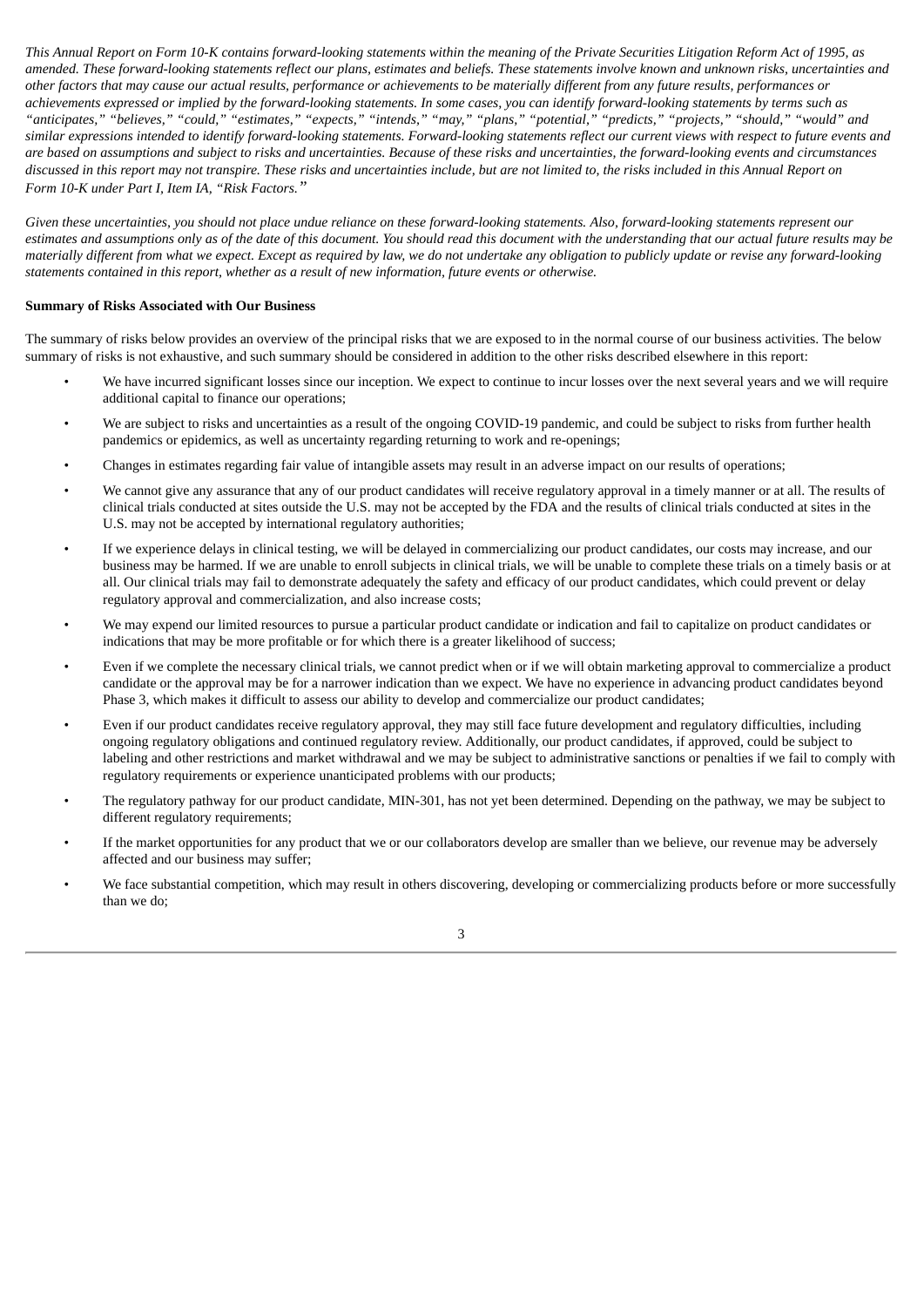*This Annual Report on Form 10-K contains forward-looking statements within the meaning of the Private Securities Litigation Reform Act of 1995, as amended. These forward-looking statements reflect our plans, estimates and beliefs. These statements involve known and unknown risks, uncertainties and other factors that may cause our actual results, performance or achievements to be materially different from any future results, performances or achievements expressed or implied by the forward-looking statements. In some cases, you can identify forward-looking statements by terms such as "anticipates," "believes," "could," "estimates," "expects," "intends," "may," "plans," "potential," "predicts," "projects," "should," "would" and similar expressions intended to identify forward-looking statements. Forward-looking statements reflect our current views with respect to future events and are based on assumptions and subject to risks and uncertainties. Because of these risks and uncertainties, the forward-looking events and circumstances discussed in this report may not transpire. These risks and uncertainties include, but are not limited to, the risks included in this Annual Report on Form 10-K under Part I, Item IA, "Risk Factors."*

*Given these uncertainties, you should not place undue reliance on these forward-looking statements. Also, forward-looking statements represent our estimates and assumptions only as of the date of this document. You should read this document with the understanding that our actual future results may be materially different from what we expect. Except as required by law, we do not undertake any obligation to publicly update or revise any forward-looking statements contained in this report, whether as a result of new information, future events or otherwise.*

**Summary of Risks Associated with Our Business**

The summary of risks below provides an overview of the principal risks that we are exposed to in the normal course of our business activities. The below summary of risks is not exhaustive, and such summary should be considered in addition to the other risks described elsewhere in this report:

- We have incurred significant losses since our inception. We expect to continue to incur losses over the next several years and we will require additional capital to finance our operations;
- We are subject to risks and uncertainties as a result of the ongoing COVID-19 pandemic, and could be subject to risks from further health pandemics or epidemics, as well as uncertainty regarding returning to work and re-openings;
- Changes in estimates regarding fair value of intangible assets may result in an adverse impact on our results of operations;
- We cannot give any assurance that any of our product candidates will receive regulatory approval in a timely manner or at all. The results of clinical trials conducted at sites outside the U.S. may not be accepted by the FDA and the results of clinical trials conducted at sites in the U.S. may not be accepted by international regulatory authorities;
- If we experience delays in clinical testing, we will be delayed in commercializing our product candidates, our costs may increase, and our business may be harmed. If we are unable to enroll subjects in clinical trials, we will be unable to complete these trials on a timely basis or at all. Our clinical trials may fail to demonstrate adequately the safety and efficacy of our product candidates, which could prevent or delay regulatory approval and commercialization, and also increase costs;
- We may expend our limited resources to pursue a particular product candidate or indication and fail to capitalize on product candidates or indications that may be more profitable or for which there is a greater likelihood of success;
- Even if we complete the necessary clinical trials, we cannot predict when or if we will obtain marketing approval to commercialize a product candidate or the approval may be for a narrower indication than we expect. We have no experience in advancing product candidates beyond Phase 3, which makes it difficult to assess our ability to develop and commercialize our product candidates;
- Even if our product candidates receive regulatory approval, they may still face future development and regulatory difficulties, including ongoing regulatory obligations and continued regulatory review. Additionally, our product candidates, if approved, could be subject to labeling and other restrictions and market withdrawal and we may be subject to administrative sanctions or penalties if we fail to comply with regulatory requirements or experience unanticipated problems with our products;
- The regulatory pathway for our product candidate, MIN-301, has not yet been determined. Depending on the pathway, we may be subject to different regulatory requirements;
- If the market opportunities for any product that we or our collaborators develop are smaller than we believe, our revenue may be adversely affected and our business may suffer;
- We face substantial competition, which may result in others discovering, developing or commercializing products before or more successfully than we do;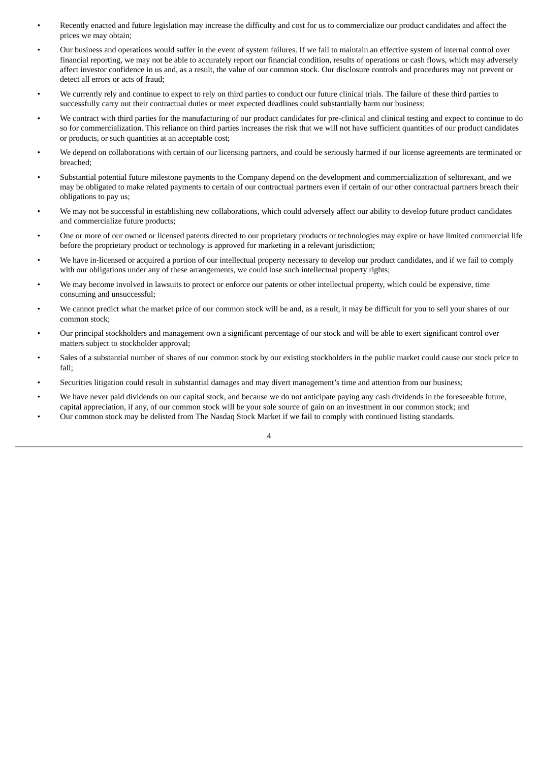- Recently enacted and future legislation may increase the difficulty and cost for us to commercialize our product candidates and affect the prices we may obtain;
- Our business and operations would suffer in the event of system failures. If we fail to maintain an effective system of internal control over financial reporting, we may not be able to accurately report our financial condition, results of operations or cash flows, which may adversely affect investor confidence in us and, as a result, the value of our common stock. Our disclosure controls and procedures may not prevent or detect all errors or acts of fraud;
- We currently rely and continue to expect to rely on third parties to conduct our future clinical trials. The failure of these third parties to successfully carry out their contractual duties or meet expected deadlines could substantially harm our business;
- We contract with third parties for the manufacturing of our product candidates for pre-clinical and clinical testing and expect to continue to do so for commercialization. This reliance on third parties increases the risk that we will not have sufficient quantities of our product candidates or products, or such quantities at an acceptable cost;
- We depend on collaborations with certain of our licensing partners, and could be seriously harmed if our license agreements are terminated or breached;
- Substantial potential future milestone payments to the Company depend on the development and commercialization of seltorexant, and we may be obligated to make related payments to certain of our contractual partners even if certain of our other contractual partners breach their obligations to pay us;
- We may not be successful in establishing new collaborations, which could adversely affect our ability to develop future product candidates and commercialize future products;
- One or more of our owned or licensed patents directed to our proprietary products or technologies may expire or have limited commercial life before the proprietary product or technology is approved for marketing in a relevant jurisdiction;
- We have in-licensed or acquired a portion of our intellectual property necessary to develop our product candidates, and if we fail to comply with our obligations under any of these arrangements, we could lose such intellectual property rights;
- We may become involved in lawsuits to protect or enforce our patents or other intellectual property, which could be expensive, time consuming and unsuccessful;
- We cannot predict what the market price of our common stock will be and, as a result, it may be difficult for you to sell your shares of our common stock;
- Our principal stockholders and management own a significant percentage of our stock and will be able to exert significant control over matters subject to stockholder approval;
- Sales of a substantial number of shares of our common stock by our existing stockholders in the public market could cause our stock price to fall;
- Securities litigation could result in substantial damages and may divert management's time and attention from our business;
- We have never paid dividends on our capital stock, and because we do not anticipate paying any cash dividends in the foreseeable future, capital appreciation, if any, of our common stock will be your sole source of gain on an investment in our common stock; and
- Our common stock may be delisted from The Nasdaq Stock Market if we fail to comply with continued listing standards.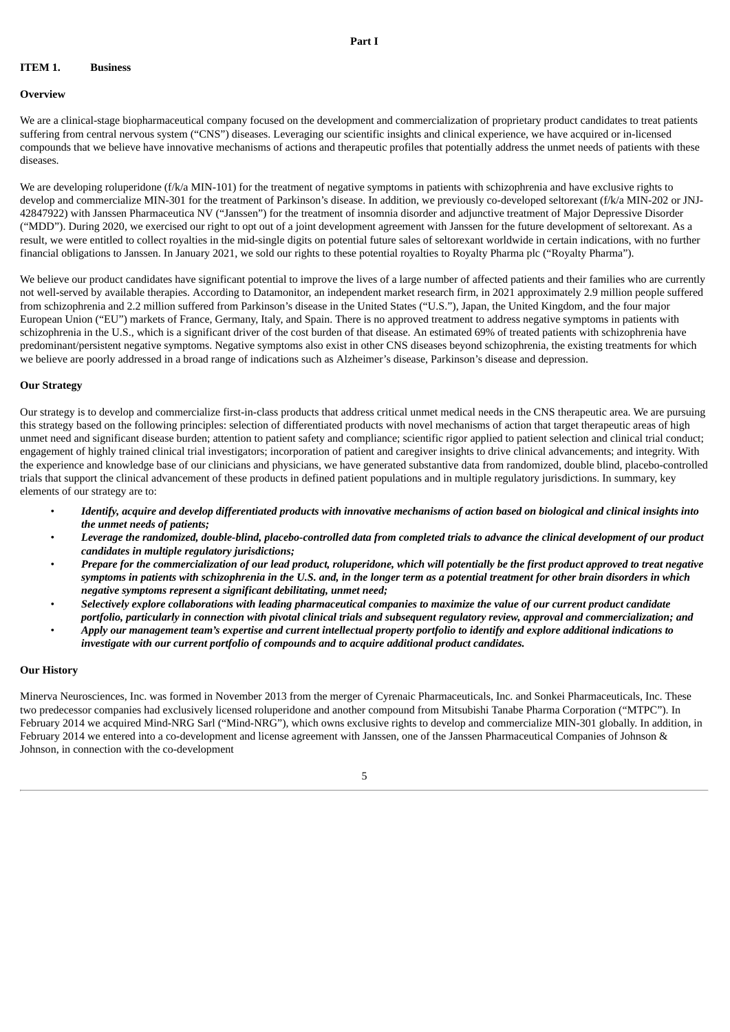# Part I

## ITEM 1. Business

### Overview

We are a clinical-stage biopharmaceutical company focused on the development and commercialization of proprietary product candidates to treat patients suffering from central nervous system ("CNS") diseases. Leveraging our scientific insights and clinical experience, we have acquired or in-licensed compounds that we believe have innovative mechanisms of actions and therapeutic profiles that potentially address the unmet needs of patients with these diseases.

We are developing roluperidone (f/k/a MIN-101) for the treatment of negative symptoms in patients with schizophrenia and have exclusive rights to develop and commercialize MIN-301 for the treatment of Parkinson's disease. In addition, we previously co-developed seltorexant (f/k/a MIN-202 or JNJ-42847922) with Janssen Pharmaceutica NV ("Janssen") for the treatment of insomnia disorder and adjunctive treatment of Major Depressive Disorder ("MDD"). During 2020, we exercised our right to opt out of a joint development agreement with Janssen for the future development of seltorexant. As a result, we were entitled to collect royalties in the mid-single digits on potential future sales of seltorexant worldwide in certain indications, with no further financial obligations to Janssen. In January 2021, we sold our rights to these potential royalties to Royalty Pharma plc ("Royalty Pharma").

We believe our product candidates have significant potential to improve the lives of a large number of affected patients and their families who are currently not well-served by available therapies. According to Datamonitor, an independent market research firm, in 2021 approximately 2.9 million people suffered from schizophrenia and 2.2 million suffered from Parkinson's disease in the United States ("U.S."), Japan, the United Kingdom, and the four major European Union ("EU") markets of France, Germany, Italy, and Spain. There is no approved treatment to address negative symptoms in patients with schizophrenia in the U.S., which is a significant driver of the cost burden of that disease. An estimated 69% of treated patients with schizophrenia have predominant/persistent negative symptoms. Negative symptoms also exist in other CNS diseases beyond schizophrenia, the existing treatments for which we believe are poorly addressed in a broad range of indications such as Alzheimer's disease, Parkinson's disease and depression.

### Our Strategy

Our strategy is to develop and commercialize first-in-class products that address critical unmet medical needs in the CNS therapeutic area. We are pursuing this strategy based on the following principles: selection of differentiated products with novel mechanisms of action that target therapeutic areas of high unmet need and significant disease burden; attention to patient safety and compliance; scientific rigor applied to patient selection and clinical trial conduct; engagement of highly trained clinical trial investigators; incorporation of patient and caregiver insights to drive clinical advancements; and integrity. With the experience and knowledge base of our clinicians and physicians, we have generated substantive data from randomized, double blind, placebo-controlled trials that support the clinical advancement of these products in defined patient populations and in multiple regulatory jurisdictions. In summary, key elements of our strategy are to:

- ***Identify, acquire and develop differentiated products with innovative mechanisms of action based on biological and clinical insights into the unmet needs of patients;***
- ***Leverage the randomized, double-blind, placebo-controlled data from completed trials to advance the clinical development of our product candidates in multiple regulatory jurisdictions;***
- ***Prepare for the commercialization of our lead product, roluperidone, which will potentially be the first product approved to treat negative symptoms in patients with schizophrenia in the U.S. and, in the longer term as a potential treatment for other brain disorders in which negative symptoms represent a significant debilitating, unmet need;***
- ***Selectively explore collaborations with leading pharmaceutical companies to maximize the value of our current product candidate portfolio, particularly in connection with pivotal clinical trials and subsequent regulatory review, approval and commercialization; and***
- ***Apply our management team's expertise and current intellectual property portfolio to identify and explore additional indications to investigate with our current portfolio of compounds and to acquire additional product candidates.***

### Our History

Minerva Neurosciences, Inc. was formed in November 2013 from the merger of Cyrenaic Pharmaceuticals, Inc. and Sonkei Pharmaceuticals, Inc. These two predecessor companies had exclusively licensed roluperidone and another compound from Mitsubishi Tanabe Pharma Corporation ("MTPC"). In February 2014 we acquired Mind-NRG Sarl ("Mind-NRG"), which owns exclusive rights to develop and commercialize MIN-301 globally. In addition, in February 2014 we entered into a co-development and license agreement with Janssen, one of the Janssen Pharmaceutical Companies of Johnson & Johnson, in connection with the co-development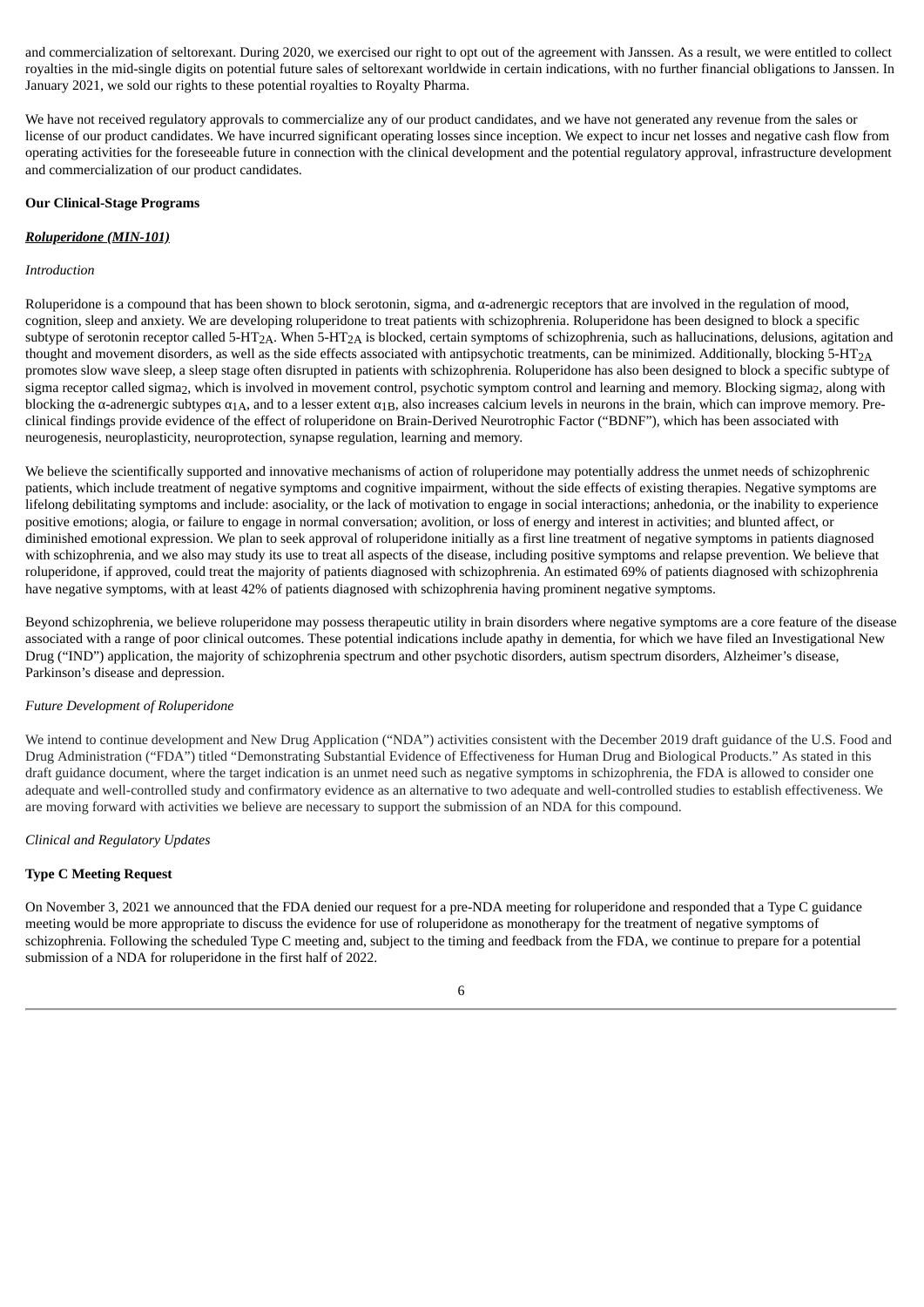and commercialization of seltorexant. During 2020, we exercised our right to opt out of the agreement with Janssen. As a result, we were entitled to collect royalties in the mid-single digits on potential future sales of seltorexant worldwide in certain indications, with no further financial obligations to Janssen. In January 2021, we sold our rights to these potential royalties to Royalty Pharma.

We have not received regulatory approvals to commercialize any of our product candidates, and we have not generated any revenue from the sales or license of our product candidates. We have incurred significant operating losses since inception. We expect to incur net losses and negative cash flow from operating activities for the foreseeable future in connection with the clinical development and the potential regulatory approval, infrastructure development and commercialization of our product candidates.

**Our Clinical-Stage Programs**

***Roluperidone (MIN-101)***

*Introduction*

Roluperidone is a compound that has been shown to block serotonin, sigma, and α-adrenergic receptors that are involved in the regulation of mood, cognition, sleep and anxiety. We are developing roluperidone to treat patients with schizophrenia. Roluperidone has been designed to block a specific subtype of serotonin receptor called 5-$HT_{2A}$. When 5-$HT_{2A}$ is blocked, certain symptoms of schizophrenia, such as hallucinations, delusions, agitation and thought and movement disorders, as well as the side effects associated with antipsychotic treatments, can be minimized. Additionally, blocking 5-$HT_{2A}$ promotes slow wave sleep, a sleep stage often disrupted in patients with schizophrenia. Roluperidone has also been designed to block a specific subtype of sigma receptor called $sigma_2$, which is involved in movement control, psychotic symptom control and learning and memory. Blocking $sigma_2$, along with blocking the α-adrenergic subtypes $\alpha_{1A}$, and to a lesser extent $\alpha_{1B}$, also increases calcium levels in neurons in the brain, which can improve memory. Pre-clinical findings provide evidence of the effect of roluperidone on Brain-Derived Neurotrophic Factor ("BDNF"), which has been associated with neurogenesis, neuroplasticity, neuroprotection, synapse regulation, learning and memory.

We believe the scientifically supported and innovative mechanisms of action of roluperidone may potentially address the unmet needs of schizophrenic patients, which include treatment of negative symptoms and cognitive impairment, without the side effects of existing therapies. Negative symptoms are lifelong debilitating symptoms and include: asociality, or the lack of motivation to engage in social interactions; anhedonia, or the inability to experience positive emotions; alogia, or failure to engage in normal conversation; avolition, or loss of energy and interest in activities; and blunted affect, or diminished emotional expression. We plan to seek approval of roluperidone initially as a first line treatment of negative symptoms in patients diagnosed with schizophrenia, and we also may study its use to treat all aspects of the disease, including positive symptoms and relapse prevention. We believe that roluperidone, if approved, could treat the majority of patients diagnosed with schizophrenia. An estimated 69% of patients diagnosed with schizophrenia have negative symptoms, with at least 42% of patients diagnosed with schizophrenia having prominent negative symptoms.

Beyond schizophrenia, we believe roluperidone may possess therapeutic utility in brain disorders where negative symptoms are a core feature of the disease associated with a range of poor clinical outcomes. These potential indications include apathy in dementia, for which we have filed an Investigational New Drug ("IND") application, the majority of schizophrenia spectrum and other psychotic disorders, autism spectrum disorders, Alzheimer's disease, Parkinson's disease and depression.

*Future Development of Roluperidone*

We intend to continue development and New Drug Application ("NDA") activities consistent with the December 2019 draft guidance of the U.S. Food and Drug Administration ("FDA") titled "Demonstrating Substantial Evidence of Effectiveness for Human Drug and Biological Products." As stated in this draft guidance document, where the target indication is an unmet need such as negative symptoms in schizophrenia, the FDA is allowed to consider one adequate and well-controlled study and confirmatory evidence as an alternative to two adequate and well-controlled studies to establish effectiveness. We are moving forward with activities we believe are necessary to support the submission of an NDA for this compound.

*Clinical and Regulatory Updates*

**Type C Meeting Request**

On November 3, 2021 we announced that the FDA denied our request for a pre-NDA meeting for roluperidone and responded that a Type C guidance meeting would be more appropriate to discuss the evidence for use of roluperidone as monotherapy for the treatment of negative symptoms of schizophrenia. Following the scheduled Type C meeting and, subject to the timing and feedback from the FDA, we continue to prepare for a potential submission of a NDA for roluperidone in the first half of 2022.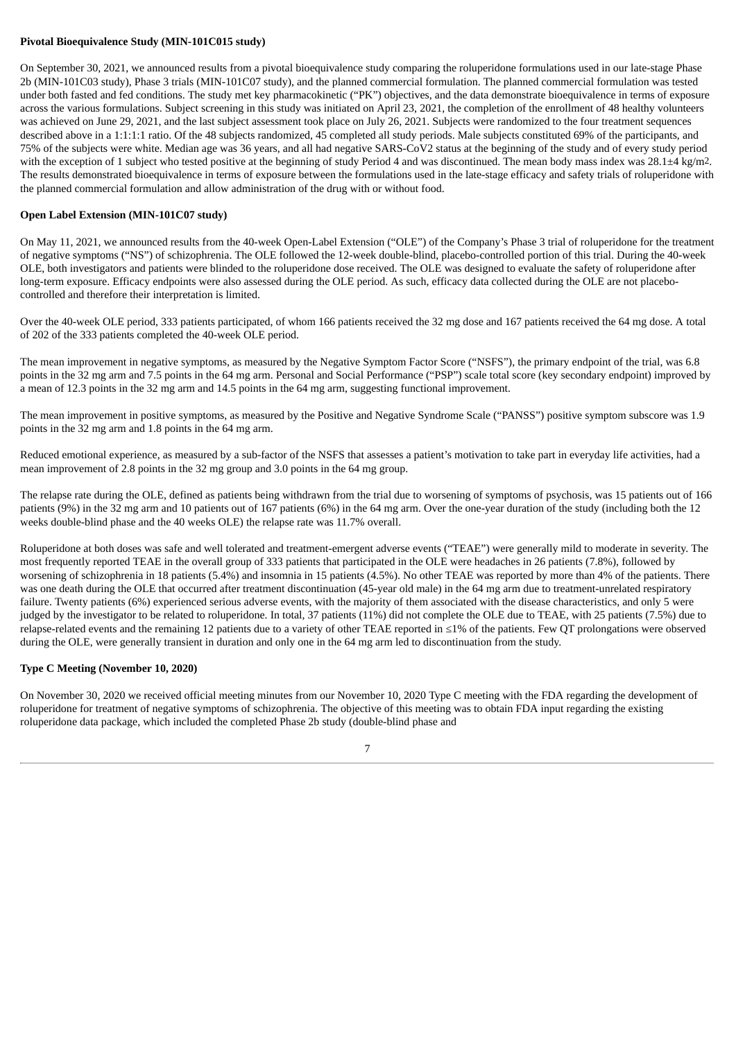**Pivotal Bioequivalence Study (MIN-101C015 study)**

On September 30, 2021, we announced results from a pivotal bioequivalence study comparing the roluperidone formulations used in our late-stage Phase 2b (MIN-101C03 study), Phase 3 trials (MIN-101C07 study), and the planned commercial formulation. The planned commercial formulation was tested under both fasted and fed conditions. The study met key pharmacokinetic ("PK") objectives, and the data demonstrate bioequivalence in terms of exposure across the various formulations. Subject screening in this study was initiated on April 23, 2021, the completion of the enrollment of 48 healthy volunteers was achieved on June 29, 2021, and the last subject assessment took place on July 26, 2021. Subjects were randomized to the four treatment sequences described above in a 1:1:1:1 ratio. Of the 48 subjects randomized, 45 completed all study periods. Male subjects constituted 69% of the participants, and 75% of the subjects were white. Median age was 36 years, and all had negative SARS-CoV2 status at the beginning of the study and of every study period with the exception of 1 subject who tested positive at the beginning of study Period 4 and was discontinued. The mean body mass index was 28.1±4 kg/m2. The results demonstrated bioequivalence in terms of exposure between the formulations used in the late-stage efficacy and safety trials of roluperidone with the planned commercial formulation and allow administration of the drug with or without food.

**Open Label Extension (MIN-101C07 study)**

On May 11, 2021, we announced results from the 40-week Open-Label Extension ("OLE") of the Company's Phase 3 trial of roluperidone for the treatment of negative symptoms ("NS") of schizophrenia. The OLE followed the 12-week double-blind, placebo-controlled portion of this trial. During the 40-week OLE, both investigators and patients were blinded to the roluperidone dose received. The OLE was designed to evaluate the safety of roluperidone after long-term exposure. Efficacy endpoints were also assessed during the OLE period. As such, efficacy data collected during the OLE are not placebo-controlled and therefore their interpretation is limited.

Over the 40-week OLE period, 333 patients participated, of whom 166 patients received the 32 mg dose and 167 patients received the 64 mg dose. A total of 202 of the 333 patients completed the 40-week OLE period.

The mean improvement in negative symptoms, as measured by the Negative Symptom Factor Score ("NSFS"), the primary endpoint of the trial, was 6.8 points in the 32 mg arm and 7.5 points in the 64 mg arm. Personal and Social Performance ("PSP") scale total score (key secondary endpoint) improved by a mean of 12.3 points in the 32 mg arm and 14.5 points in the 64 mg arm, suggesting functional improvement.

The mean improvement in positive symptoms, as measured by the Positive and Negative Syndrome Scale ("PANSS") positive symptom subscore was 1.9 points in the 32 mg arm and 1.8 points in the 64 mg arm.

Reduced emotional experience, as measured by a sub-factor of the NSFS that assesses a patient's motivation to take part in everyday life activities, had a mean improvement of 2.8 points in the 32 mg group and 3.0 points in the 64 mg group.

The relapse rate during the OLE, defined as patients being withdrawn from the trial due to worsening of symptoms of psychosis, was 15 patients out of 166 patients (9%) in the 32 mg arm and 10 patients out of 167 patients (6%) in the 64 mg arm. Over the one-year duration of the study (including both the 12 weeks double-blind phase and the 40 weeks OLE) the relapse rate was 11.7% overall.

Roluperidone at both doses was safe and well tolerated and treatment-emergent adverse events ("TEAE") were generally mild to moderate in severity. The most frequently reported TEAE in the overall group of 333 patients that participated in the OLE were headaches in 26 patients (7.8%), followed by worsening of schizophrenia in 18 patients (5.4%) and insomnia in 15 patients (4.5%). No other TEAE was reported by more than 4% of the patients. There was one death during the OLE that occurred after treatment discontinuation (45-year old male) in the 64 mg arm due to treatment-unrelated respiratory failure. Twenty patients (6%) experienced serious adverse events, with the majority of them associated with the disease characteristics, and only 5 were judged by the investigator to be related to roluperidone. In total, 37 patients (11%) did not complete the OLE due to TEAE, with 25 patients (7.5%) due to relapse-related events and the remaining 12 patients due to a variety of other TEAE reported in ≤1% of the patients. Few QT prolongations were observed during the OLE, were generally transient in duration and only one in the 64 mg arm led to discontinuation from the study.

**Type C Meeting (November 10, 2020)**

On November 30, 2020 we received official meeting minutes from our November 10, 2020 Type C meeting with the FDA regarding the development of roluperidone for treatment of negative symptoms of schizophrenia. The objective of this meeting was to obtain FDA input regarding the existing roluperidone data package, which included the completed Phase 2b study (double-blind phase and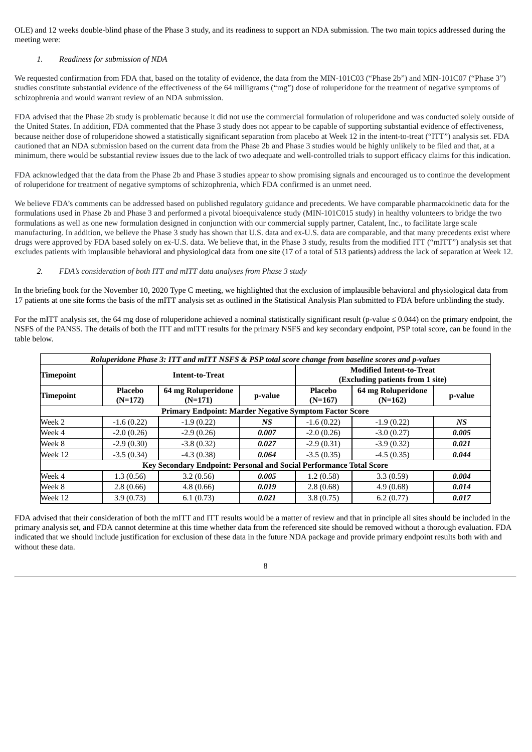OLE) and 12 weeks double-blind phase of the Phase 3 study, and its readiness to support an NDA submission. The two main topics addressed during the meeting were:

*1. Readiness for submission of NDA*

We requested confirmation from FDA that, based on the totality of evidence, the data from the MIN-101C03 ("Phase 2b") and MIN-101C07 ("Phase 3") studies constitute substantial evidence of the effectiveness of the 64 milligrams ("mg") dose of roluperidone for the treatment of negative symptoms of schizophrenia and would warrant review of an NDA submission.

FDA advised that the Phase 2b study is problematic because it did not use the commercial formulation of roluperidone and was conducted solely outside of the United States. In addition, FDA commented that the Phase 3 study does not appear to be capable of supporting substantial evidence of effectiveness, because neither dose of roluperidone showed a statistically significant separation from placebo at Week 12 in the intent-to-treat ("ITT") analysis set. FDA cautioned that an NDA submission based on the current data from the Phase 2b and Phase 3 studies would be highly unlikely to be filed and that, at a minimum, there would be substantial review issues due to the lack of two adequate and well-controlled trials to support efficacy claims for this indication.

FDA acknowledged that the data from the Phase 2b and Phase 3 studies appear to show promising signals and encouraged us to continue the development of roluperidone for treatment of negative symptoms of schizophrenia, which FDA confirmed is an unmet need.

We believe FDA's comments can be addressed based on published regulatory guidance and precedents. We have comparable pharmacokinetic data for the formulations used in Phase 2b and Phase 3 and performed a pivotal bioequivalence study (MIN-101C015 study) in healthy volunteers to bridge the two formulations as well as one new formulation designed in conjunction with our commercial supply partner, Catalent, Inc., to facilitate large scale manufacturing. In addition, we believe the Phase 3 study has shown that U.S. data and ex-U.S. data are comparable, and that many precedents exist where drugs were approved by FDA based solely on ex-U.S. data. We believe that, in the Phase 3 study, results from the modified ITT ("mITT") analysis set that excludes patients with implausible behavioral and physiological data from one site (17 of a total of 513 patients) address the lack of separation at Week 12.

*2. FDA's consideration of both ITT and mITT data analyses from Phase 3 study*

In the briefing book for the November 10, 2020 Type C meeting, we highlighted that the exclusion of implausible behavioral and physiological data from 17 patients at one site forms the basis of the mITT analysis set as outlined in the Statistical Analysis Plan submitted to FDA before unblinding the study.

For the mITT analysis set, the 64 mg dose of roluperidone achieved a nominal statistically significant result (p-value ≤ 0.044) on the primary endpoint, the NSFS of the PANSS. The details of both the ITT and mITT results for the primary NSFS and key secondary endpoint, PSP total score, can be found in the table below.

| ***Roluperidone Phase 3: ITT and mITT NSFS & PSP total score change from baseline scores and p-values*** | | | | | | |
|---|---|---|---|---|---|---|
| **Timepoint** | **Intent-to-Treat** | | | **Modified Intent-to-Treat (Excluding patients from 1 site)** | | |
| **Timepoint** | **Placebo (N=172)** | **64 mg Roluperidone (N=171)** | **p-value** | **Placebo (N=167)** | **64 mg Roluperidone (N=162)** | **p-value** |
| **Primary Endpoint: Marder Negative Symptom Factor Score** | | | | | | |
| Week 2 | -1.6 (0.22) | -1.9 (0.22) | ***NS*** | -1.6 (0.22) | -1.9 (0.22) | ***NS*** |
| Week 4 | -2.0 (0.26) | -2.9 (0.26) | ***0.007*** | -2.0 (0.26) | -3.0 (0.27) | ***0.005*** |
| Week 8 | -2.9 (0.30) | -3.8 (0.32) | ***0.027*** | -2.9 (0.31) | -3.9 (0.32) | ***0.021*** |
| Week 12 | -3.5 (0.34) | -4.3 (0.38) | ***0.064*** | -3.5 (0.35) | -4.5 (0.35) | ***0.044*** |
| **Key Secondary Endpoint: Personal and Social Performance Total Score** | | | | | | |
| Week 4 | 1.3 (0.56) | 3.2 (0.56) | ***0.005*** | 1.2 (0.58) | 3.3 (0.59) | ***0.004*** |
| Week 8 | 2.8 (0.66) | 4.8 (0.66) | ***0.019*** | 2.8 (0.68) | 4.9 (0.68) | ***0.014*** |
| Week 12 | 3.9 (0.73) | 6.1 (0.73) | ***0.021*** | 3.8 (0.75) | 6.2 (0.77) | ***0.017*** |

FDA advised that their consideration of both the mITT and ITT results would be a matter of review and that in principle all sites should be included in the primary analysis set, and FDA cannot determine at this time whether data from the referenced site should be removed without a thorough evaluation. FDA indicated that we should include justification for exclusion of these data in the future NDA package and provide primary endpoint results both with and without these data.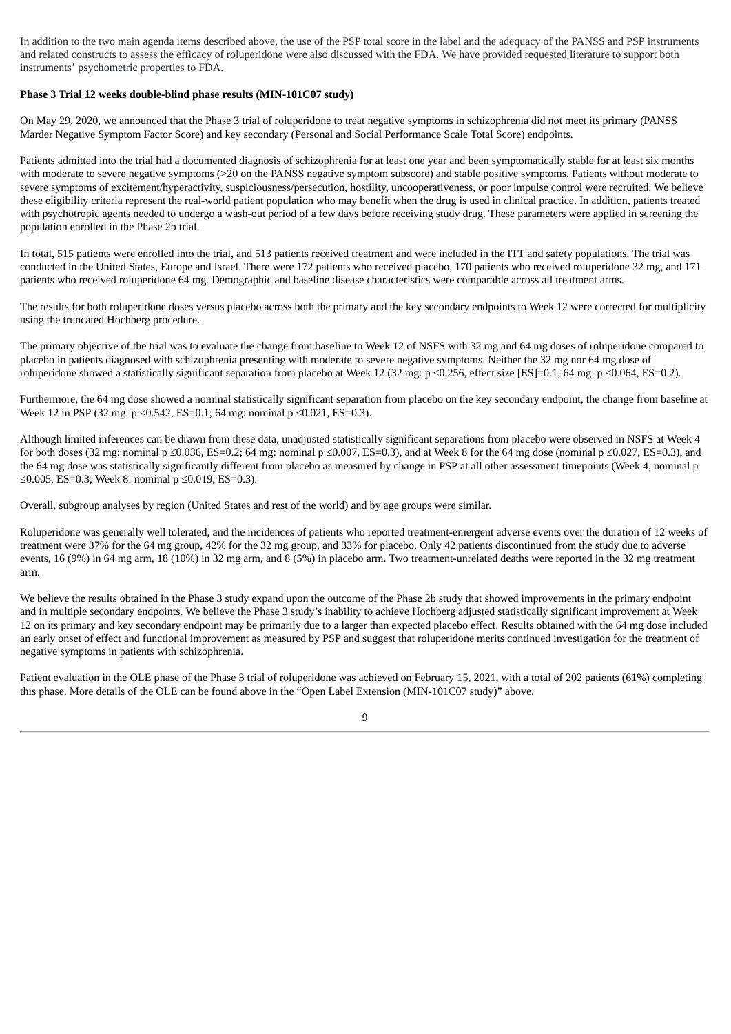In addition to the two main agenda items described above, the use of the PSP total score in the label and the adequacy of the PANSS and PSP instruments and related constructs to assess the efficacy of roluperidone were also discussed with the FDA. We have provided requested literature to support both instruments' psychometric properties to FDA.

**Phase 3 Trial 12 weeks double-blind phase results (MIN-101C07 study)**

On May 29, 2020, we announced that the Phase 3 trial of roluperidone to treat negative symptoms in schizophrenia did not meet its primary (PANSS Marder Negative Symptom Factor Score) and key secondary (Personal and Social Performance Scale Total Score) endpoints.

Patients admitted into the trial had a documented diagnosis of schizophrenia for at least one year and been symptomatically stable for at least six months with moderate to severe negative symptoms (>20 on the PANSS negative symptom subscore) and stable positive symptoms. Patients without moderate to severe symptoms of excitement/hyperactivity, suspiciousness/persecution, hostility, uncooperativeness, or poor impulse control were recruited. We believe these eligibility criteria represent the real-world patient population who may benefit when the drug is used in clinical practice. In addition, patients treated with psychotropic agents needed to undergo a wash-out period of a few days before receiving study drug. These parameters were applied in screening the population enrolled in the Phase 2b trial.

In total, 515 patients were enrolled into the trial, and 513 patients received treatment and were included in the ITT and safety populations. The trial was conducted in the United States, Europe and Israel. There were 172 patients who received placebo, 170 patients who received roluperidone 32 mg, and 171 patients who received roluperidone 64 mg. Demographic and baseline disease characteristics were comparable across all treatment arms.

The results for both roluperidone doses versus placebo across both the primary and the key secondary endpoints to Week 12 were corrected for multiplicity using the truncated Hochberg procedure.

The primary objective of the trial was to evaluate the change from baseline to Week 12 of NSFS with 32 mg and 64 mg doses of roluperidone compared to placebo in patients diagnosed with schizophrenia presenting with moderate to severe negative symptoms. Neither the 32 mg nor 64 mg dose of roluperidone showed a statistically significant separation from placebo at Week 12 (32 mg: $p \leq 0.256$, effect size [ES]=0.1; 64 mg: $p \leq 0.064$, ES=0.2).

Furthermore, the 64 mg dose showed a nominal statistically significant separation from placebo on the key secondary endpoint, the change from baseline at Week 12 in PSP (32 mg: $p \leq 0.542$, ES=0.1; 64 mg: nominal $p \leq 0.021$, ES=0.3).

Although limited inferences can be drawn from these data, unadjusted statistically significant separations from placebo were observed in NSFS at Week 4 for both doses (32 mg: nominal $p \leq 0.036$, ES=0.2; 64 mg: nominal $p \leq 0.007$, ES=0.3), and at Week 8 for the 64 mg dose (nominal $p \leq 0.027$, ES=0.3), and the 64 mg dose was statistically significantly different from placebo as measured by change in PSP at all other assessment timepoints (Week 4, nominal $p \leq 0.005$, ES=0.3; Week 8: nominal $p \leq 0.019$, ES=0.3).

Overall, subgroup analyses by region (United States and rest of the world) and by age groups were similar.

Roluperidone was generally well tolerated, and the incidences of patients who reported treatment-emergent adverse events over the duration of 12 weeks of treatment were 37% for the 64 mg group, 42% for the 32 mg group, and 33% for placebo. Only 42 patients discontinued from the study due to adverse events, 16 (9%) in 64 mg arm, 18 (10%) in 32 mg arm, and 8 (5%) in placebo arm. Two treatment-unrelated deaths were reported in the 32 mg treatment arm.

We believe the results obtained in the Phase 3 study expand upon the outcome of the Phase 2b study that showed improvements in the primary endpoint and in multiple secondary endpoints. We believe the Phase 3 study's inability to achieve Hochberg adjusted statistically significant improvement at Week 12 on its primary and key secondary endpoint may be primarily due to a larger than expected placebo effect. Results obtained with the 64 mg dose included an early onset of effect and functional improvement as measured by PSP and suggest that roluperidone merits continued investigation for the treatment of negative symptoms in patients with schizophrenia.

Patient evaluation in the OLE phase of the Phase 3 trial of roluperidone was achieved on February 15, 2021, with a total of 202 patients (61%) completing this phase. More details of the OLE can be found above in the "Open Label Extension (MIN-101C07 study)" above.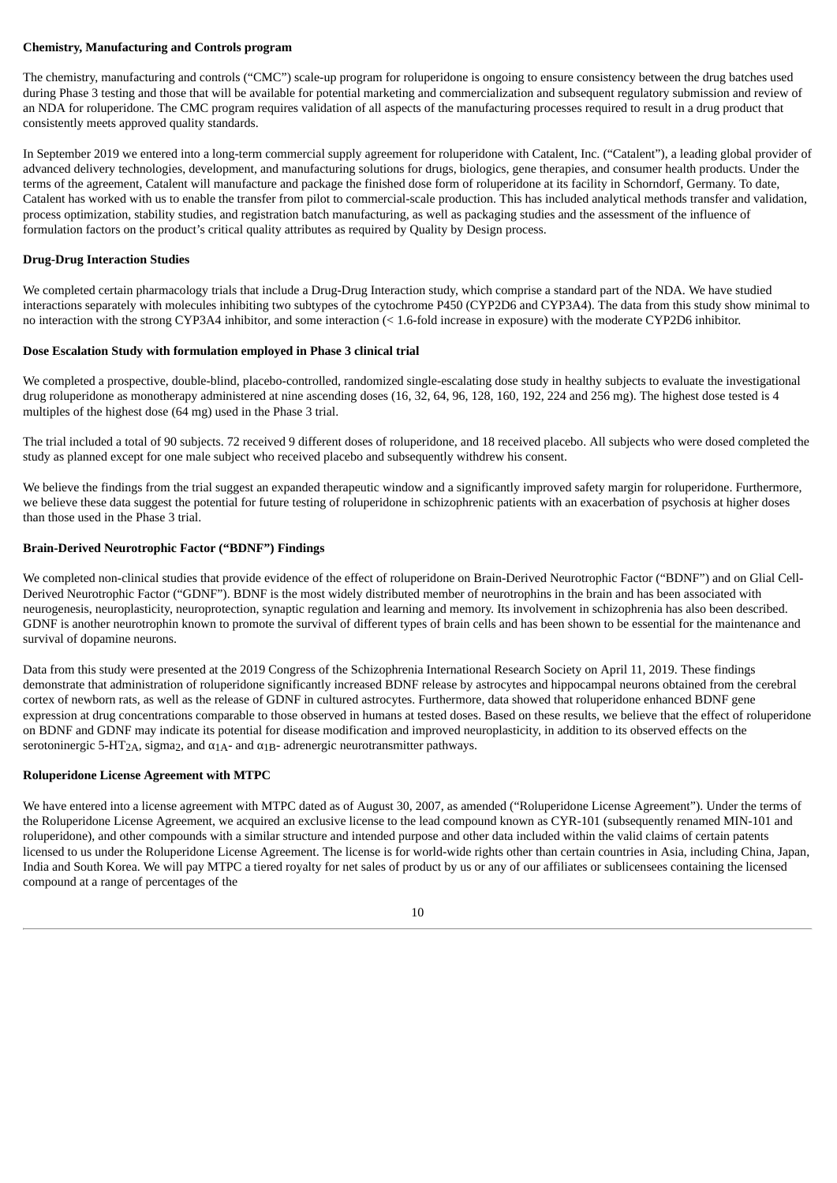**Chemistry, Manufacturing and Controls program**

The chemistry, manufacturing and controls ("CMC") scale-up program for roluperidone is ongoing to ensure consistency between the drug batches used during Phase 3 testing and those that will be available for potential marketing and commercialization and subsequent regulatory submission and review of an NDA for roluperidone. The CMC program requires validation of all aspects of the manufacturing processes required to result in a drug product that consistently meets approved quality standards.

In September 2019 we entered into a long-term commercial supply agreement for roluperidone with Catalent, Inc. ("Catalent"), a leading global provider of advanced delivery technologies, development, and manufacturing solutions for drugs, biologics, gene therapies, and consumer health products. Under the terms of the agreement, Catalent will manufacture and package the finished dose form of roluperidone at its facility in Schorndorf, Germany. To date, Catalent has worked with us to enable the transfer from pilot to commercial-scale production. This has included analytical methods transfer and validation, process optimization, stability studies, and registration batch manufacturing, as well as packaging studies and the assessment of the influence of formulation factors on the product's critical quality attributes as required by Quality by Design process.

**Drug-Drug Interaction Studies**

We completed certain pharmacology trials that include a Drug-Drug Interaction study, which comprise a standard part of the NDA. We have studied interactions separately with molecules inhibiting two subtypes of the cytochrome P450 (CYP2D6 and CYP3A4). The data from this study show minimal to no interaction with the strong CYP3A4 inhibitor, and some interaction (< 1.6-fold increase in exposure) with the moderate CYP2D6 inhibitor.

**Dose Escalation Study with formulation employed in Phase 3 clinical trial**

We completed a prospective, double-blind, placebo-controlled, randomized single-escalating dose study in healthy subjects to evaluate the investigational drug roluperidone as monotherapy administered at nine ascending doses (16, 32, 64, 96, 128, 160, 192, 224 and 256 mg). The highest dose tested is 4 multiples of the highest dose (64 mg) used in the Phase 3 trial.

The trial included a total of 90 subjects. 72 received 9 different doses of roluperidone, and 18 received placebo. All subjects who were dosed completed the study as planned except for one male subject who received placebo and subsequently withdrew his consent.

We believe the findings from the trial suggest an expanded therapeutic window and a significantly improved safety margin for roluperidone. Furthermore, we believe these data suggest the potential for future testing of roluperidone in schizophrenic patients with an exacerbation of psychosis at higher doses than those used in the Phase 3 trial.

**Brain-Derived Neurotrophic Factor ("BDNF") Findings**

We completed non-clinical studies that provide evidence of the effect of roluperidone on Brain-Derived Neurotrophic Factor ("BDNF") and on Glial Cell-Derived Neurotrophic Factor ("GDNF"). BDNF is the most widely distributed member of neurotrophins in the brain and has been associated with neurogenesis, neuroplasticity, neuroprotection, synaptic regulation and learning and memory. Its involvement in schizophrenia has also been described. GDNF is another neurotrophin known to promote the survival of different types of brain cells and has been shown to be essential for the maintenance and survival of dopamine neurons.

Data from this study were presented at the 2019 Congress of the Schizophrenia International Research Society on April 11, 2019. These findings demonstrate that administration of roluperidone significantly increased BDNF release by astrocytes and hippocampal neurons obtained from the cerebral cortex of newborn rats, as well as the release of GDNF in cultured astrocytes. Furthermore, data showed that roluperidone enhanced BDNF gene expression at drug concentrations comparable to those observed in humans at tested doses. Based on these results, we believe that the effect of roluperidone on BDNF and GDNF may indicate its potential for disease modification and improved neuroplasticity, in addition to its observed effects on the serotoninergic 5-$HT_{2A}$, $sigma_2$, and $\alpha_{1A}$- and $\alpha_{1B}$- adrenergic neurotransmitter pathways.

**Roluperidone License Agreement with MTPC**

We have entered into a license agreement with MTPC dated as of August 30, 2007, as amended ("Roluperidone License Agreement"). Under the terms of the Roluperidone License Agreement, we acquired an exclusive license to the lead compound known as CYR-101 (subsequently renamed MIN-101 and roluperidone), and other compounds with a similar structure and intended purpose and other data included within the valid claims of certain patents licensed to us under the Roluperidone License Agreement. The license is for world-wide rights other than certain countries in Asia, including China, Japan, India and South Korea. We will pay MTPC a tiered royalty for net sales of product by us or any of our affiliates or sublicensees containing the licensed compound at a range of percentages of the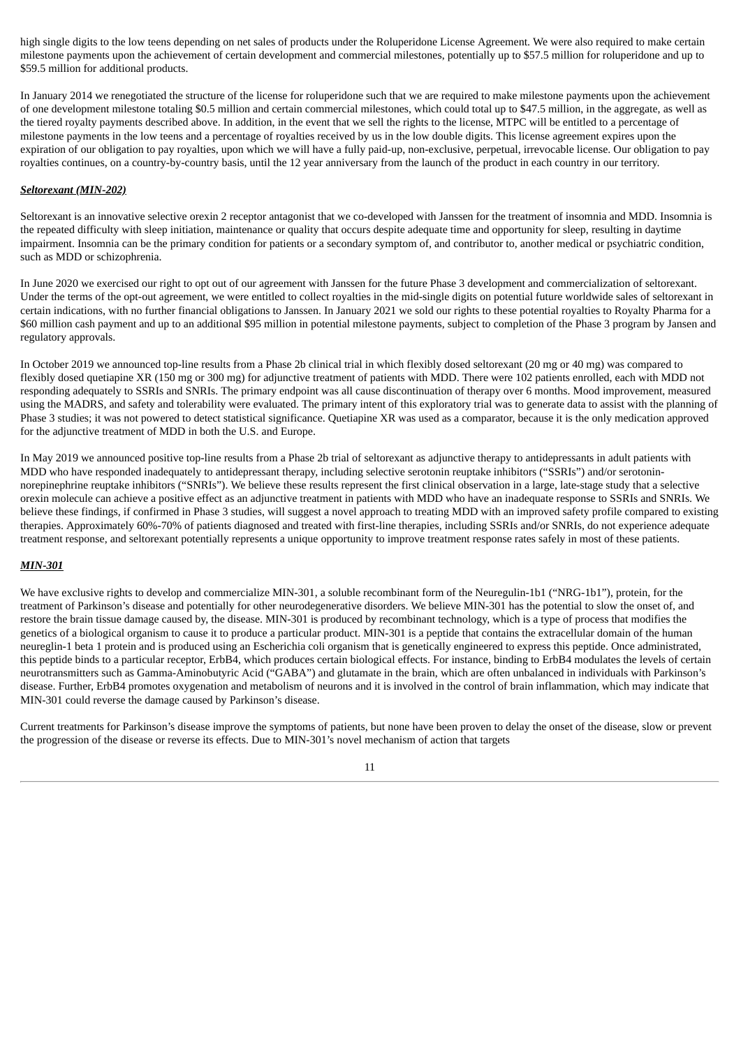high single digits to the low teens depending on net sales of products under the Roluperidone License Agreement. We were also required to make certain milestone payments upon the achievement of certain development and commercial milestones, potentially up to $57.5 million for roluperidone and up to $59.5 million for additional products.

In January 2014 we renegotiated the structure of the license for roluperidone such that we are required to make milestone payments upon the achievement of one development milestone totaling $0.5 million and certain commercial milestones, which could total up to $47.5 million, in the aggregate, as well as the tiered royalty payments described above. In addition, in the event that we sell the rights to the license, MTPC will be entitled to a percentage of milestone payments in the low teens and a percentage of royalties received by us in the low double digits. This license agreement expires upon the expiration of our obligation to pay royalties, upon which we will have a fully paid-up, non-exclusive, perpetual, irrevocable license. Our obligation to pay royalties continues, on a country-by-country basis, until the 12 year anniversary from the launch of the product in each country in our territory.

***Seltorexant (MIN-202)***

Seltorexant is an innovative selective orexin 2 receptor antagonist that we co-developed with Janssen for the treatment of insomnia and MDD. Insomnia is the repeated difficulty with sleep initiation, maintenance or quality that occurs despite adequate time and opportunity for sleep, resulting in daytime impairment. Insomnia can be the primary condition for patients or a secondary symptom of, and contributor to, another medical or psychiatric condition, such as MDD or schizophrenia.

In June 2020 we exercised our right to opt out of our agreement with Janssen for the future Phase 3 development and commercialization of seltorexant. Under the terms of the opt-out agreement, we were entitled to collect royalties in the mid-single digits on potential future worldwide sales of seltorexant in certain indications, with no further financial obligations to Janssen. In January 2021 we sold our rights to these potential royalties to Royalty Pharma for a $60 million cash payment and up to an additional $95 million in potential milestone payments, subject to completion of the Phase 3 program by Jansen and regulatory approvals.

In October 2019 we announced top-line results from a Phase 2b clinical trial in which flexibly dosed seltorexant (20 mg or 40 mg) was compared to flexibly dosed quetiapine XR (150 mg or 300 mg) for adjunctive treatment of patients with MDD. There were 102 patients enrolled, each with MDD not responding adequately to SSRIs and SNRIs. The primary endpoint was all cause discontinuation of therapy over 6 months. Mood improvement, measured using the MADRS, and safety and tolerability were evaluated. The primary intent of this exploratory trial was to generate data to assist with the planning of Phase 3 studies; it was not powered to detect statistical significance. Quetiapine XR was used as a comparator, because it is the only medication approved for the adjunctive treatment of MDD in both the U.S. and Europe.

In May 2019 we announced positive top-line results from a Phase 2b trial of seltorexant as adjunctive therapy to antidepressants in adult patients with MDD who have responded inadequately to antidepressant therapy, including selective serotonin reuptake inhibitors ("SSRIs") and/or serotonin-norepinephrine reuptake inhibitors ("SNRIs"). We believe these results represent the first clinical observation in a large, late-stage study that a selective orexin molecule can achieve a positive effect as an adjunctive treatment in patients with MDD who have an inadequate response to SSRIs and SNRIs. We believe these findings, if confirmed in Phase 3 studies, will suggest a novel approach to treating MDD with an improved safety profile compared to existing therapies. Approximately 60%-70% of patients diagnosed and treated with first-line therapies, including SSRIs and/or SNRIs, do not experience adequate treatment response, and seltorexant potentially represents a unique opportunity to improve treatment response rates safely in most of these patients.

***MIN-301***

We have exclusive rights to develop and commercialize MIN-301, a soluble recombinant form of the Neuregulin-1b1 ("NRG-1b1"), protein, for the treatment of Parkinson's disease and potentially for other neurodegenerative disorders. We believe MIN-301 has the potential to slow the onset of, and restore the brain tissue damage caused by, the disease. MIN-301 is produced by recombinant technology, which is a type of process that modifies the genetics of a biological organism to cause it to produce a particular product. MIN-301 is a peptide that contains the extracellular domain of the human neureglin-1 beta 1 protein and is produced using an Escherichia coli organism that is genetically engineered to express this peptide. Once administrated, this peptide binds to a particular receptor, ErbB4, which produces certain biological effects. For instance, binding to ErbB4 modulates the levels of certain neurotransmitters such as Gamma-Aminobutyric Acid ("GABA") and glutamate in the brain, which are often unbalanced in individuals with Parkinson's disease. Further, ErbB4 promotes oxygenation and metabolism of neurons and it is involved in the control of brain inflammation, which may indicate that MIN-301 could reverse the damage caused by Parkinson's disease.

Current treatments for Parkinson's disease improve the symptoms of patients, but none have been proven to delay the onset of the disease, slow or prevent the progression of the disease or reverse its effects. Due to MIN-301's novel mechanism of action that targets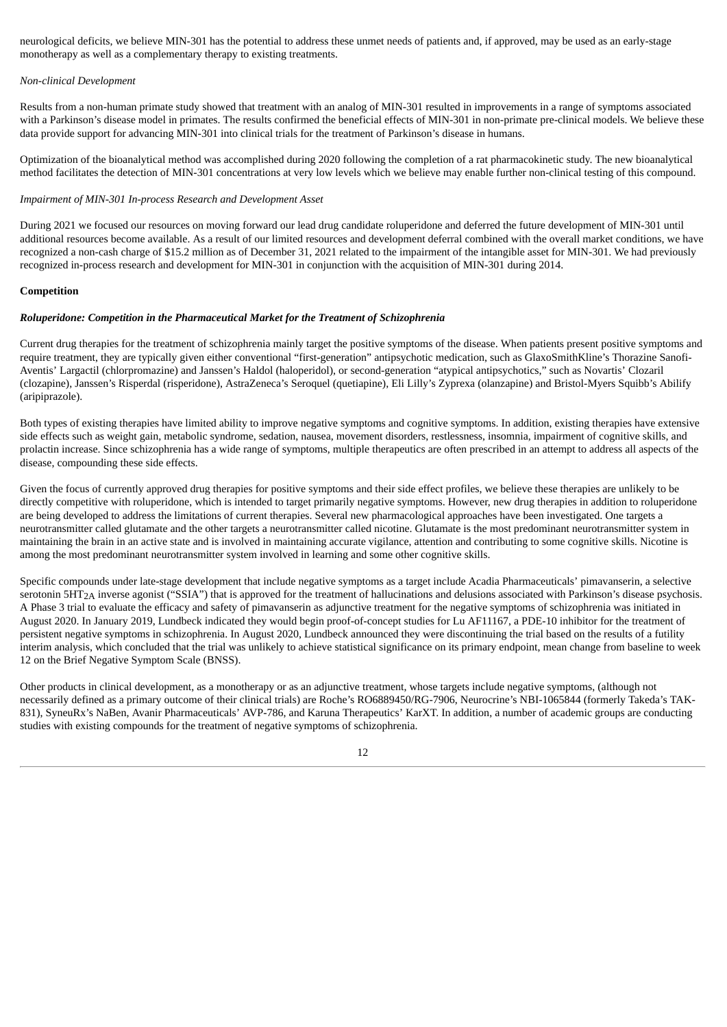neurological deficits, we believe MIN-301 has the potential to address these unmet needs of patients and, if approved, may be used as an early-stage monotherapy as well as a complementary therapy to existing treatments.

*Non-clinical Development*

Results from a non-human primate study showed that treatment with an analog of MIN-301 resulted in improvements in a range of symptoms associated with a Parkinson's disease model in primates. The results confirmed the beneficial effects of MIN-301 in non-primate pre-clinical models. We believe these data provide support for advancing MIN-301 into clinical trials for the treatment of Parkinson's disease in humans.

Optimization of the bioanalytical method was accomplished during 2020 following the completion of a rat pharmacokinetic study. The new bioanalytical method facilitates the detection of MIN-301 concentrations at very low levels which we believe may enable further non-clinical testing of this compound.

*Impairment of MIN-301 In-process Research and Development Asset*

During 2021 we focused our resources on moving forward our lead drug candidate roluperidone and deferred the future development of MIN-301 until additional resources become available. As a result of our limited resources and development deferral combined with the overall market conditions, we have recognized a non-cash charge of $15.2 million as of December 31, 2021 related to the impairment of the intangible asset for MIN-301. We had previously recognized in-process research and development for MIN-301 in conjunction with the acquisition of MIN-301 during 2014.

**Competition**

***Roluperidone: Competition in the Pharmaceutical Market for the Treatment of Schizophrenia***

Current drug therapies for the treatment of schizophrenia mainly target the positive symptoms of the disease. When patients present positive symptoms and require treatment, they are typically given either conventional "first-generation" antipsychotic medication, such as GlaxoSmithKline's Thorazine Sanofi-Aventis' Largactil (chlorpromazine) and Janssen's Haldol (haloperidol), or second-generation "atypical antipsychotics," such as Novartis' Clozaril (clozapine), Janssen's Risperdal (risperidone), AstraZeneca's Seroquel (quetiapine), Eli Lilly's Zyprexa (olanzapine) and Bristol-Myers Squibb's Abilify (aripiprazole).

Both types of existing therapies have limited ability to improve negative symptoms and cognitive symptoms. In addition, existing therapies have extensive side effects such as weight gain, metabolic syndrome, sedation, nausea, movement disorders, restlessness, insomnia, impairment of cognitive skills, and prolactin increase. Since schizophrenia has a wide range of symptoms, multiple therapeutics are often prescribed in an attempt to address all aspects of the disease, compounding these side effects.

Given the focus of currently approved drug therapies for positive symptoms and their side effect profiles, we believe these therapies are unlikely to be directly competitive with roluperidone, which is intended to target primarily negative symptoms. However, new drug therapies in addition to roluperidone are being developed to address the limitations of current therapies. Several new pharmacological approaches have been investigated. One targets a neurotransmitter called glutamate and the other targets a neurotransmitter called nicotine. Glutamate is the most predominant neurotransmitter system in maintaining the brain in an active state and is involved in maintaining accurate vigilance, attention and contributing to some cognitive skills. Nicotine is among the most predominant neurotransmitter system involved in learning and some other cognitive skills.

Specific compounds under late-stage development that include negative symptoms as a target include Acadia Pharmaceuticals' pimavanserin, a selective serotonin $5HT_{2A}$ inverse agonist ("SSIA") that is approved for the treatment of hallucinations and delusions associated with Parkinson's disease psychosis. A Phase 3 trial to evaluate the efficacy and safety of pimavanserin as adjunctive treatment for the negative symptoms of schizophrenia was initiated in August 2020. In January 2019, Lundbeck indicated they would begin proof-of-concept studies for Lu AF11167, a PDE-10 inhibitor for the treatment of persistent negative symptoms in schizophrenia. In August 2020, Lundbeck announced they were discontinuing the trial based on the results of a futility interim analysis, which concluded that the trial was unlikely to achieve statistical significance on its primary endpoint, mean change from baseline to week 12 on the Brief Negative Symptom Scale (BNSS).

Other products in clinical development, as a monotherapy or as an adjunctive treatment, whose targets include negative symptoms, (although not necessarily defined as a primary outcome of their clinical trials) are Roche's RO6889450/RG-7906, Neurocrine's NBI-1065844 (formerly Takeda's TAK-831), SyneuRx's NaBen, Avanir Pharmaceuticals' AVP-786, and Karuna Therapeutics' KarXT. In addition, a number of academic groups are conducting studies with existing compounds for the treatment of negative symptoms of schizophrenia.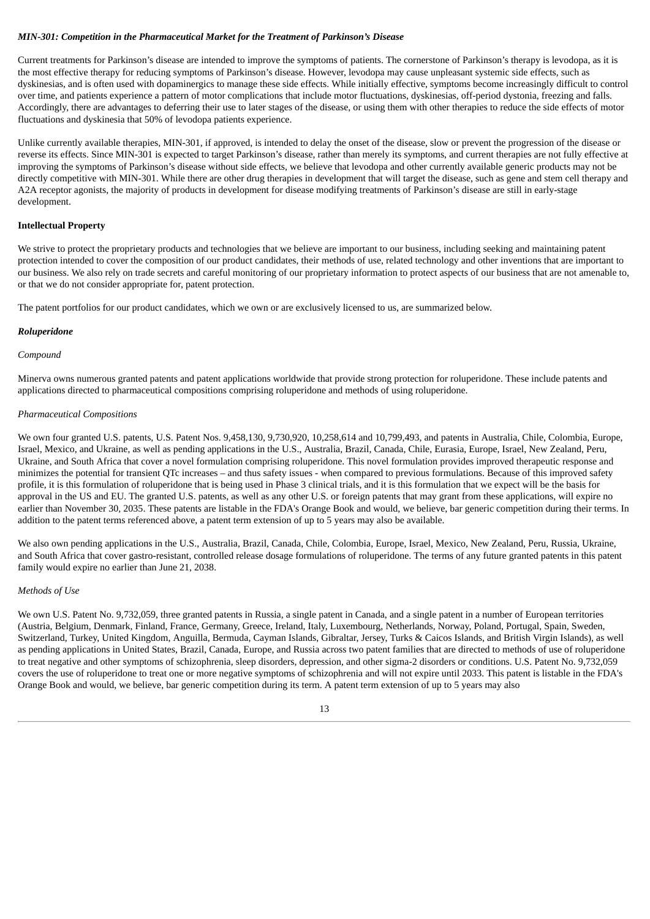*MIN-301: Competition in the Pharmaceutical Market for the Treatment of Parkinson's Disease*

Current treatments for Parkinson's disease are intended to improve the symptoms of patients. The cornerstone of Parkinson's therapy is levodopa, as it is the most effective therapy for reducing symptoms of Parkinson's disease. However, levodopa may cause unpleasant systemic side effects, such as dyskinesias, and is often used with dopaminergics to manage these side effects. While initially effective, symptoms become increasingly difficult to control over time, and patients experience a pattern of motor complications that include motor fluctuations, dyskinesias, off-period dystonia, freezing and falls. Accordingly, there are advantages to deferring their use to later stages of the disease, or using them with other therapies to reduce the side effects of motor fluctuations and dyskinesia that 50% of levodopa patients experience.

Unlike currently available therapies, MIN-301, if approved, is intended to delay the onset of the disease, slow or prevent the progression of the disease or reverse its effects. Since MIN-301 is expected to target Parkinson's disease, rather than merely its symptoms, and current therapies are not fully effective at improving the symptoms of Parkinson's disease without side effects, we believe that levodopa and other currently available generic products may not be directly competitive with MIN-301. While there are other drug therapies in development that will target the disease, such as gene and stem cell therapy and A2A receptor agonists, the majority of products in development for disease modifying treatments of Parkinson's disease are still in early-stage development.

**Intellectual Property**

We strive to protect the proprietary products and technologies that we believe are important to our business, including seeking and maintaining patent protection intended to cover the composition of our product candidates, their methods of use, related technology and other inventions that are important to our business. We also rely on trade secrets and careful monitoring of our proprietary information to protect aspects of our business that are not amenable to, or that we do not consider appropriate for, patent protection.

The patent portfolios for our product candidates, which we own or are exclusively licensed to us, are summarized below.

***Roluperidone***

*Compound*

Minerva owns numerous granted patents and patent applications worldwide that provide strong protection for roluperidone. These include patents and applications directed to pharmaceutical compositions comprising roluperidone and methods of using roluperidone.

*Pharmaceutical Compositions*

We own four granted U.S. patents, U.S. Patent Nos. 9,458,130, 9,730,920, 10,258,614 and 10,799,493, and patents in Australia, Chile, Colombia, Europe, Israel, Mexico, and Ukraine, as well as pending applications in the U.S., Australia, Brazil, Canada, Chile, Eurasia, Europe, Israel, New Zealand, Peru, Ukraine, and South Africa that cover a novel formulation comprising roluperidone. This novel formulation provides improved therapeutic response and minimizes the potential for transient QTc increases – and thus safety issues - when compared to previous formulations. Because of this improved safety profile, it is this formulation of roluperidone that is being used in Phase 3 clinical trials, and it is this formulation that we expect will be the basis for approval in the US and EU. The granted U.S. patents, as well as any other U.S. or foreign patents that may grant from these applications, will expire no earlier than November 30, 2035. These patents are listable in the FDA's Orange Book and would, we believe, bar generic competition during their terms. In addition to the patent terms referenced above, a patent term extension of up to 5 years may also be available.

We also own pending applications in the U.S., Australia, Brazil, Canada, Chile, Colombia, Europe, Israel, Mexico, New Zealand, Peru, Russia, Ukraine, and South Africa that cover gastro-resistant, controlled release dosage formulations of roluperidone. The terms of any future granted patents in this patent family would expire no earlier than June 21, 2038.

*Methods of Use*

We own U.S. Patent No. 9,732,059, three granted patents in Russia, a single patent in Canada, and a single patent in a number of European territories (Austria, Belgium, Denmark, Finland, France, Germany, Greece, Ireland, Italy, Luxembourg, Netherlands, Norway, Poland, Portugal, Spain, Sweden, Switzerland, Turkey, United Kingdom, Anguilla, Bermuda, Cayman Islands, Gibraltar, Jersey, Turks & Caicos Islands, and British Virgin Islands), as well as pending applications in United States, Brazil, Canada, Europe, and Russia across two patent families that are directed to methods of use of roluperidone to treat negative and other symptoms of schizophrenia, sleep disorders, depression, and other sigma-2 disorders or conditions. U.S. Patent No. 9,732,059 covers the use of roluperidone to treat one or more negative symptoms of schizophrenia and will not expire until 2033. This patent is listable in the FDA's Orange Book and would, we believe, bar generic competition during its term. A patent term extension of up to 5 years may also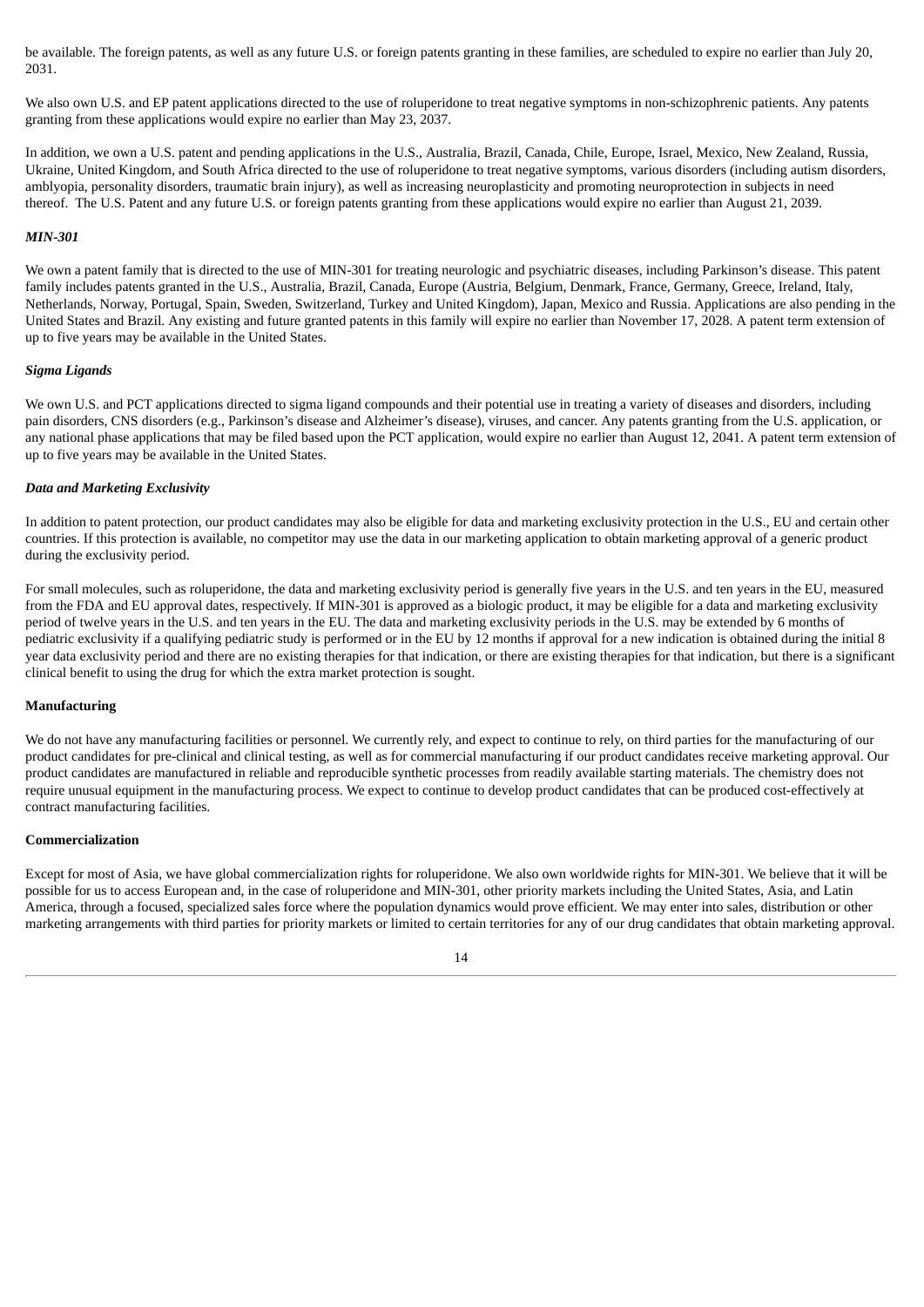be available. The foreign patents, as well as any future U.S. or foreign patents granting in these families, are scheduled to expire no earlier than July 20, 2031.

We also own U.S. and EP patent applications directed to the use of roluperidone to treat negative symptoms in non-schizophrenic patients. Any patents granting from these applications would expire no earlier than May 23, 2037.

In addition, we own a U.S. patent and pending applications in the U.S., Australia, Brazil, Canada, Chile, Europe, Israel, Mexico, New Zealand, Russia, Ukraine, United Kingdom, and South Africa directed to the use of roluperidone to treat negative symptoms, various disorders (including autism disorders, amblyopia, personality disorders, traumatic brain injury), as well as increasing neuroplasticity and promoting neuroprotection in subjects in need thereof. The U.S. Patent and any future U.S. or foreign patents granting from these applications would expire no earlier than August 21, 2039.

***MIN-301***

We own a patent family that is directed to the use of MIN-301 for treating neurologic and psychiatric diseases, including Parkinson's disease. This patent family includes patents granted in the U.S., Australia, Brazil, Canada, Europe (Austria, Belgium, Denmark, France, Germany, Greece, Ireland, Italy, Netherlands, Norway, Portugal, Spain, Sweden, Switzerland, Turkey and United Kingdom), Japan, Mexico and Russia. Applications are also pending in the United States and Brazil. Any existing and future granted patents in this family will expire no earlier than November 17, 2028. A patent term extension of up to five years may be available in the United States.

***Sigma Ligands***

We own U.S. and PCT applications directed to sigma ligand compounds and their potential use in treating a variety of diseases and disorders, including pain disorders, CNS disorders (e.g., Parkinson's disease and Alzheimer's disease), viruses, and cancer. Any patents granting from the U.S. application, or any national phase applications that may be filed based upon the PCT application, would expire no earlier than August 12, 2041. A patent term extension of up to five years may be available in the United States.

***Data and Marketing Exclusivity***

In addition to patent protection, our product candidates may also be eligible for data and marketing exclusivity protection in the U.S., EU and certain other countries. If this protection is available, no competitor may use the data in our marketing application to obtain marketing approval of a generic product during the exclusivity period.

For small molecules, such as roluperidone, the data and marketing exclusivity period is generally five years in the U.S. and ten years in the EU, measured from the FDA and EU approval dates, respectively. If MIN-301 is approved as a biologic product, it may be eligible for a data and marketing exclusivity period of twelve years in the U.S. and ten years in the EU. The data and marketing exclusivity periods in the U.S. may be extended by 6 months of pediatric exclusivity if a qualifying pediatric study is performed or in the EU by 12 months if approval for a new indication is obtained during the initial 8 year data exclusivity period and there are no existing therapies for that indication, or there are existing therapies for that indication, but there is a significant clinical benefit to using the drug for which the extra market protection is sought.

**Manufacturing**

We do not have any manufacturing facilities or personnel. We currently rely, and expect to continue to rely, on third parties for the manufacturing of our product candidates for pre-clinical and clinical testing, as well as for commercial manufacturing if our product candidates receive marketing approval. Our product candidates are manufactured in reliable and reproducible synthetic processes from readily available starting materials. The chemistry does not require unusual equipment in the manufacturing process. We expect to continue to develop product candidates that can be produced cost-effectively at contract manufacturing facilities.

**Commercialization**

Except for most of Asia, we have global commercialization rights for roluperidone. We also own worldwide rights for MIN-301. We believe that it will be possible for us to access European and, in the case of roluperidone and MIN-301, other priority markets including the United States, Asia, and Latin America, through a focused, specialized sales force where the population dynamics would prove efficient. We may enter into sales, distribution or other marketing arrangements with third parties for priority markets or limited to certain territories for any of our drug candidates that obtain marketing approval.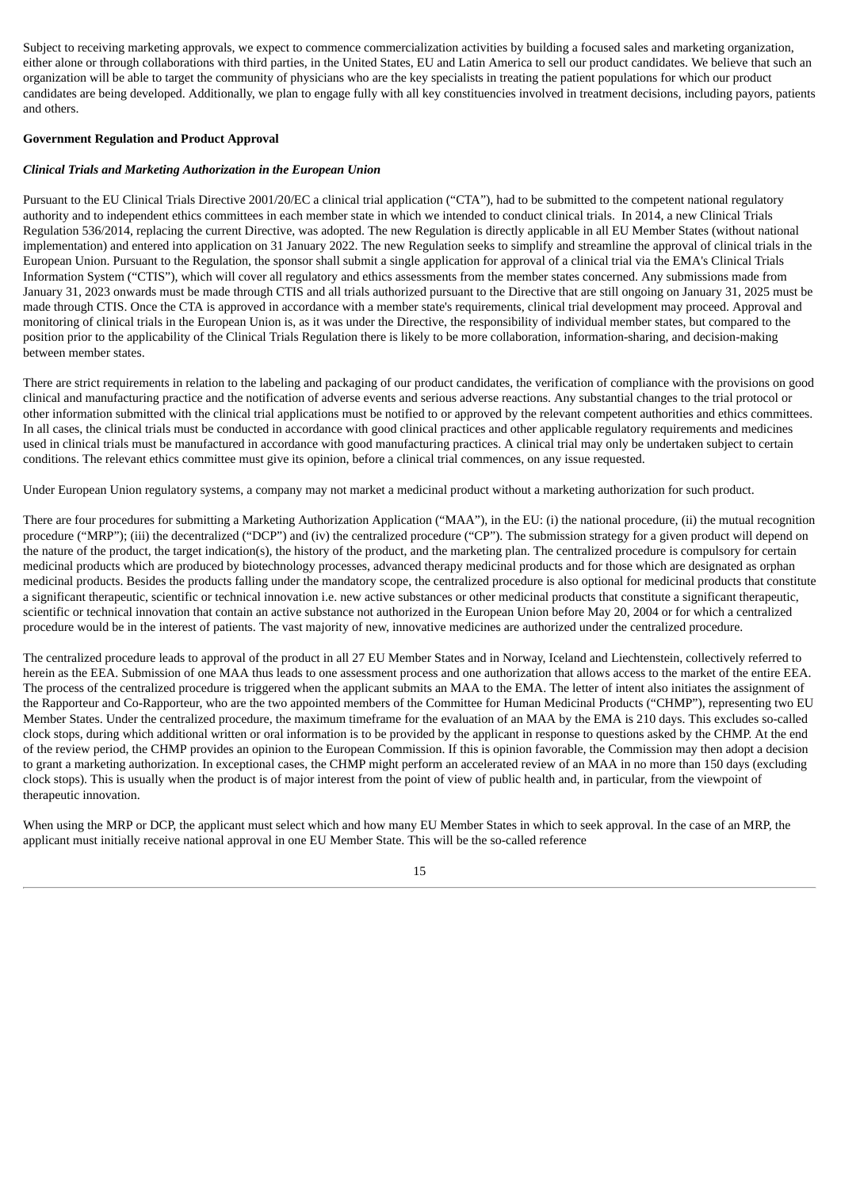Subject to receiving marketing approvals, we expect to commence commercialization activities by building a focused sales and marketing organization, either alone or through collaborations with third parties, in the United States, EU and Latin America to sell our product candidates. We believe that such an organization will be able to target the community of physicians who are the key specialists in treating the patient populations for which our product candidates are being developed. Additionally, we plan to engage fully with all key constituencies involved in treatment decisions, including payors, patients and others.

**Government Regulation and Product Approval**

***Clinical Trials and Marketing Authorization in the European Union***

Pursuant to the EU Clinical Trials Directive 2001/20/EC a clinical trial application ("CTA"), had to be submitted to the competent national regulatory authority and to independent ethics committees in each member state in which we intended to conduct clinical trials. In 2014, a new Clinical Trials Regulation 536/2014, replacing the current Directive, was adopted. The new Regulation is directly applicable in all EU Member States (without national implementation) and entered into application on 31 January 2022. The new Regulation seeks to simplify and streamline the approval of clinical trials in the European Union. Pursuant to the Regulation, the sponsor shall submit a single application for approval of a clinical trial via the EMA's Clinical Trials Information System ("CTIS"), which will cover all regulatory and ethics assessments from the member states concerned. Any submissions made from January 31, 2023 onwards must be made through CTIS and all trials authorized pursuant to the Directive that are still ongoing on January 31, 2025 must be made through CTIS. Once the CTA is approved in accordance with a member state's requirements, clinical trial development may proceed. Approval and monitoring of clinical trials in the European Union is, as it was under the Directive, the responsibility of individual member states, but compared to the position prior to the applicability of the Clinical Trials Regulation there is likely to be more collaboration, information-sharing, and decision-making between member states.

There are strict requirements in relation to the labeling and packaging of our product candidates, the verification of compliance with the provisions on good clinical and manufacturing practice and the notification of adverse events and serious adverse reactions. Any substantial changes to the trial protocol or other information submitted with the clinical trial applications must be notified to or approved by the relevant competent authorities and ethics committees. In all cases, the clinical trials must be conducted in accordance with good clinical practices and other applicable regulatory requirements and medicines used in clinical trials must be manufactured in accordance with good manufacturing practices. A clinical trial may only be undertaken subject to certain conditions. The relevant ethics committee must give its opinion, before a clinical trial commences, on any issue requested.

Under European Union regulatory systems, a company may not market a medicinal product without a marketing authorization for such product.

There are four procedures for submitting a Marketing Authorization Application ("MAA"), in the EU: (i) the national procedure, (ii) the mutual recognition procedure ("MRP"); (iii) the decentralized ("DCP") and (iv) the centralized procedure ("CP"). The submission strategy for a given product will depend on the nature of the product, the target indication(s), the history of the product, and the marketing plan. The centralized procedure is compulsory for certain medicinal products which are produced by biotechnology processes, advanced therapy medicinal products and for those which are designated as orphan medicinal products. Besides the products falling under the mandatory scope, the centralized procedure is also optional for medicinal products that constitute a significant therapeutic, scientific or technical innovation i.e. new active substances or other medicinal products that constitute a significant therapeutic, scientific or technical innovation that contain an active substance not authorized in the European Union before May 20, 2004 or for which a centralized procedure would be in the interest of patients. The vast majority of new, innovative medicines are authorized under the centralized procedure.

The centralized procedure leads to approval of the product in all 27 EU Member States and in Norway, Iceland and Liechtenstein, collectively referred to herein as the EEA. Submission of one MAA thus leads to one assessment process and one authorization that allows access to the market of the entire EEA. The process of the centralized procedure is triggered when the applicant submits an MAA to the EMA. The letter of intent also initiates the assignment of the Rapporteur and Co-Rapporteur, who are the two appointed members of the Committee for Human Medicinal Products ("CHMP"), representing two EU Member States. Under the centralized procedure, the maximum timeframe for the evaluation of an MAA by the EMA is 210 days. This excludes so-called clock stops, during which additional written or oral information is to be provided by the applicant in response to questions asked by the CHMP. At the end of the review period, the CHMP provides an opinion to the European Commission. If this is opinion favorable, the Commission may then adopt a decision to grant a marketing authorization. In exceptional cases, the CHMP might perform an accelerated review of an MAA in no more than 150 days (excluding clock stops). This is usually when the product is of major interest from the point of view of public health and, in particular, from the viewpoint of therapeutic innovation.

When using the MRP or DCP, the applicant must select which and how many EU Member States in which to seek approval. In the case of an MRP, the applicant must initially receive national approval in one EU Member State. This will be the so-called reference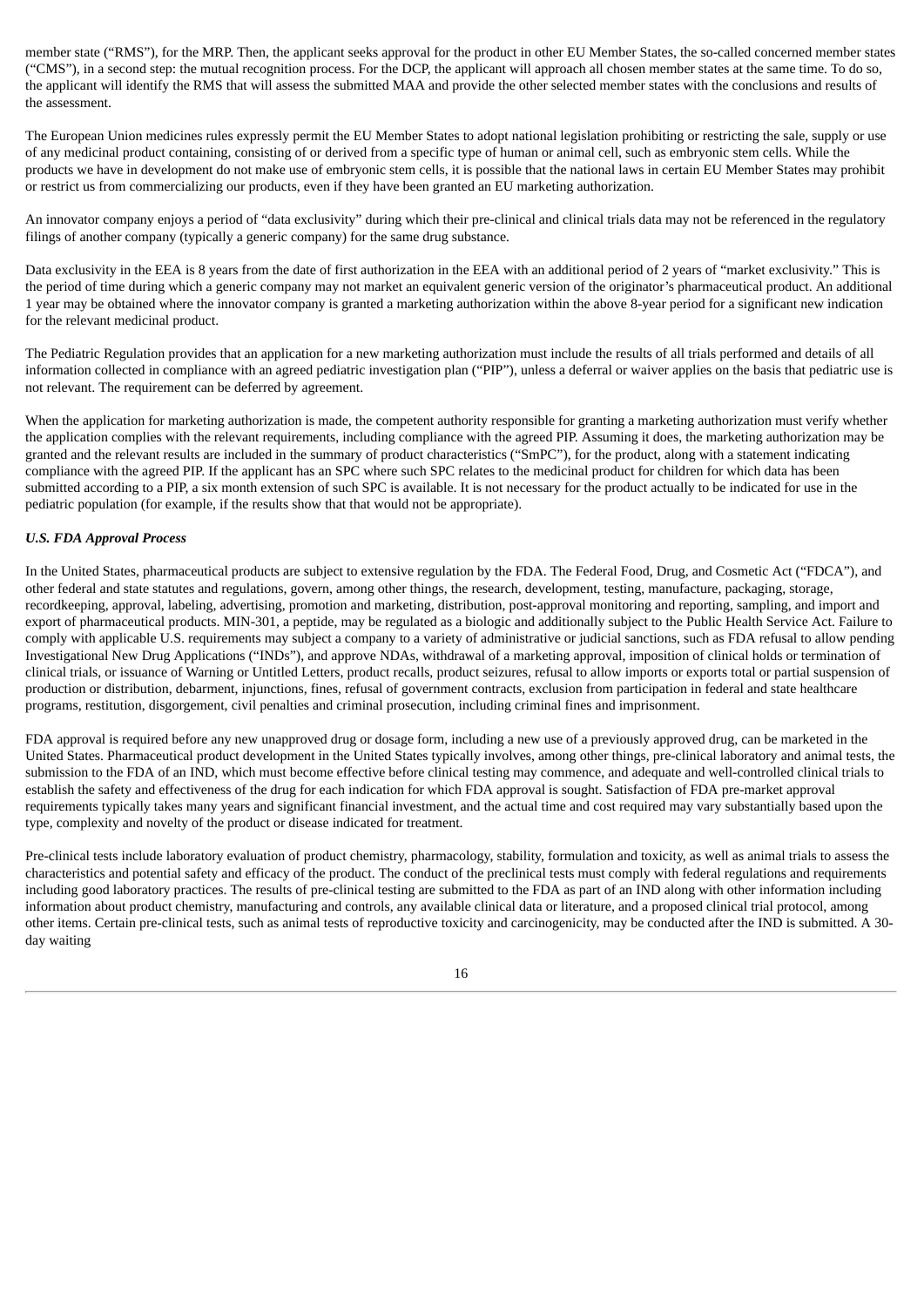member state ("RMS"), for the MRP. Then, the applicant seeks approval for the product in other EU Member States, the so-called concerned member states ("CMS"), in a second step: the mutual recognition process. For the DCP, the applicant will approach all chosen member states at the same time. To do so, the applicant will identify the RMS that will assess the submitted MAA and provide the other selected member states with the conclusions and results of the assessment.

The European Union medicines rules expressly permit the EU Member States to adopt national legislation prohibiting or restricting the sale, supply or use of any medicinal product containing, consisting of or derived from a specific type of human or animal cell, such as embryonic stem cells. While the products we have in development do not make use of embryonic stem cells, it is possible that the national laws in certain EU Member States may prohibit or restrict us from commercializing our products, even if they have been granted an EU marketing authorization.

An innovator company enjoys a period of "data exclusivity" during which their pre-clinical and clinical trials data may not be referenced in the regulatory filings of another company (typically a generic company) for the same drug substance.

Data exclusivity in the EEA is 8 years from the date of first authorization in the EEA with an additional period of 2 years of "market exclusivity." This is the period of time during which a generic company may not market an equivalent generic version of the originator's pharmaceutical product. An additional 1 year may be obtained where the innovator company is granted a marketing authorization within the above 8-year period for a significant new indication for the relevant medicinal product.

The Pediatric Regulation provides that an application for a new marketing authorization must include the results of all trials performed and details of all information collected in compliance with an agreed pediatric investigation plan ("PIP"), unless a deferral or waiver applies on the basis that pediatric use is not relevant. The requirement can be deferred by agreement.

When the application for marketing authorization is made, the competent authority responsible for granting a marketing authorization must verify whether the application complies with the relevant requirements, including compliance with the agreed PIP. Assuming it does, the marketing authorization may be granted and the relevant results are included in the summary of product characteristics ("SmPC"), for the product, along with a statement indicating compliance with the agreed PIP. If the applicant has an SPC where such SPC relates to the medicinal product for children for which data has been submitted according to a PIP, a six month extension of such SPC is available. It is not necessary for the product actually to be indicated for use in the pediatric population (for example, if the results show that that would not be appropriate).

***U.S. FDA Approval Process***

In the United States, pharmaceutical products are subject to extensive regulation by the FDA. The Federal Food, Drug, and Cosmetic Act ("FDCA"), and other federal and state statutes and regulations, govern, among other things, the research, development, testing, manufacture, packaging, storage, recordkeeping, approval, labeling, advertising, promotion and marketing, distribution, post-approval monitoring and reporting, sampling, and import and export of pharmaceutical products. MIN-301, a peptide, may be regulated as a biologic and additionally subject to the Public Health Service Act. Failure to comply with applicable U.S. requirements may subject a company to a variety of administrative or judicial sanctions, such as FDA refusal to allow pending Investigational New Drug Applications ("INDs"), and approve NDAs, withdrawal of a marketing approval, imposition of clinical holds or termination of clinical trials, or issuance of Warning or Untitled Letters, product recalls, product seizures, refusal to allow imports or exports total or partial suspension of production or distribution, debarment, injunctions, fines, refusal of government contracts, exclusion from participation in federal and state healthcare programs, restitution, disgorgement, civil penalties and criminal prosecution, including criminal fines and imprisonment.

FDA approval is required before any new unapproved drug or dosage form, including a new use of a previously approved drug, can be marketed in the United States. Pharmaceutical product development in the United States typically involves, among other things, pre-clinical laboratory and animal tests, the submission to the FDA of an IND, which must become effective before clinical testing may commence, and adequate and well-controlled clinical trials to establish the safety and effectiveness of the drug for each indication for which FDA approval is sought. Satisfaction of FDA pre-market approval requirements typically takes many years and significant financial investment, and the actual time and cost required may vary substantially based upon the type, complexity and novelty of the product or disease indicated for treatment.

Pre-clinical tests include laboratory evaluation of product chemistry, pharmacology, stability, formulation and toxicity, as well as animal trials to assess the characteristics and potential safety and efficacy of the product. The conduct of the preclinical tests must comply with federal regulations and requirements including good laboratory practices. The results of pre-clinical testing are submitted to the FDA as part of an IND along with other information including information about product chemistry, manufacturing and controls, any available clinical data or literature, and a proposed clinical trial protocol, among other items. Certain pre-clinical tests, such as animal tests of reproductive toxicity and carcinogenicity, may be conducted after the IND is submitted. A 30-day waiting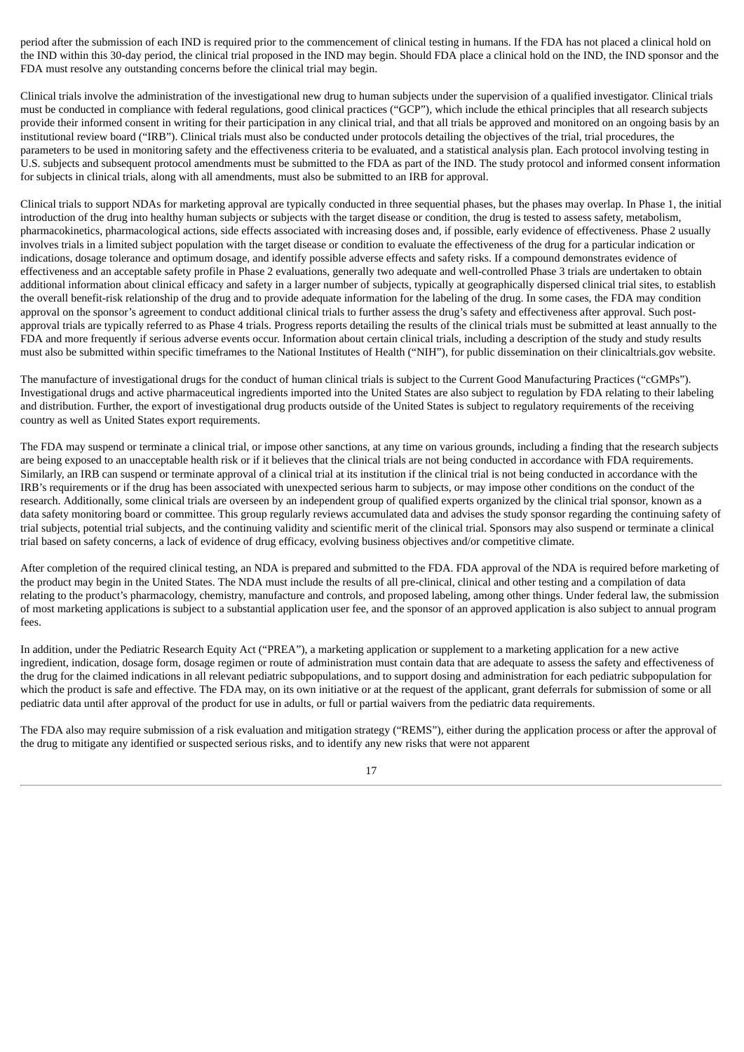period after the submission of each IND is required prior to the commencement of clinical testing in humans. If the FDA has not placed a clinical hold on the IND within this 30-day period, the clinical trial proposed in the IND may begin. Should FDA place a clinical hold on the IND, the IND sponsor and the FDA must resolve any outstanding concerns before the clinical trial may begin.

Clinical trials involve the administration of the investigational new drug to human subjects under the supervision of a qualified investigator. Clinical trials must be conducted in compliance with federal regulations, good clinical practices ("GCP"), which include the ethical principles that all research subjects provide their informed consent in writing for their participation in any clinical trial, and that all trials be approved and monitored on an ongoing basis by an institutional review board ("IRB"). Clinical trials must also be conducted under protocols detailing the objectives of the trial, trial procedures, the parameters to be used in monitoring safety and the effectiveness criteria to be evaluated, and a statistical analysis plan. Each protocol involving testing in U.S. subjects and subsequent protocol amendments must be submitted to the FDA as part of the IND. The study protocol and informed consent information for subjects in clinical trials, along with all amendments, must also be submitted to an IRB for approval.

Clinical trials to support NDAs for marketing approval are typically conducted in three sequential phases, but the phases may overlap. In Phase 1, the initial introduction of the drug into healthy human subjects or subjects with the target disease or condition, the drug is tested to assess safety, metabolism, pharmacokinetics, pharmacological actions, side effects associated with increasing doses and, if possible, early evidence of effectiveness. Phase 2 usually involves trials in a limited subject population with the target disease or condition to evaluate the effectiveness of the drug for a particular indication or indications, dosage tolerance and optimum dosage, and identify possible adverse effects and safety risks. If a compound demonstrates evidence of effectiveness and an acceptable safety profile in Phase 2 evaluations, generally two adequate and well-controlled Phase 3 trials are undertaken to obtain additional information about clinical efficacy and safety in a larger number of subjects, typically at geographically dispersed clinical trial sites, to establish the overall benefit-risk relationship of the drug and to provide adequate information for the labeling of the drug. In some cases, the FDA may condition approval on the sponsor's agreement to conduct additional clinical trials to further assess the drug's safety and effectiveness after approval. Such post-approval trials are typically referred to as Phase 4 trials. Progress reports detailing the results of the clinical trials must be submitted at least annually to the FDA and more frequently if serious adverse events occur. Information about certain clinical trials, including a description of the study and study results must also be submitted within specific timeframes to the National Institutes of Health ("NIH"), for public dissemination on their clinicaltrials.gov website.

The manufacture of investigational drugs for the conduct of human clinical trials is subject to the Current Good Manufacturing Practices ("cGMPs"). Investigational drugs and active pharmaceutical ingredients imported into the United States are also subject to regulation by FDA relating to their labeling and distribution. Further, the export of investigational drug products outside of the United States is subject to regulatory requirements of the receiving country as well as United States export requirements.

The FDA may suspend or terminate a clinical trial, or impose other sanctions, at any time on various grounds, including a finding that the research subjects are being exposed to an unacceptable health risk or if it believes that the clinical trials are not being conducted in accordance with FDA requirements. Similarly, an IRB can suspend or terminate approval of a clinical trial at its institution if the clinical trial is not being conducted in accordance with the IRB's requirements or if the drug has been associated with unexpected serious harm to subjects, or may impose other conditions on the conduct of the research. Additionally, some clinical trials are overseen by an independent group of qualified experts organized by the clinical trial sponsor, known as a data safety monitoring board or committee. This group regularly reviews accumulated data and advises the study sponsor regarding the continuing safety of trial subjects, potential trial subjects, and the continuing validity and scientific merit of the clinical trial. Sponsors may also suspend or terminate a clinical trial based on safety concerns, a lack of evidence of drug efficacy, evolving business objectives and/or competitive climate.

After completion of the required clinical testing, an NDA is prepared and submitted to the FDA. FDA approval of the NDA is required before marketing of the product may begin in the United States. The NDA must include the results of all pre-clinical, clinical and other testing and a compilation of data relating to the product's pharmacology, chemistry, manufacture and controls, and proposed labeling, among other things. Under federal law, the submission of most marketing applications is subject to a substantial application user fee, and the sponsor of an approved application is also subject to annual program fees.

In addition, under the Pediatric Research Equity Act ("PREA"), a marketing application or supplement to a marketing application for a new active ingredient, indication, dosage form, dosage regimen or route of administration must contain data that are adequate to assess the safety and effectiveness of the drug for the claimed indications in all relevant pediatric subpopulations, and to support dosing and administration for each pediatric subpopulation for which the product is safe and effective. The FDA may, on its own initiative or at the request of the applicant, grant deferrals for submission of some or all pediatric data until after approval of the product for use in adults, or full or partial waivers from the pediatric data requirements.

The FDA also may require submission of a risk evaluation and mitigation strategy ("REMS"), either during the application process or after the approval of the drug to mitigate any identified or suspected serious risks, and to identify any new risks that were not apparent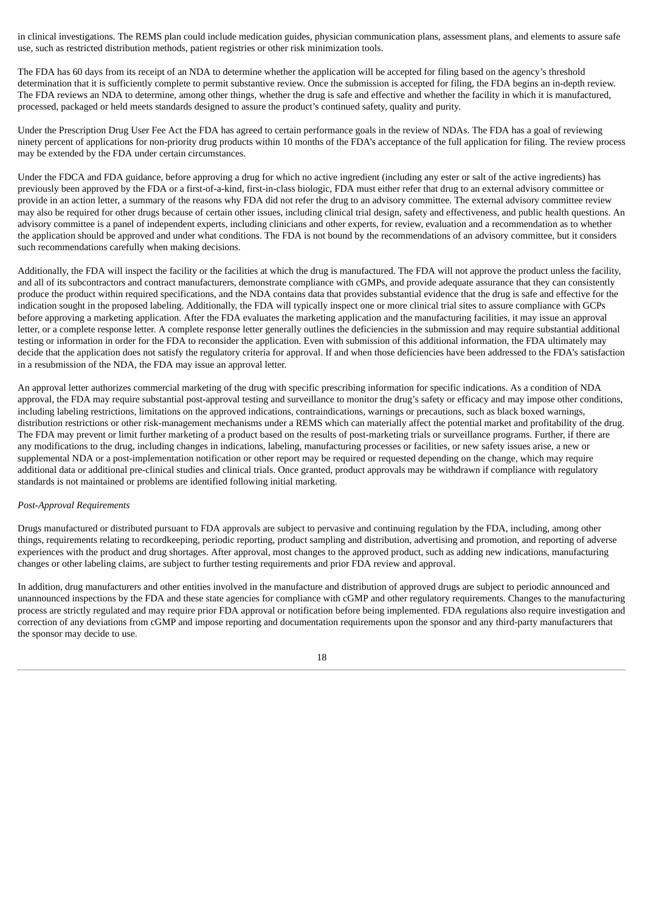in clinical investigations. The REMS plan could include medication guides, physician communication plans, assessment plans, and elements to assure safe use, such as restricted distribution methods, patient registries or other risk minimization tools.

The FDA has 60 days from its receipt of an NDA to determine whether the application will be accepted for filing based on the agency's threshold determination that it is sufficiently complete to permit substantive review. Once the submission is accepted for filing, the FDA begins an in-depth review. The FDA reviews an NDA to determine, among other things, whether the drug is safe and effective and whether the facility in which it is manufactured, processed, packaged or held meets standards designed to assure the product's continued safety, quality and purity.

Under the Prescription Drug User Fee Act the FDA has agreed to certain performance goals in the review of NDAs. The FDA has a goal of reviewing ninety percent of applications for non-priority drug products within 10 months of the FDA's acceptance of the full application for filing. The review process may be extended by the FDA under certain circumstances.

Under the FDCA and FDA guidance, before approving a drug for which no active ingredient (including any ester or salt of the active ingredients) has previously been approved by the FDA or a first-of-a-kind, first-in-class biologic, FDA must either refer that drug to an external advisory committee or provide in an action letter, a summary of the reasons why FDA did not refer the drug to an advisory committee. The external advisory committee review may also be required for other drugs because of certain other issues, including clinical trial design, safety and effectiveness, and public health questions. An advisory committee is a panel of independent experts, including clinicians and other experts, for review, evaluation and a recommendation as to whether the application should be approved and under what conditions. The FDA is not bound by the recommendations of an advisory committee, but it considers such recommendations carefully when making decisions.

Additionally, the FDA will inspect the facility or the facilities at which the drug is manufactured. The FDA will not approve the product unless the facility, and all of its subcontractors and contract manufacturers, demonstrate compliance with cGMPs, and provide adequate assurance that they can consistently produce the product within required specifications, and the NDA contains data that provides substantial evidence that the drug is safe and effective for the indication sought in the proposed labeling. Additionally, the FDA will typically inspect one or more clinical trial sites to assure compliance with GCPs before approving a marketing application. After the FDA evaluates the marketing application and the manufacturing facilities, it may issue an approval letter, or a complete response letter. A complete response letter generally outlines the deficiencies in the submission and may require substantial additional testing or information in order for the FDA to reconsider the application. Even with submission of this additional information, the FDA ultimately may decide that the application does not satisfy the regulatory criteria for approval. If and when those deficiencies have been addressed to the FDA's satisfaction in a resubmission of the NDA, the FDA may issue an approval letter.

An approval letter authorizes commercial marketing of the drug with specific prescribing information for specific indications. As a condition of NDA approval, the FDA may require substantial post-approval testing and surveillance to monitor the drug's safety or efficacy and may impose other conditions, including labeling restrictions, limitations on the approved indications, contraindications, warnings or precautions, such as black boxed warnings, distribution restrictions or other risk-management mechanisms under a REMS which can materially affect the potential market and profitability of the drug. The FDA may prevent or limit further marketing of a product based on the results of post-marketing trials or surveillance programs. Further, if there are any modifications to the drug, including changes in indications, labeling, manufacturing processes or facilities, or new safety issues arise, a new or supplemental NDA or a post-implementation notification or other report may be required or requested depending on the change, which may require additional data or additional pre-clinical studies and clinical trials. Once granted, product approvals may be withdrawn if compliance with regulatory standards is not maintained or problems are identified following initial marketing.

*Post-Approval Requirements*

Drugs manufactured or distributed pursuant to FDA approvals are subject to pervasive and continuing regulation by the FDA, including, among other things, requirements relating to recordkeeping, periodic reporting, product sampling and distribution, advertising and promotion, and reporting of adverse experiences with the product and drug shortages. After approval, most changes to the approved product, such as adding new indications, manufacturing changes or other labeling claims, are subject to further testing requirements and prior FDA review and approval.

In addition, drug manufacturers and other entities involved in the manufacture and distribution of approved drugs are subject to periodic announced and unannounced inspections by the FDA and these state agencies for compliance with cGMP and other regulatory requirements. Changes to the manufacturing process are strictly regulated and may require prior FDA approval or notification before being implemented. FDA regulations also require investigation and correction of any deviations from cGMP and impose reporting and documentation requirements upon the sponsor and any third-party manufacturers that the sponsor may decide to use.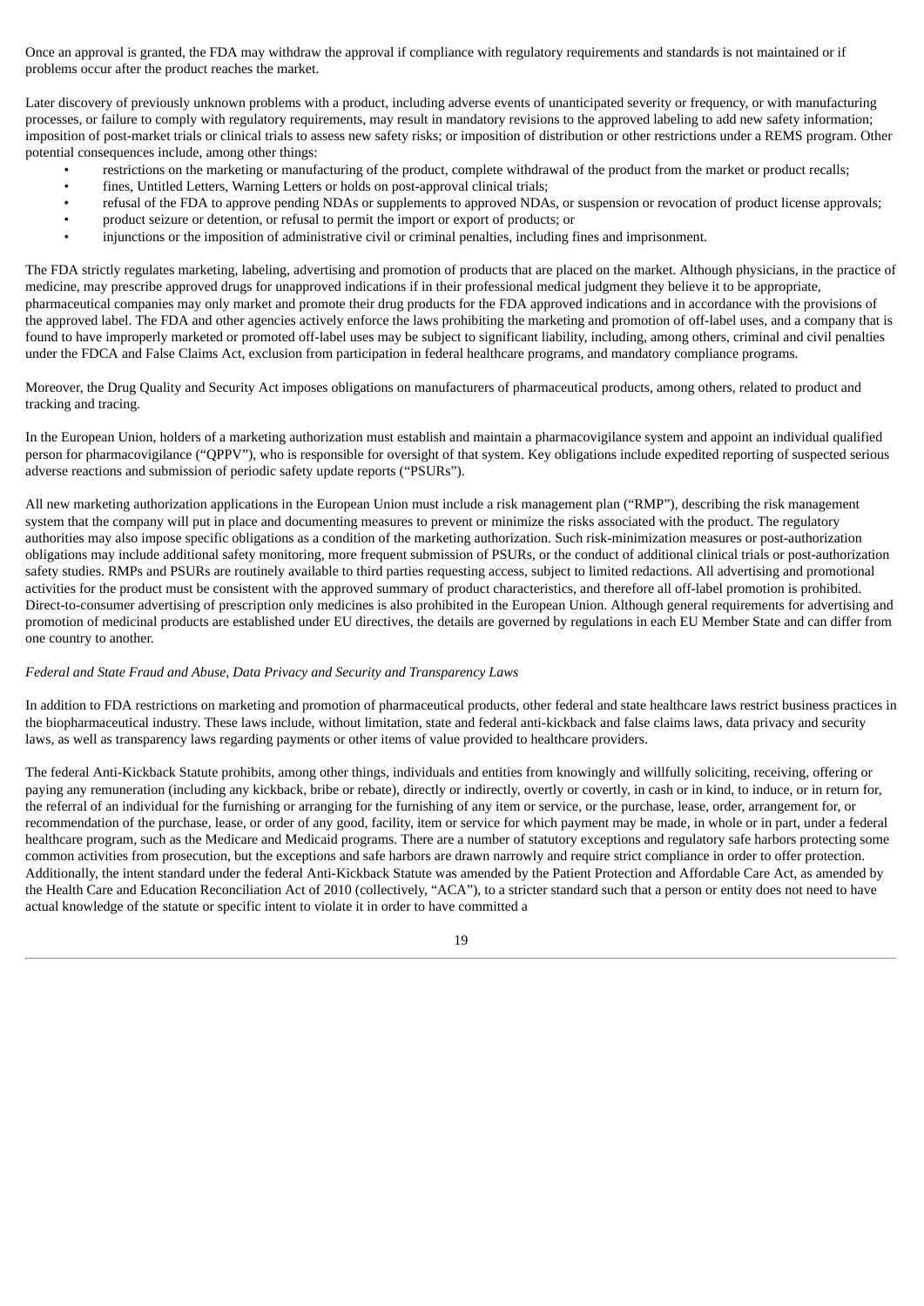Once an approval is granted, the FDA may withdraw the approval if compliance with regulatory requirements and standards is not maintained or if problems occur after the product reaches the market.

Later discovery of previously unknown problems with a product, including adverse events of unanticipated severity or frequency, or with manufacturing processes, or failure to comply with regulatory requirements, may result in mandatory revisions to the approved labeling to add new safety information; imposition of post-market trials or clinical trials to assess new safety risks; or imposition of distribution or other restrictions under a REMS program. Other potential consequences include, among other things:

- restrictions on the marketing or manufacturing of the product, complete withdrawal of the product from the market or product recalls;
- fines, Untitled Letters, Warning Letters or holds on post-approval clinical trials;
- refusal of the FDA to approve pending NDAs or supplements to approved NDAs, or suspension or revocation of product license approvals;
- product seizure or detention, or refusal to permit the import or export of products; or
- injunctions or the imposition of administrative civil or criminal penalties, including fines and imprisonment.

The FDA strictly regulates marketing, labeling, advertising and promotion of products that are placed on the market. Although physicians, in the practice of medicine, may prescribe approved drugs for unapproved indications if in their professional medical judgment they believe it to be appropriate, pharmaceutical companies may only market and promote their drug products for the FDA approved indications and in accordance with the provisions of the approved label. The FDA and other agencies actively enforce the laws prohibiting the marketing and promotion of off-label uses, and a company that is found to have improperly marketed or promoted off-label uses may be subject to significant liability, including, among others, criminal and civil penalties under the FDCA and False Claims Act, exclusion from participation in federal healthcare programs, and mandatory compliance programs.

Moreover, the Drug Quality and Security Act imposes obligations on manufacturers of pharmaceutical products, among others, related to product and tracking and tracing.

In the European Union, holders of a marketing authorization must establish and maintain a pharmacovigilance system and appoint an individual qualified person for pharmacovigilance ("QPPV"), who is responsible for oversight of that system. Key obligations include expedited reporting of suspected serious adverse reactions and submission of periodic safety update reports ("PSURs").

All new marketing authorization applications in the European Union must include a risk management plan ("RMP"), describing the risk management system that the company will put in place and documenting measures to prevent or minimize the risks associated with the product. The regulatory authorities may also impose specific obligations as a condition of the marketing authorization. Such risk-minimization measures or post-authorization obligations may include additional safety monitoring, more frequent submission of PSURs, or the conduct of additional clinical trials or post-authorization safety studies. RMPs and PSURs are routinely available to third parties requesting access, subject to limited redactions. All advertising and promotional activities for the product must be consistent with the approved summary of product characteristics, and therefore all off-label promotion is prohibited. Direct-to-consumer advertising of prescription only medicines is also prohibited in the European Union. Although general requirements for advertising and promotion of medicinal products are established under EU directives, the details are governed by regulations in each EU Member State and can differ from one country to another.

*Federal and State Fraud and Abuse, Data Privacy and Security and Transparency Laws*

In addition to FDA restrictions on marketing and promotion of pharmaceutical products, other federal and state healthcare laws restrict business practices in the biopharmaceutical industry. These laws include, without limitation, state and federal anti-kickback and false claims laws, data privacy and security laws, as well as transparency laws regarding payments or other items of value provided to healthcare providers.

The federal Anti-Kickback Statute prohibits, among other things, individuals and entities from knowingly and willfully soliciting, receiving, offering or paying any remuneration (including any kickback, bribe or rebate), directly or indirectly, overtly or covertly, in cash or in kind, to induce, or in return for, the referral of an individual for the furnishing or arranging for the furnishing of any item or service, or the purchase, lease, order, arrangement for, or recommendation of the purchase, lease, or order of any good, facility, item or service for which payment may be made, in whole or in part, under a federal healthcare program, such as the Medicare and Medicaid programs. There are a number of statutory exceptions and regulatory safe harbors protecting some common activities from prosecution, but the exceptions and safe harbors are drawn narrowly and require strict compliance in order to offer protection. Additionally, the intent standard under the federal Anti-Kickback Statute was amended by the Patient Protection and Affordable Care Act, as amended by the Health Care and Education Reconciliation Act of 2010 (collectively, "ACA"), to a stricter standard such that a person or entity does not need to have actual knowledge of the statute or specific intent to violate it in order to have committed a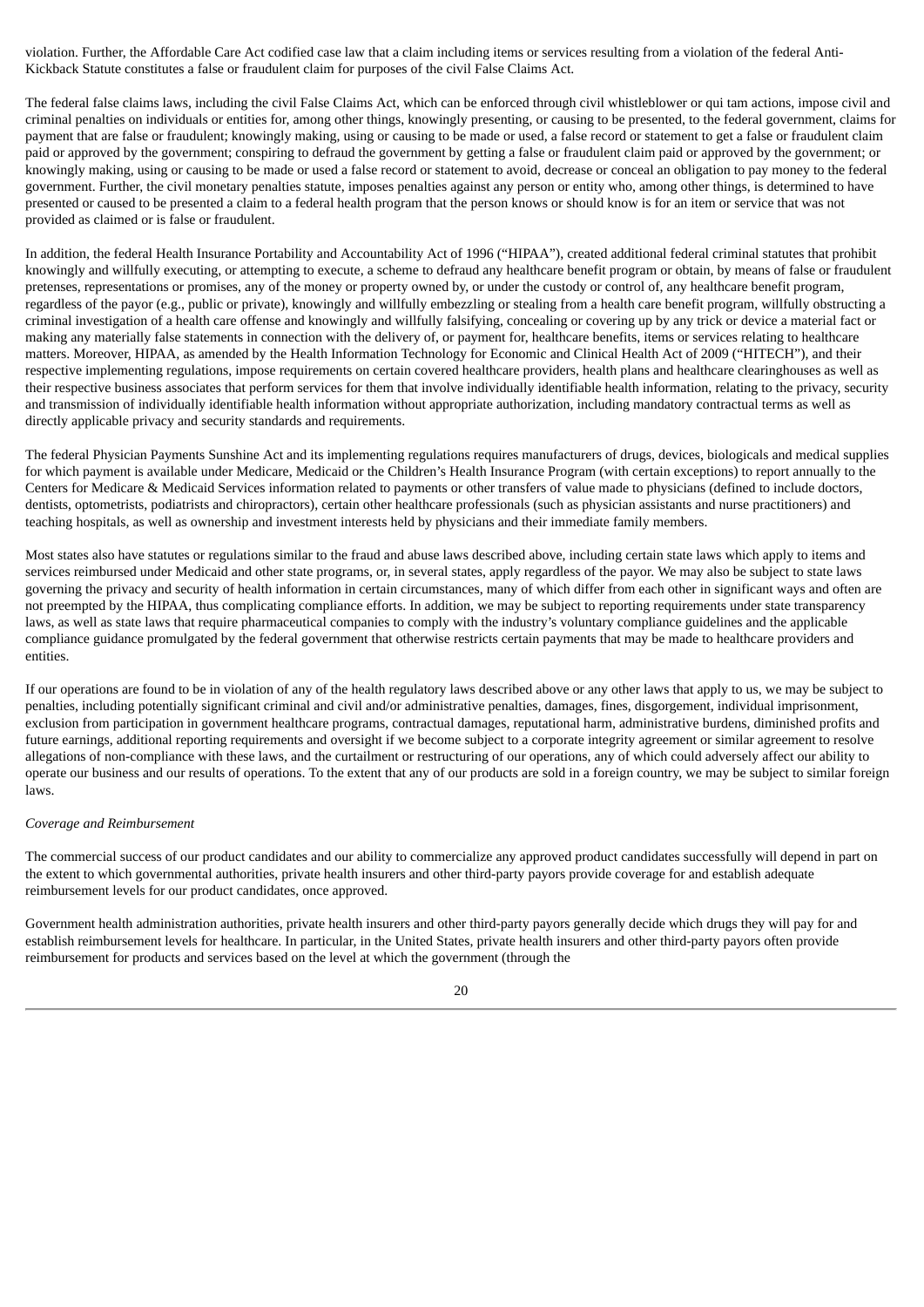violation. Further, the Affordable Care Act codified case law that a claim including items or services resulting from a violation of the federal Anti-Kickback Statute constitutes a false or fraudulent claim for purposes of the civil False Claims Act.

The federal false claims laws, including the civil False Claims Act, which can be enforced through civil whistleblower or qui tam actions, impose civil and criminal penalties on individuals or entities for, among other things, knowingly presenting, or causing to be presented, to the federal government, claims for payment that are false or fraudulent; knowingly making, using or causing to be made or used, a false record or statement to get a false or fraudulent claim paid or approved by the government; conspiring to defraud the government by getting a false or fraudulent claim paid or approved by the government; or knowingly making, using or causing to be made or used a false record or statement to avoid, decrease or conceal an obligation to pay money to the federal government. Further, the civil monetary penalties statute, imposes penalties against any person or entity who, among other things, is determined to have presented or caused to be presented a claim to a federal health program that the person knows or should know is for an item or service that was not provided as claimed or is false or fraudulent.

In addition, the federal Health Insurance Portability and Accountability Act of 1996 ("HIPAA"), created additional federal criminal statutes that prohibit knowingly and willfully executing, or attempting to execute, a scheme to defraud any healthcare benefit program or obtain, by means of false or fraudulent pretenses, representations or promises, any of the money or property owned by, or under the custody or control of, any healthcare benefit program, regardless of the payor (e.g., public or private), knowingly and willfully embezzling or stealing from a health care benefit program, willfully obstructing a criminal investigation of a health care offense and knowingly and willfully falsifying, concealing or covering up by any trick or device a material fact or making any materially false statements in connection with the delivery of, or payment for, healthcare benefits, items or services relating to healthcare matters. Moreover, HIPAA, as amended by the Health Information Technology for Economic and Clinical Health Act of 2009 ("HITECH"), and their respective implementing regulations, impose requirements on certain covered healthcare providers, health plans and healthcare clearinghouses as well as their respective business associates that perform services for them that involve individually identifiable health information, relating to the privacy, security and transmission of individually identifiable health information without appropriate authorization, including mandatory contractual terms as well as directly applicable privacy and security standards and requirements.

The federal Physician Payments Sunshine Act and its implementing regulations requires manufacturers of drugs, devices, biologicals and medical supplies for which payment is available under Medicare, Medicaid or the Children's Health Insurance Program (with certain exceptions) to report annually to the Centers for Medicare & Medicaid Services information related to payments or other transfers of value made to physicians (defined to include doctors, dentists, optometrists, podiatrists and chiropractors), certain other healthcare professionals (such as physician assistants and nurse practitioners) and teaching hospitals, as well as ownership and investment interests held by physicians and their immediate family members.

Most states also have statutes or regulations similar to the fraud and abuse laws described above, including certain state laws which apply to items and services reimbursed under Medicaid and other state programs, or, in several states, apply regardless of the payor. We may also be subject to state laws governing the privacy and security of health information in certain circumstances, many of which differ from each other in significant ways and often are not preempted by the HIPAA, thus complicating compliance efforts. In addition, we may be subject to reporting requirements under state transparency laws, as well as state laws that require pharmaceutical companies to comply with the industry's voluntary compliance guidelines and the applicable compliance guidance promulgated by the federal government that otherwise restricts certain payments that may be made to healthcare providers and entities.

If our operations are found to be in violation of any of the health regulatory laws described above or any other laws that apply to us, we may be subject to penalties, including potentially significant criminal and civil and/or administrative penalties, damages, fines, disgorgement, individual imprisonment, exclusion from participation in government healthcare programs, contractual damages, reputational harm, administrative burdens, diminished profits and future earnings, additional reporting requirements and oversight if we become subject to a corporate integrity agreement or similar agreement to resolve allegations of non-compliance with these laws, and the curtailment or restructuring of our operations, any of which could adversely affect our ability to operate our business and our results of operations. To the extent that any of our products are sold in a foreign country, we may be subject to similar foreign laws.

*Coverage and Reimbursement*

The commercial success of our product candidates and our ability to commercialize any approved product candidates successfully will depend in part on the extent to which governmental authorities, private health insurers and other third-party payors provide coverage for and establish adequate reimbursement levels for our product candidates, once approved.

Government health administration authorities, private health insurers and other third-party payors generally decide which drugs they will pay for and establish reimbursement levels for healthcare. In particular, in the United States, private health insurers and other third-party payors often provide reimbursement for products and services based on the level at which the government (through the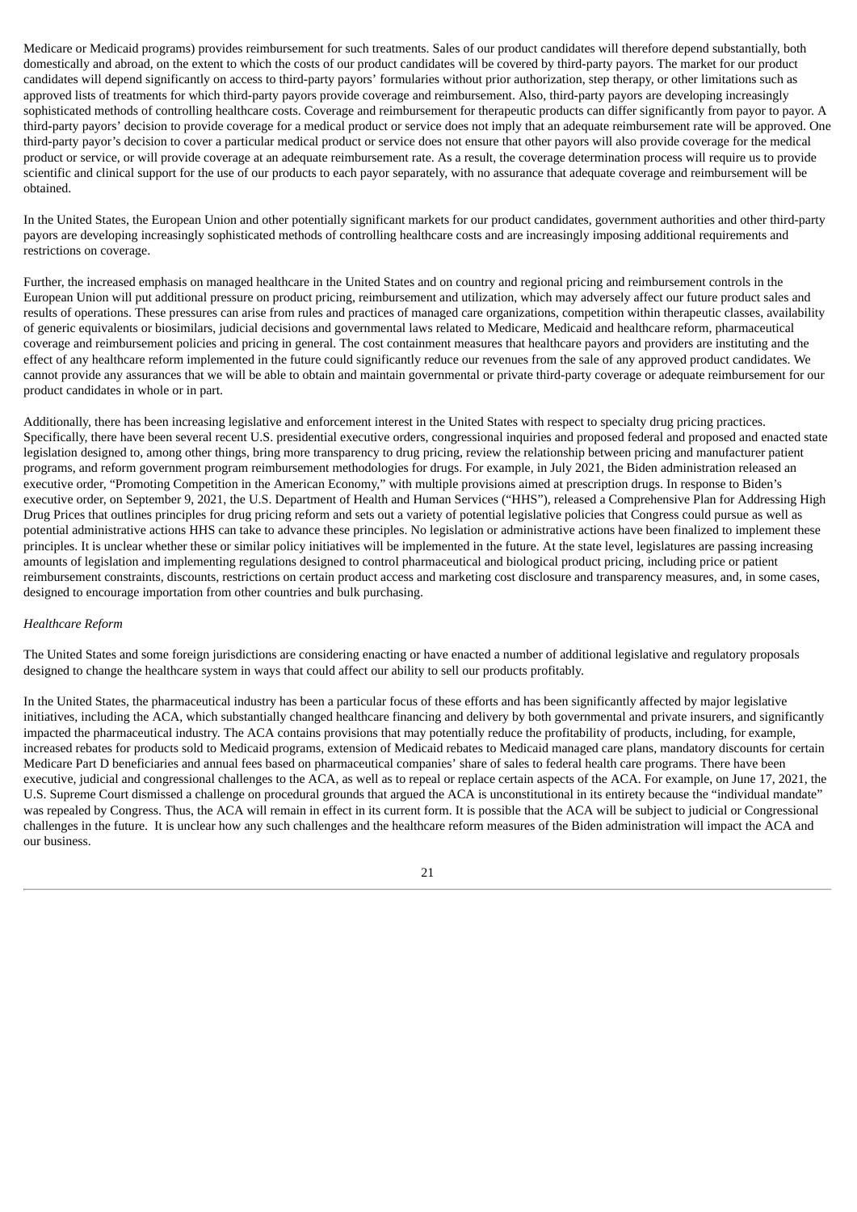Medicare or Medicaid programs) provides reimbursement for such treatments. Sales of our product candidates will therefore depend substantially, both domestically and abroad, on the extent to which the costs of our product candidates will be covered by third-party payors. The market for our product candidates will depend significantly on access to third-party payors' formularies without prior authorization, step therapy, or other limitations such as approved lists of treatments for which third-party payors provide coverage and reimbursement. Also, third-party payors are developing increasingly sophisticated methods of controlling healthcare costs. Coverage and reimbursement for therapeutic products can differ significantly from payor to payor. A third-party payors' decision to provide coverage for a medical product or service does not imply that an adequate reimbursement rate will be approved. One third-party payor's decision to cover a particular medical product or service does not ensure that other payors will also provide coverage for the medical product or service, or will provide coverage at an adequate reimbursement rate. As a result, the coverage determination process will require us to provide scientific and clinical support for the use of our products to each payor separately, with no assurance that adequate coverage and reimbursement will be obtained.

In the United States, the European Union and other potentially significant markets for our product candidates, government authorities and other third-party payors are developing increasingly sophisticated methods of controlling healthcare costs and are increasingly imposing additional requirements and restrictions on coverage.

Further, the increased emphasis on managed healthcare in the United States and on country and regional pricing and reimbursement controls in the European Union will put additional pressure on product pricing, reimbursement and utilization, which may adversely affect our future product sales and results of operations. These pressures can arise from rules and practices of managed care organizations, competition within therapeutic classes, availability of generic equivalents or biosimilars, judicial decisions and governmental laws related to Medicare, Medicaid and healthcare reform, pharmaceutical coverage and reimbursement policies and pricing in general. The cost containment measures that healthcare payors and providers are instituting and the effect of any healthcare reform implemented in the future could significantly reduce our revenues from the sale of any approved product candidates. We cannot provide any assurances that we will be able to obtain and maintain governmental or private third-party coverage or adequate reimbursement for our product candidates in whole or in part.

Additionally, there has been increasing legislative and enforcement interest in the United States with respect to specialty drug pricing practices. Specifically, there have been several recent U.S. presidential executive orders, congressional inquiries and proposed federal and proposed and enacted state legislation designed to, among other things, bring more transparency to drug pricing, review the relationship between pricing and manufacturer patient programs, and reform government program reimbursement methodologies for drugs. For example, in July 2021, the Biden administration released an executive order, "Promoting Competition in the American Economy," with multiple provisions aimed at prescription drugs. In response to Biden's executive order, on September 9, 2021, the U.S. Department of Health and Human Services ("HHS"), released a Comprehensive Plan for Addressing High Drug Prices that outlines principles for drug pricing reform and sets out a variety of potential legislative policies that Congress could pursue as well as potential administrative actions HHS can take to advance these principles. No legislation or administrative actions have been finalized to implement these principles. It is unclear whether these or similar policy initiatives will be implemented in the future. At the state level, legislatures are passing increasing amounts of legislation and implementing regulations designed to control pharmaceutical and biological product pricing, including price or patient reimbursement constraints, discounts, restrictions on certain product access and marketing cost disclosure and transparency measures, and, in some cases, designed to encourage importation from other countries and bulk purchasing.

*Healthcare Reform*

The United States and some foreign jurisdictions are considering enacting or have enacted a number of additional legislative and regulatory proposals designed to change the healthcare system in ways that could affect our ability to sell our products profitably.

In the United States, the pharmaceutical industry has been a particular focus of these efforts and has been significantly affected by major legislative initiatives, including the ACA, which substantially changed healthcare financing and delivery by both governmental and private insurers, and significantly impacted the pharmaceutical industry. The ACA contains provisions that may potentially reduce the profitability of products, including, for example, increased rebates for products sold to Medicaid programs, extension of Medicaid rebates to Medicaid managed care plans, mandatory discounts for certain Medicare Part D beneficiaries and annual fees based on pharmaceutical companies' share of sales to federal health care programs. There have been executive, judicial and congressional challenges to the ACA, as well as to repeal or replace certain aspects of the ACA. For example, on June 17, 2021, the U.S. Supreme Court dismissed a challenge on procedural grounds that argued the ACA is unconstitutional in its entirety because the "individual mandate" was repealed by Congress. Thus, the ACA will remain in effect in its current form. It is possible that the ACA will be subject to judicial or Congressional challenges in the future. It is unclear how any such challenges and the healthcare reform measures of the Biden administration will impact the ACA and our business.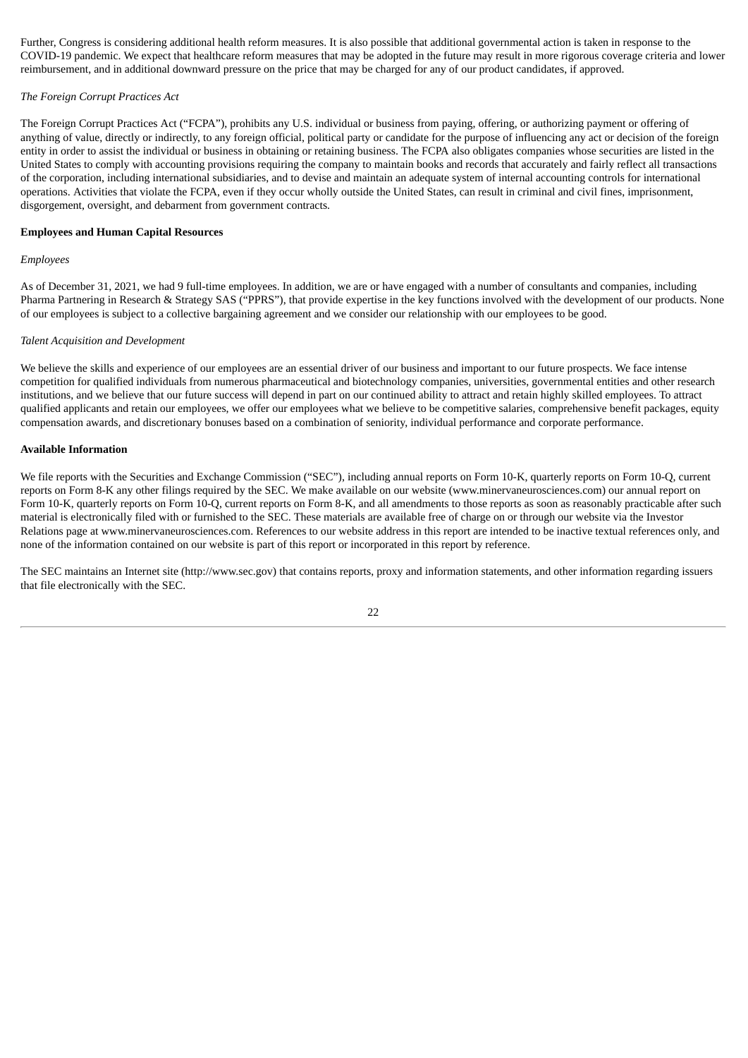Further, Congress is considering additional health reform measures. It is also possible that additional governmental action is taken in response to the COVID-19 pandemic. We expect that healthcare reform measures that may be adopted in the future may result in more rigorous coverage criteria and lower reimbursement, and in additional downward pressure on the price that may be charged for any of our product candidates, if approved.

*The Foreign Corrupt Practices Act*

The Foreign Corrupt Practices Act ("FCPA"), prohibits any U.S. individual or business from paying, offering, or authorizing payment or offering of anything of value, directly or indirectly, to any foreign official, political party or candidate for the purpose of influencing any act or decision of the foreign entity in order to assist the individual or business in obtaining or retaining business. The FCPA also obligates companies whose securities are listed in the United States to comply with accounting provisions requiring the company to maintain books and records that accurately and fairly reflect all transactions of the corporation, including international subsidiaries, and to devise and maintain an adequate system of internal accounting controls for international operations. Activities that violate the FCPA, even if they occur wholly outside the United States, can result in criminal and civil fines, imprisonment, disgorgement, oversight, and debarment from government contracts.

**Employees and Human Capital Resources**

*Employees*

As of December 31, 2021, we had 9 full-time employees. In addition, we are or have engaged with a number of consultants and companies, including Pharma Partnering in Research & Strategy SAS ("PPRS"), that provide expertise in the key functions involved with the development of our products. None of our employees is subject to a collective bargaining agreement and we consider our relationship with our employees to be good.

*Talent Acquisition and Development*

We believe the skills and experience of our employees are an essential driver of our business and important to our future prospects. We face intense competition for qualified individuals from numerous pharmaceutical and biotechnology companies, universities, governmental entities and other research institutions, and we believe that our future success will depend in part on our continued ability to attract and retain highly skilled employees. To attract qualified applicants and retain our employees, we offer our employees what we believe to be competitive salaries, comprehensive benefit packages, equity compensation awards, and discretionary bonuses based on a combination of seniority, individual performance and corporate performance.

**Available Information**

We file reports with the Securities and Exchange Commission ("SEC"), including annual reports on Form 10-K, quarterly reports on Form 10-Q, current reports on Form 8-K any other filings required by the SEC. We make available on our website (www.minervaneurosciences.com) our annual report on Form 10-K, quarterly reports on Form 10-Q, current reports on Form 8-K, and all amendments to those reports as soon as reasonably practicable after such material is electronically filed with or furnished to the SEC. These materials are available free of charge on or through our website via the Investor Relations page at www.minervaneurosciences.com. References to our website address in this report are intended to be inactive textual references only, and none of the information contained on our website is part of this report or incorporated in this report by reference.

The SEC maintains an Internet site (http://www.sec.gov) that contains reports, proxy and information statements, and other information regarding issuers that file electronically with the SEC.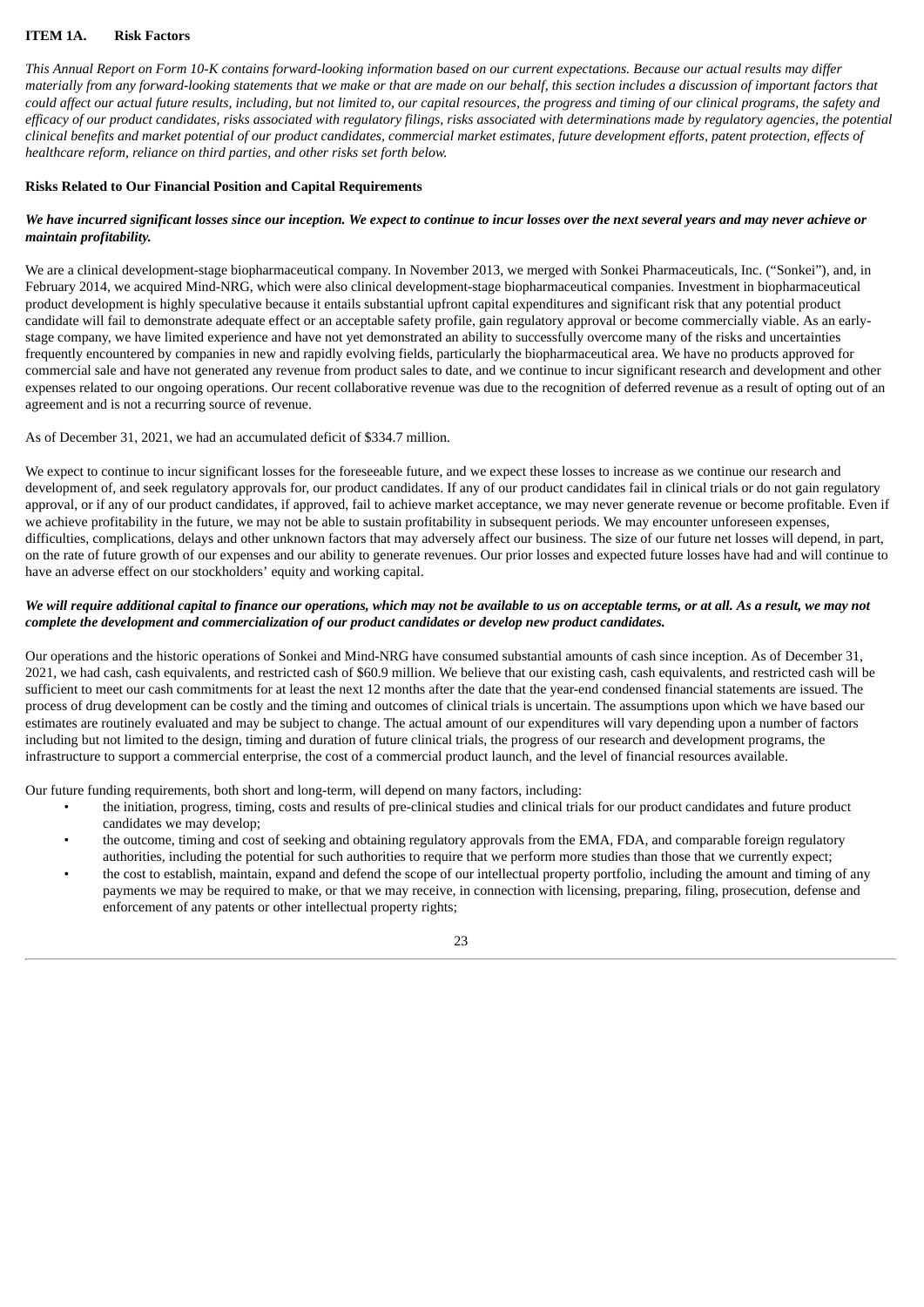## ITEM 1A. Risk Factors

*This Annual Report on Form 10-K contains forward-looking information based on our current expectations. Because our actual results may differ materially from any forward-looking statements that we make or that are made on our behalf, this section includes a discussion of important factors that could affect our actual future results, including, but not limited to, our capital resources, the progress and timing of our clinical programs, the safety and efficacy of our product candidates, risks associated with regulatory filings, risks associated with determinations made by regulatory agencies, the potential clinical benefits and market potential of our product candidates, commercial market estimates, future development efforts, patent protection, effects of healthcare reform, reliance on third parties, and other risks set forth below.*

### Risks Related to Our Financial Position and Capital Requirements

***We have incurred significant losses since our inception. We expect to continue to incur losses over the next several years and may never achieve or maintain profitability.***

We are a clinical development-stage biopharmaceutical company. In November 2013, we merged with Sonkei Pharmaceuticals, Inc. ("Sonkei"), and, in February 2014, we acquired Mind-NRG, which were also clinical development-stage biopharmaceutical companies. Investment in biopharmaceutical product development is highly speculative because it entails substantial upfront capital expenditures and significant risk that any potential product candidate will fail to demonstrate adequate effect or an acceptable safety profile, gain regulatory approval or become commercially viable. As an early-stage company, we have limited experience and have not yet demonstrated an ability to successfully overcome many of the risks and uncertainties frequently encountered by companies in new and rapidly evolving fields, particularly the biopharmaceutical area. We have no products approved for commercial sale and have not generated any revenue from product sales to date, and we continue to incur significant research and development and other expenses related to our ongoing operations. Our recent collaborative revenue was due to the recognition of deferred revenue as a result of opting out of an agreement and is not a recurring source of revenue.

As of December 31, 2021, we had an accumulated deficit of $334.7 million.

We expect to continue to incur significant losses for the foreseeable future, and we expect these losses to increase as we continue our research and development of, and seek regulatory approvals for, our product candidates. If any of our product candidates fail in clinical trials or do not gain regulatory approval, or if any of our product candidates, if approved, fail to achieve market acceptance, we may never generate revenue or become profitable. Even if we achieve profitability in the future, we may not be able to sustain profitability in subsequent periods. We may encounter unforeseen expenses, difficulties, complications, delays and other unknown factors that may adversely affect our business. The size of our future net losses will depend, in part, on the rate of future growth of our expenses and our ability to generate revenues. Our prior losses and expected future losses have had and will continue to have an adverse effect on our stockholders' equity and working capital.

***We will require additional capital to finance our operations, which may not be available to us on acceptable terms, or at all. As a result, we may not complete the development and commercialization of our product candidates or develop new product candidates.***

Our operations and the historic operations of Sonkei and Mind-NRG have consumed substantial amounts of cash since inception. As of December 31, 2021, we had cash, cash equivalents, and restricted cash of $60.9 million. We believe that our existing cash, cash equivalents, and restricted cash will be sufficient to meet our cash commitments for at least the next 12 months after the date that the year-end condensed financial statements are issued. The process of drug development can be costly and the timing and outcomes of clinical trials is uncertain. The assumptions upon which we have based our estimates are routinely evaluated and may be subject to change. The actual amount of our expenditures will vary depending upon a number of factors including but not limited to the design, timing and duration of future clinical trials, the progress of our research and development programs, the infrastructure to support a commercial enterprise, the cost of a commercial product launch, and the level of financial resources available.

Our future funding requirements, both short and long-term, will depend on many factors, including:

- the initiation, progress, timing, costs and results of pre-clinical studies and clinical trials for our product candidates and future product candidates we may develop;
- the outcome, timing and cost of seeking and obtaining regulatory approvals from the EMA, FDA, and comparable foreign regulatory authorities, including the potential for such authorities to require that we perform more studies than those that we currently expect;
- the cost to establish, maintain, expand and defend the scope of our intellectual property portfolio, including the amount and timing of any payments we may be required to make, or that we may receive, in connection with licensing, preparing, filing, prosecution, defense and enforcement of any patents or other intellectual property rights;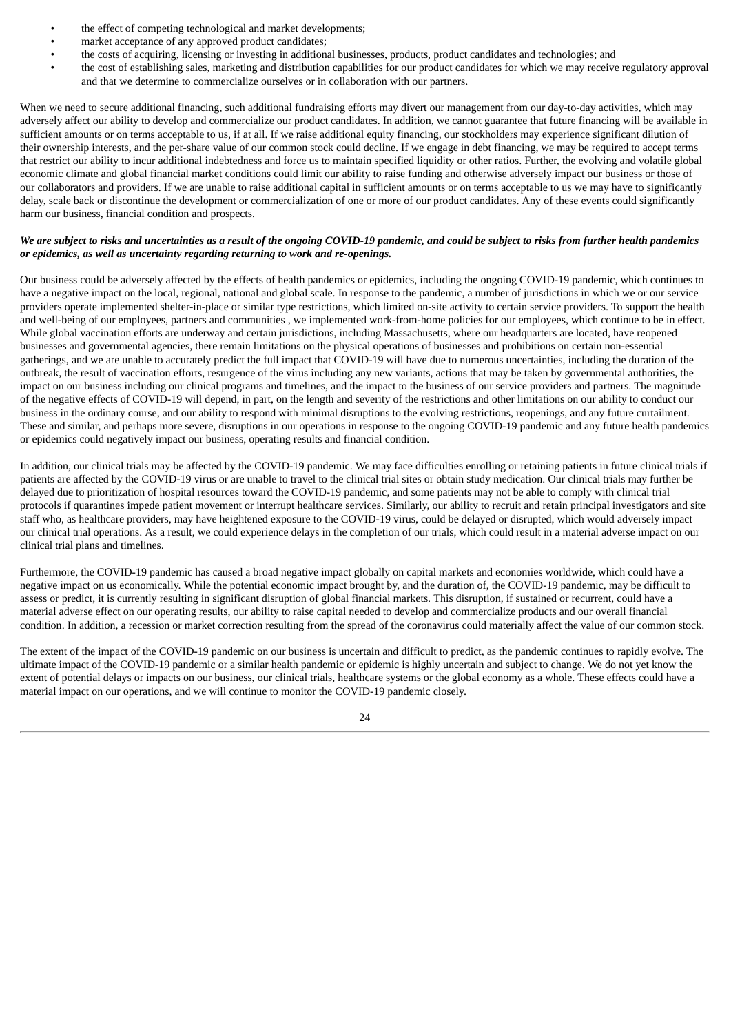- the effect of competing technological and market developments;
- market acceptance of any approved product candidates;
- the costs of acquiring, licensing or investing in additional businesses, products, product candidates and technologies; and
- the cost of establishing sales, marketing and distribution capabilities for our product candidates for which we may receive regulatory approval and that we determine to commercialize ourselves or in collaboration with our partners.

When we need to secure additional financing, such additional fundraising efforts may divert our management from our day-to-day activities, which may adversely affect our ability to develop and commercialize our product candidates. In addition, we cannot guarantee that future financing will be available in sufficient amounts or on terms acceptable to us, if at all. If we raise additional equity financing, our stockholders may experience significant dilution of their ownership interests, and the per-share value of our common stock could decline. If we engage in debt financing, we may be required to accept terms that restrict our ability to incur additional indebtedness and force us to maintain specified liquidity or other ratios. Further, the evolving and volatile global economic climate and global financial market conditions could limit our ability to raise funding and otherwise adversely impact our business or those of our collaborators and providers. If we are unable to raise additional capital in sufficient amounts or on terms acceptable to us we may have to significantly delay, scale back or discontinue the development or commercialization of one or more of our product candidates. Any of these events could significantly harm our business, financial condition and prospects.

***We are subject to risks and uncertainties as a result of the ongoing COVID-19 pandemic, and could be subject to risks from further health pandemics or epidemics, as well as uncertainty regarding returning to work and re-openings.***

Our business could be adversely affected by the effects of health pandemics or epidemics, including the ongoing COVID-19 pandemic, which continues to have a negative impact on the local, regional, national and global scale. In response to the pandemic, a number of jurisdictions in which we or our service providers operate implemented shelter-in-place or similar type restrictions, which limited on-site activity to certain service providers. To support the health and well-being of our employees, partners and communities , we implemented work-from-home policies for our employees, which continue to be in effect. While global vaccination efforts are underway and certain jurisdictions, including Massachusetts, where our headquarters are located, have reopened businesses and governmental agencies, there remain limitations on the physical operations of businesses and prohibitions on certain non-essential gatherings, and we are unable to accurately predict the full impact that COVID-19 will have due to numerous uncertainties, including the duration of the outbreak, the result of vaccination efforts, resurgence of the virus including any new variants, actions that may be taken by governmental authorities, the impact on our business including our clinical programs and timelines, and the impact to the business of our service providers and partners. The magnitude of the negative effects of COVID-19 will depend, in part, on the length and severity of the restrictions and other limitations on our ability to conduct our business in the ordinary course, and our ability to respond with minimal disruptions to the evolving restrictions, reopenings, and any future curtailment. These and similar, and perhaps more severe, disruptions in our operations in response to the ongoing COVID-19 pandemic and any future health pandemics or epidemics could negatively impact our business, operating results and financial condition.

In addition, our clinical trials may be affected by the COVID-19 pandemic. We may face difficulties enrolling or retaining patients in future clinical trials if patients are affected by the COVID-19 virus or are unable to travel to the clinical trial sites or obtain study medication. Our clinical trials may further be delayed due to prioritization of hospital resources toward the COVID-19 pandemic, and some patients may not be able to comply with clinical trial protocols if quarantines impede patient movement or interrupt healthcare services. Similarly, our ability to recruit and retain principal investigators and site staff who, as healthcare providers, may have heightened exposure to the COVID-19 virus, could be delayed or disrupted, which would adversely impact our clinical trial operations. As a result, we could experience delays in the completion of our trials, which could result in a material adverse impact on our clinical trial plans and timelines.

Furthermore, the COVID-19 pandemic has caused a broad negative impact globally on capital markets and economies worldwide, which could have a negative impact on us economically. While the potential economic impact brought by, and the duration of, the COVID-19 pandemic, may be difficult to assess or predict, it is currently resulting in significant disruption of global financial markets. This disruption, if sustained or recurrent, could have a material adverse effect on our operating results, our ability to raise capital needed to develop and commercialize products and our overall financial condition. In addition, a recession or market correction resulting from the spread of the coronavirus could materially affect the value of our common stock.

The extent of the impact of the COVID-19 pandemic on our business is uncertain and difficult to predict, as the pandemic continues to rapidly evolve. The ultimate impact of the COVID-19 pandemic or a similar health pandemic or epidemic is highly uncertain and subject to change. We do not yet know the extent of potential delays or impacts on our business, our clinical trials, healthcare systems or the global economy as a whole. These effects could have a material impact on our operations, and we will continue to monitor the COVID-19 pandemic closely.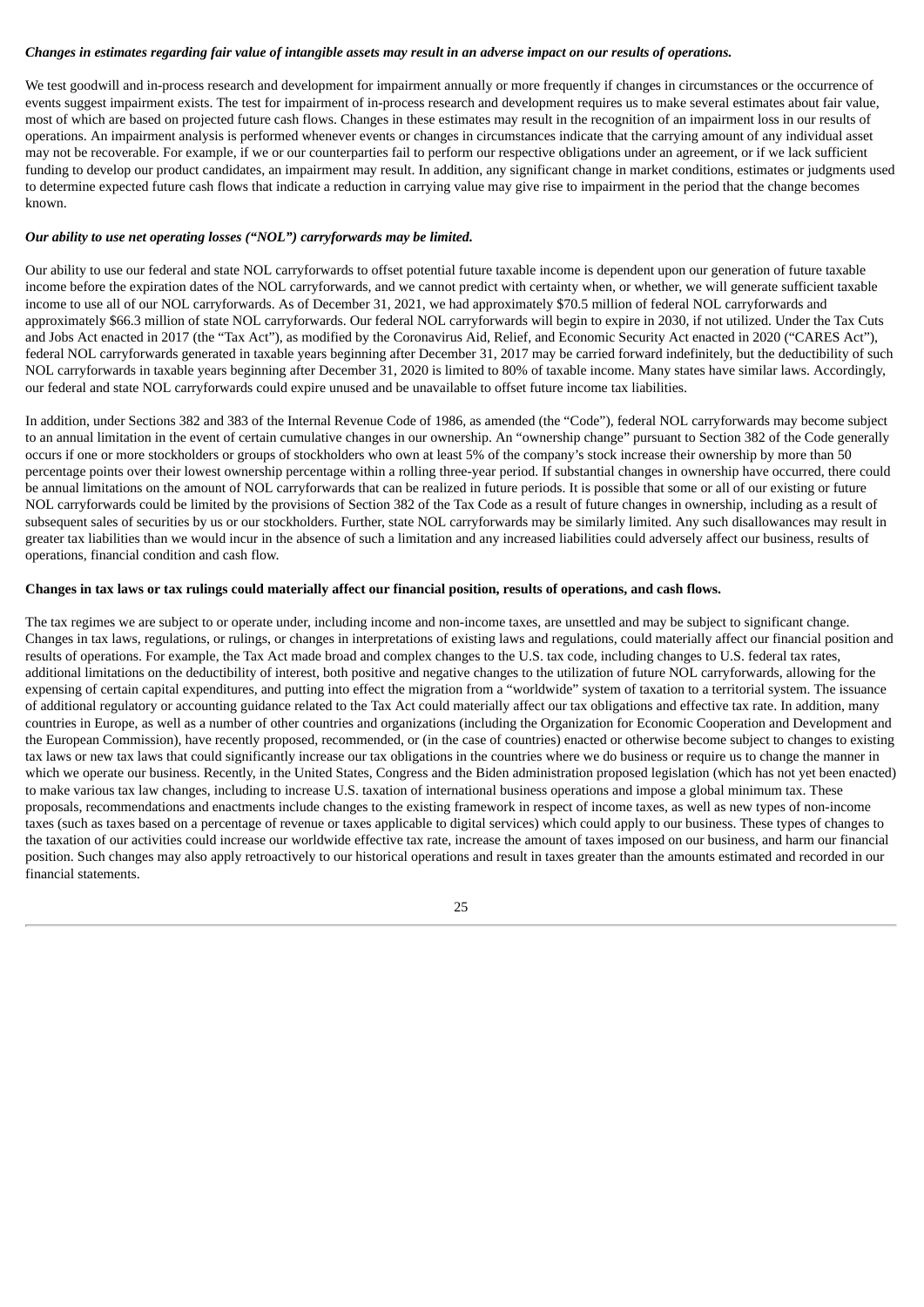***Changes in estimates regarding fair value of intangible assets may result in an adverse impact on our results of operations.***

We test goodwill and in-process research and development for impairment annually or more frequently if changes in circumstances or the occurrence of events suggest impairment exists. The test for impairment of in-process research and development requires us to make several estimates about fair value, most of which are based on projected future cash flows. Changes in these estimates may result in the recognition of an impairment loss in our results of operations. An impairment analysis is performed whenever events or changes in circumstances indicate that the carrying amount of any individual asset may not be recoverable. For example, if we or our counterparties fail to perform our respective obligations under an agreement, or if we lack sufficient funding to develop our product candidates, an impairment may result. In addition, any significant change in market conditions, estimates or judgments used to determine expected future cash flows that indicate a reduction in carrying value may give rise to impairment in the period that the change becomes known.

***Our ability to use net operating losses ("NOL") carryforwards may be limited.***

Our ability to use our federal and state NOL carryforwards to offset potential future taxable income is dependent upon our generation of future taxable income before the expiration dates of the NOL carryforwards, and we cannot predict with certainty when, or whether, we will generate sufficient taxable income to use all of our NOL carryforwards. As of December 31, 2021, we had approximately $70.5 million of federal NOL carryforwards and approximately $66.3 million of state NOL carryforwards. Our federal NOL carryforwards will begin to expire in 2030, if not utilized. Under the Tax Cuts and Jobs Act enacted in 2017 (the "Tax Act"), as modified by the Coronavirus Aid, Relief, and Economic Security Act enacted in 2020 ("CARES Act"), federal NOL carryforwards generated in taxable years beginning after December 31, 2017 may be carried forward indefinitely, but the deductibility of such NOL carryforwards in taxable years beginning after December 31, 2020 is limited to 80% of taxable income. Many states have similar laws. Accordingly, our federal and state NOL carryforwards could expire unused and be unavailable to offset future income tax liabilities.

In addition, under Sections 382 and 383 of the Internal Revenue Code of 1986, as amended (the "Code"), federal NOL carryforwards may become subject to an annual limitation in the event of certain cumulative changes in our ownership. An "ownership change" pursuant to Section 382 of the Code generally occurs if one or more stockholders or groups of stockholders who own at least 5% of the company's stock increase their ownership by more than 50 percentage points over their lowest ownership percentage within a rolling three-year period. If substantial changes in ownership have occurred, there could be annual limitations on the amount of NOL carryforwards that can be realized in future periods. It is possible that some or all of our existing or future NOL carryforwards could be limited by the provisions of Section 382 of the Tax Code as a result of future changes in ownership, including as a result of subsequent sales of securities by us or our stockholders. Further, state NOL carryforwards may be similarly limited. Any such disallowances may result in greater tax liabilities than we would incur in the absence of such a limitation and any increased liabilities could adversely affect our business, results of operations, financial condition and cash flow.

**Changes in tax laws or tax rulings could materially affect our financial position, results of operations, and cash flows.**

The tax regimes we are subject to or operate under, including income and non-income taxes, are unsettled and may be subject to significant change. Changes in tax laws, regulations, or rulings, or changes in interpretations of existing laws and regulations, could materially affect our financial position and results of operations. For example, the Tax Act made broad and complex changes to the U.S. tax code, including changes to U.S. federal tax rates, additional limitations on the deductibility of interest, both positive and negative changes to the utilization of future NOL carryforwards, allowing for the expensing of certain capital expenditures, and putting into effect the migration from a "worldwide" system of taxation to a territorial system. The issuance of additional regulatory or accounting guidance related to the Tax Act could materially affect our tax obligations and effective tax rate. In addition, many countries in Europe, as well as a number of other countries and organizations (including the Organization for Economic Cooperation and Development and the European Commission), have recently proposed, recommended, or (in the case of countries) enacted or otherwise become subject to changes to existing tax laws or new tax laws that could significantly increase our tax obligations in the countries where we do business or require us to change the manner in which we operate our business. Recently, in the United States, Congress and the Biden administration proposed legislation (which has not yet been enacted) to make various tax law changes, including to increase U.S. taxation of international business operations and impose a global minimum tax. These proposals, recommendations and enactments include changes to the existing framework in respect of income taxes, as well as new types of non-income taxes (such as taxes based on a percentage of revenue or taxes applicable to digital services) which could apply to our business. These types of changes to the taxation of our activities could increase our worldwide effective tax rate, increase the amount of taxes imposed on our business, and harm our financial position. Such changes may also apply retroactively to our historical operations and result in taxes greater than the amounts estimated and recorded in our financial statements.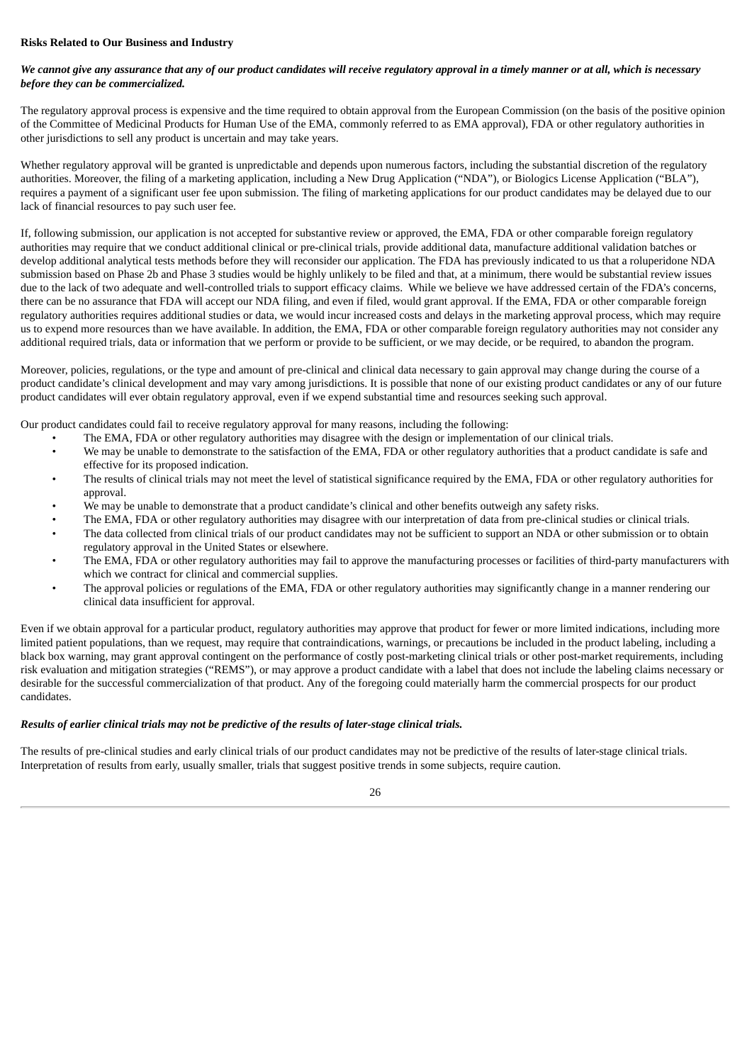**Risks Related to Our Business and Industry**

***We cannot give any assurance that any of our product candidates will receive regulatory approval in a timely manner or at all, which is necessary before they can be commercialized.***

The regulatory approval process is expensive and the time required to obtain approval from the European Commission (on the basis of the positive opinion of the Committee of Medicinal Products for Human Use of the EMA, commonly referred to as EMA approval), FDA or other regulatory authorities in other jurisdictions to sell any product is uncertain and may take years.

Whether regulatory approval will be granted is unpredictable and depends upon numerous factors, including the substantial discretion of the regulatory authorities. Moreover, the filing of a marketing application, including a New Drug Application ("NDA"), or Biologics License Application ("BLA"), requires a payment of a significant user fee upon submission. The filing of marketing applications for our product candidates may be delayed due to our lack of financial resources to pay such user fee.

If, following submission, our application is not accepted for substantive review or approved, the EMA, FDA or other comparable foreign regulatory authorities may require that we conduct additional clinical or pre-clinical trials, provide additional data, manufacture additional validation batches or develop additional analytical tests methods before they will reconsider our application. The FDA has previously indicated to us that a roluperidone NDA submission based on Phase 2b and Phase 3 studies would be highly unlikely to be filed and that, at a minimum, there would be substantial review issues due to the lack of two adequate and well-controlled trials to support efficacy claims. While we believe we have addressed certain of the FDA's concerns, there can be no assurance that FDA will accept our NDA filing, and even if filed, would grant approval. If the EMA, FDA or other comparable foreign regulatory authorities requires additional studies or data, we would incur increased costs and delays in the marketing approval process, which may require us to expend more resources than we have available. In addition, the EMA, FDA or other comparable foreign regulatory authorities may not consider any additional required trials, data or information that we perform or provide to be sufficient, or we may decide, or be required, to abandon the program.

Moreover, policies, regulations, or the type and amount of pre-clinical and clinical data necessary to gain approval may change during the course of a product candidate's clinical development and may vary among jurisdictions. It is possible that none of our existing product candidates or any of our future product candidates will ever obtain regulatory approval, even if we expend substantial time and resources seeking such approval.

Our product candidates could fail to receive regulatory approval for many reasons, including the following:

- The EMA, FDA or other regulatory authorities may disagree with the design or implementation of our clinical trials.
- We may be unable to demonstrate to the satisfaction of the EMA, FDA or other regulatory authorities that a product candidate is safe and effective for its proposed indication.
- The results of clinical trials may not meet the level of statistical significance required by the EMA, FDA or other regulatory authorities for approval.
- We may be unable to demonstrate that a product candidate's clinical and other benefits outweigh any safety risks.
- The EMA, FDA or other regulatory authorities may disagree with our interpretation of data from pre-clinical studies or clinical trials.
- The data collected from clinical trials of our product candidates may not be sufficient to support an NDA or other submission or to obtain regulatory approval in the United States or elsewhere.
- The EMA, FDA or other regulatory authorities may fail to approve the manufacturing processes or facilities of third-party manufacturers with which we contract for clinical and commercial supplies.
- The approval policies or regulations of the EMA, FDA or other regulatory authorities may significantly change in a manner rendering our clinical data insufficient for approval.

Even if we obtain approval for a particular product, regulatory authorities may approve that product for fewer or more limited indications, including more limited patient populations, than we request, may require that contraindications, warnings, or precautions be included in the product labeling, including a black box warning, may grant approval contingent on the performance of costly post-marketing clinical trials or other post-market requirements, including risk evaluation and mitigation strategies ("REMS"), or may approve a product candidate with a label that does not include the labeling claims necessary or desirable for the successful commercialization of that product. Any of the foregoing could materially harm the commercial prospects for our product candidates.

***Results of earlier clinical trials may not be predictive of the results of later-stage clinical trials.***

The results of pre-clinical studies and early clinical trials of our product candidates may not be predictive of the results of later-stage clinical trials. Interpretation of results from early, usually smaller, trials that suggest positive trends in some subjects, require caution.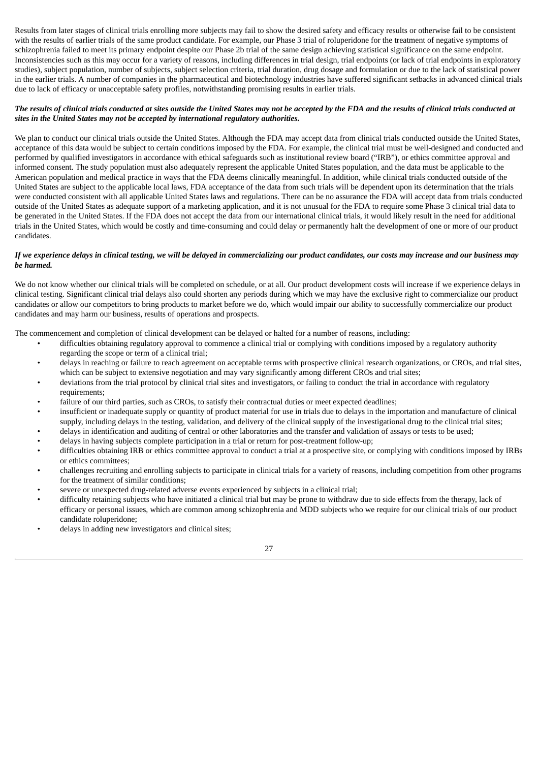Results from later stages of clinical trials enrolling more subjects may fail to show the desired safety and efficacy results or otherwise fail to be consistent with the results of earlier trials of the same product candidate. For example, our Phase 3 trial of roluperidone for the treatment of negative symptoms of schizophrenia failed to meet its primary endpoint despite our Phase 2b trial of the same design achieving statistical significance on the same endpoint. Inconsistencies such as this may occur for a variety of reasons, including differences in trial design, trial endpoints (or lack of trial endpoints in exploratory studies), subject population, number of subjects, subject selection criteria, trial duration, drug dosage and formulation or due to the lack of statistical power in the earlier trials. A number of companies in the pharmaceutical and biotechnology industries have suffered significant setbacks in advanced clinical trials due to lack of efficacy or unacceptable safety profiles, notwithstanding promising results in earlier trials.

***The results of clinical trials conducted at sites outside the United States may not be accepted by the FDA and the results of clinical trials conducted at sites in the United States may not be accepted by international regulatory authorities.***

We plan to conduct our clinical trials outside the United States. Although the FDA may accept data from clinical trials conducted outside the United States, acceptance of this data would be subject to certain conditions imposed by the FDA. For example, the clinical trial must be well-designed and conducted and performed by qualified investigators in accordance with ethical safeguards such as institutional review board ("IRB"), or ethics committee approval and informed consent. The study population must also adequately represent the applicable United States population, and the data must be applicable to the American population and medical practice in ways that the FDA deems clinically meaningful. In addition, while clinical trials conducted outside of the United States are subject to the applicable local laws, FDA acceptance of the data from such trials will be dependent upon its determination that the trials were conducted consistent with all applicable United States laws and regulations. There can be no assurance the FDA will accept data from trials conducted outside of the United States as adequate support of a marketing application, and it is not unusual for the FDA to require some Phase 3 clinical trial data to be generated in the United States. If the FDA does not accept the data from our international clinical trials, it would likely result in the need for additional trials in the United States, which would be costly and time-consuming and could delay or permanently halt the development of one or more of our product candidates.

***If we experience delays in clinical testing, we will be delayed in commercializing our product candidates, our costs may increase and our business may be harmed.***

We do not know whether our clinical trials will be completed on schedule, or at all. Our product development costs will increase if we experience delays in clinical testing. Significant clinical trial delays also could shorten any periods during which we may have the exclusive right to commercialize our product candidates or allow our competitors to bring products to market before we do, which would impair our ability to successfully commercialize our product candidates and may harm our business, results of operations and prospects.

The commencement and completion of clinical development can be delayed or halted for a number of reasons, including:

- difficulties obtaining regulatory approval to commence a clinical trial or complying with conditions imposed by a regulatory authority regarding the scope or term of a clinical trial;
- delays in reaching or failure to reach agreement on acceptable terms with prospective clinical research organizations, or CROs, and trial sites, which can be subject to extensive negotiation and may vary significantly among different CROs and trial sites;
- deviations from the trial protocol by clinical trial sites and investigators, or failing to conduct the trial in accordance with regulatory requirements;
- failure of our third parties, such as CROs, to satisfy their contractual duties or meet expected deadlines;
- insufficient or inadequate supply or quantity of product material for use in trials due to delays in the importation and manufacture of clinical supply, including delays in the testing, validation, and delivery of the clinical supply of the investigational drug to the clinical trial sites;
- delays in identification and auditing of central or other laboratories and the transfer and validation of assays or tests to be used;
- delays in having subjects complete participation in a trial or return for post-treatment follow-up;
- difficulties obtaining IRB or ethics committee approval to conduct a trial at a prospective site, or complying with conditions imposed by IRBs or ethics committees;
- challenges recruiting and enrolling subjects to participate in clinical trials for a variety of reasons, including competition from other programs for the treatment of similar conditions;
- severe or unexpected drug-related adverse events experienced by subjects in a clinical trial;
- difficulty retaining subjects who have initiated a clinical trial but may be prone to withdraw due to side effects from the therapy, lack of efficacy or personal issues, which are common among schizophrenia and MDD subjects who we require for our clinical trials of our product candidate roluperidone;
- delays in adding new investigators and clinical sites;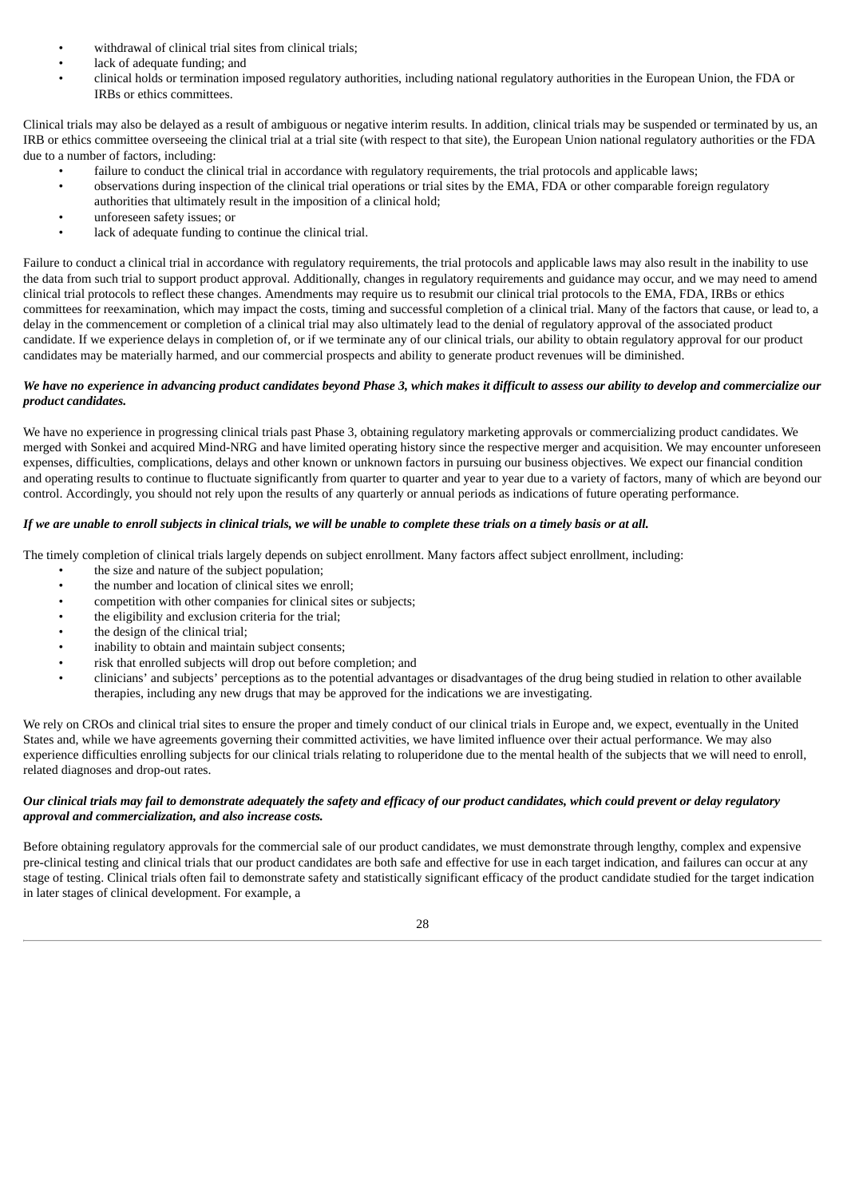- withdrawal of clinical trial sites from clinical trials;
- lack of adequate funding; and
- clinical holds or termination imposed regulatory authorities, including national regulatory authorities in the European Union, the FDA or IRBs or ethics committees.

Clinical trials may also be delayed as a result of ambiguous or negative interim results. In addition, clinical trials may be suspended or terminated by us, an IRB or ethics committee overseeing the clinical trial at a trial site (with respect to that site), the European Union national regulatory authorities or the FDA due to a number of factors, including:

- failure to conduct the clinical trial in accordance with regulatory requirements, the trial protocols and applicable laws;
- observations during inspection of the clinical trial operations or trial sites by the EMA, FDA or other comparable foreign regulatory authorities that ultimately result in the imposition of a clinical hold;
- unforeseen safety issues; or
- lack of adequate funding to continue the clinical trial.

Failure to conduct a clinical trial in accordance with regulatory requirements, the trial protocols and applicable laws may also result in the inability to use the data from such trial to support product approval. Additionally, changes in regulatory requirements and guidance may occur, and we may need to amend clinical trial protocols to reflect these changes. Amendments may require us to resubmit our clinical trial protocols to the EMA, FDA, IRBs or ethics committees for reexamination, which may impact the costs, timing and successful completion of a clinical trial. Many of the factors that cause, or lead to, a delay in the commencement or completion of a clinical trial may also ultimately lead to the denial of regulatory approval of the associated product candidate. If we experience delays in completion of, or if we terminate any of our clinical trials, our ability to obtain regulatory approval for our product candidates may be materially harmed, and our commercial prospects and ability to generate product revenues will be diminished.

***We have no experience in advancing product candidates beyond Phase 3, which makes it difficult to assess our ability to develop and commercialize our product candidates.***

We have no experience in progressing clinical trials past Phase 3, obtaining regulatory marketing approvals or commercializing product candidates. We merged with Sonkei and acquired Mind-NRG and have limited operating history since the respective merger and acquisition. We may encounter unforeseen expenses, difficulties, complications, delays and other known or unknown factors in pursuing our business objectives. We expect our financial condition and operating results to continue to fluctuate significantly from quarter to quarter and year to year due to a variety of factors, many of which are beyond our control. Accordingly, you should not rely upon the results of any quarterly or annual periods as indications of future operating performance.

***If we are unable to enroll subjects in clinical trials, we will be unable to complete these trials on a timely basis or at all.***

The timely completion of clinical trials largely depends on subject enrollment. Many factors affect subject enrollment, including:

- the size and nature of the subject population;
- the number and location of clinical sites we enroll;
- competition with other companies for clinical sites or subjects;
- the eligibility and exclusion criteria for the trial;
- the design of the clinical trial;
- inability to obtain and maintain subject consents;
- risk that enrolled subjects will drop out before completion; and
- clinicians' and subjects' perceptions as to the potential advantages or disadvantages of the drug being studied in relation to other available therapies, including any new drugs that may be approved for the indications we are investigating.

We rely on CROs and clinical trial sites to ensure the proper and timely conduct of our clinical trials in Europe and, we expect, eventually in the United States and, while we have agreements governing their committed activities, we have limited influence over their actual performance. We may also experience difficulties enrolling subjects for our clinical trials relating to roluperidone due to the mental health of the subjects that we will need to enroll, related diagnoses and drop-out rates.

***Our clinical trials may fail to demonstrate adequately the safety and efficacy of our product candidates, which could prevent or delay regulatory approval and commercialization, and also increase costs.***

Before obtaining regulatory approvals for the commercial sale of our product candidates, we must demonstrate through lengthy, complex and expensive pre-clinical testing and clinical trials that our product candidates are both safe and effective for use in each target indication, and failures can occur at any stage of testing. Clinical trials often fail to demonstrate safety and statistically significant efficacy of the product candidate studied for the target indication in later stages of clinical development. For example, a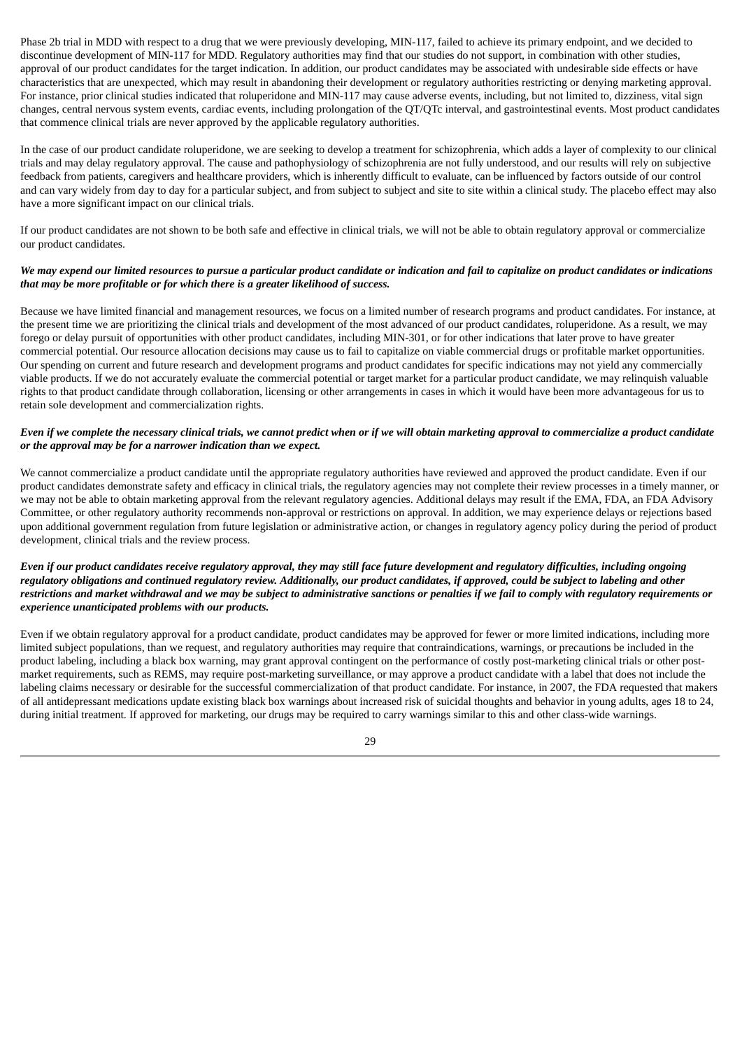Phase 2b trial in MDD with respect to a drug that we were previously developing, MIN-117, failed to achieve its primary endpoint, and we decided to discontinue development of MIN-117 for MDD. Regulatory authorities may find that our studies do not support, in combination with other studies, approval of our product candidates for the target indication. In addition, our product candidates may be associated with undesirable side effects or have characteristics that are unexpected, which may result in abandoning their development or regulatory authorities restricting or denying marketing approval. For instance, prior clinical studies indicated that roluperidone and MIN-117 may cause adverse events, including, but not limited to, dizziness, vital sign changes, central nervous system events, cardiac events, including prolongation of the QT/QTc interval, and gastrointestinal events. Most product candidates that commence clinical trials are never approved by the applicable regulatory authorities.

In the case of our product candidate roluperidone, we are seeking to develop a treatment for schizophrenia, which adds a layer of complexity to our clinical trials and may delay regulatory approval. The cause and pathophysiology of schizophrenia are not fully understood, and our results will rely on subjective feedback from patients, caregivers and healthcare providers, which is inherently difficult to evaluate, can be influenced by factors outside of our control and can vary widely from day to day for a particular subject, and from subject to subject and site to site within a clinical study. The placebo effect may also have a more significant impact on our clinical trials.

If our product candidates are not shown to be both safe and effective in clinical trials, we will not be able to obtain regulatory approval or commercialize our product candidates.

***We may expend our limited resources to pursue a particular product candidate or indication and fail to capitalize on product candidates or indications that may be more profitable or for which there is a greater likelihood of success.***

Because we have limited financial and management resources, we focus on a limited number of research programs and product candidates. For instance, at the present time we are prioritizing the clinical trials and development of the most advanced of our product candidates, roluperidone. As a result, we may forego or delay pursuit of opportunities with other product candidates, including MIN-301, or for other indications that later prove to have greater commercial potential. Our resource allocation decisions may cause us to fail to capitalize on viable commercial drugs or profitable market opportunities. Our spending on current and future research and development programs and product candidates for specific indications may not yield any commercially viable products. If we do not accurately evaluate the commercial potential or target market for a particular product candidate, we may relinquish valuable rights to that product candidate through collaboration, licensing or other arrangements in cases in which it would have been more advantageous for us to retain sole development and commercialization rights.

***Even if we complete the necessary clinical trials, we cannot predict when or if we will obtain marketing approval to commercialize a product candidate or the approval may be for a narrower indication than we expect.***

We cannot commercialize a product candidate until the appropriate regulatory authorities have reviewed and approved the product candidate. Even if our product candidates demonstrate safety and efficacy in clinical trials, the regulatory agencies may not complete their review processes in a timely manner, or we may not be able to obtain marketing approval from the relevant regulatory agencies. Additional delays may result if the EMA, FDA, an FDA Advisory Committee, or other regulatory authority recommends non-approval or restrictions on approval. In addition, we may experience delays or rejections based upon additional government regulation from future legislation or administrative action, or changes in regulatory agency policy during the period of product development, clinical trials and the review process.

***Even if our product candidates receive regulatory approval, they may still face future development and regulatory difficulties, including ongoing regulatory obligations and continued regulatory review. Additionally, our product candidates, if approved, could be subject to labeling and other restrictions and market withdrawal and we may be subject to administrative sanctions or penalties if we fail to comply with regulatory requirements or experience unanticipated problems with our products.***

Even if we obtain regulatory approval for a product candidate, product candidates may be approved for fewer or more limited indications, including more limited subject populations, than we request, and regulatory authorities may require that contraindications, warnings, or precautions be included in the product labeling, including a black box warning, may grant approval contingent on the performance of costly post-marketing clinical trials or other post-market requirements, such as REMS, may require post-marketing surveillance, or may approve a product candidate with a label that does not include the labeling claims necessary or desirable for the successful commercialization of that product candidate. For instance, in 2007, the FDA requested that makers of all antidepressant medications update existing black box warnings about increased risk of suicidal thoughts and behavior in young adults, ages 18 to 24, during initial treatment. If approved for marketing, our drugs may be required to carry warnings similar to this and other class-wide warnings.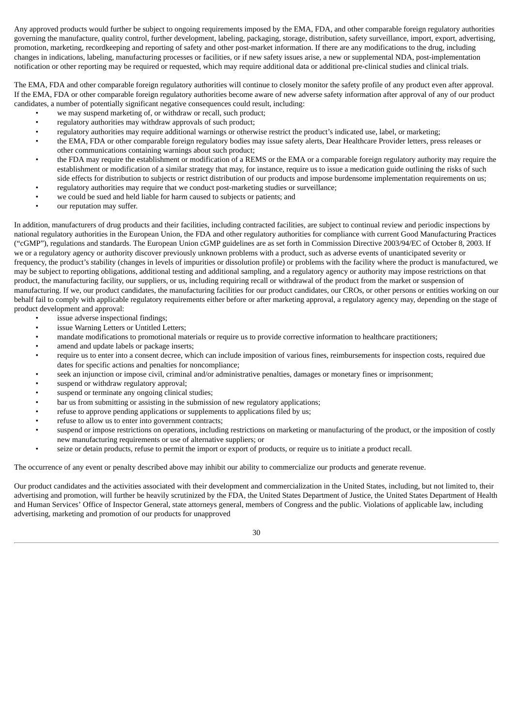Any approved products would further be subject to ongoing requirements imposed by the EMA, FDA, and other comparable foreign regulatory authorities governing the manufacture, quality control, further development, labeling, packaging, storage, distribution, safety surveillance, import, export, advertising, promotion, marketing, recordkeeping and reporting of safety and other post-market information. If there are any modifications to the drug, including changes in indications, labeling, manufacturing processes or facilities, or if new safety issues arise, a new or supplemental NDA, post-implementation notification or other reporting may be required or requested, which may require additional data or additional pre-clinical studies and clinical trials.

The EMA, FDA and other comparable foreign regulatory authorities will continue to closely monitor the safety profile of any product even after approval. If the EMA, FDA or other comparable foreign regulatory authorities become aware of new adverse safety information after approval of any of our product candidates, a number of potentially significant negative consequences could result, including:

- we may suspend marketing of, or withdraw or recall, such product;
- regulatory authorities may withdraw approvals of such product;
- regulatory authorities may require additional warnings or otherwise restrict the product's indicated use, label, or marketing;
- the EMA, FDA or other comparable foreign regulatory bodies may issue safety alerts, Dear Healthcare Provider letters, press releases or other communications containing warnings about such product;
- the FDA may require the establishment or modification of a REMS or the EMA or a comparable foreign regulatory authority may require the establishment or modification of a similar strategy that may, for instance, require us to issue a medication guide outlining the risks of such side effects for distribution to subjects or restrict distribution of our products and impose burdensome implementation requirements on us;
- regulatory authorities may require that we conduct post-marketing studies or surveillance;
- we could be sued and held liable for harm caused to subjects or patients; and
- our reputation may suffer.

In addition, manufacturers of drug products and their facilities, including contracted facilities, are subject to continual review and periodic inspections by national regulatory authorities in the European Union, the FDA and other regulatory authorities for compliance with current Good Manufacturing Practices ("cGMP"), regulations and standards. The European Union cGMP guidelines are as set forth in Commission Directive 2003/94/EC of October 8, 2003. If we or a regulatory agency or authority discover previously unknown problems with a product, such as adverse events of unanticipated severity or frequency, the product's stability (changes in levels of impurities or dissolution profile) or problems with the facility where the product is manufactured, we may be subject to reporting obligations, additional testing and additional sampling, and a regulatory agency or authority may impose restrictions on that product, the manufacturing facility, our suppliers, or us, including requiring recall or withdrawal of the product from the market or suspension of manufacturing. If we, our product candidates, the manufacturing facilities for our product candidates, our CROs, or other persons or entities working on our behalf fail to comply with applicable regulatory requirements either before or after marketing approval, a regulatory agency may, depending on the stage of product development and approval:

- issue adverse inspectional findings;
- issue Warning Letters or Untitled Letters;
- mandate modifications to promotional materials or require us to provide corrective information to healthcare practitioners;
- amend and update labels or package inserts;
- require us to enter into a consent decree, which can include imposition of various fines, reimbursements for inspection costs, required due dates for specific actions and penalties for noncompliance;
- seek an injunction or impose civil, criminal and/or administrative penalties, damages or monetary fines or imprisonment;
- suspend or withdraw regulatory approval;
- suspend or terminate any ongoing clinical studies;
- bar us from submitting or assisting in the submission of new regulatory applications;
- refuse to approve pending applications or supplements to applications filed by us;
- refuse to allow us to enter into government contracts;
- suspend or impose restrictions on operations, including restrictions on marketing or manufacturing of the product, or the imposition of costly new manufacturing requirements or use of alternative suppliers; or
- seize or detain products, refuse to permit the import or export of products, or require us to initiate a product recall.

The occurrence of any event or penalty described above may inhibit our ability to commercialize our products and generate revenue.

Our product candidates and the activities associated with their development and commercialization in the United States, including, but not limited to, their advertising and promotion, will further be heavily scrutinized by the FDA, the United States Department of Justice, the United States Department of Health and Human Services' Office of Inspector General, state attorneys general, members of Congress and the public. Violations of applicable law, including advertising, marketing and promotion of our products for unapproved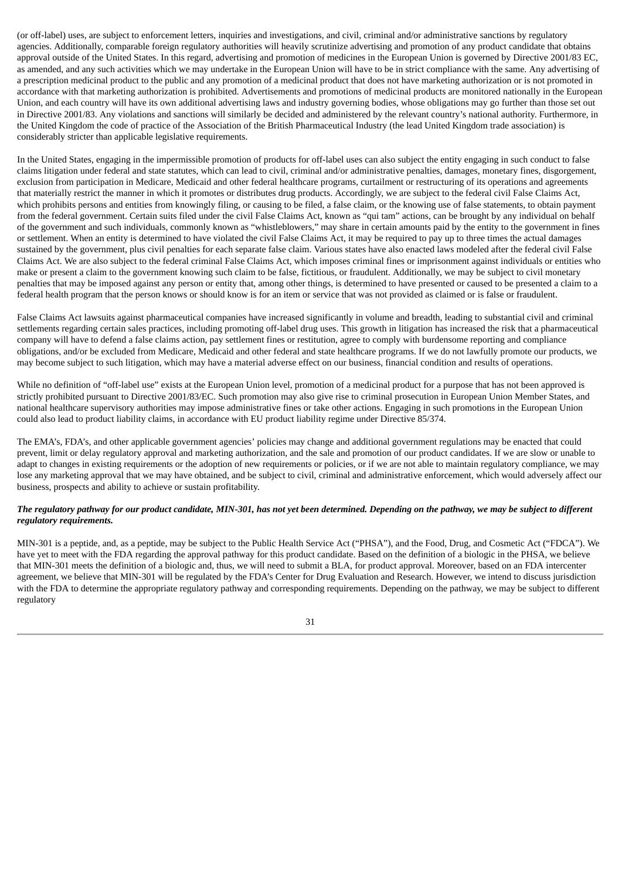(or off-label) uses, are subject to enforcement letters, inquiries and investigations, and civil, criminal and/or administrative sanctions by regulatory agencies. Additionally, comparable foreign regulatory authorities will heavily scrutinize advertising and promotion of any product candidate that obtains approval outside of the United States. In this regard, advertising and promotion of medicines in the European Union is governed by Directive 2001/83 EC, as amended, and any such activities which we may undertake in the European Union will have to be in strict compliance with the same. Any advertising of a prescription medicinal product to the public and any promotion of a medicinal product that does not have marketing authorization or is not promoted in accordance with that marketing authorization is prohibited. Advertisements and promotions of medicinal products are monitored nationally in the European Union, and each country will have its own additional advertising laws and industry governing bodies, whose obligations may go further than those set out in Directive 2001/83. Any violations and sanctions will similarly be decided and administered by the relevant country's national authority. Furthermore, in the United Kingdom the code of practice of the Association of the British Pharmaceutical Industry (the lead United Kingdom trade association) is considerably stricter than applicable legislative requirements.

In the United States, engaging in the impermissible promotion of products for off-label uses can also subject the entity engaging in such conduct to false claims litigation under federal and state statutes, which can lead to civil, criminal and/or administrative penalties, damages, monetary fines, disgorgement, exclusion from participation in Medicare, Medicaid and other federal healthcare programs, curtailment or restructuring of its operations and agreements that materially restrict the manner in which it promotes or distributes drug products. Accordingly, we are subject to the federal civil False Claims Act, which prohibits persons and entities from knowingly filing, or causing to be filed, a false claim, or the knowing use of false statements, to obtain payment from the federal government. Certain suits filed under the civil False Claims Act, known as "qui tam" actions, can be brought by any individual on behalf of the government and such individuals, commonly known as "whistleblowers," may share in certain amounts paid by the entity to the government in fines or settlement. When an entity is determined to have violated the civil False Claims Act, it may be required to pay up to three times the actual damages sustained by the government, plus civil penalties for each separate false claim. Various states have also enacted laws modeled after the federal civil False Claims Act. We are also subject to the federal criminal False Claims Act, which imposes criminal fines or imprisonment against individuals or entities who make or present a claim to the government knowing such claim to be false, fictitious, or fraudulent. Additionally, we may be subject to civil monetary penalties that may be imposed against any person or entity that, among other things, is determined to have presented or caused to be presented a claim to a federal health program that the person knows or should know is for an item or service that was not provided as claimed or is false or fraudulent.

False Claims Act lawsuits against pharmaceutical companies have increased significantly in volume and breadth, leading to substantial civil and criminal settlements regarding certain sales practices, including promoting off-label drug uses. This growth in litigation has increased the risk that a pharmaceutical company will have to defend a false claims action, pay settlement fines or restitution, agree to comply with burdensome reporting and compliance obligations, and/or be excluded from Medicare, Medicaid and other federal and state healthcare programs. If we do not lawfully promote our products, we may become subject to such litigation, which may have a material adverse effect on our business, financial condition and results of operations.

While no definition of "off-label use" exists at the European Union level, promotion of a medicinal product for a purpose that has not been approved is strictly prohibited pursuant to Directive 2001/83/EC. Such promotion may also give rise to criminal prosecution in European Union Member States, and national healthcare supervisory authorities may impose administrative fines or take other actions. Engaging in such promotions in the European Union could also lead to product liability claims, in accordance with EU product liability regime under Directive 85/374.

The EMA's, FDA's, and other applicable government agencies' policies may change and additional government regulations may be enacted that could prevent, limit or delay regulatory approval and marketing authorization, and the sale and promotion of our product candidates. If we are slow or unable to adapt to changes in existing requirements or the adoption of new requirements or policies, or if we are not able to maintain regulatory compliance, we may lose any marketing approval that we may have obtained, and be subject to civil, criminal and administrative enforcement, which would adversely affect our business, prospects and ability to achieve or sustain profitability.

***The regulatory pathway for our product candidate, MIN-301, has not yet been determined. Depending on the pathway, we may be subject to different regulatory requirements.***

MIN-301 is a peptide, and, as a peptide, may be subject to the Public Health Service Act ("PHSA"), and the Food, Drug, and Cosmetic Act ("FDCA"). We have yet to meet with the FDA regarding the approval pathway for this product candidate. Based on the definition of a biologic in the PHSA, we believe that MIN-301 meets the definition of a biologic and, thus, we will need to submit a BLA, for product approval. Moreover, based on an FDA intercenter agreement, we believe that MIN-301 will be regulated by the FDA's Center for Drug Evaluation and Research. However, we intend to discuss jurisdiction with the FDA to determine the appropriate regulatory pathway and corresponding requirements. Depending on the pathway, we may be subject to different regulatory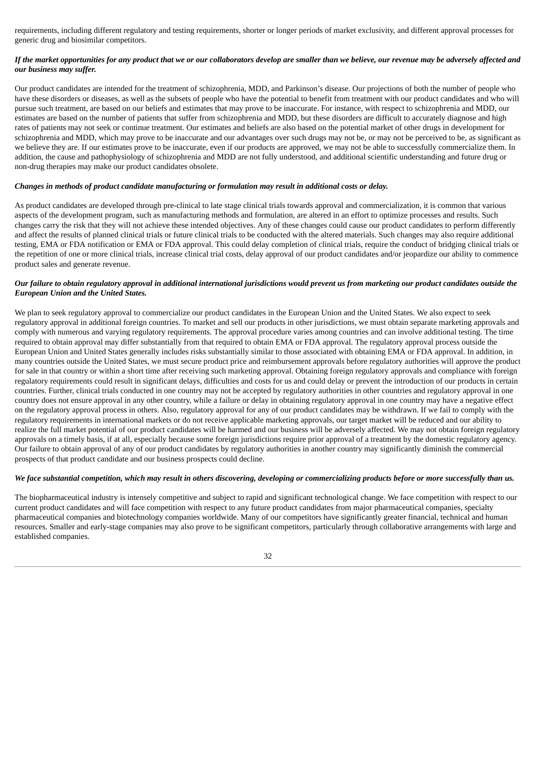requirements, including different regulatory and testing requirements, shorter or longer periods of market exclusivity, and different approval processes for generic drug and biosimilar competitors.

***If the market opportunities for any product that we or our collaborators develop are smaller than we believe, our revenue may be adversely affected and our business may suffer.***

Our product candidates are intended for the treatment of schizophrenia, MDD, and Parkinson's disease. Our projections of both the number of people who have these disorders or diseases, as well as the subsets of people who have the potential to benefit from treatment with our product candidates and who will pursue such treatment, are based on our beliefs and estimates that may prove to be inaccurate. For instance, with respect to schizophrenia and MDD, our estimates are based on the number of patients that suffer from schizophrenia and MDD, but these disorders are difficult to accurately diagnose and high rates of patients may not seek or continue treatment. Our estimates and beliefs are also based on the potential market of other drugs in development for schizophrenia and MDD, which may prove to be inaccurate and our advantages over such drugs may not be, or may not be perceived to be, as significant as we believe they are. If our estimates prove to be inaccurate, even if our products are approved, we may not be able to successfully commercialize them. In addition, the cause and pathophysiology of schizophrenia and MDD are not fully understood, and additional scientific understanding and future drug or non-drug therapies may make our product candidates obsolete.

***Changes in methods of product candidate manufacturing or formulation may result in additional costs or delay.***

As product candidates are developed through pre-clinical to late stage clinical trials towards approval and commercialization, it is common that various aspects of the development program, such as manufacturing methods and formulation, are altered in an effort to optimize processes and results. Such changes carry the risk that they will not achieve these intended objectives. Any of these changes could cause our product candidates to perform differently and affect the results of planned clinical trials or future clinical trials to be conducted with the altered materials. Such changes may also require additional testing, EMA or FDA notification or EMA or FDA approval. This could delay completion of clinical trials, require the conduct of bridging clinical trials or the repetition of one or more clinical trials, increase clinical trial costs, delay approval of our product candidates and/or jeopardize our ability to commence product sales and generate revenue.

***Our failure to obtain regulatory approval in additional international jurisdictions would prevent us from marketing our product candidates outside the European Union and the United States.***

We plan to seek regulatory approval to commercialize our product candidates in the European Union and the United States. We also expect to seek regulatory approval in additional foreign countries. To market and sell our products in other jurisdictions, we must obtain separate marketing approvals and comply with numerous and varying regulatory requirements. The approval procedure varies among countries and can involve additional testing. The time required to obtain approval may differ substantially from that required to obtain EMA or FDA approval. The regulatory approval process outside the European Union and United States generally includes risks substantially similar to those associated with obtaining EMA or FDA approval. In addition, in many countries outside the United States, we must secure product price and reimbursement approvals before regulatory authorities will approve the product for sale in that country or within a short time after receiving such marketing approval. Obtaining foreign regulatory approvals and compliance with foreign regulatory requirements could result in significant delays, difficulties and costs for us and could delay or prevent the introduction of our products in certain countries. Further, clinical trials conducted in one country may not be accepted by regulatory authorities in other countries and regulatory approval in one country does not ensure approval in any other country, while a failure or delay in obtaining regulatory approval in one country may have a negative effect on the regulatory approval process in others. Also, regulatory approval for any of our product candidates may be withdrawn. If we fail to comply with the regulatory requirements in international markets or do not receive applicable marketing approvals, our target market will be reduced and our ability to realize the full market potential of our product candidates will be harmed and our business will be adversely affected. We may not obtain foreign regulatory approvals on a timely basis, if at all, especially because some foreign jurisdictions require prior approval of a treatment by the domestic regulatory agency. Our failure to obtain approval of any of our product candidates by regulatory authorities in another country may significantly diminish the commercial prospects of that product candidate and our business prospects could decline.

***We face substantial competition, which may result in others discovering, developing or commercializing products before or more successfully than us.***

The biopharmaceutical industry is intensely competitive and subject to rapid and significant technological change. We face competition with respect to our current product candidates and will face competition with respect to any future product candidates from major pharmaceutical companies, specialty pharmaceutical companies and biotechnology companies worldwide. Many of our competitors have significantly greater financial, technical and human resources. Smaller and early-stage companies may also prove to be significant competitors, particularly through collaborative arrangements with large and established companies.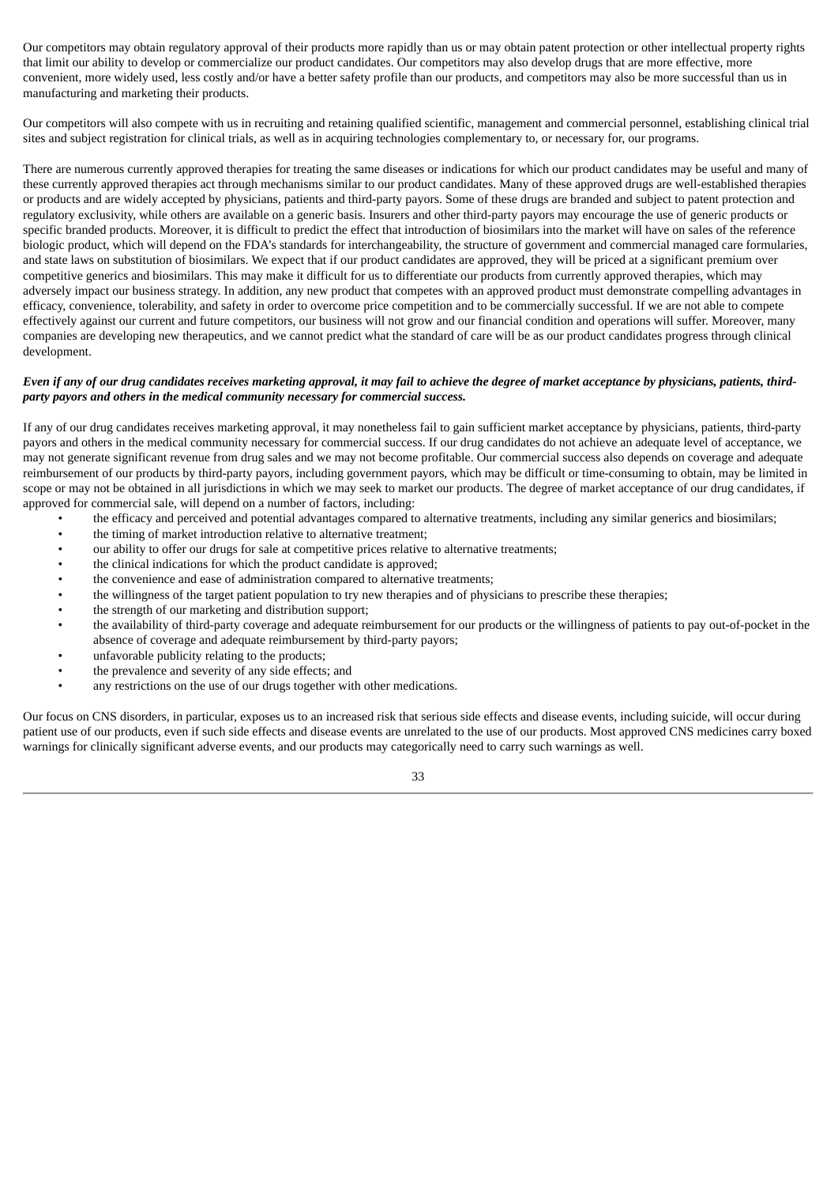Our competitors may obtain regulatory approval of their products more rapidly than us or may obtain patent protection or other intellectual property rights that limit our ability to develop or commercialize our product candidates. Our competitors may also develop drugs that are more effective, more convenient, more widely used, less costly and/or have a better safety profile than our products, and competitors may also be more successful than us in manufacturing and marketing their products.

Our competitors will also compete with us in recruiting and retaining qualified scientific, management and commercial personnel, establishing clinical trial sites and subject registration for clinical trials, as well as in acquiring technologies complementary to, or necessary for, our programs.

There are numerous currently approved therapies for treating the same diseases or indications for which our product candidates may be useful and many of these currently approved therapies act through mechanisms similar to our product candidates. Many of these approved drugs are well-established therapies or products and are widely accepted by physicians, patients and third-party payors. Some of these drugs are branded and subject to patent protection and regulatory exclusivity, while others are available on a generic basis. Insurers and other third-party payors may encourage the use of generic products or specific branded products. Moreover, it is difficult to predict the effect that introduction of biosimilars into the market will have on sales of the reference biologic product, which will depend on the FDA's standards for interchangeability, the structure of government and commercial managed care formularies, and state laws on substitution of biosimilars. We expect that if our product candidates are approved, they will be priced at a significant premium over competitive generics and biosimilars. This may make it difficult for us to differentiate our products from currently approved therapies, which may adversely impact our business strategy. In addition, any new product that competes with an approved product must demonstrate compelling advantages in efficacy, convenience, tolerability, and safety in order to overcome price competition and to be commercially successful. If we are not able to compete effectively against our current and future competitors, our business will not grow and our financial condition and operations will suffer. Moreover, many companies are developing new therapeutics, and we cannot predict what the standard of care will be as our product candidates progress through clinical development.

***Even if any of our drug candidates receives marketing approval, it may fail to achieve the degree of market acceptance by physicians, patients, third-party payors and others in the medical community necessary for commercial success.***

If any of our drug candidates receives marketing approval, it may nonetheless fail to gain sufficient market acceptance by physicians, patients, third-party payors and others in the medical community necessary for commercial success. If our drug candidates do not achieve an adequate level of acceptance, we may not generate significant revenue from drug sales and we may not become profitable. Our commercial success also depends on coverage and adequate reimbursement of our products by third-party payors, including government payors, which may be difficult or time-consuming to obtain, may be limited in scope or may not be obtained in all jurisdictions in which we may seek to market our products. The degree of market acceptance of our drug candidates, if approved for commercial sale, will depend on a number of factors, including:

- the efficacy and perceived and potential advantages compared to alternative treatments, including any similar generics and biosimilars;
- the timing of market introduction relative to alternative treatment;
- our ability to offer our drugs for sale at competitive prices relative to alternative treatments;
- the clinical indications for which the product candidate is approved;
- the convenience and ease of administration compared to alternative treatments;
- the willingness of the target patient population to try new therapies and of physicians to prescribe these therapies;
- the strength of our marketing and distribution support;
- the availability of third-party coverage and adequate reimbursement for our products or the willingness of patients to pay out-of-pocket in the absence of coverage and adequate reimbursement by third-party payors;
- unfavorable publicity relating to the products;
- the prevalence and severity of any side effects; and
- any restrictions on the use of our drugs together with other medications.

Our focus on CNS disorders, in particular, exposes us to an increased risk that serious side effects and disease events, including suicide, will occur during patient use of our products, even if such side effects and disease events are unrelated to the use of our products. Most approved CNS medicines carry boxed warnings for clinically significant adverse events, and our products may categorically need to carry such warnings as well.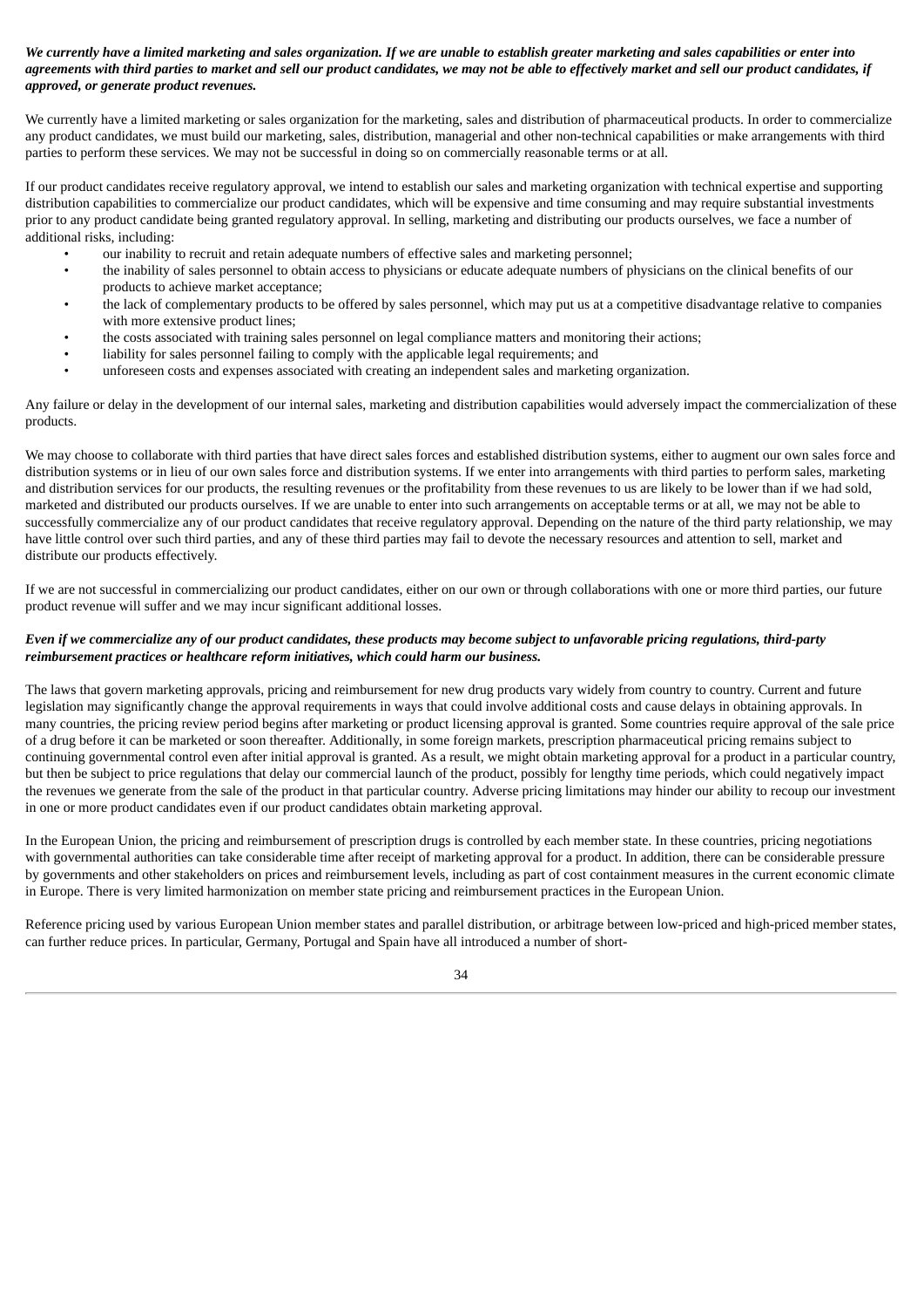***We currently have a limited marketing and sales organization. If we are unable to establish greater marketing and sales capabilities or enter into agreements with third parties to market and sell our product candidates, we may not be able to effectively market and sell our product candidates, if approved, or generate product revenues.***

We currently have a limited marketing or sales organization for the marketing, sales and distribution of pharmaceutical products. In order to commercialize any product candidates, we must build our marketing, sales, distribution, managerial and other non-technical capabilities or make arrangements with third parties to perform these services. We may not be successful in doing so on commercially reasonable terms or at all.

If our product candidates receive regulatory approval, we intend to establish our sales and marketing organization with technical expertise and supporting distribution capabilities to commercialize our product candidates, which will be expensive and time consuming and may require substantial investments prior to any product candidate being granted regulatory approval. In selling, marketing and distributing our products ourselves, we face a number of additional risks, including:

- our inability to recruit and retain adequate numbers of effective sales and marketing personnel;
- the inability of sales personnel to obtain access to physicians or educate adequate numbers of physicians on the clinical benefits of our products to achieve market acceptance;
- the lack of complementary products to be offered by sales personnel, which may put us at a competitive disadvantage relative to companies with more extensive product lines;
- the costs associated with training sales personnel on legal compliance matters and monitoring their actions;
- liability for sales personnel failing to comply with the applicable legal requirements; and
- unforeseen costs and expenses associated with creating an independent sales and marketing organization.

Any failure or delay in the development of our internal sales, marketing and distribution capabilities would adversely impact the commercialization of these products.

We may choose to collaborate with third parties that have direct sales forces and established distribution systems, either to augment our own sales force and distribution systems or in lieu of our own sales force and distribution systems. If we enter into arrangements with third parties to perform sales, marketing and distribution services for our products, the resulting revenues or the profitability from these revenues to us are likely to be lower than if we had sold, marketed and distributed our products ourselves. If we are unable to enter into such arrangements on acceptable terms or at all, we may not be able to successfully commercialize any of our product candidates that receive regulatory approval. Depending on the nature of the third party relationship, we may have little control over such third parties, and any of these third parties may fail to devote the necessary resources and attention to sell, market and distribute our products effectively.

If we are not successful in commercializing our product candidates, either on our own or through collaborations with one or more third parties, our future product revenue will suffer and we may incur significant additional losses.

***Even if we commercialize any of our product candidates, these products may become subject to unfavorable pricing regulations, third-party reimbursement practices or healthcare reform initiatives, which could harm our business.***

The laws that govern marketing approvals, pricing and reimbursement for new drug products vary widely from country to country. Current and future legislation may significantly change the approval requirements in ways that could involve additional costs and cause delays in obtaining approvals. In many countries, the pricing review period begins after marketing or product licensing approval is granted. Some countries require approval of the sale price of a drug before it can be marketed or soon thereafter. Additionally, in some foreign markets, prescription pharmaceutical pricing remains subject to continuing governmental control even after initial approval is granted. As a result, we might obtain marketing approval for a product in a particular country, but then be subject to price regulations that delay our commercial launch of the product, possibly for lengthy time periods, which could negatively impact the revenues we generate from the sale of the product in that particular country. Adverse pricing limitations may hinder our ability to recoup our investment in one or more product candidates even if our product candidates obtain marketing approval.

In the European Union, the pricing and reimbursement of prescription drugs is controlled by each member state. In these countries, pricing negotiations with governmental authorities can take considerable time after receipt of marketing approval for a product. In addition, there can be considerable pressure by governments and other stakeholders on prices and reimbursement levels, including as part of cost containment measures in the current economic climate in Europe. There is very limited harmonization on member state pricing and reimbursement practices in the European Union.

Reference pricing used by various European Union member states and parallel distribution, or arbitrage between low-priced and high-priced member states, can further reduce prices. In particular, Germany, Portugal and Spain have all introduced a number of short-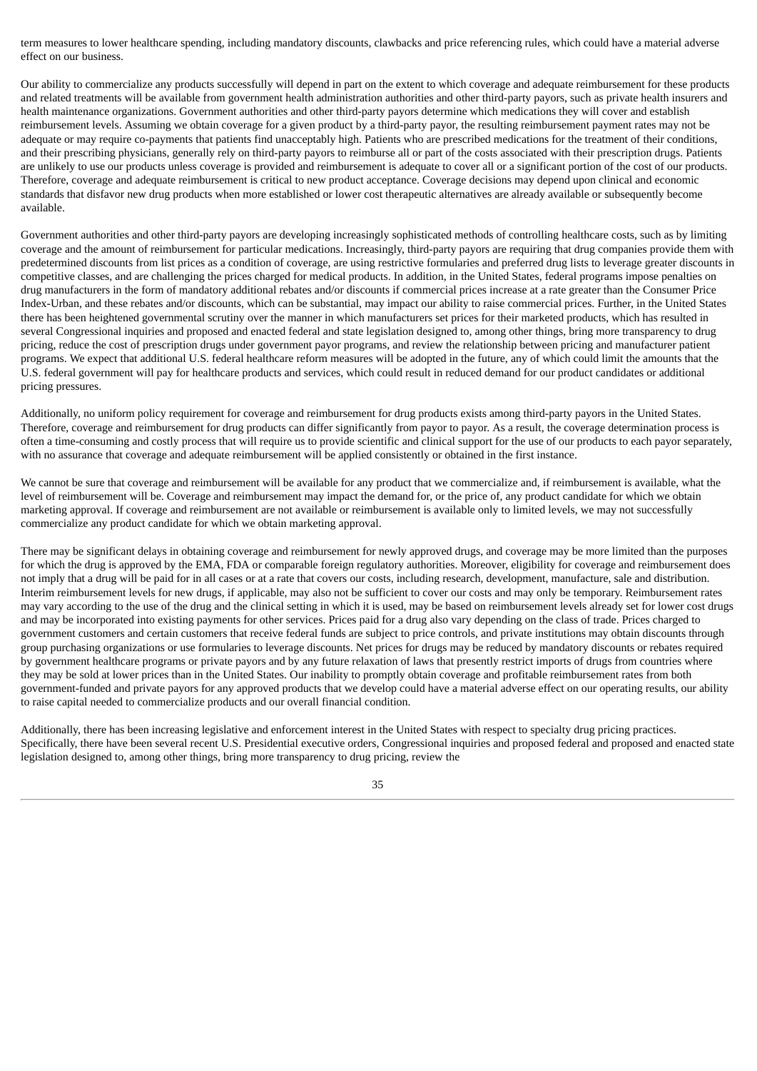term measures to lower healthcare spending, including mandatory discounts, clawbacks and price referencing rules, which could have a material adverse effect on our business.

Our ability to commercialize any products successfully will depend in part on the extent to which coverage and adequate reimbursement for these products and related treatments will be available from government health administration authorities and other third-party payors, such as private health insurers and health maintenance organizations. Government authorities and other third-party payors determine which medications they will cover and establish reimbursement levels. Assuming we obtain coverage for a given product by a third-party payor, the resulting reimbursement payment rates may not be adequate or may require co-payments that patients find unacceptably high. Patients who are prescribed medications for the treatment of their conditions, and their prescribing physicians, generally rely on third-party payors to reimburse all or part of the costs associated with their prescription drugs. Patients are unlikely to use our products unless coverage is provided and reimbursement is adequate to cover all or a significant portion of the cost of our products. Therefore, coverage and adequate reimbursement is critical to new product acceptance. Coverage decisions may depend upon clinical and economic standards that disfavor new drug products when more established or lower cost therapeutic alternatives are already available or subsequently become available.

Government authorities and other third-party payors are developing increasingly sophisticated methods of controlling healthcare costs, such as by limiting coverage and the amount of reimbursement for particular medications. Increasingly, third-party payors are requiring that drug companies provide them with predetermined discounts from list prices as a condition of coverage, are using restrictive formularies and preferred drug lists to leverage greater discounts in competitive classes, and are challenging the prices charged for medical products. In addition, in the United States, federal programs impose penalties on drug manufacturers in the form of mandatory additional rebates and/or discounts if commercial prices increase at a rate greater than the Consumer Price Index-Urban, and these rebates and/or discounts, which can be substantial, may impact our ability to raise commercial prices. Further, in the United States there has been heightened governmental scrutiny over the manner in which manufacturers set prices for their marketed products, which has resulted in several Congressional inquiries and proposed and enacted federal and state legislation designed to, among other things, bring more transparency to drug pricing, reduce the cost of prescription drugs under government payor programs, and review the relationship between pricing and manufacturer patient programs. We expect that additional U.S. federal healthcare reform measures will be adopted in the future, any of which could limit the amounts that the U.S. federal government will pay for healthcare products and services, which could result in reduced demand for our product candidates or additional pricing pressures.

Additionally, no uniform policy requirement for coverage and reimbursement for drug products exists among third-party payors in the United States. Therefore, coverage and reimbursement for drug products can differ significantly from payor to payor. As a result, the coverage determination process is often a time-consuming and costly process that will require us to provide scientific and clinical support for the use of our products to each payor separately, with no assurance that coverage and adequate reimbursement will be applied consistently or obtained in the first instance.

We cannot be sure that coverage and reimbursement will be available for any product that we commercialize and, if reimbursement is available, what the level of reimbursement will be. Coverage and reimbursement may impact the demand for, or the price of, any product candidate for which we obtain marketing approval. If coverage and reimbursement are not available or reimbursement is available only to limited levels, we may not successfully commercialize any product candidate for which we obtain marketing approval.

There may be significant delays in obtaining coverage and reimbursement for newly approved drugs, and coverage may be more limited than the purposes for which the drug is approved by the EMA, FDA or comparable foreign regulatory authorities. Moreover, eligibility for coverage and reimbursement does not imply that a drug will be paid for in all cases or at a rate that covers our costs, including research, development, manufacture, sale and distribution. Interim reimbursement levels for new drugs, if applicable, may also not be sufficient to cover our costs and may only be temporary. Reimbursement rates may vary according to the use of the drug and the clinical setting in which it is used, may be based on reimbursement levels already set for lower cost drugs and may be incorporated into existing payments for other services. Prices paid for a drug also vary depending on the class of trade. Prices charged to government customers and certain customers that receive federal funds are subject to price controls, and private institutions may obtain discounts through group purchasing organizations or use formularies to leverage discounts. Net prices for drugs may be reduced by mandatory discounts or rebates required by government healthcare programs or private payors and by any future relaxation of laws that presently restrict imports of drugs from countries where they may be sold at lower prices than in the United States. Our inability to promptly obtain coverage and profitable reimbursement rates from both government-funded and private payors for any approved products that we develop could have a material adverse effect on our operating results, our ability to raise capital needed to commercialize products and our overall financial condition.

Additionally, there has been increasing legislative and enforcement interest in the United States with respect to specialty drug pricing practices. Specifically, there have been several recent U.S. Presidential executive orders, Congressional inquiries and proposed federal and proposed and enacted state legislation designed to, among other things, bring more transparency to drug pricing, review the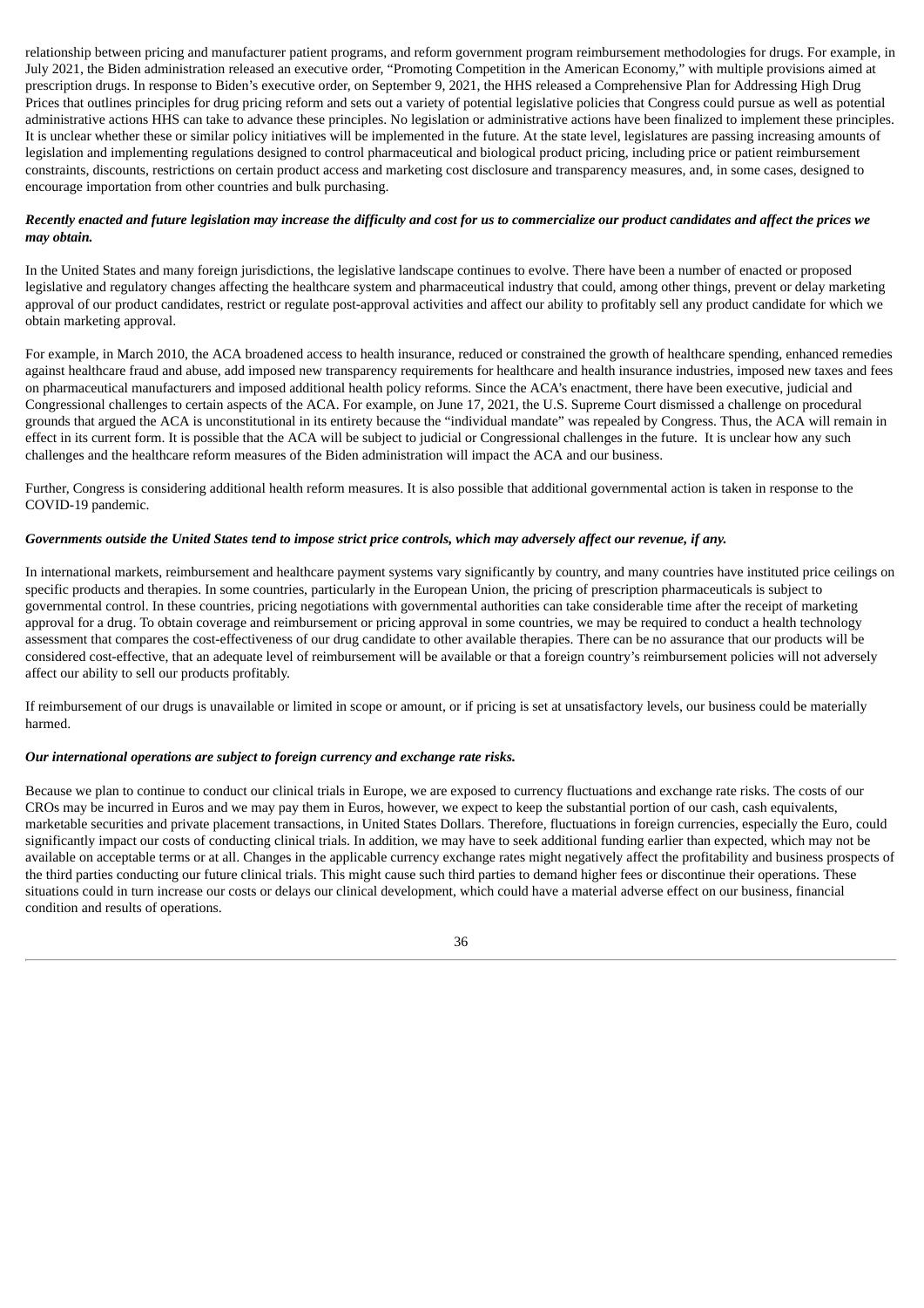relationship between pricing and manufacturer patient programs, and reform government program reimbursement methodologies for drugs. For example, in July 2021, the Biden administration released an executive order, "Promoting Competition in the American Economy," with multiple provisions aimed at prescription drugs. In response to Biden's executive order, on September 9, 2021, the HHS released a Comprehensive Plan for Addressing High Drug Prices that outlines principles for drug pricing reform and sets out a variety of potential legislative policies that Congress could pursue as well as potential administrative actions HHS can take to advance these principles. No legislation or administrative actions have been finalized to implement these principles. It is unclear whether these or similar policy initiatives will be implemented in the future. At the state level, legislatures are passing increasing amounts of legislation and implementing regulations designed to control pharmaceutical and biological product pricing, including price or patient reimbursement constraints, discounts, restrictions on certain product access and marketing cost disclosure and transparency measures, and, in some cases, designed to encourage importation from other countries and bulk purchasing.

***Recently enacted and future legislation may increase the difficulty and cost for us to commercialize our product candidates and affect the prices we may obtain.***

In the United States and many foreign jurisdictions, the legislative landscape continues to evolve. There have been a number of enacted or proposed legislative and regulatory changes affecting the healthcare system and pharmaceutical industry that could, among other things, prevent or delay marketing approval of our product candidates, restrict or regulate post-approval activities and affect our ability to profitably sell any product candidate for which we obtain marketing approval.

For example, in March 2010, the ACA broadened access to health insurance, reduced or constrained the growth of healthcare spending, enhanced remedies against healthcare fraud and abuse, add imposed new transparency requirements for healthcare and health insurance industries, imposed new taxes and fees on pharmaceutical manufacturers and imposed additional health policy reforms. Since the ACA's enactment, there have been executive, judicial and Congressional challenges to certain aspects of the ACA. For example, on June 17, 2021, the U.S. Supreme Court dismissed a challenge on procedural grounds that argued the ACA is unconstitutional in its entirety because the "individual mandate" was repealed by Congress. Thus, the ACA will remain in effect in its current form. It is possible that the ACA will be subject to judicial or Congressional challenges in the future. It is unclear how any such challenges and the healthcare reform measures of the Biden administration will impact the ACA and our business.

Further, Congress is considering additional health reform measures. It is also possible that additional governmental action is taken in response to the COVID-19 pandemic.

***Governments outside the United States tend to impose strict price controls, which may adversely affect our revenue, if any.***

In international markets, reimbursement and healthcare payment systems vary significantly by country, and many countries have instituted price ceilings on specific products and therapies. In some countries, particularly in the European Union, the pricing of prescription pharmaceuticals is subject to governmental control. In these countries, pricing negotiations with governmental authorities can take considerable time after the receipt of marketing approval for a drug. To obtain coverage and reimbursement or pricing approval in some countries, we may be required to conduct a health technology assessment that compares the cost-effectiveness of our drug candidate to other available therapies. There can be no assurance that our products will be considered cost-effective, that an adequate level of reimbursement will be available or that a foreign country's reimbursement policies will not adversely affect our ability to sell our products profitably.

If reimbursement of our drugs is unavailable or limited in scope or amount, or if pricing is set at unsatisfactory levels, our business could be materially harmed.

***Our international operations are subject to foreign currency and exchange rate risks.***

Because we plan to continue to conduct our clinical trials in Europe, we are exposed to currency fluctuations and exchange rate risks. The costs of our CROs may be incurred in Euros and we may pay them in Euros, however, we expect to keep the substantial portion of our cash, cash equivalents, marketable securities and private placement transactions, in United States Dollars. Therefore, fluctuations in foreign currencies, especially the Euro, could significantly impact our costs of conducting clinical trials. In addition, we may have to seek additional funding earlier than expected, which may not be available on acceptable terms or at all. Changes in the applicable currency exchange rates might negatively affect the profitability and business prospects of the third parties conducting our future clinical trials. This might cause such third parties to demand higher fees or discontinue their operations. These situations could in turn increase our costs or delays our clinical development, which could have a material adverse effect on our business, financial condition and results of operations.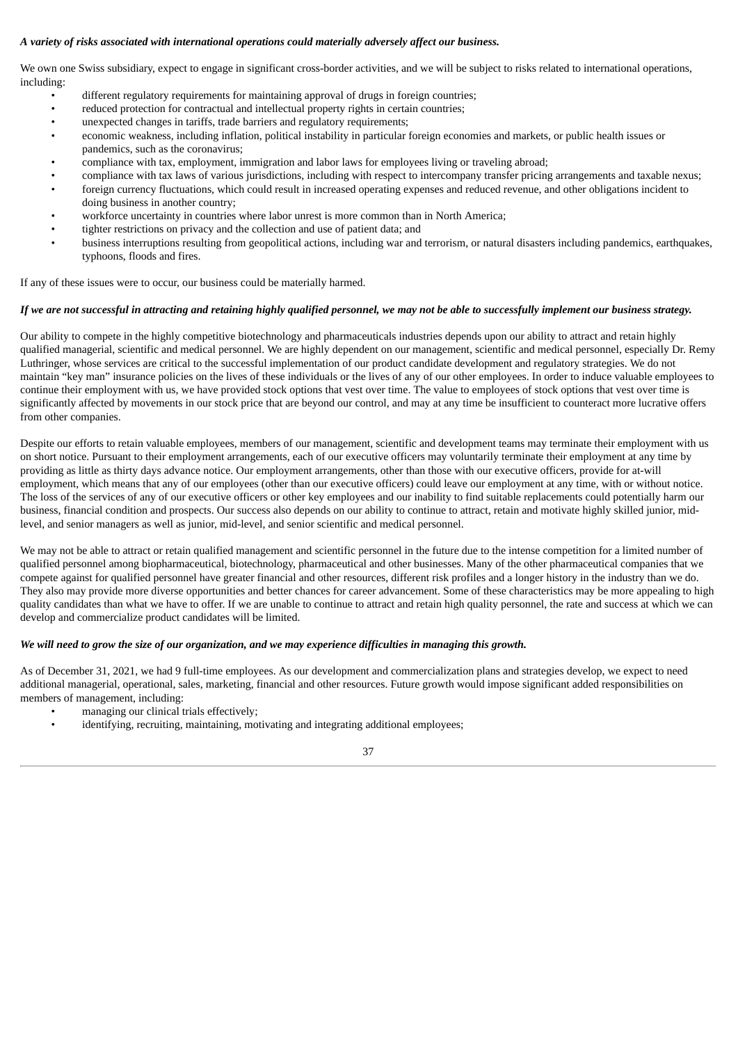*A variety of risks associated with international operations could materially adversely affect our business.*

We own one Swiss subsidiary, expect to engage in significant cross-border activities, and we will be subject to risks related to international operations, including:

- different regulatory requirements for maintaining approval of drugs in foreign countries;
- reduced protection for contractual and intellectual property rights in certain countries;
- unexpected changes in tariffs, trade barriers and regulatory requirements;
- economic weakness, including inflation, political instability in particular foreign economies and markets, or public health issues or pandemics, such as the coronavirus;
- compliance with tax, employment, immigration and labor laws for employees living or traveling abroad;
- compliance with tax laws of various jurisdictions, including with respect to intercompany transfer pricing arrangements and taxable nexus;
- foreign currency fluctuations, which could result in increased operating expenses and reduced revenue, and other obligations incident to doing business in another country;
- workforce uncertainty in countries where labor unrest is more common than in North America;
- tighter restrictions on privacy and the collection and use of patient data; and
- business interruptions resulting from geopolitical actions, including war and terrorism, or natural disasters including pandemics, earthquakes, typhoons, floods and fires.

If any of these issues were to occur, our business could be materially harmed.

*If we are not successful in attracting and retaining highly qualified personnel, we may not be able to successfully implement our business strategy.*

Our ability to compete in the highly competitive biotechnology and pharmaceuticals industries depends upon our ability to attract and retain highly qualified managerial, scientific and medical personnel. We are highly dependent on our management, scientific and medical personnel, especially Dr. Remy Luthringer, whose services are critical to the successful implementation of our product candidate development and regulatory strategies. We do not maintain "key man" insurance policies on the lives of these individuals or the lives of any of our other employees. In order to induce valuable employees to continue their employment with us, we have provided stock options that vest over time. The value to employees of stock options that vest over time is significantly affected by movements in our stock price that are beyond our control, and may at any time be insufficient to counteract more lucrative offers from other companies.

Despite our efforts to retain valuable employees, members of our management, scientific and development teams may terminate their employment with us on short notice. Pursuant to their employment arrangements, each of our executive officers may voluntarily terminate their employment at any time by providing as little as thirty days advance notice. Our employment arrangements, other than those with our executive officers, provide for at-will employment, which means that any of our employees (other than our executive officers) could leave our employment at any time, with or without notice. The loss of the services of any of our executive officers or other key employees and our inability to find suitable replacements could potentially harm our business, financial condition and prospects. Our success also depends on our ability to continue to attract, retain and motivate highly skilled junior, mid-level, and senior managers as well as junior, mid-level, and senior scientific and medical personnel.

We may not be able to attract or retain qualified management and scientific personnel in the future due to the intense competition for a limited number of qualified personnel among biopharmaceutical, biotechnology, pharmaceutical and other businesses. Many of the other pharmaceutical companies that we compete against for qualified personnel have greater financial and other resources, different risk profiles and a longer history in the industry than we do. They also may provide more diverse opportunities and better chances for career advancement. Some of these characteristics may be more appealing to high quality candidates than what we have to offer. If we are unable to continue to attract and retain high quality personnel, the rate and success at which we can develop and commercialize product candidates will be limited.

*We will need to grow the size of our organization, and we may experience difficulties in managing this growth.*

As of December 31, 2021, we had 9 full-time employees. As our development and commercialization plans and strategies develop, we expect to need additional managerial, operational, sales, marketing, financial and other resources. Future growth would impose significant added responsibilities on members of management, including:

- managing our clinical trials effectively;
- identifying, recruiting, maintaining, motivating and integrating additional employees;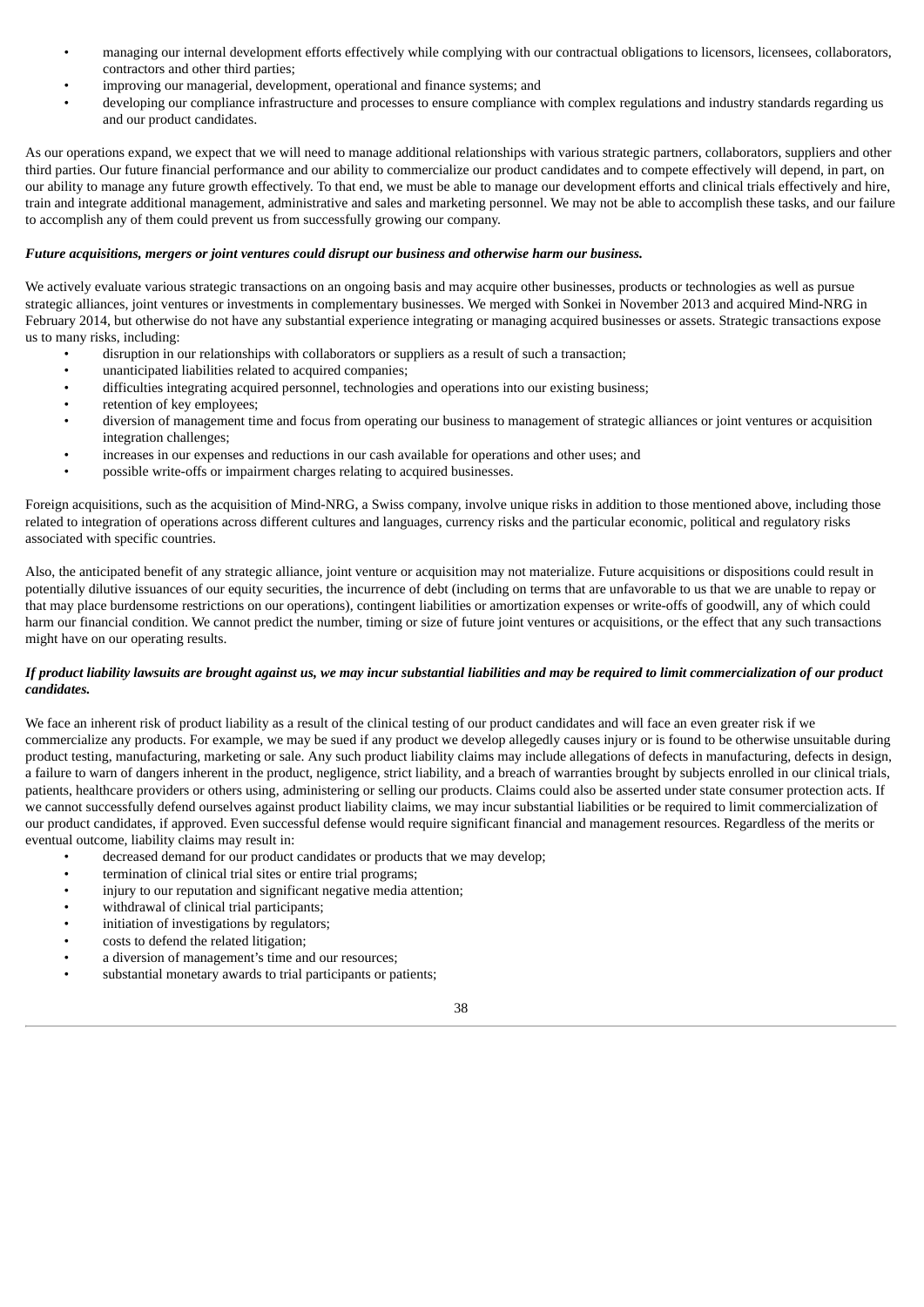- managing our internal development efforts effectively while complying with our contractual obligations to licensors, licensees, collaborators, contractors and other third parties;
- improving our managerial, development, operational and finance systems; and
- developing our compliance infrastructure and processes to ensure compliance with complex regulations and industry standards regarding us and our product candidates.

As our operations expand, we expect that we will need to manage additional relationships with various strategic partners, collaborators, suppliers and other third parties. Our future financial performance and our ability to commercialize our product candidates and to compete effectively will depend, in part, on our ability to manage any future growth effectively. To that end, we must be able to manage our development efforts and clinical trials effectively and hire, train and integrate additional management, administrative and sales and marketing personnel. We may not be able to accomplish these tasks, and our failure to accomplish any of them could prevent us from successfully growing our company.

***Future acquisitions, mergers or joint ventures could disrupt our business and otherwise harm our business.***

We actively evaluate various strategic transactions on an ongoing basis and may acquire other businesses, products or technologies as well as pursue strategic alliances, joint ventures or investments in complementary businesses. We merged with Sonkei in November 2013 and acquired Mind-NRG in February 2014, but otherwise do not have any substantial experience integrating or managing acquired businesses or assets. Strategic transactions expose us to many risks, including:

- disruption in our relationships with collaborators or suppliers as a result of such a transaction;
- unanticipated liabilities related to acquired companies;
- difficulties integrating acquired personnel, technologies and operations into our existing business;
- retention of key employees;
- diversion of management time and focus from operating our business to management of strategic alliances or joint ventures or acquisition integration challenges;
- increases in our expenses and reductions in our cash available for operations and other uses; and
- possible write-offs or impairment charges relating to acquired businesses.

Foreign acquisitions, such as the acquisition of Mind-NRG, a Swiss company, involve unique risks in addition to those mentioned above, including those related to integration of operations across different cultures and languages, currency risks and the particular economic, political and regulatory risks associated with specific countries.

Also, the anticipated benefit of any strategic alliance, joint venture or acquisition may not materialize. Future acquisitions or dispositions could result in potentially dilutive issuances of our equity securities, the incurrence of debt (including on terms that are unfavorable to us that we are unable to repay or that may place burdensome restrictions on our operations), contingent liabilities or amortization expenses or write-offs of goodwill, any of which could harm our financial condition. We cannot predict the number, timing or size of future joint ventures or acquisitions, or the effect that any such transactions might have on our operating results.

***If product liability lawsuits are brought against us, we may incur substantial liabilities and may be required to limit commercialization of our product candidates.***

We face an inherent risk of product liability as a result of the clinical testing of our product candidates and will face an even greater risk if we commercialize any products. For example, we may be sued if any product we develop allegedly causes injury or is found to be otherwise unsuitable during product testing, manufacturing, marketing or sale. Any such product liability claims may include allegations of defects in manufacturing, defects in design, a failure to warn of dangers inherent in the product, negligence, strict liability, and a breach of warranties brought by subjects enrolled in our clinical trials, patients, healthcare providers or others using, administering or selling our products. Claims could also be asserted under state consumer protection acts. If we cannot successfully defend ourselves against product liability claims, we may incur substantial liabilities or be required to limit commercialization of our product candidates, if approved. Even successful defense would require significant financial and management resources. Regardless of the merits or eventual outcome, liability claims may result in:

- decreased demand for our product candidates or products that we may develop;
- termination of clinical trial sites or entire trial programs;
- injury to our reputation and significant negative media attention;
- withdrawal of clinical trial participants;
- initiation of investigations by regulators;
- costs to defend the related litigation;
- a diversion of management's time and our resources;
- substantial monetary awards to trial participants or patients;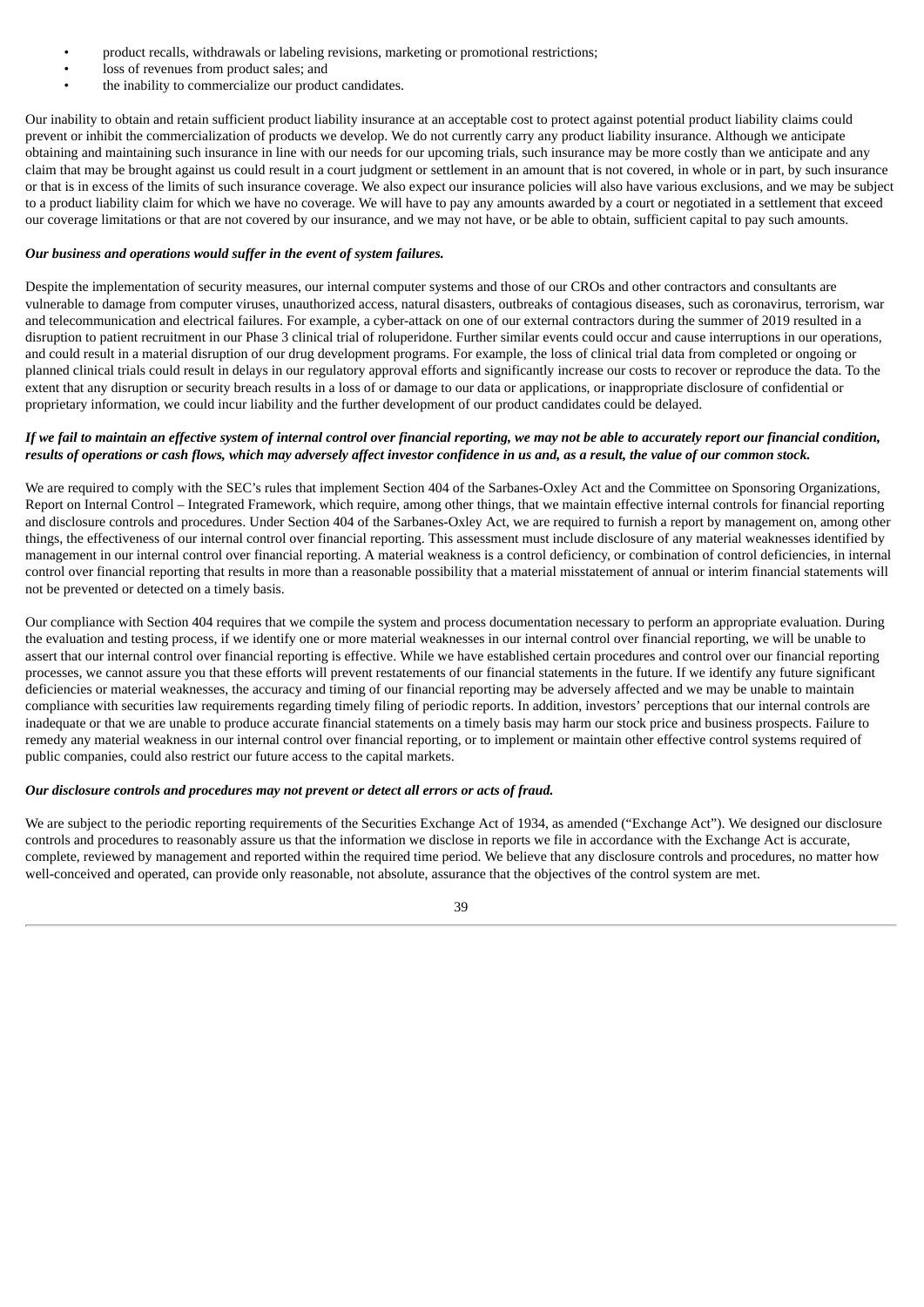- product recalls, withdrawals or labeling revisions, marketing or promotional restrictions;
- loss of revenues from product sales; and
- the inability to commercialize our product candidates.

Our inability to obtain and retain sufficient product liability insurance at an acceptable cost to protect against potential product liability claims could prevent or inhibit the commercialization of products we develop. We do not currently carry any product liability insurance. Although we anticipate obtaining and maintaining such insurance in line with our needs for our upcoming trials, such insurance may be more costly than we anticipate and any claim that may be brought against us could result in a court judgment or settlement in an amount that is not covered, in whole or in part, by such insurance or that is in excess of the limits of such insurance coverage. We also expect our insurance policies will also have various exclusions, and we may be subject to a product liability claim for which we have no coverage. We will have to pay any amounts awarded by a court or negotiated in a settlement that exceed our coverage limitations or that are not covered by our insurance, and we may not have, or be able to obtain, sufficient capital to pay such amounts.

***Our business and operations would suffer in the event of system failures.***

Despite the implementation of security measures, our internal computer systems and those of our CROs and other contractors and consultants are vulnerable to damage from computer viruses, unauthorized access, natural disasters, outbreaks of contagious diseases, such as coronavirus, terrorism, war and telecommunication and electrical failures. For example, a cyber-attack on one of our external contractors during the summer of 2019 resulted in a disruption to patient recruitment in our Phase 3 clinical trial of roluperidone. Further similar events could occur and cause interruptions in our operations, and could result in a material disruption of our drug development programs. For example, the loss of clinical trial data from completed or ongoing or planned clinical trials could result in delays in our regulatory approval efforts and significantly increase our costs to recover or reproduce the data. To the extent that any disruption or security breach results in a loss of or damage to our data or applications, or inappropriate disclosure of confidential or proprietary information, we could incur liability and the further development of our product candidates could be delayed.

***If we fail to maintain an effective system of internal control over financial reporting, we may not be able to accurately report our financial condition, results of operations or cash flows, which may adversely affect investor confidence in us and, as a result, the value of our common stock.***

We are required to comply with the SEC's rules that implement Section 404 of the Sarbanes-Oxley Act and the Committee on Sponsoring Organizations, Report on Internal Control – Integrated Framework, which require, among other things, that we maintain effective internal controls for financial reporting and disclosure controls and procedures. Under Section 404 of the Sarbanes-Oxley Act, we are required to furnish a report by management on, among other things, the effectiveness of our internal control over financial reporting. This assessment must include disclosure of any material weaknesses identified by management in our internal control over financial reporting. A material weakness is a control deficiency, or combination of control deficiencies, in internal control over financial reporting that results in more than a reasonable possibility that a material misstatement of annual or interim financial statements will not be prevented or detected on a timely basis.

Our compliance with Section 404 requires that we compile the system and process documentation necessary to perform an appropriate evaluation. During the evaluation and testing process, if we identify one or more material weaknesses in our internal control over financial reporting, we will be unable to assert that our internal control over financial reporting is effective. While we have established certain procedures and control over our financial reporting processes, we cannot assure you that these efforts will prevent restatements of our financial statements in the future. If we identify any future significant deficiencies or material weaknesses, the accuracy and timing of our financial reporting may be adversely affected and we may be unable to maintain compliance with securities law requirements regarding timely filing of periodic reports. In addition, investors' perceptions that our internal controls are inadequate or that we are unable to produce accurate financial statements on a timely basis may harm our stock price and business prospects. Failure to remedy any material weakness in our internal control over financial reporting, or to implement or maintain other effective control systems required of public companies, could also restrict our future access to the capital markets.

***Our disclosure controls and procedures may not prevent or detect all errors or acts of fraud.***

We are subject to the periodic reporting requirements of the Securities Exchange Act of 1934, as amended ("Exchange Act"). We designed our disclosure controls and procedures to reasonably assure us that the information we disclose in reports we file in accordance with the Exchange Act is accurate, complete, reviewed by management and reported within the required time period. We believe that any disclosure controls and procedures, no matter how well-conceived and operated, can provide only reasonable, not absolute, assurance that the objectives of the control system are met.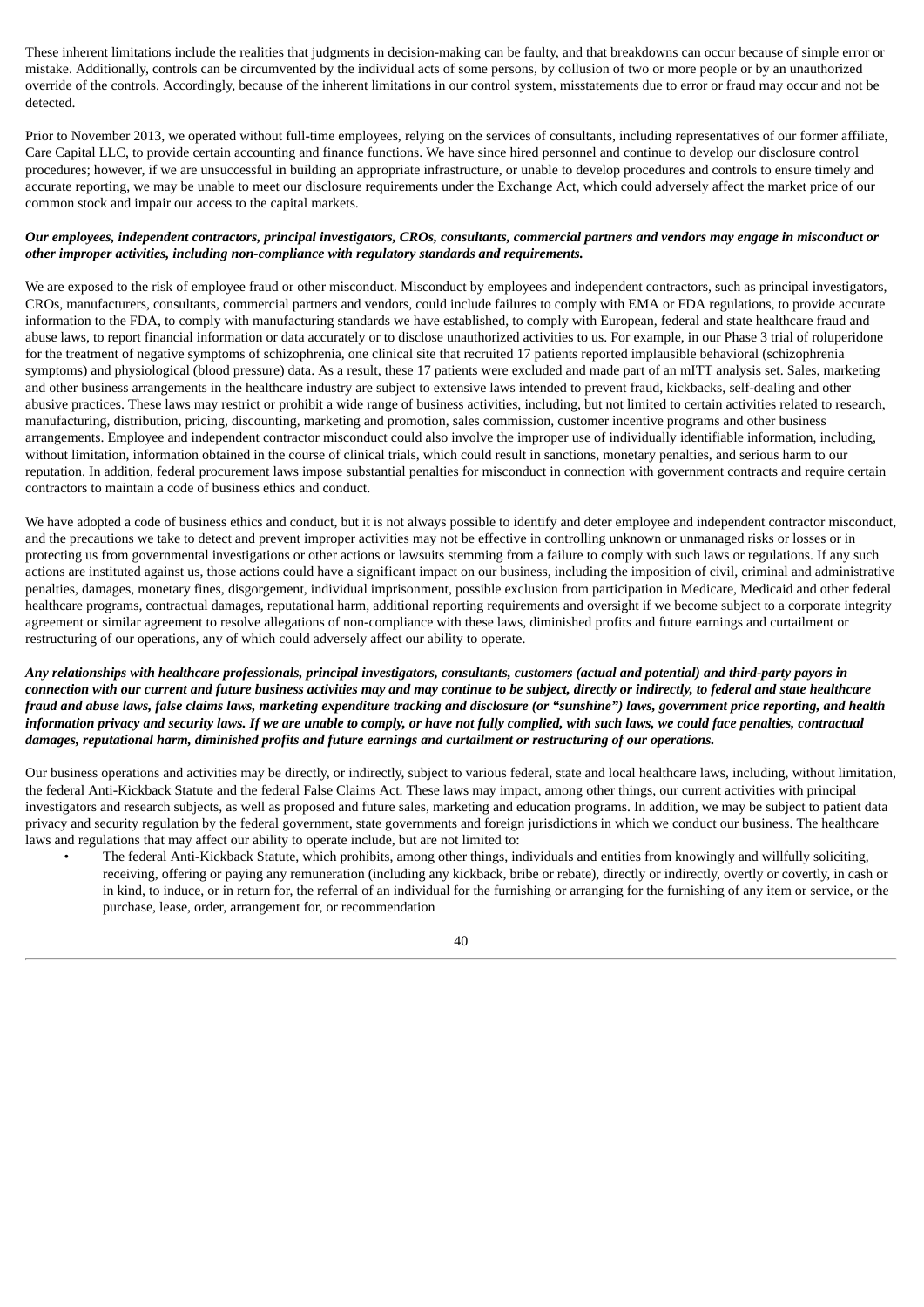These inherent limitations include the realities that judgments in decision-making can be faulty, and that breakdowns can occur because of simple error or mistake. Additionally, controls can be circumvented by the individual acts of some persons, by collusion of two or more people or by an unauthorized override of the controls. Accordingly, because of the inherent limitations in our control system, misstatements due to error or fraud may occur and not be detected.

Prior to November 2013, we operated without full-time employees, relying on the services of consultants, including representatives of our former affiliate, Care Capital LLC, to provide certain accounting and finance functions. We have since hired personnel and continue to develop our disclosure control procedures; however, if we are unsuccessful in building an appropriate infrastructure, or unable to develop procedures and controls to ensure timely and accurate reporting, we may be unable to meet our disclosure requirements under the Exchange Act, which could adversely affect the market price of our common stock and impair our access to the capital markets.

***Our employees, independent contractors, principal investigators, CROs, consultants, commercial partners and vendors may engage in misconduct or other improper activities, including non-compliance with regulatory standards and requirements.***

We are exposed to the risk of employee fraud or other misconduct. Misconduct by employees and independent contractors, such as principal investigators, CROs, manufacturers, consultants, commercial partners and vendors, could include failures to comply with EMA or FDA regulations, to provide accurate information to the FDA, to comply with manufacturing standards we have established, to comply with European, federal and state healthcare fraud and abuse laws, to report financial information or data accurately or to disclose unauthorized activities to us. For example, in our Phase 3 trial of roluperidone for the treatment of negative symptoms of schizophrenia, one clinical site that recruited 17 patients reported implausible behavioral (schizophrenia symptoms) and physiological (blood pressure) data. As a result, these 17 patients were excluded and made part of an mITT analysis set. Sales, marketing and other business arrangements in the healthcare industry are subject to extensive laws intended to prevent fraud, kickbacks, self-dealing and other abusive practices. These laws may restrict or prohibit a wide range of business activities, including, but not limited to certain activities related to research, manufacturing, distribution, pricing, discounting, marketing and promotion, sales commission, customer incentive programs and other business arrangements. Employee and independent contractor misconduct could also involve the improper use of individually identifiable information, including, without limitation, information obtained in the course of clinical trials, which could result in sanctions, monetary penalties, and serious harm to our reputation. In addition, federal procurement laws impose substantial penalties for misconduct in connection with government contracts and require certain contractors to maintain a code of business ethics and conduct.

We have adopted a code of business ethics and conduct, but it is not always possible to identify and deter employee and independent contractor misconduct, and the precautions we take to detect and prevent improper activities may not be effective in controlling unknown or unmanaged risks or losses or in protecting us from governmental investigations or other actions or lawsuits stemming from a failure to comply with such laws or regulations. If any such actions are instituted against us, those actions could have a significant impact on our business, including the imposition of civil, criminal and administrative penalties, damages, monetary fines, disgorgement, individual imprisonment, possible exclusion from participation in Medicare, Medicaid and other federal healthcare programs, contractual damages, reputational harm, additional reporting requirements and oversight if we become subject to a corporate integrity agreement or similar agreement to resolve allegations of non-compliance with these laws, diminished profits and future earnings and curtailment or restructuring of our operations, any of which could adversely affect our ability to operate.

***Any relationships with healthcare professionals, principal investigators, consultants, customers (actual and potential) and third-party payors in connection with our current and future business activities may and may continue to be subject, directly or indirectly, to federal and state healthcare fraud and abuse laws, false claims laws, marketing expenditure tracking and disclosure (or "sunshine") laws, government price reporting, and health information privacy and security laws. If we are unable to comply, or have not fully complied, with such laws, we could face penalties, contractual damages, reputational harm, diminished profits and future earnings and curtailment or restructuring of our operations.***

Our business operations and activities may be directly, or indirectly, subject to various federal, state and local healthcare laws, including, without limitation, the federal Anti-Kickback Statute and the federal False Claims Act. These laws may impact, among other things, our current activities with principal investigators and research subjects, as well as proposed and future sales, marketing and education programs. In addition, we may be subject to patient data privacy and security regulation by the federal government, state governments and foreign jurisdictions in which we conduct our business. The healthcare laws and regulations that may affect our ability to operate include, but are not limited to:

- The federal Anti-Kickback Statute, which prohibits, among other things, individuals and entities from knowingly and willfully soliciting, receiving, offering or paying any remuneration (including any kickback, bribe or rebate), directly or indirectly, overtly or covertly, in cash or in kind, to induce, or in return for, the referral of an individual for the furnishing or arranging for the furnishing of any item or service, or the purchase, lease, order, arrangement for, or recommendation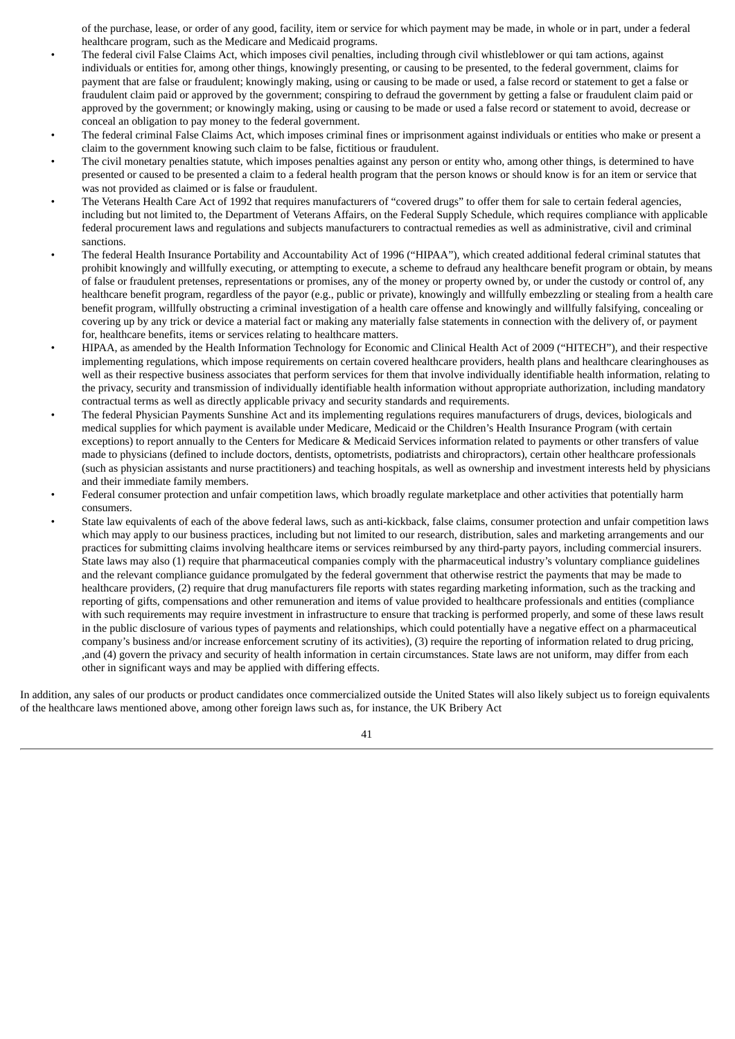of the purchase, lease, or order of any good, facility, item or service for which payment may be made, in whole or in part, under a federal healthcare program, such as the Medicare and Medicaid programs.

- The federal civil False Claims Act, which imposes civil penalties, including through civil whistleblower or qui tam actions, against individuals or entities for, among other things, knowingly presenting, or causing to be presented, to the federal government, claims for payment that are false or fraudulent; knowingly making, using or causing to be made or used, a false record or statement to get a false or fraudulent claim paid or approved by the government; conspiring to defraud the government by getting a false or fraudulent claim paid or approved by the government; or knowingly making, using or causing to be made or used a false record or statement to avoid, decrease or conceal an obligation to pay money to the federal government.
- The federal criminal False Claims Act, which imposes criminal fines or imprisonment against individuals or entities who make or present a claim to the government knowing such claim to be false, fictitious or fraudulent.
- The civil monetary penalties statute, which imposes penalties against any person or entity who, among other things, is determined to have presented or caused to be presented a claim to a federal health program that the person knows or should know is for an item or service that was not provided as claimed or is false or fraudulent.
- The Veterans Health Care Act of 1992 that requires manufacturers of "covered drugs" to offer them for sale to certain federal agencies, including but not limited to, the Department of Veterans Affairs, on the Federal Supply Schedule, which requires compliance with applicable federal procurement laws and regulations and subjects manufacturers to contractual remedies as well as administrative, civil and criminal sanctions.
- The federal Health Insurance Portability and Accountability Act of 1996 ("HIPAA"), which created additional federal criminal statutes that prohibit knowingly and willfully executing, or attempting to execute, a scheme to defraud any healthcare benefit program or obtain, by means of false or fraudulent pretenses, representations or promises, any of the money or property owned by, or under the custody or control of, any healthcare benefit program, regardless of the payor (e.g., public or private), knowingly and willfully embezzling or stealing from a health care benefit program, willfully obstructing a criminal investigation of a health care offense and knowingly and willfully falsifying, concealing or covering up by any trick or device a material fact or making any materially false statements in connection with the delivery of, or payment for, healthcare benefits, items or services relating to healthcare matters.
- HIPAA, as amended by the Health Information Technology for Economic and Clinical Health Act of 2009 ("HITECH"), and their respective implementing regulations, which impose requirements on certain covered healthcare providers, health plans and healthcare clearinghouses as well as their respective business associates that perform services for them that involve individually identifiable health information, relating to the privacy, security and transmission of individually identifiable health information without appropriate authorization, including mandatory contractual terms as well as directly applicable privacy and security standards and requirements.
- The federal Physician Payments Sunshine Act and its implementing regulations requires manufacturers of drugs, devices, biologicals and medical supplies for which payment is available under Medicare, Medicaid or the Children's Health Insurance Program (with certain exceptions) to report annually to the Centers for Medicare & Medicaid Services information related to payments or other transfers of value made to physicians (defined to include doctors, dentists, optometrists, podiatrists and chiropractors), certain other healthcare professionals (such as physician assistants and nurse practitioners) and teaching hospitals, as well as ownership and investment interests held by physicians and their immediate family members.
- Federal consumer protection and unfair competition laws, which broadly regulate marketplace and other activities that potentially harm consumers.
- State law equivalents of each of the above federal laws, such as anti-kickback, false claims, consumer protection and unfair competition laws which may apply to our business practices, including but not limited to our research, distribution, sales and marketing arrangements and our practices for submitting claims involving healthcare items or services reimbursed by any third-party payors, including commercial insurers. State laws may also (1) require that pharmaceutical companies comply with the pharmaceutical industry's voluntary compliance guidelines and the relevant compliance guidance promulgated by the federal government that otherwise restrict the payments that may be made to healthcare providers, (2) require that drug manufacturers file reports with states regarding marketing information, such as the tracking and reporting of gifts, compensations and other remuneration and items of value provided to healthcare professionals and entities (compliance with such requirements may require investment in infrastructure to ensure that tracking is performed properly, and some of these laws result in the public disclosure of various types of payments and relationships, which could potentially have a negative effect on a pharmaceutical company's business and/or increase enforcement scrutiny of its activities), (3) require the reporting of information related to drug pricing, ,and (4) govern the privacy and security of health information in certain circumstances. State laws are not uniform, may differ from each other in significant ways and may be applied with differing effects.

In addition, any sales of our products or product candidates once commercialized outside the United States will also likely subject us to foreign equivalents of the healthcare laws mentioned above, among other foreign laws such as, for instance, the UK Bribery Act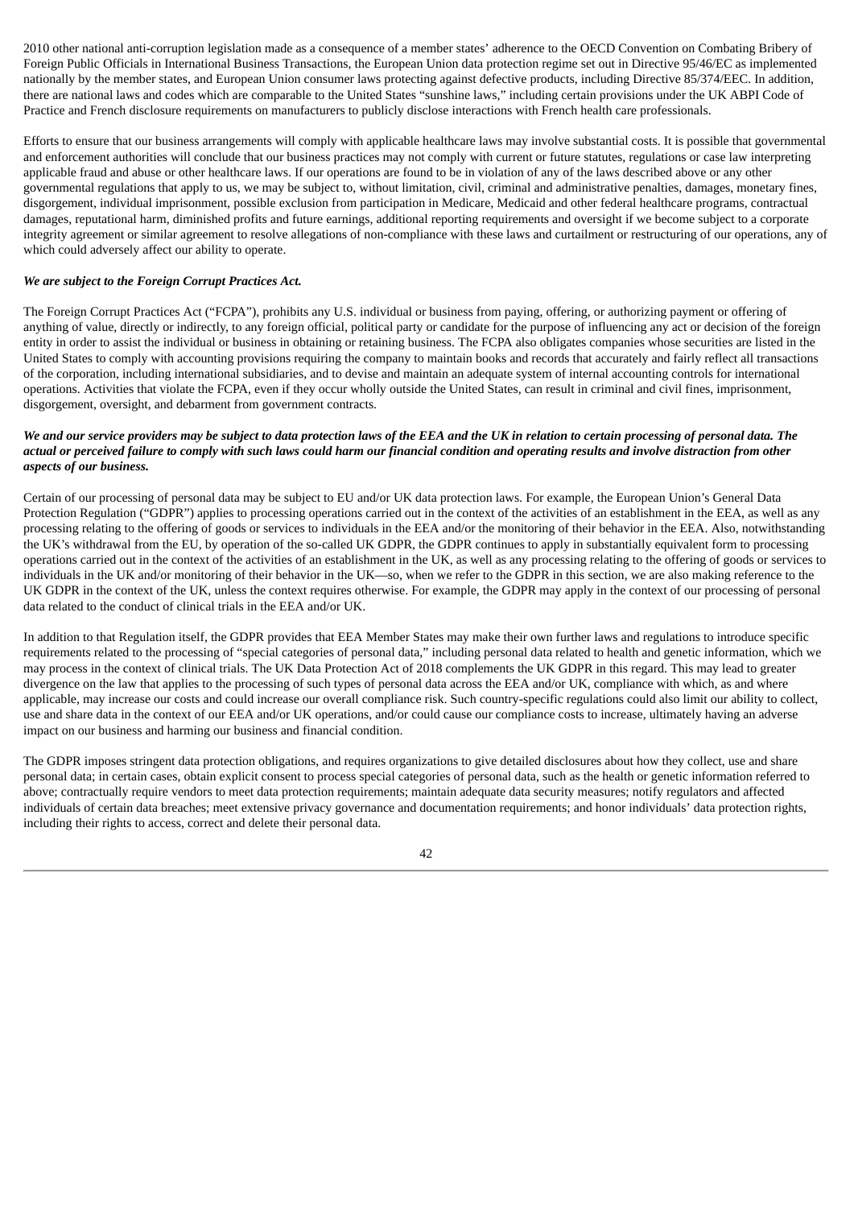2010 other national anti-corruption legislation made as a consequence of a member states' adherence to the OECD Convention on Combating Bribery of Foreign Public Officials in International Business Transactions, the European Union data protection regime set out in Directive 95/46/EC as implemented nationally by the member states, and European Union consumer laws protecting against defective products, including Directive 85/374/EEC. In addition, there are national laws and codes which are comparable to the United States "sunshine laws," including certain provisions under the UK ABPI Code of Practice and French disclosure requirements on manufacturers to publicly disclose interactions with French health care professionals.

Efforts to ensure that our business arrangements will comply with applicable healthcare laws may involve substantial costs. It is possible that governmental and enforcement authorities will conclude that our business practices may not comply with current or future statutes, regulations or case law interpreting applicable fraud and abuse or other healthcare laws. If our operations are found to be in violation of any of the laws described above or any other governmental regulations that apply to us, we may be subject to, without limitation, civil, criminal and administrative penalties, damages, monetary fines, disgorgement, individual imprisonment, possible exclusion from participation in Medicare, Medicaid and other federal healthcare programs, contractual damages, reputational harm, diminished profits and future earnings, additional reporting requirements and oversight if we become subject to a corporate integrity agreement or similar agreement to resolve allegations of non-compliance with these laws and curtailment or restructuring of our operations, any of which could adversely affect our ability to operate.

***We are subject to the Foreign Corrupt Practices Act.***

The Foreign Corrupt Practices Act ("FCPA"), prohibits any U.S. individual or business from paying, offering, or authorizing payment or offering of anything of value, directly or indirectly, to any foreign official, political party or candidate for the purpose of influencing any act or decision of the foreign entity in order to assist the individual or business in obtaining or retaining business. The FCPA also obligates companies whose securities are listed in the United States to comply with accounting provisions requiring the company to maintain books and records that accurately and fairly reflect all transactions of the corporation, including international subsidiaries, and to devise and maintain an adequate system of internal accounting controls for international operations. Activities that violate the FCPA, even if they occur wholly outside the United States, can result in criminal and civil fines, imprisonment, disgorgement, oversight, and debarment from government contracts.

***We and our service providers may be subject to data protection laws of the EEA and the UK in relation to certain processing of personal data. The actual or perceived failure to comply with such laws could harm our financial condition and operating results and involve distraction from other aspects of our business.***

Certain of our processing of personal data may be subject to EU and/or UK data protection laws. For example, the European Union's General Data Protection Regulation ("GDPR") applies to processing operations carried out in the context of the activities of an establishment in the EEA, as well as any processing relating to the offering of goods or services to individuals in the EEA and/or the monitoring of their behavior in the EEA. Also, notwithstanding the UK's withdrawal from the EU, by operation of the so-called UK GDPR, the GDPR continues to apply in substantially equivalent form to processing operations carried out in the context of the activities of an establishment in the UK, as well as any processing relating to the offering of goods or services to individuals in the UK and/or monitoring of their behavior in the UK—so, when we refer to the GDPR in this section, we are also making reference to the UK GDPR in the context of the UK, unless the context requires otherwise. For example, the GDPR may apply in the context of our processing of personal data related to the conduct of clinical trials in the EEA and/or UK.

In addition to that Regulation itself, the GDPR provides that EEA Member States may make their own further laws and regulations to introduce specific requirements related to the processing of "special categories of personal data," including personal data related to health and genetic information, which we may process in the context of clinical trials. The UK Data Protection Act of 2018 complements the UK GDPR in this regard. This may lead to greater divergence on the law that applies to the processing of such types of personal data across the EEA and/or UK, compliance with which, as and where applicable, may increase our costs and could increase our overall compliance risk. Such country-specific regulations could also limit our ability to collect, use and share data in the context of our EEA and/or UK operations, and/or could cause our compliance costs to increase, ultimately having an adverse impact on our business and harming our business and financial condition.

The GDPR imposes stringent data protection obligations, and requires organizations to give detailed disclosures about how they collect, use and share personal data; in certain cases, obtain explicit consent to process special categories of personal data, such as the health or genetic information referred to above; contractually require vendors to meet data protection requirements; maintain adequate data security measures; notify regulators and affected individuals of certain data breaches; meet extensive privacy governance and documentation requirements; and honor individuals' data protection rights, including their rights to access, correct and delete their personal data.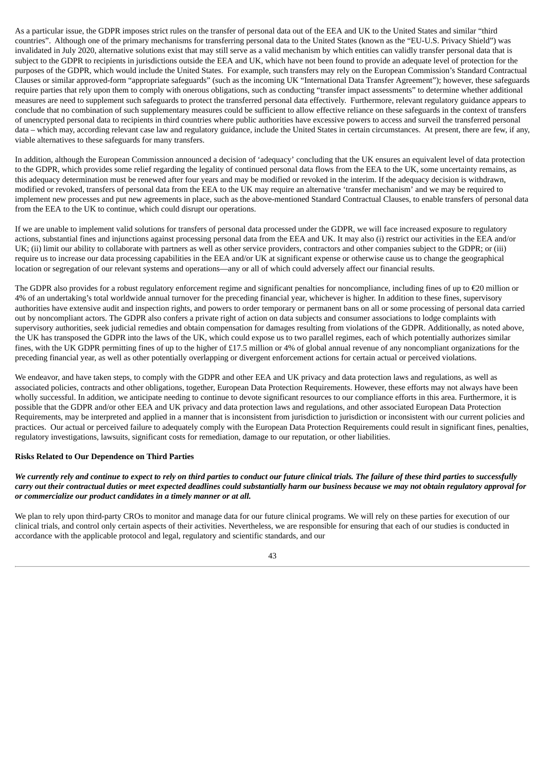As a particular issue, the GDPR imposes strict rules on the transfer of personal data out of the EEA and UK to the United States and similar "third countries". Although one of the primary mechanisms for transferring personal data to the United States (known as the "EU-U.S. Privacy Shield") was invalidated in July 2020, alternative solutions exist that may still serve as a valid mechanism by which entities can validly transfer personal data that is subject to the GDPR to recipients in jurisdictions outside the EEA and UK, which have not been found to provide an adequate level of protection for the purposes of the GDPR, which would include the United States. For example, such transfers may rely on the European Commission's Standard Contractual Clauses or similar approved-form "appropriate safeguards" (such as the incoming UK "International Data Transfer Agreement"); however, these safeguards require parties that rely upon them to comply with onerous obligations, such as conducting "transfer impact assessments" to determine whether additional measures are need to supplement such safeguards to protect the transferred personal data effectively. Furthermore, relevant regulatory guidance appears to conclude that no combination of such supplementary measures could be sufficient to allow effective reliance on these safeguards in the context of transfers of unencrypted personal data to recipients in third countries where public authorities have excessive powers to access and surveil the transferred personal data – which may, according relevant case law and regulatory guidance, include the United States in certain circumstances. At present, there are few, if any, viable alternatives to these safeguards for many transfers.

In addition, although the European Commission announced a decision of 'adequacy' concluding that the UK ensures an equivalent level of data protection to the GDPR, which provides some relief regarding the legality of continued personal data flows from the EEA to the UK, some uncertainty remains, as this adequacy determination must be renewed after four years and may be modified or revoked in the interim. If the adequacy decision is withdrawn, modified or revoked, transfers of personal data from the EEA to the UK may require an alternative 'transfer mechanism' and we may be required to implement new processes and put new agreements in place, such as the above-mentioned Standard Contractual Clauses, to enable transfers of personal data from the EEA to the UK to continue, which could disrupt our operations.

If we are unable to implement valid solutions for transfers of personal data processed under the GDPR, we will face increased exposure to regulatory actions, substantial fines and injunctions against processing personal data from the EEA and UK. It may also (i) restrict our activities in the EEA and/or UK; (ii) limit our ability to collaborate with partners as well as other service providers, contractors and other companies subject to the GDPR; or (iii) require us to increase our data processing capabilities in the EEA and/or UK at significant expense or otherwise cause us to change the geographical location or segregation of our relevant systems and operations—any or all of which could adversely affect our financial results.

The GDPR also provides for a robust regulatory enforcement regime and significant penalties for noncompliance, including fines of up to €20 million or 4% of an undertaking's total worldwide annual turnover for the preceding financial year, whichever is higher. In addition to these fines, supervisory authorities have extensive audit and inspection rights, and powers to order temporary or permanent bans on all or some processing of personal data carried out by noncompliant actors. The GDPR also confers a private right of action on data subjects and consumer associations to lodge complaints with supervisory authorities, seek judicial remedies and obtain compensation for damages resulting from violations of the GDPR. Additionally, as noted above, the UK has transposed the GDPR into the laws of the UK, which could expose us to two parallel regimes, each of which potentially authorizes similar fines, with the UK GDPR permitting fines of up to the higher of £17.5 million or 4% of global annual revenue of any noncompliant organizations for the preceding financial year, as well as other potentially overlapping or divergent enforcement actions for certain actual or perceived violations.

We endeavor, and have taken steps, to comply with the GDPR and other EEA and UK privacy and data protection laws and regulations, as well as associated policies, contracts and other obligations, together, European Data Protection Requirements. However, these efforts may not always have been wholly successful. In addition, we anticipate needing to continue to devote significant resources to our compliance efforts in this area. Furthermore, it is possible that the GDPR and/or other EEA and UK privacy and data protection laws and regulations, and other associated European Data Protection Requirements, may be interpreted and applied in a manner that is inconsistent from jurisdiction to jurisdiction or inconsistent with our current policies and practices. Our actual or perceived failure to adequately comply with the European Data Protection Requirements could result in significant fines, penalties, regulatory investigations, lawsuits, significant costs for remediation, damage to our reputation, or other liabilities.

**Risks Related to Our Dependence on Third Parties**

***We currently rely and continue to expect to rely on third parties to conduct our future clinical trials. The failure of these third parties to successfully carry out their contractual duties or meet expected deadlines could substantially harm our business because we may not obtain regulatory approval for or commercialize our product candidates in a timely manner or at all.***

We plan to rely upon third-party CROs to monitor and manage data for our future clinical programs. We will rely on these parties for execution of our clinical trials, and control only certain aspects of their activities. Nevertheless, we are responsible for ensuring that each of our studies is conducted in accordance with the applicable protocol and legal, regulatory and scientific standards, and our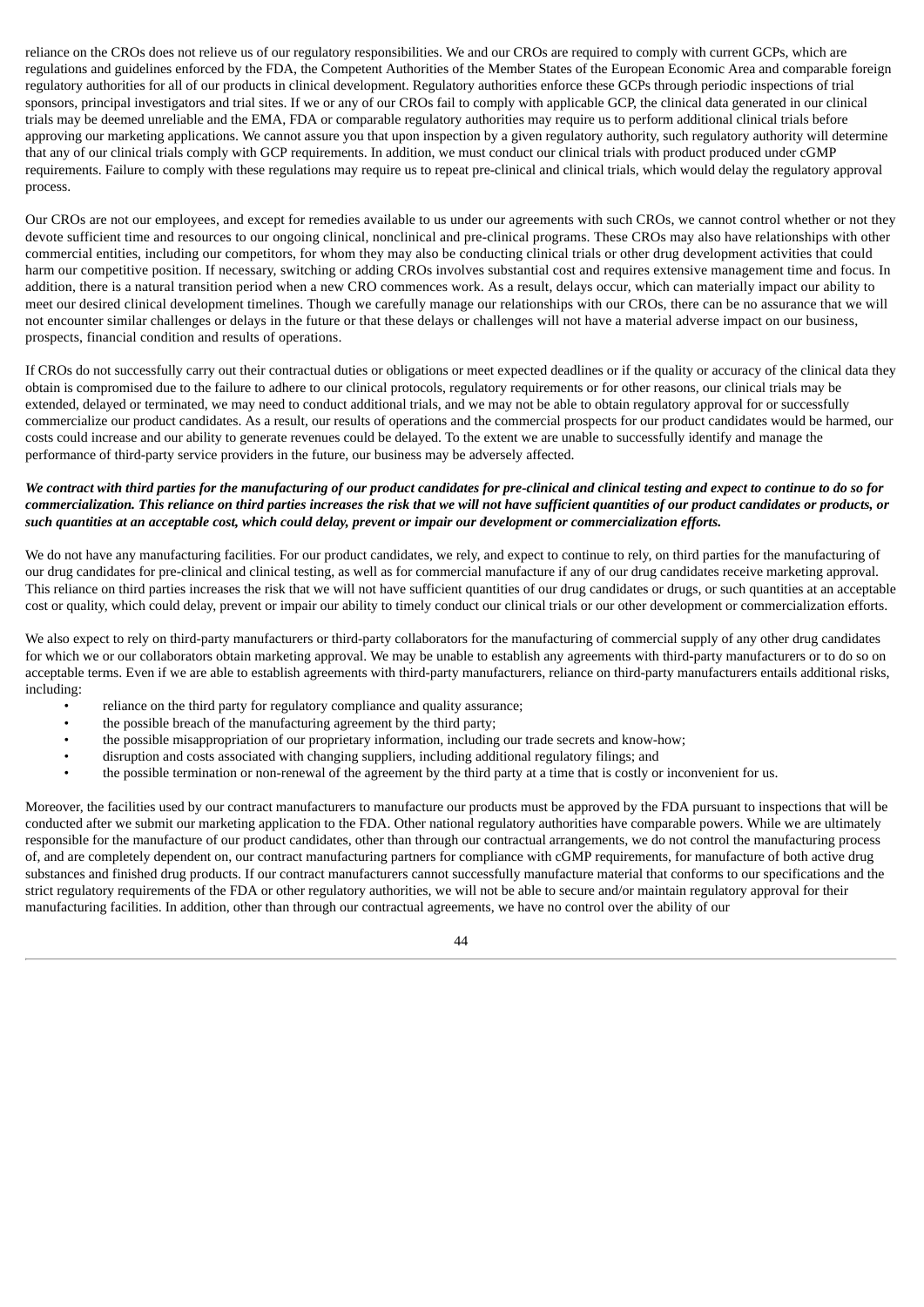reliance on the CROs does not relieve us of our regulatory responsibilities. We and our CROs are required to comply with current GCPs, which are regulations and guidelines enforced by the FDA, the Competent Authorities of the Member States of the European Economic Area and comparable foreign regulatory authorities for all of our products in clinical development. Regulatory authorities enforce these GCPs through periodic inspections of trial sponsors, principal investigators and trial sites. If we or any of our CROs fail to comply with applicable GCP, the clinical data generated in our clinical trials may be deemed unreliable and the EMA, FDA or comparable regulatory authorities may require us to perform additional clinical trials before approving our marketing applications. We cannot assure you that upon inspection by a given regulatory authority, such regulatory authority will determine that any of our clinical trials comply with GCP requirements. In addition, we must conduct our clinical trials with product produced under cGMP requirements. Failure to comply with these regulations may require us to repeat pre-clinical and clinical trials, which would delay the regulatory approval process.

Our CROs are not our employees, and except for remedies available to us under our agreements with such CROs, we cannot control whether or not they devote sufficient time and resources to our ongoing clinical, nonclinical and pre-clinical programs. These CROs may also have relationships with other commercial entities, including our competitors, for whom they may also be conducting clinical trials or other drug development activities that could harm our competitive position. If necessary, switching or adding CROs involves substantial cost and requires extensive management time and focus. In addition, there is a natural transition period when a new CRO commences work. As a result, delays occur, which can materially impact our ability to meet our desired clinical development timelines. Though we carefully manage our relationships with our CROs, there can be no assurance that we will not encounter similar challenges or delays in the future or that these delays or challenges will not have a material adverse impact on our business, prospects, financial condition and results of operations.

If CROs do not successfully carry out their contractual duties or obligations or meet expected deadlines or if the quality or accuracy of the clinical data they obtain is compromised due to the failure to adhere to our clinical protocols, regulatory requirements or for other reasons, our clinical trials may be extended, delayed or terminated, we may need to conduct additional trials, and we may not be able to obtain regulatory approval for or successfully commercialize our product candidates. As a result, our results of operations and the commercial prospects for our product candidates would be harmed, our costs could increase and our ability to generate revenues could be delayed. To the extent we are unable to successfully identify and manage the performance of third-party service providers in the future, our business may be adversely affected.

***We contract with third parties for the manufacturing of our product candidates for pre-clinical and clinical testing and expect to continue to do so for commercialization. This reliance on third parties increases the risk that we will not have sufficient quantities of our product candidates or products, or such quantities at an acceptable cost, which could delay, prevent or impair our development or commercialization efforts.***

We do not have any manufacturing facilities. For our product candidates, we rely, and expect to continue to rely, on third parties for the manufacturing of our drug candidates for pre-clinical and clinical testing, as well as for commercial manufacture if any of our drug candidates receive marketing approval. This reliance on third parties increases the risk that we will not have sufficient quantities of our drug candidates or drugs, or such quantities at an acceptable cost or quality, which could delay, prevent or impair our ability to timely conduct our clinical trials or our other development or commercialization efforts.

We also expect to rely on third-party manufacturers or third-party collaborators for the manufacturing of commercial supply of any other drug candidates for which we or our collaborators obtain marketing approval. We may be unable to establish any agreements with third-party manufacturers or to do so on acceptable terms. Even if we are able to establish agreements with third-party manufacturers, reliance on third-party manufacturers entails additional risks, including:

- reliance on the third party for regulatory compliance and quality assurance;
- the possible breach of the manufacturing agreement by the third party;
- the possible misappropriation of our proprietary information, including our trade secrets and know-how;
- disruption and costs associated with changing suppliers, including additional regulatory filings; and
- the possible termination or non-renewal of the agreement by the third party at a time that is costly or inconvenient for us.

Moreover, the facilities used by our contract manufacturers to manufacture our products must be approved by the FDA pursuant to inspections that will be conducted after we submit our marketing application to the FDA. Other national regulatory authorities have comparable powers. While we are ultimately responsible for the manufacture of our product candidates, other than through our contractual arrangements, we do not control the manufacturing process of, and are completely dependent on, our contract manufacturing partners for compliance with cGMP requirements, for manufacture of both active drug substances and finished drug products. If our contract manufacturers cannot successfully manufacture material that conforms to our specifications and the strict regulatory requirements of the FDA or other regulatory authorities, we will not be able to secure and/or maintain regulatory approval for their manufacturing facilities. In addition, other than through our contractual agreements, we have no control over the ability of our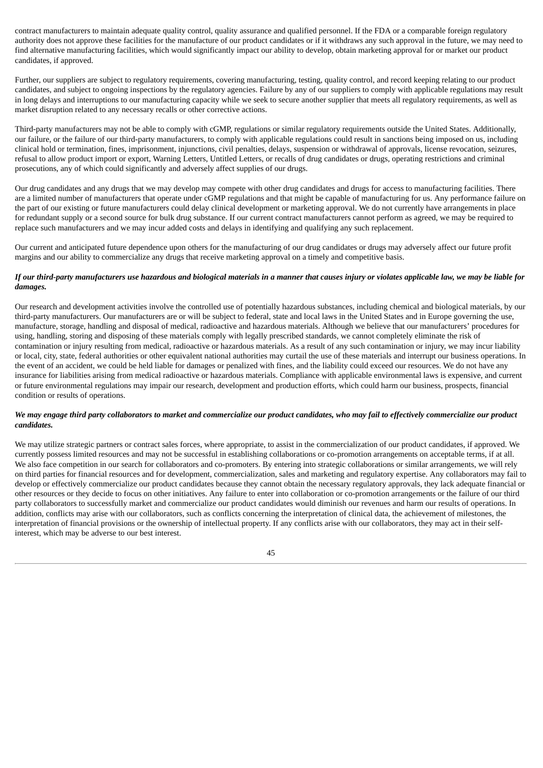contract manufacturers to maintain adequate quality control, quality assurance and qualified personnel. If the FDA or a comparable foreign regulatory authority does not approve these facilities for the manufacture of our product candidates or if it withdraws any such approval in the future, we may need to find alternative manufacturing facilities, which would significantly impact our ability to develop, obtain marketing approval for or market our product candidates, if approved.

Further, our suppliers are subject to regulatory requirements, covering manufacturing, testing, quality control, and record keeping relating to our product candidates, and subject to ongoing inspections by the regulatory agencies. Failure by any of our suppliers to comply with applicable regulations may result in long delays and interruptions to our manufacturing capacity while we seek to secure another supplier that meets all regulatory requirements, as well as market disruption related to any necessary recalls or other corrective actions.

Third-party manufacturers may not be able to comply with cGMP, regulations or similar regulatory requirements outside the United States. Additionally, our failure, or the failure of our third-party manufacturers, to comply with applicable regulations could result in sanctions being imposed on us, including clinical hold or termination, fines, imprisonment, injunctions, civil penalties, delays, suspension or withdrawal of approvals, license revocation, seizures, refusal to allow product import or export, Warning Letters, Untitled Letters, or recalls of drug candidates or drugs, operating restrictions and criminal prosecutions, any of which could significantly and adversely affect supplies of our drugs.

Our drug candidates and any drugs that we may develop may compete with other drug candidates and drugs for access to manufacturing facilities. There are a limited number of manufacturers that operate under cGMP regulations and that might be capable of manufacturing for us. Any performance failure on the part of our existing or future manufacturers could delay clinical development or marketing approval. We do not currently have arrangements in place for redundant supply or a second source for bulk drug substance. If our current contract manufacturers cannot perform as agreed, we may be required to replace such manufacturers and we may incur added costs and delays in identifying and qualifying any such replacement.

Our current and anticipated future dependence upon others for the manufacturing of our drug candidates or drugs may adversely affect our future profit margins and our ability to commercialize any drugs that receive marketing approval on a timely and competitive basis.

***If our third-party manufacturers use hazardous and biological materials in a manner that causes injury or violates applicable law, we may be liable for damages.***

Our research and development activities involve the controlled use of potentially hazardous substances, including chemical and biological materials, by our third-party manufacturers. Our manufacturers are or will be subject to federal, state and local laws in the United States and in Europe governing the use, manufacture, storage, handling and disposal of medical, radioactive and hazardous materials. Although we believe that our manufacturers' procedures for using, handling, storing and disposing of these materials comply with legally prescribed standards, we cannot completely eliminate the risk of contamination or injury resulting from medical, radioactive or hazardous materials. As a result of any such contamination or injury, we may incur liability or local, city, state, federal authorities or other equivalent national authorities may curtail the use of these materials and interrupt our business operations. In the event of an accident, we could be held liable for damages or penalized with fines, and the liability could exceed our resources. We do not have any insurance for liabilities arising from medical radioactive or hazardous materials. Compliance with applicable environmental laws is expensive, and current or future environmental regulations may impair our research, development and production efforts, which could harm our business, prospects, financial condition or results of operations.

***We may engage third party collaborators to market and commercialize our product candidates, who may fail to effectively commercialize our product candidates.***

We may utilize strategic partners or contract sales forces, where appropriate, to assist in the commercialization of our product candidates, if approved. We currently possess limited resources and may not be successful in establishing collaborations or co-promotion arrangements on acceptable terms, if at all. We also face competition in our search for collaborators and co-promoters. By entering into strategic collaborations or similar arrangements, we will rely on third parties for financial resources and for development, commercialization, sales and marketing and regulatory expertise. Any collaborators may fail to develop or effectively commercialize our product candidates because they cannot obtain the necessary regulatory approvals, they lack adequate financial or other resources or they decide to focus on other initiatives. Any failure to enter into collaboration or co-promotion arrangements or the failure of our third party collaborators to successfully market and commercialize our product candidates would diminish our revenues and harm our results of operations. In addition, conflicts may arise with our collaborators, such as conflicts concerning the interpretation of clinical data, the achievement of milestones, the interpretation of financial provisions or the ownership of intellectual property. If any conflicts arise with our collaborators, they may act in their self-interest, which may be adverse to our best interest.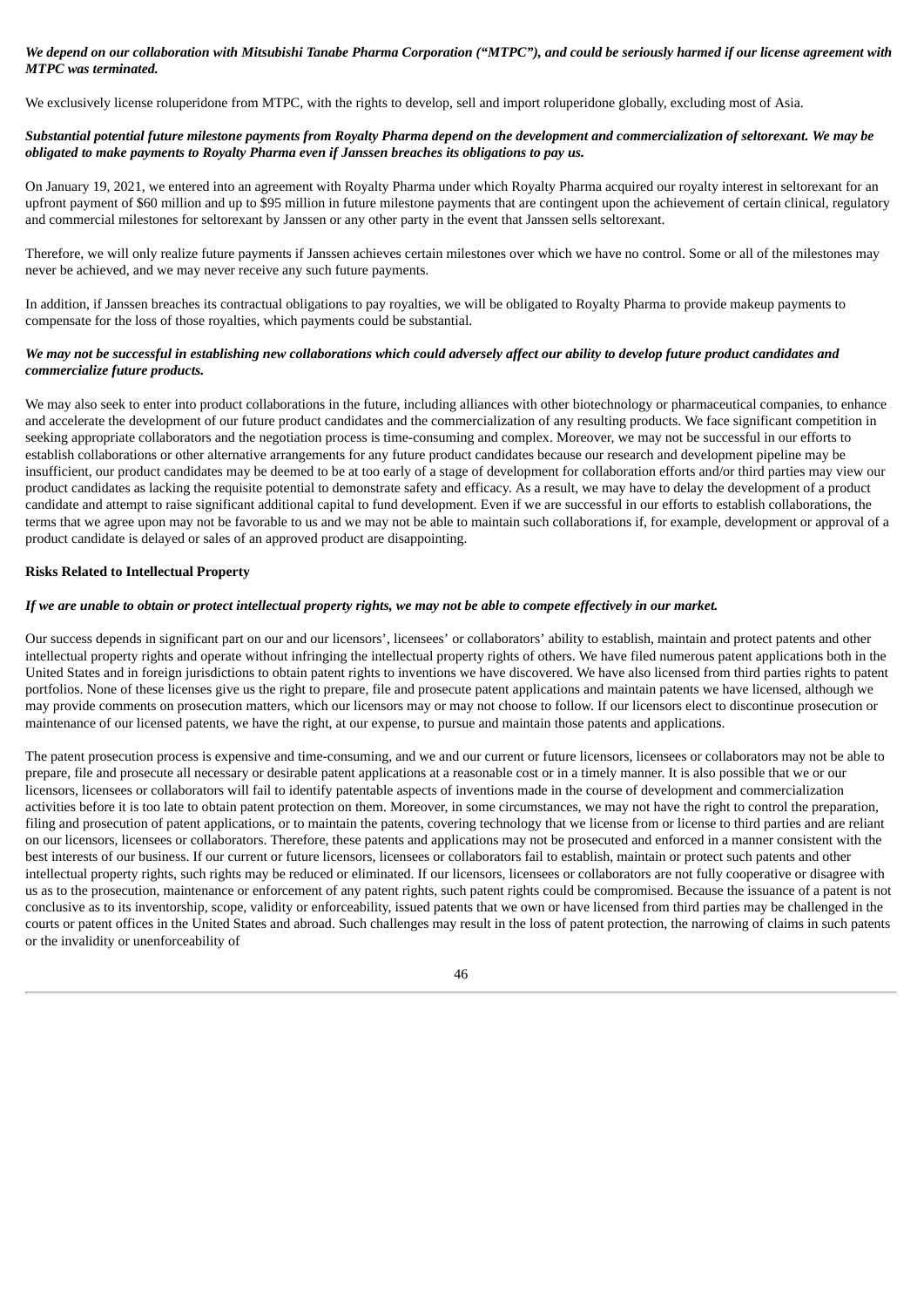***We depend on our collaboration with Mitsubishi Tanabe Pharma Corporation ("MTPC"), and could be seriously harmed if our license agreement with MTPC was terminated.***

We exclusively license roluperidone from MTPC, with the rights to develop, sell and import roluperidone globally, excluding most of Asia.

***Substantial potential future milestone payments from Royalty Pharma depend on the development and commercialization of seltorexant. We may be obligated to make payments to Royalty Pharma even if Janssen breaches its obligations to pay us.***

On January 19, 2021, we entered into an agreement with Royalty Pharma under which Royalty Pharma acquired our royalty interest in seltorexant for an upfront payment of $60 million and up to $95 million in future milestone payments that are contingent upon the achievement of certain clinical, regulatory and commercial milestones for seltorexant by Janssen or any other party in the event that Janssen sells seltorexant.

Therefore, we will only realize future payments if Janssen achieves certain milestones over which we have no control. Some or all of the milestones may never be achieved, and we may never receive any such future payments.

In addition, if Janssen breaches its contractual obligations to pay royalties, we will be obligated to Royalty Pharma to provide makeup payments to compensate for the loss of those royalties, which payments could be substantial.

***We may not be successful in establishing new collaborations which could adversely affect our ability to develop future product candidates and commercialize future products.***

We may also seek to enter into product collaborations in the future, including alliances with other biotechnology or pharmaceutical companies, to enhance and accelerate the development of our future product candidates and the commercialization of any resulting products. We face significant competition in seeking appropriate collaborators and the negotiation process is time-consuming and complex. Moreover, we may not be successful in our efforts to establish collaborations or other alternative arrangements for any future product candidates because our research and development pipeline may be insufficient, our product candidates may be deemed to be at too early of a stage of development for collaboration efforts and/or third parties may view our product candidates as lacking the requisite potential to demonstrate safety and efficacy. As a result, we may have to delay the development of a product candidate and attempt to raise significant additional capital to fund development. Even if we are successful in our efforts to establish collaborations, the terms that we agree upon may not be favorable to us and we may not be able to maintain such collaborations if, for example, development or approval of a product candidate is delayed or sales of an approved product are disappointing.

**Risks Related to Intellectual Property**

***If we are unable to obtain or protect intellectual property rights, we may not be able to compete effectively in our market.***

Our success depends in significant part on our and our licensors', licensees' or collaborators' ability to establish, maintain and protect patents and other intellectual property rights and operate without infringing the intellectual property rights of others. We have filed numerous patent applications both in the United States and in foreign jurisdictions to obtain patent rights to inventions we have discovered. We have also licensed from third parties rights to patent portfolios. None of these licenses give us the right to prepare, file and prosecute patent applications and maintain patents we have licensed, although we may provide comments on prosecution matters, which our licensors may or may not choose to follow. If our licensors elect to discontinue prosecution or maintenance of our licensed patents, we have the right, at our expense, to pursue and maintain those patents and applications.

The patent prosecution process is expensive and time-consuming, and we and our current or future licensors, licensees or collaborators may not be able to prepare, file and prosecute all necessary or desirable patent applications at a reasonable cost or in a timely manner. It is also possible that we or our licensors, licensees or collaborators will fail to identify patentable aspects of inventions made in the course of development and commercialization activities before it is too late to obtain patent protection on them. Moreover, in some circumstances, we may not have the right to control the preparation, filing and prosecution of patent applications, or to maintain the patents, covering technology that we license from or license to third parties and are reliant on our licensors, licensees or collaborators. Therefore, these patents and applications may not be prosecuted and enforced in a manner consistent with the best interests of our business. If our current or future licensors, licensees or collaborators fail to establish, maintain or protect such patents and other intellectual property rights, such rights may be reduced or eliminated. If our licensors, licensees or collaborators are not fully cooperative or disagree with us as to the prosecution, maintenance or enforcement of any patent rights, such patent rights could be compromised. Because the issuance of a patent is not conclusive as to its inventorship, scope, validity or enforceability, issued patents that we own or have licensed from third parties may be challenged in the courts or patent offices in the United States and abroad. Such challenges may result in the loss of patent protection, the narrowing of claims in such patents or the invalidity or unenforceability of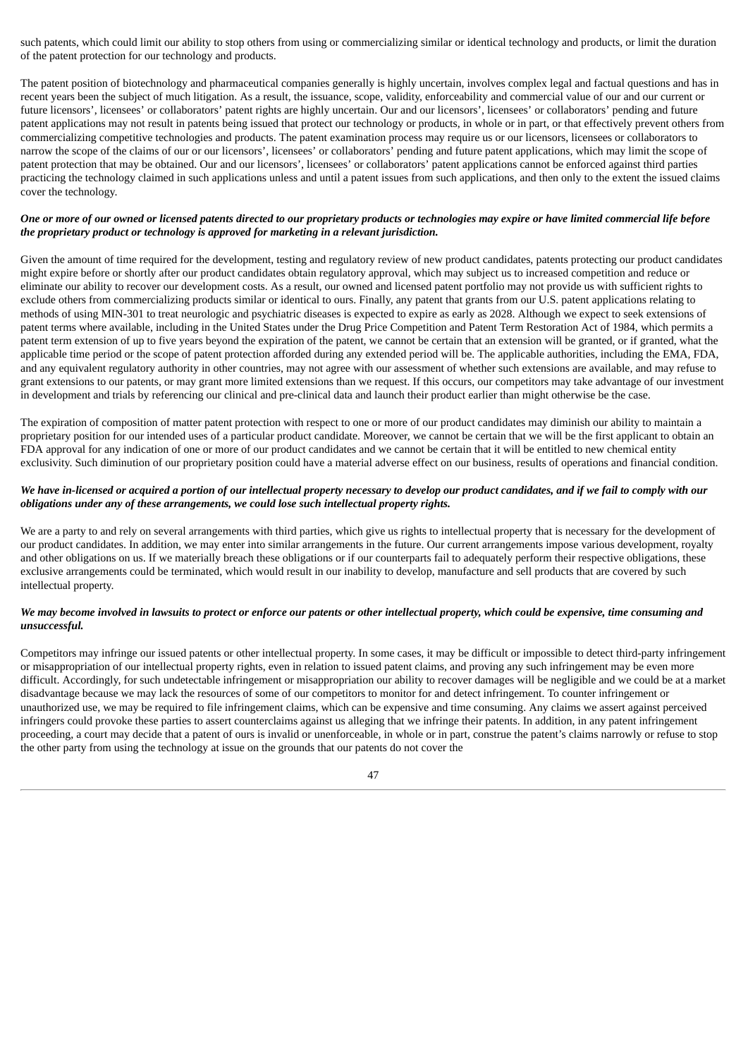such patents, which could limit our ability to stop others from using or commercializing similar or identical technology and products, or limit the duration of the patent protection for our technology and products.

The patent position of biotechnology and pharmaceutical companies generally is highly uncertain, involves complex legal and factual questions and has in recent years been the subject of much litigation. As a result, the issuance, scope, validity, enforceability and commercial value of our and our current or future licensors', licensees' or collaborators' patent rights are highly uncertain. Our and our licensors', licensees' or collaborators' pending and future patent applications may not result in patents being issued that protect our technology or products, in whole or in part, or that effectively prevent others from commercializing competitive technologies and products. The patent examination process may require us or our licensors, licensees or collaborators to narrow the scope of the claims of our or our licensors', licensees' or collaborators' pending and future patent applications, which may limit the scope of patent protection that may be obtained. Our and our licensors', licensees' or collaborators' patent applications cannot be enforced against third parties practicing the technology claimed in such applications unless and until a patent issues from such applications, and then only to the extent the issued claims cover the technology.

***One or more of our owned or licensed patents directed to our proprietary products or technologies may expire or have limited commercial life before the proprietary product or technology is approved for marketing in a relevant jurisdiction.***

Given the amount of time required for the development, testing and regulatory review of new product candidates, patents protecting our product candidates might expire before or shortly after our product candidates obtain regulatory approval, which may subject us to increased competition and reduce or eliminate our ability to recover our development costs. As a result, our owned and licensed patent portfolio may not provide us with sufficient rights to exclude others from commercializing products similar or identical to ours. Finally, any patent that grants from our U.S. patent applications relating to methods of using MIN-301 to treat neurologic and psychiatric diseases is expected to expire as early as 2028. Although we expect to seek extensions of patent terms where available, including in the United States under the Drug Price Competition and Patent Term Restoration Act of 1984, which permits a patent term extension of up to five years beyond the expiration of the patent, we cannot be certain that an extension will be granted, or if granted, what the applicable time period or the scope of patent protection afforded during any extended period will be. The applicable authorities, including the EMA, FDA, and any equivalent regulatory authority in other countries, may not agree with our assessment of whether such extensions are available, and may refuse to grant extensions to our patents, or may grant more limited extensions than we request. If this occurs, our competitors may take advantage of our investment in development and trials by referencing our clinical and pre-clinical data and launch their product earlier than might otherwise be the case.

The expiration of composition of matter patent protection with respect to one or more of our product candidates may diminish our ability to maintain a proprietary position for our intended uses of a particular product candidate. Moreover, we cannot be certain that we will be the first applicant to obtain an FDA approval for any indication of one or more of our product candidates and we cannot be certain that it will be entitled to new chemical entity exclusivity. Such diminution of our proprietary position could have a material adverse effect on our business, results of operations and financial condition.

***We have in-licensed or acquired a portion of our intellectual property necessary to develop our product candidates, and if we fail to comply with our obligations under any of these arrangements, we could lose such intellectual property rights.***

We are a party to and rely on several arrangements with third parties, which give us rights to intellectual property that is necessary for the development of our product candidates. In addition, we may enter into similar arrangements in the future. Our current arrangements impose various development, royalty and other obligations on us. If we materially breach these obligations or if our counterparts fail to adequately perform their respective obligations, these exclusive arrangements could be terminated, which would result in our inability to develop, manufacture and sell products that are covered by such intellectual property.

***We may become involved in lawsuits to protect or enforce our patents or other intellectual property, which could be expensive, time consuming and unsuccessful.***

Competitors may infringe our issued patents or other intellectual property. In some cases, it may be difficult or impossible to detect third-party infringement or misappropriation of our intellectual property rights, even in relation to issued patent claims, and proving any such infringement may be even more difficult. Accordingly, for such undetectable infringement or misappropriation our ability to recover damages will be negligible and we could be at a market disadvantage because we may lack the resources of some of our competitors to monitor for and detect infringement. To counter infringement or unauthorized use, we may be required to file infringement claims, which can be expensive and time consuming. Any claims we assert against perceived infringers could provoke these parties to assert counterclaims against us alleging that we infringe their patents. In addition, in any patent infringement proceeding, a court may decide that a patent of ours is invalid or unenforceable, in whole or in part, construe the patent's claims narrowly or refuse to stop the other party from using the technology at issue on the grounds that our patents do not cover the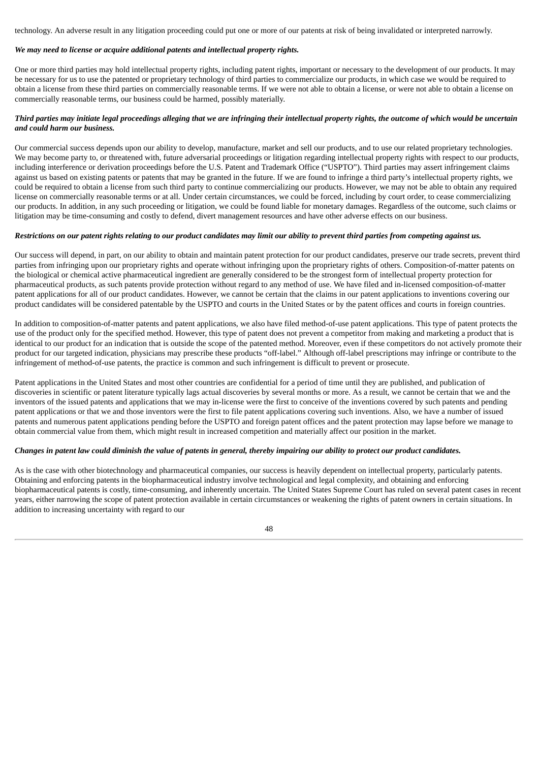technology. An adverse result in any litigation proceeding could put one or more of our patents at risk of being invalidated or interpreted narrowly.

***We may need to license or acquire additional patents and intellectual property rights.***

One or more third parties may hold intellectual property rights, including patent rights, important or necessary to the development of our products. It may be necessary for us to use the patented or proprietary technology of third parties to commercialize our products, in which case we would be required to obtain a license from these third parties on commercially reasonable terms. If we were not able to obtain a license, or were not able to obtain a license on commercially reasonable terms, our business could be harmed, possibly materially.

***Third parties may initiate legal proceedings alleging that we are infringing their intellectual property rights, the outcome of which would be uncertain and could harm our business.***

Our commercial success depends upon our ability to develop, manufacture, market and sell our products, and to use our related proprietary technologies. We may become party to, or threatened with, future adversarial proceedings or litigation regarding intellectual property rights with respect to our products, including interference or derivation proceedings before the U.S. Patent and Trademark Office ("USPTO"). Third parties may assert infringement claims against us based on existing patents or patents that may be granted in the future. If we are found to infringe a third party's intellectual property rights, we could be required to obtain a license from such third party to continue commercializing our products. However, we may not be able to obtain any required license on commercially reasonable terms or at all. Under certain circumstances, we could be forced, including by court order, to cease commercializing our products. In addition, in any such proceeding or litigation, we could be found liable for monetary damages. Regardless of the outcome, such claims or litigation may be time-consuming and costly to defend, divert management resources and have other adverse effects on our business.

***Restrictions on our patent rights relating to our product candidates may limit our ability to prevent third parties from competing against us.***

Our success will depend, in part, on our ability to obtain and maintain patent protection for our product candidates, preserve our trade secrets, prevent third parties from infringing upon our proprietary rights and operate without infringing upon the proprietary rights of others. Composition-of-matter patents on the biological or chemical active pharmaceutical ingredient are generally considered to be the strongest form of intellectual property protection for pharmaceutical products, as such patents provide protection without regard to any method of use. We have filed and in-licensed composition-of-matter patent applications for all of our product candidates. However, we cannot be certain that the claims in our patent applications to inventions covering our product candidates will be considered patentable by the USPTO and courts in the United States or by the patent offices and courts in foreign countries.

In addition to composition-of-matter patents and patent applications, we also have filed method-of-use patent applications. This type of patent protects the use of the product only for the specified method. However, this type of patent does not prevent a competitor from making and marketing a product that is identical to our product for an indication that is outside the scope of the patented method. Moreover, even if these competitors do not actively promote their product for our targeted indication, physicians may prescribe these products "off-label." Although off-label prescriptions may infringe or contribute to the infringement of method-of-use patents, the practice is common and such infringement is difficult to prevent or prosecute.

Patent applications in the United States and most other countries are confidential for a period of time until they are published, and publication of discoveries in scientific or patent literature typically lags actual discoveries by several months or more. As a result, we cannot be certain that we and the inventors of the issued patents and applications that we may in-license were the first to conceive of the inventions covered by such patents and pending patent applications or that we and those inventors were the first to file patent applications covering such inventions. Also, we have a number of issued patents and numerous patent applications pending before the USPTO and foreign patent offices and the patent protection may lapse before we manage to obtain commercial value from them, which might result in increased competition and materially affect our position in the market.

***Changes in patent law could diminish the value of patents in general, thereby impairing our ability to protect our product candidates.***

As is the case with other biotechnology and pharmaceutical companies, our success is heavily dependent on intellectual property, particularly patents. Obtaining and enforcing patents in the biopharmaceutical industry involve technological and legal complexity, and obtaining and enforcing biopharmaceutical patents is costly, time-consuming, and inherently uncertain. The United States Supreme Court has ruled on several patent cases in recent years, either narrowing the scope of patent protection available in certain circumstances or weakening the rights of patent owners in certain situations. In addition to increasing uncertainty with regard to our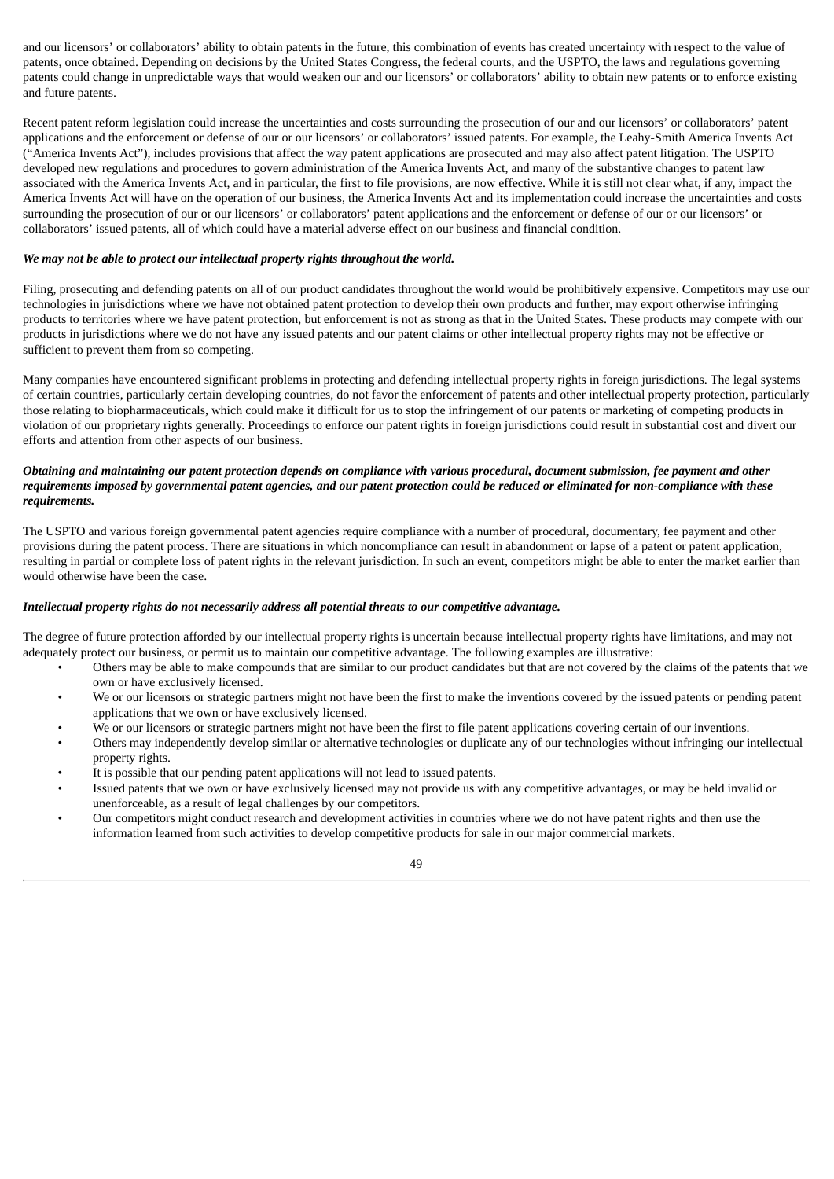and our licensors' or collaborators' ability to obtain patents in the future, this combination of events has created uncertainty with respect to the value of patents, once obtained. Depending on decisions by the United States Congress, the federal courts, and the USPTO, the laws and regulations governing patents could change in unpredictable ways that would weaken our and our licensors' or collaborators' ability to obtain new patents or to enforce existing and future patents.

Recent patent reform legislation could increase the uncertainties and costs surrounding the prosecution of our and our licensors' or collaborators' patent applications and the enforcement or defense of our or our licensors' or collaborators' issued patents. For example, the Leahy-Smith America Invents Act ("America Invents Act"), includes provisions that affect the way patent applications are prosecuted and may also affect patent litigation. The USPTO developed new regulations and procedures to govern administration of the America Invents Act, and many of the substantive changes to patent law associated with the America Invents Act, and in particular, the first to file provisions, are now effective. While it is still not clear what, if any, impact the America Invents Act will have on the operation of our business, the America Invents Act and its implementation could increase the uncertainties and costs surrounding the prosecution of our or our licensors' or collaborators' patent applications and the enforcement or defense of our or our licensors' or collaborators' issued patents, all of which could have a material adverse effect on our business and financial condition.

***We may not be able to protect our intellectual property rights throughout the world.***

Filing, prosecuting and defending patents on all of our product candidates throughout the world would be prohibitively expensive. Competitors may use our technologies in jurisdictions where we have not obtained patent protection to develop their own products and further, may export otherwise infringing products to territories where we have patent protection, but enforcement is not as strong as that in the United States. These products may compete with our products in jurisdictions where we do not have any issued patents and our patent claims or other intellectual property rights may not be effective or sufficient to prevent them from so competing.

Many companies have encountered significant problems in protecting and defending intellectual property rights in foreign jurisdictions. The legal systems of certain countries, particularly certain developing countries, do not favor the enforcement of patents and other intellectual property protection, particularly those relating to biopharmaceuticals, which could make it difficult for us to stop the infringement of our patents or marketing of competing products in violation of our proprietary rights generally. Proceedings to enforce our patent rights in foreign jurisdictions could result in substantial cost and divert our efforts and attention from other aspects of our business.

***Obtaining and maintaining our patent protection depends on compliance with various procedural, document submission, fee payment and other requirements imposed by governmental patent agencies, and our patent protection could be reduced or eliminated for non-compliance with these requirements.***

The USPTO and various foreign governmental patent agencies require compliance with a number of procedural, documentary, fee payment and other provisions during the patent process. There are situations in which noncompliance can result in abandonment or lapse of a patent or patent application, resulting in partial or complete loss of patent rights in the relevant jurisdiction. In such an event, competitors might be able to enter the market earlier than would otherwise have been the case.

***Intellectual property rights do not necessarily address all potential threats to our competitive advantage.***

The degree of future protection afforded by our intellectual property rights is uncertain because intellectual property rights have limitations, and may not adequately protect our business, or permit us to maintain our competitive advantage. The following examples are illustrative:

- Others may be able to make compounds that are similar to our product candidates but that are not covered by the claims of the patents that we own or have exclusively licensed.
- We or our licensors or strategic partners might not have been the first to make the inventions covered by the issued patents or pending patent applications that we own or have exclusively licensed.
- We or our licensors or strategic partners might not have been the first to file patent applications covering certain of our inventions.
- Others may independently develop similar or alternative technologies or duplicate any of our technologies without infringing our intellectual property rights.
- It is possible that our pending patent applications will not lead to issued patents.
- Issued patents that we own or have exclusively licensed may not provide us with any competitive advantages, or may be held invalid or unenforceable, as a result of legal challenges by our competitors.
- Our competitors might conduct research and development activities in countries where we do not have patent rights and then use the information learned from such activities to develop competitive products for sale in our major commercial markets.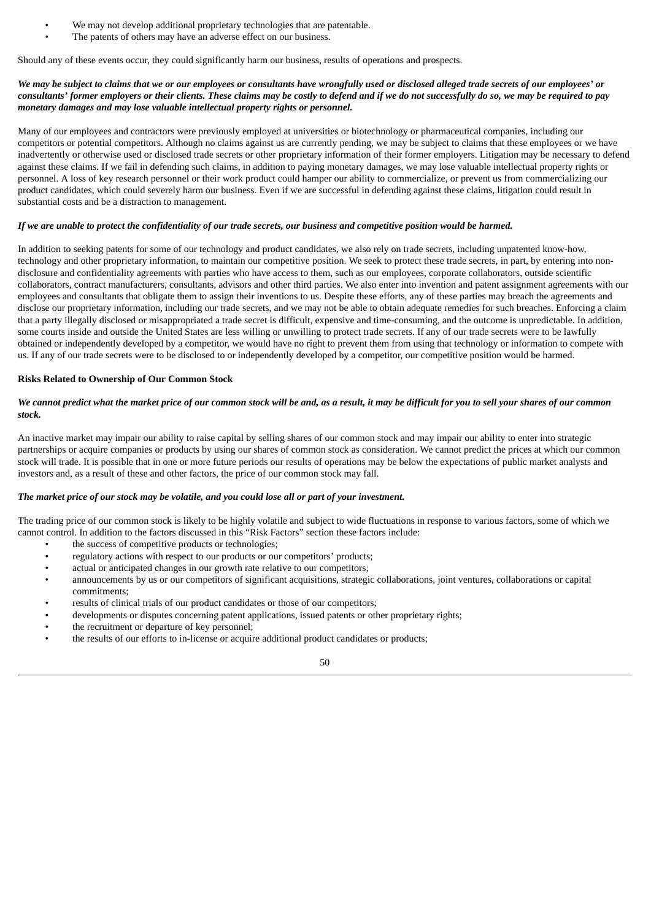- We may not develop additional proprietary technologies that are patentable.
- The patents of others may have an adverse effect on our business.

Should any of these events occur, they could significantly harm our business, results of operations and prospects.

***We may be subject to claims that we or our employees or consultants have wrongfully used or disclosed alleged trade secrets of our employees' or consultants' former employers or their clients. These claims may be costly to defend and if we do not successfully do so, we may be required to pay monetary damages and may lose valuable intellectual property rights or personnel.***

Many of our employees and contractors were previously employed at universities or biotechnology or pharmaceutical companies, including our competitors or potential competitors. Although no claims against us are currently pending, we may be subject to claims that these employees or we have inadvertently or otherwise used or disclosed trade secrets or other proprietary information of their former employers. Litigation may be necessary to defend against these claims. If we fail in defending such claims, in addition to paying monetary damages, we may lose valuable intellectual property rights or personnel. A loss of key research personnel or their work product could hamper our ability to commercialize, or prevent us from commercializing our product candidates, which could severely harm our business. Even if we are successful in defending against these claims, litigation could result in substantial costs and be a distraction to management.

***If we are unable to protect the confidentiality of our trade secrets, our business and competitive position would be harmed.***

In addition to seeking patents for some of our technology and product candidates, we also rely on trade secrets, including unpatented know-how, technology and other proprietary information, to maintain our competitive position. We seek to protect these trade secrets, in part, by entering into non-disclosure and confidentiality agreements with parties who have access to them, such as our employees, corporate collaborators, outside scientific collaborators, contract manufacturers, consultants, advisors and other third parties. We also enter into invention and patent assignment agreements with our employees and consultants that obligate them to assign their inventions to us. Despite these efforts, any of these parties may breach the agreements and disclose our proprietary information, including our trade secrets, and we may not be able to obtain adequate remedies for such breaches. Enforcing a claim that a party illegally disclosed or misappropriated a trade secret is difficult, expensive and time-consuming, and the outcome is unpredictable. In addition, some courts inside and outside the United States are less willing or unwilling to protect trade secrets. If any of our trade secrets were to be lawfully obtained or independently developed by a competitor, we would have no right to prevent them from using that technology or information to compete with us. If any of our trade secrets were to be disclosed to or independently developed by a competitor, our competitive position would be harmed.

**Risks Related to Ownership of Our Common Stock**

***We cannot predict what the market price of our common stock will be and, as a result, it may be difficult for you to sell your shares of our common stock.***

An inactive market may impair our ability to raise capital by selling shares of our common stock and may impair our ability to enter into strategic partnerships or acquire companies or products by using our shares of common stock as consideration. We cannot predict the prices at which our common stock will trade. It is possible that in one or more future periods our results of operations may be below the expectations of public market analysts and investors and, as a result of these and other factors, the price of our common stock may fall.

***The market price of our stock may be volatile, and you could lose all or part of your investment.***

The trading price of our common stock is likely to be highly volatile and subject to wide fluctuations in response to various factors, some of which we cannot control. In addition to the factors discussed in this "Risk Factors" section these factors include:

- the success of competitive products or technologies;
- regulatory actions with respect to our products or our competitors' products;
- actual or anticipated changes in our growth rate relative to our competitors;
- announcements by us or our competitors of significant acquisitions, strategic collaborations, joint ventures, collaborations or capital commitments;
- results of clinical trials of our product candidates or those of our competitors;
- developments or disputes concerning patent applications, issued patents or other proprietary rights;
- the recruitment or departure of key personnel;
- the results of our efforts to in-license or acquire additional product candidates or products;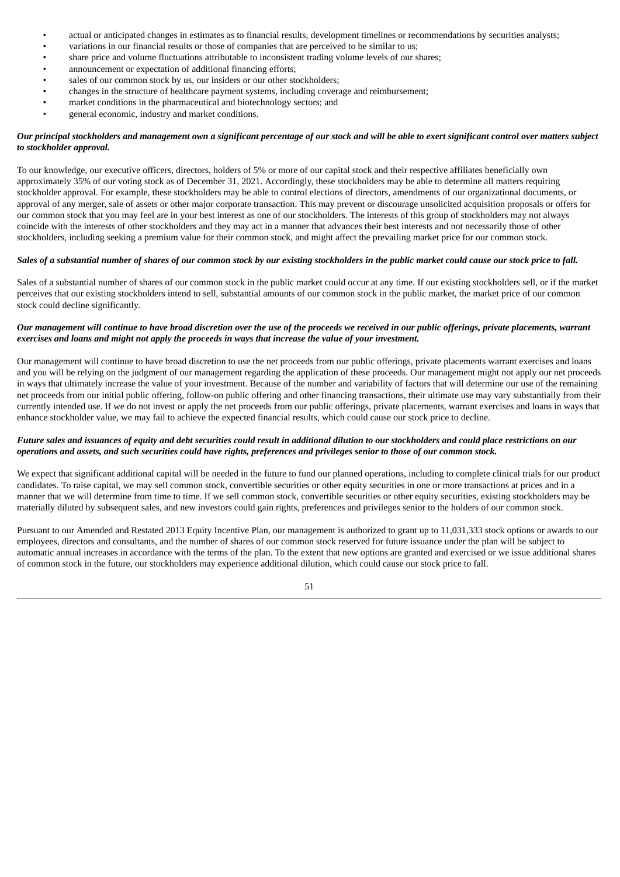- actual or anticipated changes in estimates as to financial results, development timelines or recommendations by securities analysts;
- variations in our financial results or those of companies that are perceived to be similar to us;
- share price and volume fluctuations attributable to inconsistent trading volume levels of our shares;
- announcement or expectation of additional financing efforts;
- sales of our common stock by us, our insiders or our other stockholders;
- changes in the structure of healthcare payment systems, including coverage and reimbursement;
- market conditions in the pharmaceutical and biotechnology sectors; and
- general economic, industry and market conditions.

***Our principal stockholders and management own a significant percentage of our stock and will be able to exert significant control over matters subject to stockholder approval.***

To our knowledge, our executive officers, directors, holders of 5% or more of our capital stock and their respective affiliates beneficially own approximately 35% of our voting stock as of December 31, 2021. Accordingly, these stockholders may be able to determine all matters requiring stockholder approval. For example, these stockholders may be able to control elections of directors, amendments of our organizational documents, or approval of any merger, sale of assets or other major corporate transaction. This may prevent or discourage unsolicited acquisition proposals or offers for our common stock that you may feel are in your best interest as one of our stockholders. The interests of this group of stockholders may not always coincide with the interests of other stockholders and they may act in a manner that advances their best interests and not necessarily those of other stockholders, including seeking a premium value for their common stock, and might affect the prevailing market price for our common stock.

***Sales of a substantial number of shares of our common stock by our existing stockholders in the public market could cause our stock price to fall.***

Sales of a substantial number of shares of our common stock in the public market could occur at any time. If our existing stockholders sell, or if the market perceives that our existing stockholders intend to sell, substantial amounts of our common stock in the public market, the market price of our common stock could decline significantly.

***Our management will continue to have broad discretion over the use of the proceeds we received in our public offerings, private placements, warrant exercises and loans and might not apply the proceeds in ways that increase the value of your investment.***

Our management will continue to have broad discretion to use the net proceeds from our public offerings, private placements warrant exercises and loans and you will be relying on the judgment of our management regarding the application of these proceeds. Our management might not apply our net proceeds in ways that ultimately increase the value of your investment. Because of the number and variability of factors that will determine our use of the remaining net proceeds from our initial public offering, follow-on public offering and other financing transactions, their ultimate use may vary substantially from their currently intended use. If we do not invest or apply the net proceeds from our public offerings, private placements, warrant exercises and loans in ways that enhance stockholder value, we may fail to achieve the expected financial results, which could cause our stock price to decline.

***Future sales and issuances of equity and debt securities could result in additional dilution to our stockholders and could place restrictions on our operations and assets, and such securities could have rights, preferences and privileges senior to those of our common stock.***

We expect that significant additional capital will be needed in the future to fund our planned operations, including to complete clinical trials for our product candidates. To raise capital, we may sell common stock, convertible securities or other equity securities in one or more transactions at prices and in a manner that we will determine from time to time. If we sell common stock, convertible securities or other equity securities, existing stockholders may be materially diluted by subsequent sales, and new investors could gain rights, preferences and privileges senior to the holders of our common stock.

Pursuant to our Amended and Restated 2013 Equity Incentive Plan, our management is authorized to grant up to 11,031,333 stock options or awards to our employees, directors and consultants, and the number of shares of our common stock reserved for future issuance under the plan will be subject to automatic annual increases in accordance with the terms of the plan. To the extent that new options are granted and exercised or we issue additional shares of common stock in the future, our stockholders may experience additional dilution, which could cause our stock price to fall.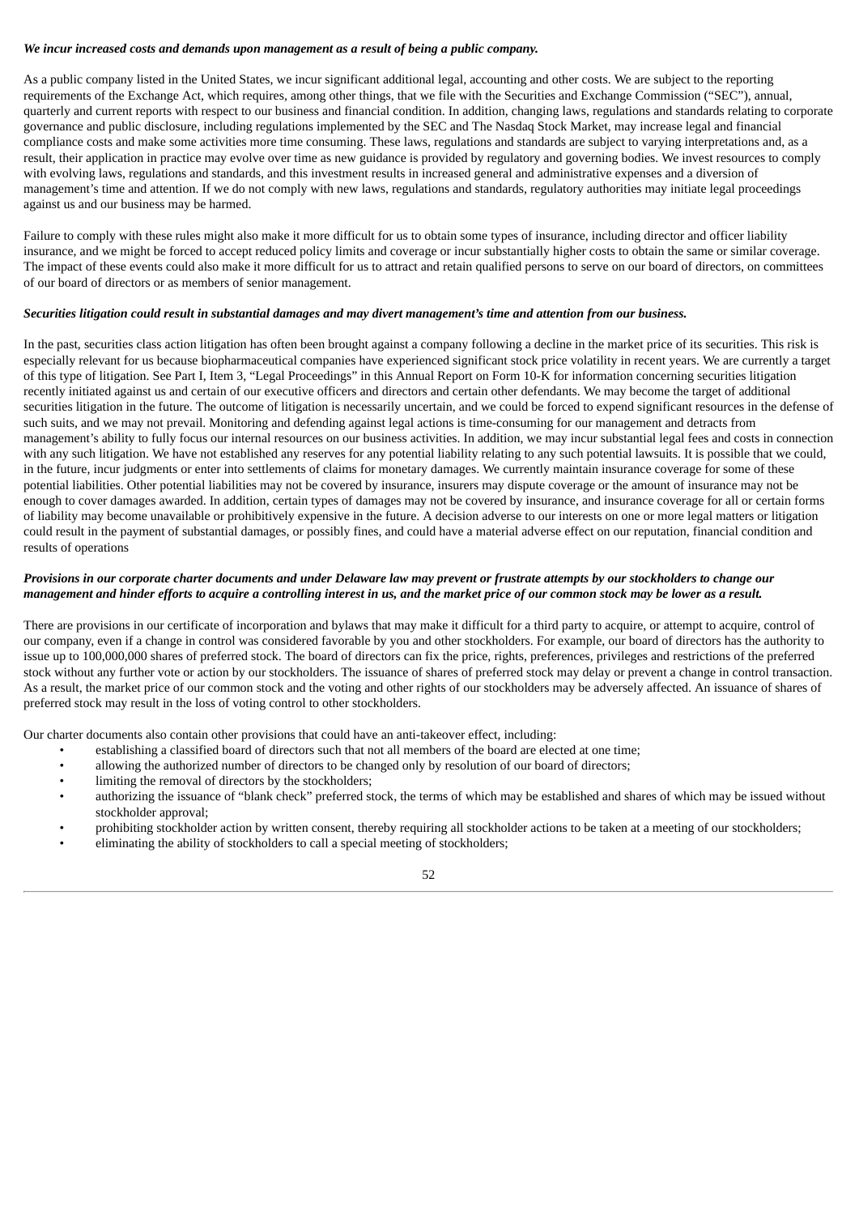***We incur increased costs and demands upon management as a result of being a public company.***

As a public company listed in the United States, we incur significant additional legal, accounting and other costs. We are subject to the reporting requirements of the Exchange Act, which requires, among other things, that we file with the Securities and Exchange Commission ("SEC"), annual, quarterly and current reports with respect to our business and financial condition. In addition, changing laws, regulations and standards relating to corporate governance and public disclosure, including regulations implemented by the SEC and The Nasdaq Stock Market, may increase legal and financial compliance costs and make some activities more time consuming. These laws, regulations and standards are subject to varying interpretations and, as a result, their application in practice may evolve over time as new guidance is provided by regulatory and governing bodies. We invest resources to comply with evolving laws, regulations and standards, and this investment results in increased general and administrative expenses and a diversion of management's time and attention. If we do not comply with new laws, regulations and standards, regulatory authorities may initiate legal proceedings against us and our business may be harmed.

Failure to comply with these rules might also make it more difficult for us to obtain some types of insurance, including director and officer liability insurance, and we might be forced to accept reduced policy limits and coverage or incur substantially higher costs to obtain the same or similar coverage. The impact of these events could also make it more difficult for us to attract and retain qualified persons to serve on our board of directors, on committees of our board of directors or as members of senior management.

***Securities litigation could result in substantial damages and may divert management's time and attention from our business.***

In the past, securities class action litigation has often been brought against a company following a decline in the market price of its securities. This risk is especially relevant for us because biopharmaceutical companies have experienced significant stock price volatility in recent years. We are currently a target of this type of litigation. See Part I, Item 3, "Legal Proceedings" in this Annual Report on Form 10-K for information concerning securities litigation recently initiated against us and certain of our executive officers and directors and certain other defendants. We may become the target of additional securities litigation in the future. The outcome of litigation is necessarily uncertain, and we could be forced to expend significant resources in the defense of such suits, and we may not prevail. Monitoring and defending against legal actions is time-consuming for our management and detracts from management's ability to fully focus our internal resources on our business activities. In addition, we may incur substantial legal fees and costs in connection with any such litigation. We have not established any reserves for any potential liability relating to any such potential lawsuits. It is possible that we could, in the future, incur judgments or enter into settlements of claims for monetary damages. We currently maintain insurance coverage for some of these potential liabilities. Other potential liabilities may not be covered by insurance, insurers may dispute coverage or the amount of insurance may not be enough to cover damages awarded. In addition, certain types of damages may not be covered by insurance, and insurance coverage for all or certain forms of liability may become unavailable or prohibitively expensive in the future. A decision adverse to our interests on one or more legal matters or litigation could result in the payment of substantial damages, or possibly fines, and could have a material adverse effect on our reputation, financial condition and results of operations

***Provisions in our corporate charter documents and under Delaware law may prevent or frustrate attempts by our stockholders to change our management and hinder efforts to acquire a controlling interest in us, and the market price of our common stock may be lower as a result.***

There are provisions in our certificate of incorporation and bylaws that may make it difficult for a third party to acquire, or attempt to acquire, control of our company, even if a change in control was considered favorable by you and other stockholders. For example, our board of directors has the authority to issue up to 100,000,000 shares of preferred stock. The board of directors can fix the price, rights, preferences, privileges and restrictions of the preferred stock without any further vote or action by our stockholders. The issuance of shares of preferred stock may delay or prevent a change in control transaction. As a result, the market price of our common stock and the voting and other rights of our stockholders may be adversely affected. An issuance of shares of preferred stock may result in the loss of voting control to other stockholders.

Our charter documents also contain other provisions that could have an anti-takeover effect, including:

- establishing a classified board of directors such that not all members of the board are elected at one time;
- allowing the authorized number of directors to be changed only by resolution of our board of directors;
- limiting the removal of directors by the stockholders;
- authorizing the issuance of "blank check" preferred stock, the terms of which may be established and shares of which may be issued without stockholder approval;
- prohibiting stockholder action by written consent, thereby requiring all stockholder actions to be taken at a meeting of our stockholders;
- eliminating the ability of stockholders to call a special meeting of stockholders;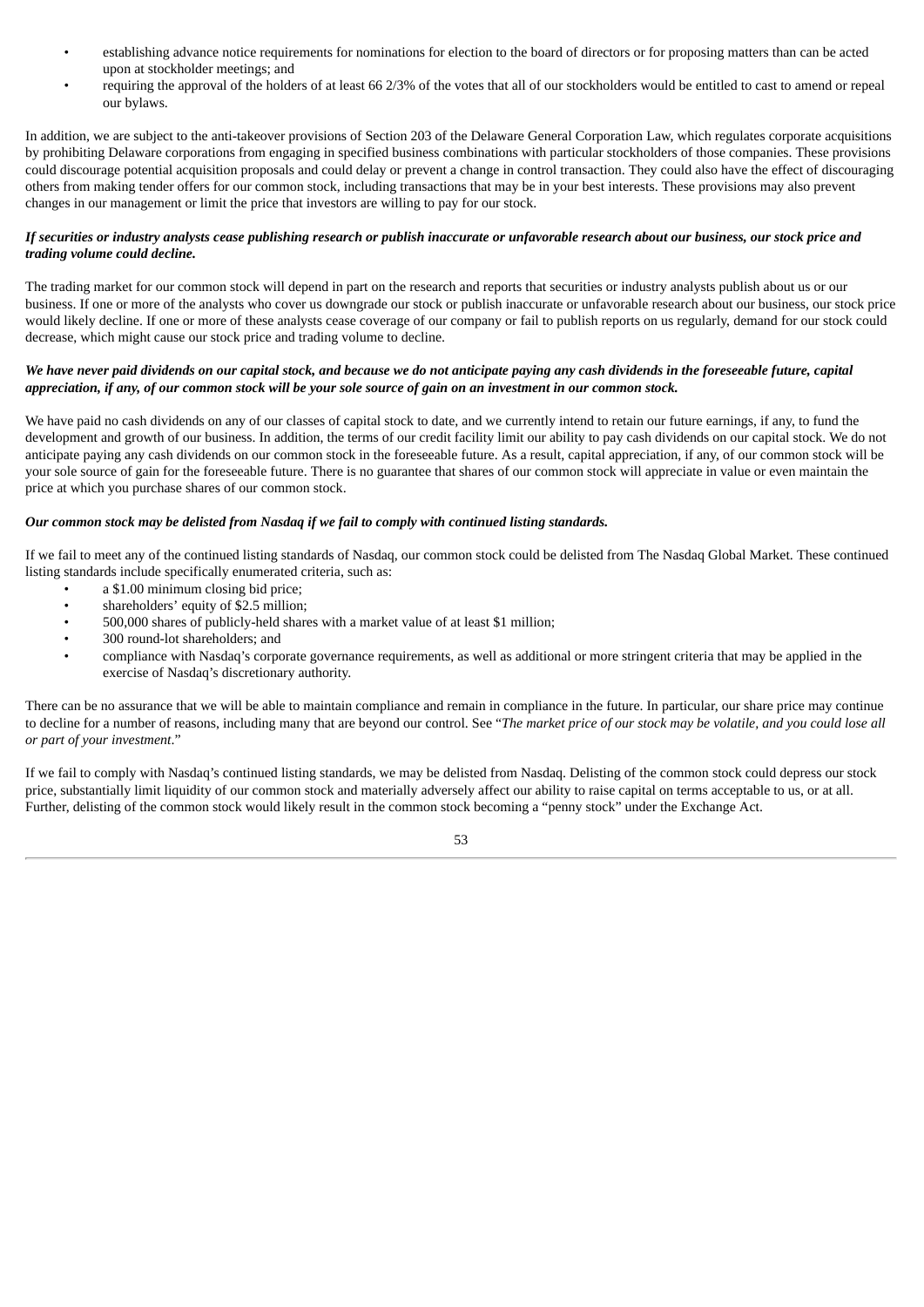- establishing advance notice requirements for nominations for election to the board of directors or for proposing matters than can be acted upon at stockholder meetings; and
- requiring the approval of the holders of at least 66 2/3% of the votes that all of our stockholders would be entitled to cast to amend or repeal our bylaws.

In addition, we are subject to the anti-takeover provisions of Section 203 of the Delaware General Corporation Law, which regulates corporate acquisitions by prohibiting Delaware corporations from engaging in specified business combinations with particular stockholders of those companies. These provisions could discourage potential acquisition proposals and could delay or prevent a change in control transaction. They could also have the effect of discouraging others from making tender offers for our common stock, including transactions that may be in your best interests. These provisions may also prevent changes in our management or limit the price that investors are willing to pay for our stock.

***If securities or industry analysts cease publishing research or publish inaccurate or unfavorable research about our business, our stock price and trading volume could decline.***

The trading market for our common stock will depend in part on the research and reports that securities or industry analysts publish about us or our business. If one or more of the analysts who cover us downgrade our stock or publish inaccurate or unfavorable research about our business, our stock price would likely decline. If one or more of these analysts cease coverage of our company or fail to publish reports on us regularly, demand for our stock could decrease, which might cause our stock price and trading volume to decline.

***We have never paid dividends on our capital stock, and because we do not anticipate paying any cash dividends in the foreseeable future, capital appreciation, if any, of our common stock will be your sole source of gain on an investment in our common stock.***

We have paid no cash dividends on any of our classes of capital stock to date, and we currently intend to retain our future earnings, if any, to fund the development and growth of our business. In addition, the terms of our credit facility limit our ability to pay cash dividends on our capital stock. We do not anticipate paying any cash dividends on our common stock in the foreseeable future. As a result, capital appreciation, if any, of our common stock will be your sole source of gain for the foreseeable future. There is no guarantee that shares of our common stock will appreciate in value or even maintain the price at which you purchase shares of our common stock.

***Our common stock may be delisted from Nasdaq if we fail to comply with continued listing standards.***

If we fail to meet any of the continued listing standards of Nasdaq, our common stock could be delisted from The Nasdaq Global Market. These continued listing standards include specifically enumerated criteria, such as:

- a $1.00 minimum closing bid price;
- shareholders' equity of $2.5 million;
- 500,000 shares of publicly-held shares with a market value of at least $1 million;
- 300 round-lot shareholders; and
- compliance with Nasdaq's corporate governance requirements, as well as additional or more stringent criteria that may be applied in the exercise of Nasdaq's discretionary authority.

There can be no assurance that we will be able to maintain compliance and remain in compliance in the future. In particular, our share price may continue to decline for a number of reasons, including many that are beyond our control. See "*The market price of our stock may be volatile, and you could lose all or part of your investment*."

If we fail to comply with Nasdaq's continued listing standards, we may be delisted from Nasdaq. Delisting of the common stock could depress our stock price, substantially limit liquidity of our common stock and materially adversely affect our ability to raise capital on terms acceptable to us, or at all. Further, delisting of the common stock would likely result in the common stock becoming a "penny stock" under the Exchange Act.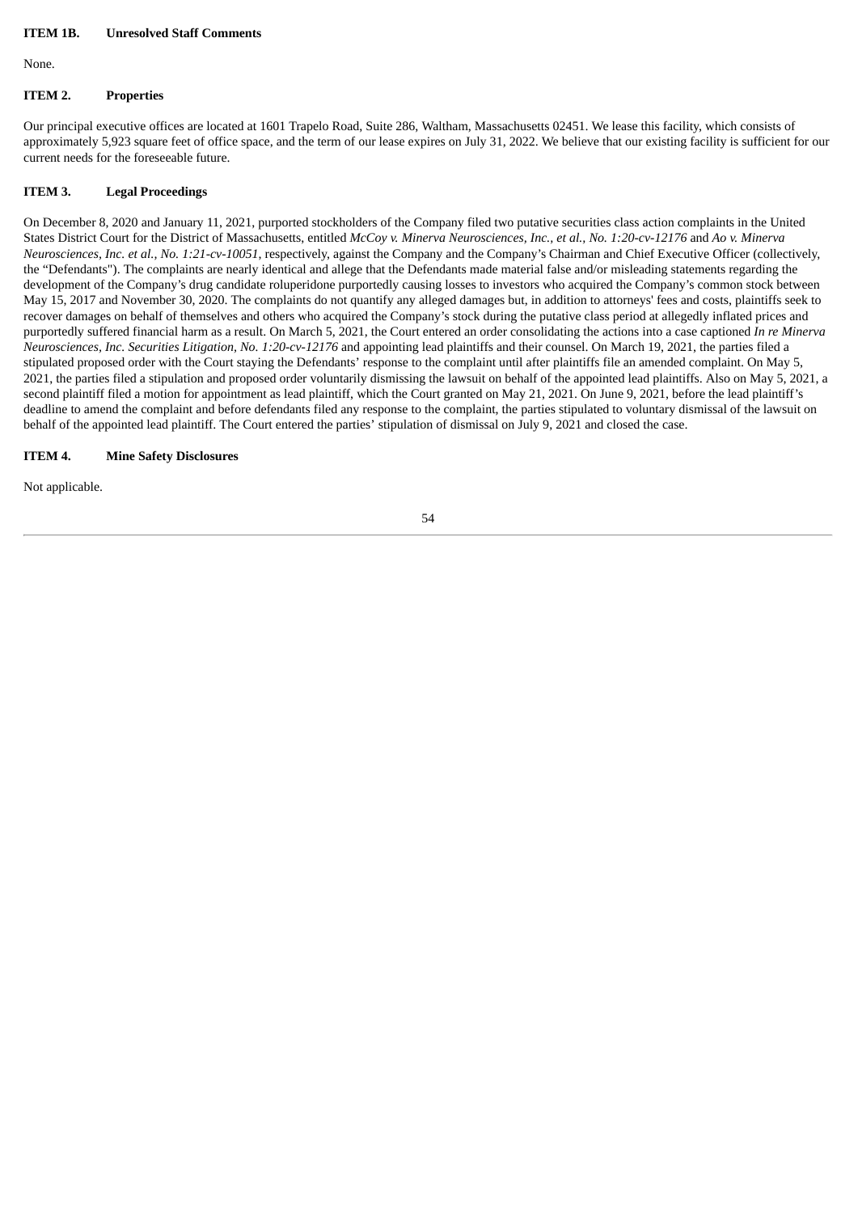## ITEM 1B. Unresolved Staff Comments

None.

## ITEM 2. Properties

Our principal executive offices are located at 1601 Trapelo Road, Suite 286, Waltham, Massachusetts 02451. We lease this facility, which consists of approximately 5,923 square feet of office space, and the term of our lease expires on July 31, 2022. We believe that our existing facility is sufficient for our current needs for the foreseeable future.

## ITEM 3. Legal Proceedings

On December 8, 2020 and January 11, 2021, purported stockholders of the Company filed two putative securities class action complaints in the United States District Court for the District of Massachusetts, entitled *McCoy v. Minerva Neurosciences, Inc., et al., No. 1:20-cv-12176* and *Ao v. Minerva Neurosciences, Inc. et al., No. 1:21-cv-10051*, respectively, against the Company and the Company's Chairman and Chief Executive Officer (collectively, the "Defendants"). The complaints are nearly identical and allege that the Defendants made material false and/or misleading statements regarding the development of the Company's drug candidate roluperidone purportedly causing losses to investors who acquired the Company's common stock between May 15, 2017 and November 30, 2020. The complaints do not quantify any alleged damages but, in addition to attorneys' fees and costs, plaintiffs seek to recover damages on behalf of themselves and others who acquired the Company's stock during the putative class period at allegedly inflated prices and purportedly suffered financial harm as a result. On March 5, 2021, the Court entered an order consolidating the actions into a case captioned *In re Minerva Neurosciences, Inc. Securities Litigation, No. 1:20-cv-12176* and appointing lead plaintiffs and their counsel. On March 19, 2021, the parties filed a stipulated proposed order with the Court staying the Defendants' response to the complaint until after plaintiffs file an amended complaint. On May 5, 2021, the parties filed a stipulation and proposed order voluntarily dismissing the lawsuit on behalf of the appointed lead plaintiffs. Also on May 5, 2021, a second plaintiff filed a motion for appointment as lead plaintiff, which the Court granted on May 21, 2021. On June 9, 2021, before the lead plaintiff's deadline to amend the complaint and before defendants filed any response to the complaint, the parties stipulated to voluntary dismissal of the lawsuit on behalf of the appointed lead plaintiff. The Court entered the parties' stipulation of dismissal on July 9, 2021 and closed the case.

## ITEM 4. Mine Safety Disclosures

Not applicable.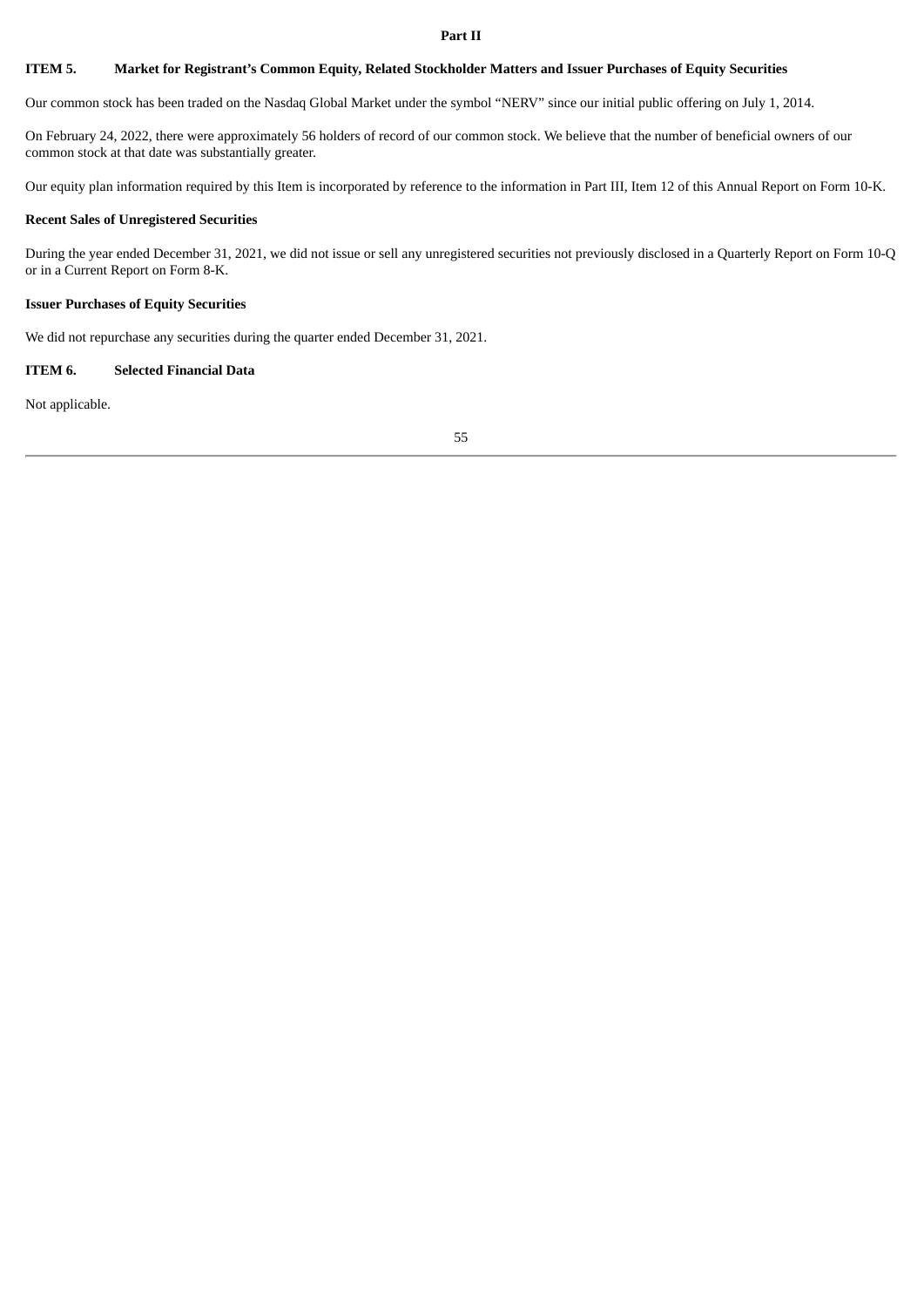# Part II

## ITEM 5. Market for Registrant's Common Equity, Related Stockholder Matters and Issuer Purchases of Equity Securities

Our common stock has been traded on the Nasdaq Global Market under the symbol "NERV" since our initial public offering on July 1, 2014.

On February 24, 2022, there were approximately 56 holders of record of our common stock. We believe that the number of beneficial owners of our common stock at that date was substantially greater.

Our equity plan information required by this Item is incorporated by reference to the information in Part III, Item 12 of this Annual Report on Form 10-K.

### Recent Sales of Unregistered Securities

During the year ended December 31, 2021, we did not issue or sell any unregistered securities not previously disclosed in a Quarterly Report on Form 10-Q or in a Current Report on Form 8-K.

### Issuer Purchases of Equity Securities

We did not repurchase any securities during the quarter ended December 31, 2021.

## ITEM 6. Selected Financial Data

Not applicable.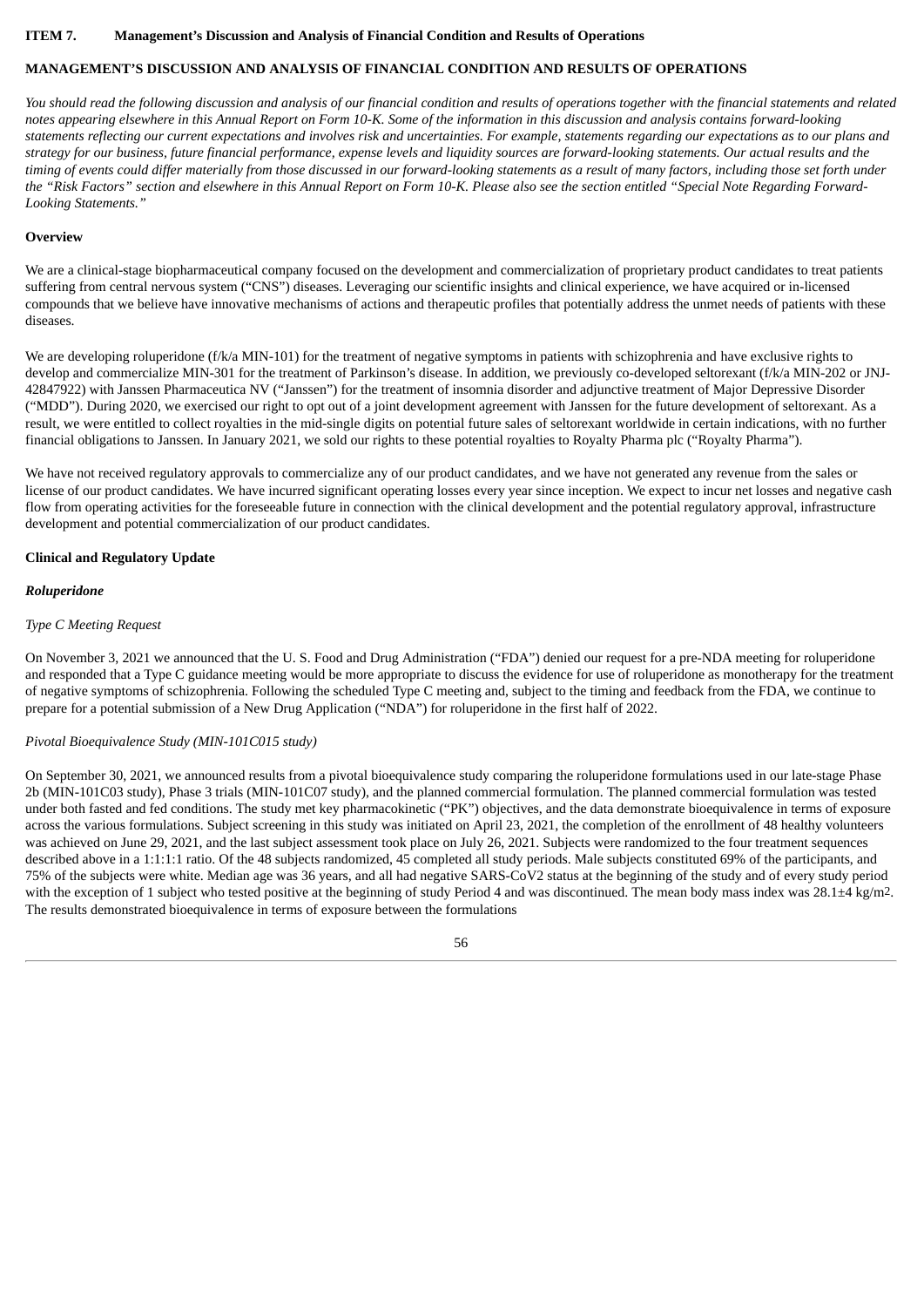**ITEM 7. Management's Discussion and Analysis of Financial Condition and Results of Operations**

**MANAGEMENT'S DISCUSSION AND ANALYSIS OF FINANCIAL CONDITION AND RESULTS OF OPERATIONS**

*You should read the following discussion and analysis of our financial condition and results of operations together with the financial statements and related notes appearing elsewhere in this Annual Report on Form 10-K. Some of the information in this discussion and analysis contains forward-looking statements reflecting our current expectations and involves risk and uncertainties. For example, statements regarding our expectations as to our plans and strategy for our business, future financial performance, expense levels and liquidity sources are forward-looking statements. Our actual results and the timing of events could differ materially from those discussed in our forward-looking statements as a result of many factors, including those set forth under the "Risk Factors" section and elsewhere in this Annual Report on Form 10-K. Please also see the section entitled "Special Note Regarding Forward-Looking Statements."*

**Overview**

We are a clinical-stage biopharmaceutical company focused on the development and commercialization of proprietary product candidates to treat patients suffering from central nervous system ("CNS") diseases. Leveraging our scientific insights and clinical experience, we have acquired or in-licensed compounds that we believe have innovative mechanisms of actions and therapeutic profiles that potentially address the unmet needs of patients with these diseases.

We are developing roluperidone (f/k/a MIN-101) for the treatment of negative symptoms in patients with schizophrenia and have exclusive rights to develop and commercialize MIN-301 for the treatment of Parkinson's disease. In addition, we previously co-developed seltorexant (f/k/a MIN-202 or JNJ-42847922) with Janssen Pharmaceutica NV ("Janssen") for the treatment of insomnia disorder and adjunctive treatment of Major Depressive Disorder ("MDD"). During 2020, we exercised our right to opt out of a joint development agreement with Janssen for the future development of seltorexant. As a result, we were entitled to collect royalties in the mid-single digits on potential future sales of seltorexant worldwide in certain indications, with no further financial obligations to Janssen. In January 2021, we sold our rights to these potential royalties to Royalty Pharma plc ("Royalty Pharma").

We have not received regulatory approvals to commercialize any of our product candidates, and we have not generated any revenue from the sales or license of our product candidates. We have incurred significant operating losses every year since inception. We expect to incur net losses and negative cash flow from operating activities for the foreseeable future in connection with the clinical development and the potential regulatory approval, infrastructure development and potential commercialization of our product candidates.

**Clinical and Regulatory Update**

***Roluperidone***

*Type C Meeting Request*

On November 3, 2021 we announced that the U. S. Food and Drug Administration ("FDA") denied our request for a pre-NDA meeting for roluperidone and responded that a Type C guidance meeting would be more appropriate to discuss the evidence for use of roluperidone as monotherapy for the treatment of negative symptoms of schizophrenia. Following the scheduled Type C meeting and, subject to the timing and feedback from the FDA, we continue to prepare for a potential submission of a New Drug Application ("NDA") for roluperidone in the first half of 2022.

*Pivotal Bioequivalence Study (MIN-101C015 study)*

On September 30, 2021, we announced results from a pivotal bioequivalence study comparing the roluperidone formulations used in our late-stage Phase 2b (MIN-101C03 study), Phase 3 trials (MIN-101C07 study), and the planned commercial formulation. The planned commercial formulation was tested under both fasted and fed conditions. The study met key pharmacokinetic ("PK") objectives, and the data demonstrate bioequivalence in terms of exposure across the various formulations. Subject screening in this study was initiated on April 23, 2021, the completion of the enrollment of 48 healthy volunteers was achieved on June 29, 2021, and the last subject assessment took place on July 26, 2021. Subjects were randomized to the four treatment sequences described above in a 1:1:1:1 ratio. Of the 48 subjects randomized, 45 completed all study periods. Male subjects constituted 69% of the participants, and 75% of the subjects were white. Median age was 36 years, and all had negative SARS-CoV2 status at the beginning of the study and of every study period with the exception of 1 subject who tested positive at the beginning of study Period 4 and was discontinued. The mean body mass index was 28.1±4 kg/m$^2$. The results demonstrated bioequivalence in terms of exposure between the formulations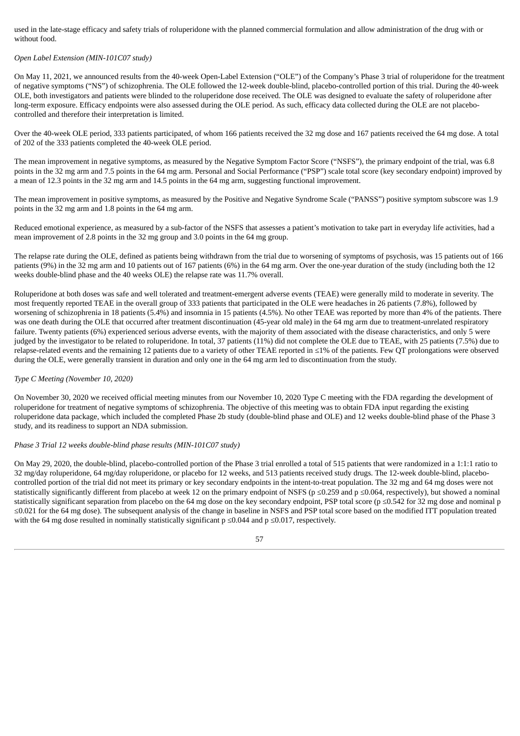used in the late-stage efficacy and safety trials of roluperidone with the planned commercial formulation and allow administration of the drug with or without food.

*Open Label Extension (MIN-101C07 study)*

On May 11, 2021, we announced results from the 40-week Open-Label Extension ("OLE") of the Company's Phase 3 trial of roluperidone for the treatment of negative symptoms ("NS") of schizophrenia. The OLE followed the 12-week double-blind, placebo-controlled portion of this trial. During the 40-week OLE, both investigators and patients were blinded to the roluperidone dose received. The OLE was designed to evaluate the safety of roluperidone after long-term exposure. Efficacy endpoints were also assessed during the OLE period. As such, efficacy data collected during the OLE are not placebo-controlled and therefore their interpretation is limited.

Over the 40-week OLE period, 333 patients participated, of whom 166 patients received the 32 mg dose and 167 patients received the 64 mg dose. A total of 202 of the 333 patients completed the 40-week OLE period.

The mean improvement in negative symptoms, as measured by the Negative Symptom Factor Score ("NSFS"), the primary endpoint of the trial, was 6.8 points in the 32 mg arm and 7.5 points in the 64 mg arm. Personal and Social Performance ("PSP") scale total score (key secondary endpoint) improved by a mean of 12.3 points in the 32 mg arm and 14.5 points in the 64 mg arm, suggesting functional improvement.

The mean improvement in positive symptoms, as measured by the Positive and Negative Syndrome Scale ("PANSS") positive symptom subscore was 1.9 points in the 32 mg arm and 1.8 points in the 64 mg arm.

Reduced emotional experience, as measured by a sub-factor of the NSFS that assesses a patient's motivation to take part in everyday life activities, had a mean improvement of 2.8 points in the 32 mg group and 3.0 points in the 64 mg group.

The relapse rate during the OLE, defined as patients being withdrawn from the trial due to worsening of symptoms of psychosis, was 15 patients out of 166 patients (9%) in the 32 mg arm and 10 patients out of 167 patients (6%) in the 64 mg arm. Over the one-year duration of the study (including both the 12 weeks double-blind phase and the 40 weeks OLE) the relapse rate was 11.7% overall.

Roluperidone at both doses was safe and well tolerated and treatment-emergent adverse events (TEAE) were generally mild to moderate in severity. The most frequently reported TEAE in the overall group of 333 patients that participated in the OLE were headaches in 26 patients (7.8%), followed by worsening of schizophrenia in 18 patients (5.4%) and insomnia in 15 patients (4.5%). No other TEAE was reported by more than 4% of the patients. There was one death during the OLE that occurred after treatment discontinuation (45-year old male) in the 64 mg arm due to treatment-unrelated respiratory failure. Twenty patients (6%) experienced serious adverse events, with the majority of them associated with the disease characteristics, and only 5 were judged by the investigator to be related to roluperidone. In total, 37 patients (11%) did not complete the OLE due to TEAE, with 25 patients (7.5%) due to relapse-related events and the remaining 12 patients due to a variety of other TEAE reported in ≤1% of the patients. Few QT prolongations were observed during the OLE, were generally transient in duration and only one in the 64 mg arm led to discontinuation from the study.

*Type C Meeting (November 10, 2020)*

On November 30, 2020 we received official meeting minutes from our November 10, 2020 Type C meeting with the FDA regarding the development of roluperidone for treatment of negative symptoms of schizophrenia. The objective of this meeting was to obtain FDA input regarding the existing roluperidone data package, which included the completed Phase 2b study (double-blind phase and OLE) and 12 weeks double-blind phase of the Phase 3 study, and its readiness to support an NDA submission.

*Phase 3 Trial 12 weeks double-blind phase results (MIN-101C07 study)*

On May 29, 2020, the double-blind, placebo-controlled portion of the Phase 3 trial enrolled a total of 515 patients that were randomized in a 1:1:1 ratio to 32 mg/day roluperidone, 64 mg/day roluperidone, or placebo for 12 weeks, and 513 patients received study drugs. The 12-week double-blind, placebo-controlled portion of the trial did not meet its primary or key secondary endpoints in the intent-to-treat population. The 32 mg and 64 mg doses were not statistically significantly different from placebo at week 12 on the primary endpoint of NSFS ($p \leq 0.259$ and $p \leq 0.064$, respectively), but showed a nominal statistically significant separation from placebo on the 64 mg dose on the key secondary endpoint, PSP total score ($p \leq 0.542$ for 32 mg dose and nominal $p \leq 0.021$ for the 64 mg dose). The subsequent analysis of the change in baseline in NSFS and PSP total score based on the modified ITT population treated with the 64 mg dose resulted in nominally statistically significant $p \leq 0.044$ and $p \leq 0.017$, respectively.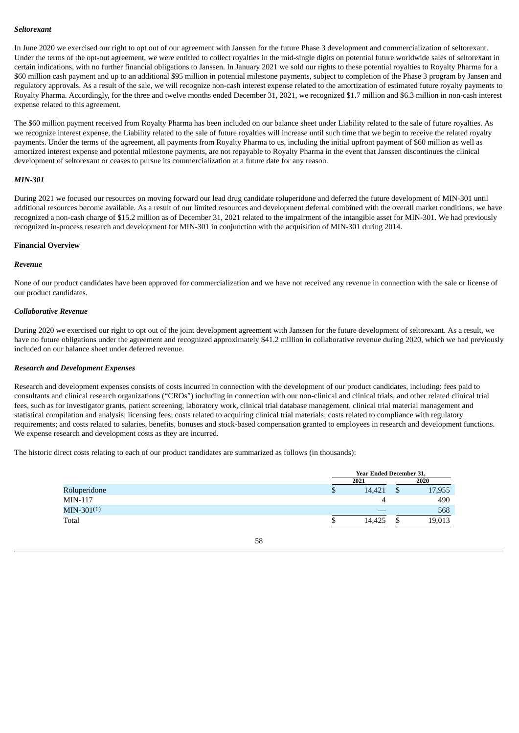*Seltorexant*

In June 2020 we exercised our right to opt out of our agreement with Janssen for the future Phase 3 development and commercialization of seltorexant. Under the terms of the opt-out agreement, we were entitled to collect royalties in the mid-single digits on potential future worldwide sales of seltorexant in certain indications, with no further financial obligations to Janssen. In January 2021 we sold our rights to these potential royalties to Royalty Pharma for a $60 million cash payment and up to an additional $95 million in potential milestone payments, subject to completion of the Phase 3 program by Jansen and regulatory approvals. As a result of the sale, we will recognize non-cash interest expense related to the amortization of estimated future royalty payments to Royalty Pharma. Accordingly, for the three and twelve months ended December 31, 2021, we recognized $1.7 million and $6.3 million in non-cash interest expense related to this agreement.

The $60 million payment received from Royalty Pharma has been included on our balance sheet under Liability related to the sale of future royalties. As we recognize interest expense, the Liability related to the sale of future royalties will increase until such time that we begin to receive the related royalty payments. Under the terms of the agreement, all payments from Royalty Pharma to us, including the initial upfront payment of $60 million as well as amortized interest expense and potential milestone payments, are not repayable to Royalty Pharma in the event that Janssen discontinues the clinical development of seltorexant or ceases to pursue its commercialization at a future date for any reason.

*MIN-301*

During 2021 we focused our resources on moving forward our lead drug candidate roluperidone and deferred the future development of MIN-301 until additional resources become available. As a result of our limited resources and development deferral combined with the overall market conditions, we have recognized a non-cash charge of $15.2 million as of December 31, 2021 related to the impairment of the intangible asset for MIN-301. We had previously recognized in-process research and development for MIN-301 in conjunction with the acquisition of MIN-301 during 2014.

**Financial Overview**

*Revenue*

None of our product candidates have been approved for commercialization and we have not received any revenue in connection with the sale or license of our product candidates.

*Collaborative Revenue*

During 2020 we exercised our right to opt out of the joint development agreement with Janssen for the future development of seltorexant. As a result, we have no future obligations under the agreement and recognized approximately $41.2 million in collaborative revenue during 2020, which we had previously included on our balance sheet under deferred revenue.

*Research and Development Expenses*

Research and development expenses consists of costs incurred in connection with the development of our product candidates, including: fees paid to consultants and clinical research organizations ("CROs") including in connection with our non-clinical and clinical trials, and other related clinical trial fees, such as for investigator grants, patient screening, laboratory work, clinical trial database management, clinical trial material management and statistical compilation and analysis; licensing fees; costs related to acquiring clinical trial materials; costs related to compliance with regulatory requirements; and costs related to salaries, benefits, bonuses and stock-based compensation granted to employees in research and development functions. We expense research and development costs as they are incurred.

The historic direct costs relating to each of our product candidates are summarized as follows (in thousands):

| | Year Ended December 31, | |
|---|---|---|
| | 2021 | 2020 |
| Roluperidone | $ 14,421 | $ 17,955 |
| MIN-117 | 4 | 490 |
| MIN-301(1) | — | 568 |
| Total | $ 14,425 | $ 19,013 |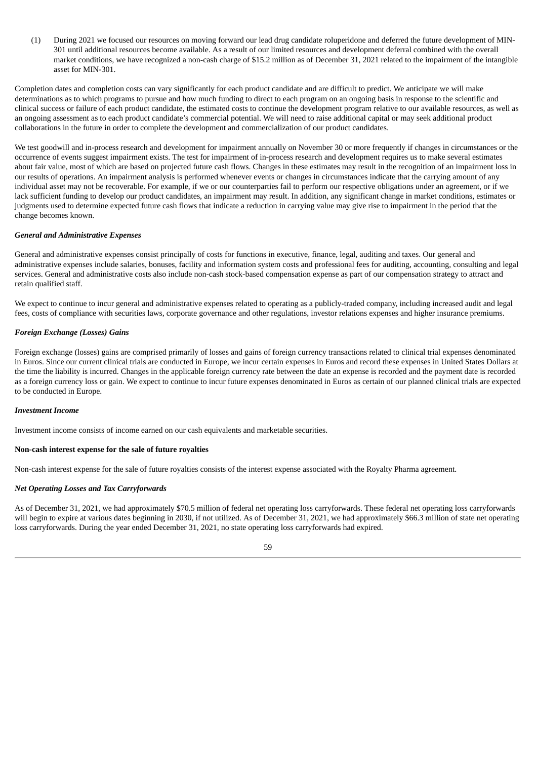(1) During 2021 we focused our resources on moving forward our lead drug candidate roluperidone and deferred the future development of MIN-301 until additional resources become available. As a result of our limited resources and development deferral combined with the overall market conditions, we have recognized a non-cash charge of $15.2 million as of December 31, 2021 related to the impairment of the intangible asset for MIN-301.

Completion dates and completion costs can vary significantly for each product candidate and are difficult to predict. We anticipate we will make determinations as to which programs to pursue and how much funding to direct to each program on an ongoing basis in response to the scientific and clinical success or failure of each product candidate, the estimated costs to continue the development program relative to our available resources, as well as an ongoing assessment as to each product candidate's commercial potential. We will need to raise additional capital or may seek additional product collaborations in the future in order to complete the development and commercialization of our product candidates.

We test goodwill and in-process research and development for impairment annually on November 30 or more frequently if changes in circumstances or the occurrence of events suggest impairment exists. The test for impairment of in-process research and development requires us to make several estimates about fair value, most of which are based on projected future cash flows. Changes in these estimates may result in the recognition of an impairment loss in our results of operations. An impairment analysis is performed whenever events or changes in circumstances indicate that the carrying amount of any individual asset may not be recoverable. For example, if we or our counterparties fail to perform our respective obligations under an agreement, or if we lack sufficient funding to develop our product candidates, an impairment may result. In addition, any significant change in market conditions, estimates or judgments used to determine expected future cash flows that indicate a reduction in carrying value may give rise to impairment in the period that the change becomes known.

***General and Administrative Expenses***

General and administrative expenses consist principally of costs for functions in executive, finance, legal, auditing and taxes. Our general and administrative expenses include salaries, bonuses, facility and information system costs and professional fees for auditing, accounting, consulting and legal services. General and administrative costs also include non-cash stock-based compensation expense as part of our compensation strategy to attract and retain qualified staff.

We expect to continue to incur general and administrative expenses related to operating as a publicly-traded company, including increased audit and legal fees, costs of compliance with securities laws, corporate governance and other regulations, investor relations expenses and higher insurance premiums.

***Foreign Exchange (Losses) Gains***

Foreign exchange (losses) gains are comprised primarily of losses and gains of foreign currency transactions related to clinical trial expenses denominated in Euros. Since our current clinical trials are conducted in Europe, we incur certain expenses in Euros and record these expenses in United States Dollars at the time the liability is incurred. Changes in the applicable foreign currency rate between the date an expense is recorded and the payment date is recorded as a foreign currency loss or gain. We expect to continue to incur future expenses denominated in Euros as certain of our planned clinical trials are expected to be conducted in Europe.

***Investment Income***

Investment income consists of income earned on our cash equivalents and marketable securities.

**Non-cash interest expense for the sale of future royalties**

Non-cash interest expense for the sale of future royalties consists of the interest expense associated with the Royalty Pharma agreement.

***Net Operating Losses and Tax Carryforwards***

As of December 31, 2021, we had approximately $70.5 million of federal net operating loss carryforwards. These federal net operating loss carryforwards will begin to expire at various dates beginning in 2030, if not utilized. As of December 31, 2021, we had approximately $66.3 million of state net operating loss carryforwards. During the year ended December 31, 2021, no state operating loss carryforwards had expired.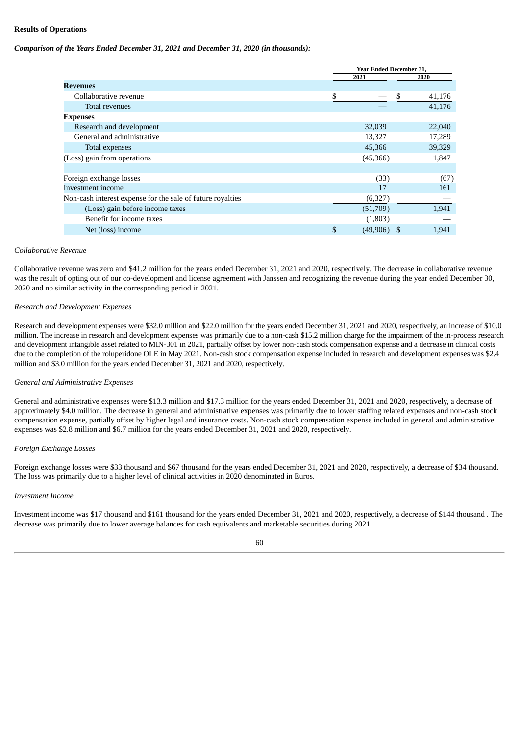**Results of Operations**

***Comparison of the Years Ended December 31, 2021 and December 31, 2020 (in thousands):***

| | Year Ended December 31, | |
|---|---|---|
| | 2021 | 2020 |
| **Revenues** | | |
| Collaborative revenue | $ — | $ 41,176 |
| Total revenues | — | 41,176 |
| **Expenses** | | |
| Research and development | 32,039 | 22,040 |
| General and administrative | 13,327 | 17,289 |
| Total expenses | 45,366 | 39,329 |
| (Loss) gain from operations | (45,366) | 1,847 |
| | | |
| Foreign exchange losses | (33) | (67) |
| Investment income | 17 | 161 |
| Non-cash interest expense for the sale of future royalties | (6,327) | — |
| (Loss) gain before income taxes | (51,709) | 1,941 |
| Benefit for income taxes | (1,803) | — |
| Net (loss) income | $ (49,906) | $ 1,941 |

*Collaborative Revenue*

Collaborative revenue was zero and $41.2 million for the years ended December 31, 2021 and 2020, respectively. The decrease in collaborative revenue was the result of opting out of our co-development and license agreement with Janssen and recognizing the revenue during the year ended December 30, 2020 and no similar activity in the corresponding period in 2021.

*Research and Development Expenses*

Research and development expenses were $32.0 million and $22.0 million for the years ended December 31, 2021 and 2020, respectively, an increase of $10.0 million. The increase in research and development expenses was primarily due to a non-cash $15.2 million charge for the impairment of the in-process research and development intangible asset related to MIN-301 in 2021, partially offset by lower non-cash stock compensation expense and a decrease in clinical costs due to the completion of the roluperidone OLE in May 2021. Non-cash stock compensation expense included in research and development expenses was $2.4 million and $3.0 million for the years ended December 31, 2021 and 2020, respectively.

*General and Administrative Expenses*

General and administrative expenses were $13.3 million and $17.3 million for the years ended December 31, 2021 and 2020, respectively, a decrease of approximately $4.0 million. The decrease in general and administrative expenses was primarily due to lower staffing related expenses and non-cash stock compensation expense, partially offset by higher legal and insurance costs. Non-cash stock compensation expense included in general and administrative expenses was $2.8 million and $6.7 million for the years ended December 31, 2021 and 2020, respectively.

*Foreign Exchange Losses*

Foreign exchange losses were $33 thousand and $67 thousand for the years ended December 31, 2021 and 2020, respectively, a decrease of $34 thousand. The loss was primarily due to a higher level of clinical activities in 2020 denominated in Euros.

*Investment Income*

Investment income was $17 thousand and $161 thousand for the years ended December 31, 2021 and 2020, respectively, a decrease of $144 thousand . The decrease was primarily due to lower average balances for cash equivalents and marketable securities during 2021.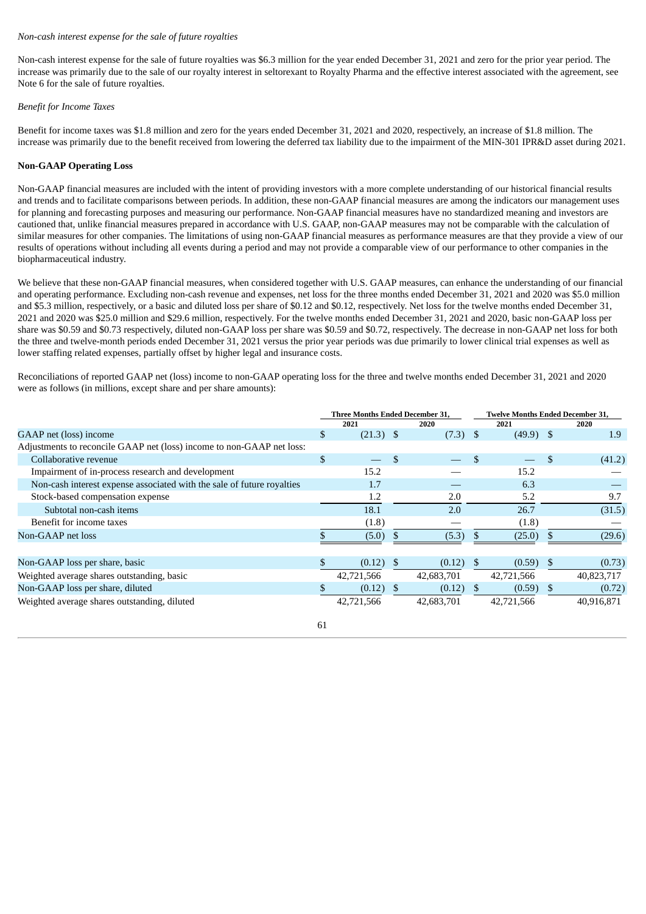*Non-cash interest expense for the sale of future royalties*

Non-cash interest expense for the sale of future royalties was $6.3 million for the year ended December 31, 2021 and zero for the prior year period. The increase was primarily due to the sale of our royalty interest in seltorexant to Royalty Pharma and the effective interest associated with the agreement, see Note 6 for the sale of future royalties.

*Benefit for Income Taxes*

Benefit for income taxes was $1.8 million and zero for the years ended December 31, 2021 and 2020, respectively, an increase of $1.8 million. The increase was primarily due to the benefit received from lowering the deferred tax liability due to the impairment of the MIN-301 IPR&D asset during 2021.

**Non-GAAP Operating Loss**

Non-GAAP financial measures are included with the intent of providing investors with a more complete understanding of our historical financial results and trends and to facilitate comparisons between periods. In addition, these non-GAAP financial measures are among the indicators our management uses for planning and forecasting purposes and measuring our performance. Non-GAAP financial measures have no standardized meaning and investors are cautioned that, unlike financial measures prepared in accordance with U.S. GAAP, non-GAAP measures may not be comparable with the calculation of similar measures for other companies. The limitations of using non-GAAP financial measures as performance measures are that they provide a view of our results of operations without including all events during a period and may not provide a comparable view of our performance to other companies in the biopharmaceutical industry.

We believe that these non-GAAP financial measures, when considered together with U.S. GAAP measures, can enhance the understanding of our financial and operating performance. Excluding non-cash revenue and expenses, net loss for the three months ended December 31, 2021 and 2020 was $5.0 million and $5.3 million, respectively, or a basic and diluted loss per share of $0.12 and $0.12, respectively. Net loss for the twelve months ended December 31, 2021 and 2020 was $25.0 million and $29.6 million, respectively. For the twelve months ended December 31, 2021 and 2020, basic non-GAAP loss per share was $0.59 and $0.73 respectively, diluted non-GAAP loss per share was $0.59 and $0.72, respectively. The decrease in non-GAAP net loss for both the three and twelve-month periods ended December 31, 2021 versus the prior year periods was due primarily to lower clinical trial expenses as well as lower staffing related expenses, partially offset by higher legal and insurance costs.

Reconciliations of reported GAAP net (loss) income to non-GAAP operating loss for the three and twelve months ended December 31, 2021 and 2020 were as follows (in millions, except share and per share amounts):

| | Three Months Ended December 31, | | Twelve Months Ended December 31, | |
|---|---|---|---|---|
| | 2021 | 2020 | 2021 | 2020 |
| GAAP net (loss) income | $ (21.3) | $ (7.3) | $ (49.9) | $ 1.9 |
| Adjustments to reconcile GAAP net (loss) income to non-GAAP net loss: | | | | |
| Collaborative revenue | $ — | $ — | $ — | $ (41.2) |
| Impairment of in-process research and development | 15.2 | — | 15.2 | — |
| Non-cash interest expense associated with the sale of future royalties | 1.7 | — | 6.3 | — |
| Stock-based compensation expense | 1.2 | 2.0 | 5.2 | 9.7 |
| Subtotal non-cash items | 18.1 | 2.0 | 26.7 | (31.5) |
| Benefit for income taxes | (1.8) | — | (1.8) | — |
| Non-GAAP net loss | $ (5.0) | $ (5.3) | $ (25.0) | $ (29.6) |
| | | | | |
| Non-GAAP loss per share, basic | $ (0.12) | $ (0.12) | $ (0.59) | $ (0.73) |
| Weighted average shares outstanding, basic | 42,721,566 | 42,683,701 | 42,721,566 | 40,823,717 |
| Non-GAAP loss per share, diluted | $ (0.12) | $ (0.12) | $ (0.59) | $ (0.72) |
| Weighted average shares outstanding, diluted | 42,721,566 | 42,683,701 | 42,721,566 | 40,916,871 |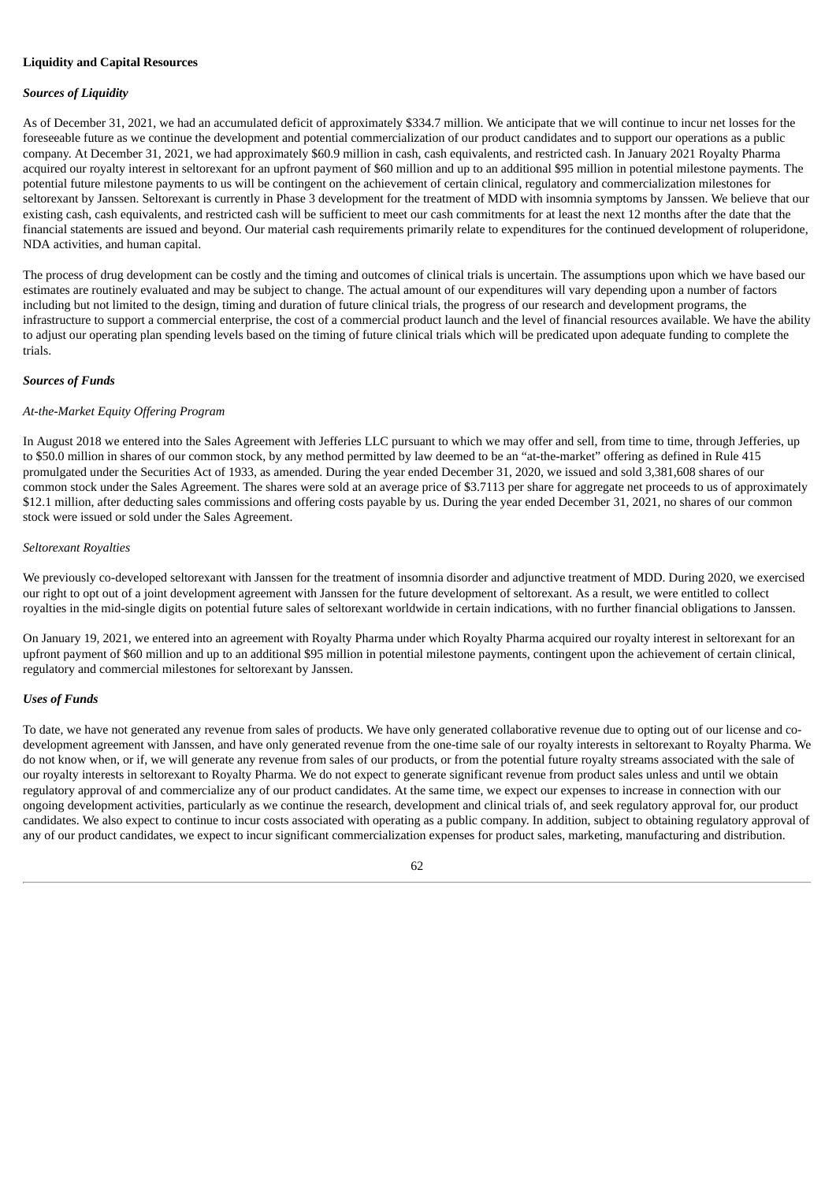**Liquidity and Capital Resources**

***Sources of Liquidity***

As of December 31, 2021, we had an accumulated deficit of approximately $334.7 million. We anticipate that we will continue to incur net losses for the foreseeable future as we continue the development and potential commercialization of our product candidates and to support our operations as a public company. At December 31, 2021, we had approximately $60.9 million in cash, cash equivalents, and restricted cash. In January 2021 Royalty Pharma acquired our royalty interest in seltorexant for an upfront payment of $60 million and up to an additional $95 million in potential milestone payments. The potential future milestone payments to us will be contingent on the achievement of certain clinical, regulatory and commercialization milestones for seltorexant by Janssen. Seltorexant is currently in Phase 3 development for the treatment of MDD with insomnia symptoms by Janssen. We believe that our existing cash, cash equivalents, and restricted cash will be sufficient to meet our cash commitments for at least the next 12 months after the date that the financial statements are issued and beyond. Our material cash requirements primarily relate to expenditures for the continued development of roluperidone, NDA activities, and human capital.

The process of drug development can be costly and the timing and outcomes of clinical trials is uncertain. The assumptions upon which we have based our estimates are routinely evaluated and may be subject to change. The actual amount of our expenditures will vary depending upon a number of factors including but not limited to the design, timing and duration of future clinical trials, the progress of our research and development programs, the infrastructure to support a commercial enterprise, the cost of a commercial product launch and the level of financial resources available. We have the ability to adjust our operating plan spending levels based on the timing of future clinical trials which will be predicated upon adequate funding to complete the trials.

***Sources of Funds***

*At-the-Market Equity Offering Program*

In August 2018 we entered into the Sales Agreement with Jefferies LLC pursuant to which we may offer and sell, from time to time, through Jefferies, up to $50.0 million in shares of our common stock, by any method permitted by law deemed to be an "at-the-market" offering as defined in Rule 415 promulgated under the Securities Act of 1933, as amended. During the year ended December 31, 2020, we issued and sold 3,381,608 shares of our common stock under the Sales Agreement. The shares were sold at an average price of $3.7113 per share for aggregate net proceeds to us of approximately $12.1 million, after deducting sales commissions and offering costs payable by us. During the year ended December 31, 2021, no shares of our common stock were issued or sold under the Sales Agreement.

*Seltorexant Royalties*

We previously co-developed seltorexant with Janssen for the treatment of insomnia disorder and adjunctive treatment of MDD. During 2020, we exercised our right to opt out of a joint development agreement with Janssen for the future development of seltorexant. As a result, we were entitled to collect royalties in the mid-single digits on potential future sales of seltorexant worldwide in certain indications, with no further financial obligations to Janssen.

On January 19, 2021, we entered into an agreement with Royalty Pharma under which Royalty Pharma acquired our royalty interest in seltorexant for an upfront payment of $60 million and up to an additional $95 million in potential milestone payments, contingent upon the achievement of certain clinical, regulatory and commercial milestones for seltorexant by Janssen.

***Uses of Funds***

To date, we have not generated any revenue from sales of products. We have only generated collaborative revenue due to opting out of our license and co-development agreement with Janssen, and have only generated revenue from the one-time sale of our royalty interests in seltorexant to Royalty Pharma. We do not know when, or if, we will generate any revenue from sales of our products, or from the potential future royalty streams associated with the sale of our royalty interests in seltorexant to Royalty Pharma. We do not expect to generate significant revenue from product sales unless and until we obtain regulatory approval of and commercialize any of our product candidates. At the same time, we expect our expenses to increase in connection with our ongoing development activities, particularly as we continue the research, development and clinical trials of, and seek regulatory approval for, our product candidates. We also expect to continue to incur costs associated with operating as a public company. In addition, subject to obtaining regulatory approval of any of our product candidates, we expect to incur significant commercialization expenses for product sales, marketing, manufacturing and distribution.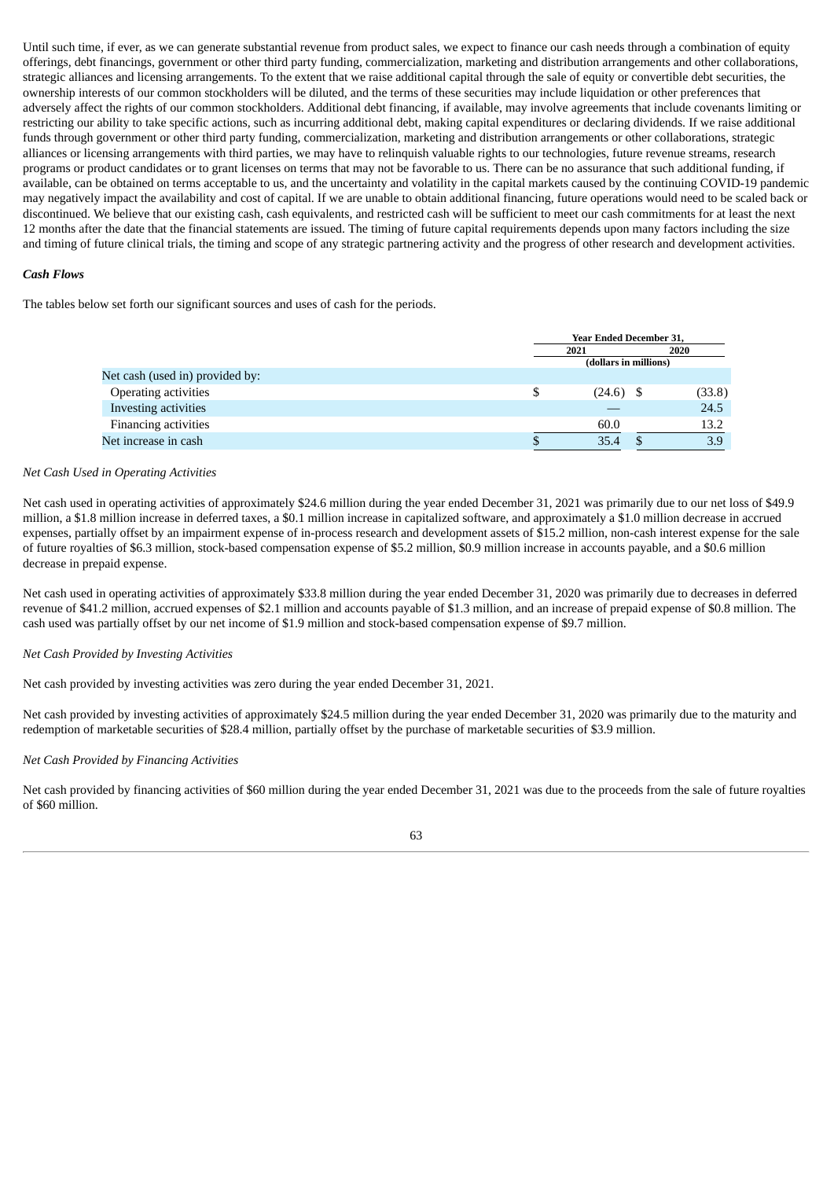Until such time, if ever, as we can generate substantial revenue from product sales, we expect to finance our cash needs through a combination of equity offerings, debt financings, government or other third party funding, commercialization, marketing and distribution arrangements and other collaborations, strategic alliances and licensing arrangements. To the extent that we raise additional capital through the sale of equity or convertible debt securities, the ownership interests of our common stockholders will be diluted, and the terms of these securities may include liquidation or other preferences that adversely affect the rights of our common stockholders. Additional debt financing, if available, may involve agreements that include covenants limiting or restricting our ability to take specific actions, such as incurring additional debt, making capital expenditures or declaring dividends. If we raise additional funds through government or other third party funding, commercialization, marketing and distribution arrangements or other collaborations, strategic alliances or licensing arrangements with third parties, we may have to relinquish valuable rights to our technologies, future revenue streams, research programs or product candidates or to grant licenses on terms that may not be favorable to us. There can be no assurance that such additional funding, if available, can be obtained on terms acceptable to us, and the uncertainty and volatility in the capital markets caused by the continuing COVID-19 pandemic may negatively impact the availability and cost of capital. If we are unable to obtain additional financing, future operations would need to be scaled back or discontinued. We believe that our existing cash, cash equivalents, and restricted cash will be sufficient to meet our cash commitments for at least the next 12 months after the date that the financial statements are issued. The timing of future capital requirements depends upon many factors including the size and timing of future clinical trials, the timing and scope of any strategic partnering activity and the progress of other research and development activities.

***Cash Flows***

The tables below set forth our significant sources and uses of cash for the periods.

| | Year Ended December 31, | |
|---|---|---|
| | 2021 | 2020 |
| | (dollars in millions) | |
| Net cash (used in) provided by: | | |
| Operating activities | $ (24.6) | $ (33.8) |
| Investing activities | — | 24.5 |
| Financing activities | 60.0 | 13.2 |
| Net increase in cash | $ 35.4 | $ 3.9 |

*Net Cash Used in Operating Activities*

Net cash used in operating activities of approximately $24.6 million during the year ended December 31, 2021 was primarily due to our net loss of $49.9 million, a $1.8 million increase in deferred taxes, a $0.1 million increase in capitalized software, and approximately a $1.0 million decrease in accrued expenses, partially offset by an impairment expense of in-process research and development assets of $15.2 million, non-cash interest expense for the sale of future royalties of $6.3 million, stock-based compensation expense of $5.2 million, $0.9 million increase in accounts payable, and a $0.6 million decrease in prepaid expense.

Net cash used in operating activities of approximately $33.8 million during the year ended December 31, 2020 was primarily due to decreases in deferred revenue of $41.2 million, accrued expenses of $2.1 million and accounts payable of $1.3 million, and an increase of prepaid expense of $0.8 million. The cash used was partially offset by our net income of $1.9 million and stock-based compensation expense of $9.7 million.

*Net Cash Provided by Investing Activities*

Net cash provided by investing activities was zero during the year ended December 31, 2021.

Net cash provided by investing activities of approximately $24.5 million during the year ended December 31, 2020 was primarily due to the maturity and redemption of marketable securities of $28.4 million, partially offset by the purchase of marketable securities of $3.9 million.

*Net Cash Provided by Financing Activities*

Net cash provided by financing activities of $60 million during the year ended December 31, 2021 was due to the proceeds from the sale of future royalties of $60 million.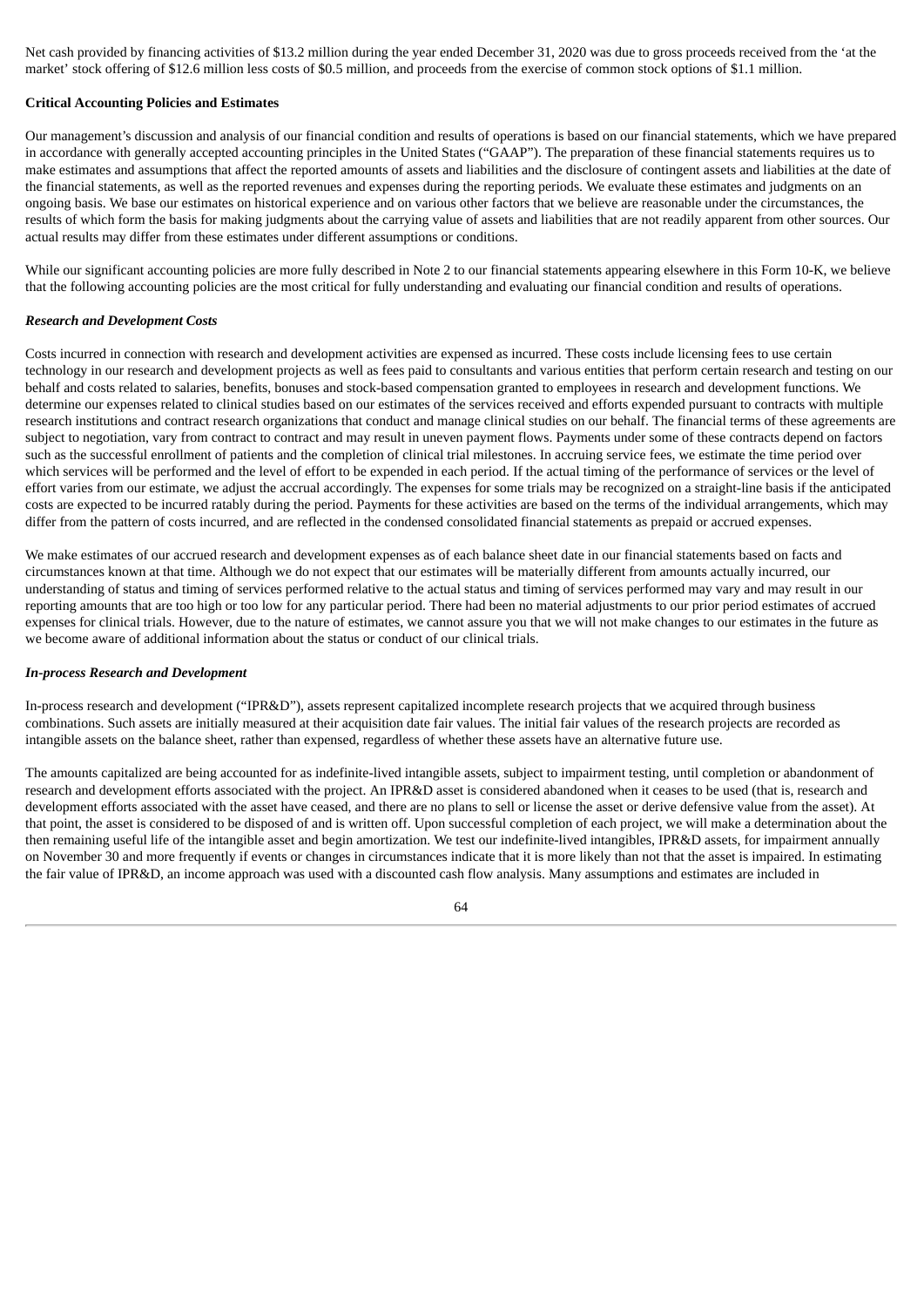Net cash provided by financing activities of $13.2 million during the year ended December 31, 2020 was due to gross proceeds received from the 'at the market' stock offering of $12.6 million less costs of $0.5 million, and proceeds from the exercise of common stock options of $1.1 million.

**Critical Accounting Policies and Estimates**

Our management's discussion and analysis of our financial condition and results of operations is based on our financial statements, which we have prepared in accordance with generally accepted accounting principles in the United States ("GAAP"). The preparation of these financial statements requires us to make estimates and assumptions that affect the reported amounts of assets and liabilities and the disclosure of contingent assets and liabilities at the date of the financial statements, as well as the reported revenues and expenses during the reporting periods. We evaluate these estimates and judgments on an ongoing basis. We base our estimates on historical experience and on various other factors that we believe are reasonable under the circumstances, the results of which form the basis for making judgments about the carrying value of assets and liabilities that are not readily apparent from other sources. Our actual results may differ from these estimates under different assumptions or conditions.

While our significant accounting policies are more fully described in Note 2 to our financial statements appearing elsewhere in this Form 10-K, we believe that the following accounting policies are the most critical for fully understanding and evaluating our financial condition and results of operations.

***Research and Development Costs***

Costs incurred in connection with research and development activities are expensed as incurred. These costs include licensing fees to use certain technology in our research and development projects as well as fees paid to consultants and various entities that perform certain research and testing on our behalf and costs related to salaries, benefits, bonuses and stock-based compensation granted to employees in research and development functions. We determine our expenses related to clinical studies based on our estimates of the services received and efforts expended pursuant to contracts with multiple research institutions and contract research organizations that conduct and manage clinical studies on our behalf. The financial terms of these agreements are subject to negotiation, vary from contract to contract and may result in uneven payment flows. Payments under some of these contracts depend on factors such as the successful enrollment of patients and the completion of clinical trial milestones. In accruing service fees, we estimate the time period over which services will be performed and the level of effort to be expended in each period. If the actual timing of the performance of services or the level of effort varies from our estimate, we adjust the accrual accordingly. The expenses for some trials may be recognized on a straight-line basis if the anticipated costs are expected to be incurred ratably during the period. Payments for these activities are based on the terms of the individual arrangements, which may differ from the pattern of costs incurred, and are reflected in the condensed consolidated financial statements as prepaid or accrued expenses.

We make estimates of our accrued research and development expenses as of each balance sheet date in our financial statements based on facts and circumstances known at that time. Although we do not expect that our estimates will be materially different from amounts actually incurred, our understanding of status and timing of services performed relative to the actual status and timing of services performed may vary and may result in our reporting amounts that are too high or too low for any particular period. There had been no material adjustments to our prior period estimates of accrued expenses for clinical trials. However, due to the nature of estimates, we cannot assure you that we will not make changes to our estimates in the future as we become aware of additional information about the status or conduct of our clinical trials.

***In-process Research and Development***

In-process research and development ("IPR&D"), assets represent capitalized incomplete research projects that we acquired through business combinations. Such assets are initially measured at their acquisition date fair values. The initial fair values of the research projects are recorded as intangible assets on the balance sheet, rather than expensed, regardless of whether these assets have an alternative future use.

The amounts capitalized are being accounted for as indefinite-lived intangible assets, subject to impairment testing, until completion or abandonment of research and development efforts associated with the project. An IPR&D asset is considered abandoned when it ceases to be used (that is, research and development efforts associated with the asset have ceased, and there are no plans to sell or license the asset or derive defensive value from the asset). At that point, the asset is considered to be disposed of and is written off. Upon successful completion of each project, we will make a determination about the then remaining useful life of the intangible asset and begin amortization. We test our indefinite-lived intangibles, IPR&D assets, for impairment annually on November 30 and more frequently if events or changes in circumstances indicate that it is more likely than not that the asset is impaired. In estimating the fair value of IPR&D, an income approach was used with a discounted cash flow analysis. Many assumptions and estimates are included in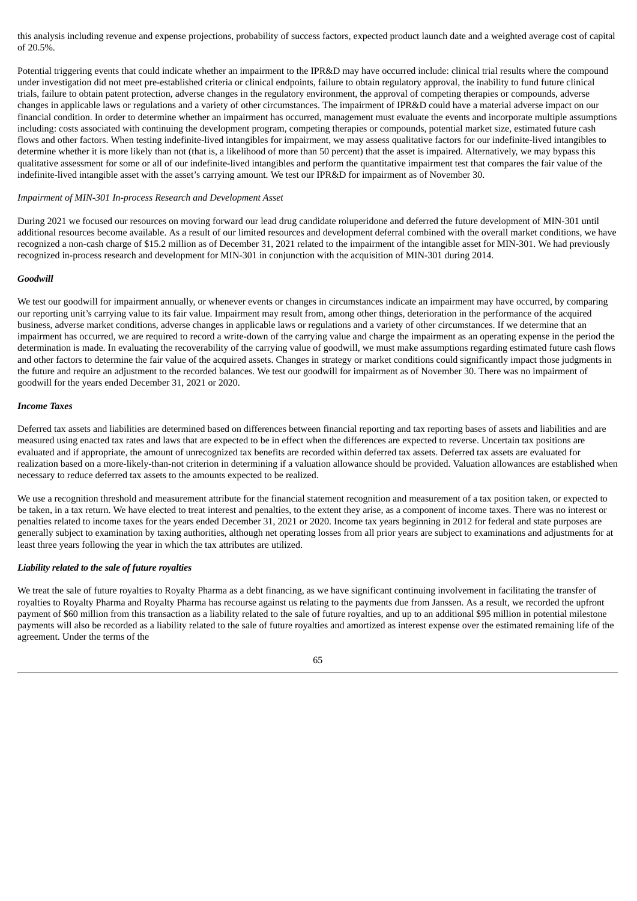this analysis including revenue and expense projections, probability of success factors, expected product launch date and a weighted average cost of capital of 20.5%.

Potential triggering events that could indicate whether an impairment to the IPR&D may have occurred include: clinical trial results where the compound under investigation did not meet pre-established criteria or clinical endpoints, failure to obtain regulatory approval, the inability to fund future clinical trials, failure to obtain patent protection, adverse changes in the regulatory environment, the approval of competing therapies or compounds, adverse changes in applicable laws or regulations and a variety of other circumstances. The impairment of IPR&D could have a material adverse impact on our financial condition. In order to determine whether an impairment has occurred, management must evaluate the events and incorporate multiple assumptions including: costs associated with continuing the development program, competing therapies or compounds, potential market size, estimated future cash flows and other factors. When testing indefinite-lived intangibles for impairment, we may assess qualitative factors for our indefinite-lived intangibles to determine whether it is more likely than not (that is, a likelihood of more than 50 percent) that the asset is impaired. Alternatively, we may bypass this qualitative assessment for some or all of our indefinite-lived intangibles and perform the quantitative impairment test that compares the fair value of the indefinite-lived intangible asset with the asset's carrying amount. We test our IPR&D for impairment as of November 30.

*Impairment of MIN-301 In-process Research and Development Asset*

During 2021 we focused our resources on moving forward our lead drug candidate roluperidone and deferred the future development of MIN-301 until additional resources become available. As a result of our limited resources and development deferral combined with the overall market conditions, we have recognized a non-cash charge of $15.2 million as of December 31, 2021 related to the impairment of the intangible asset for MIN-301. We had previously recognized in-process research and development for MIN-301 in conjunction with the acquisition of MIN-301 during 2014.

***Goodwill***

We test our goodwill for impairment annually, or whenever events or changes in circumstances indicate an impairment may have occurred, by comparing our reporting unit's carrying value to its fair value. Impairment may result from, among other things, deterioration in the performance of the acquired business, adverse market conditions, adverse changes in applicable laws or regulations and a variety of other circumstances. If we determine that an impairment has occurred, we are required to record a write-down of the carrying value and charge the impairment as an operating expense in the period the determination is made. In evaluating the recoverability of the carrying value of goodwill, we must make assumptions regarding estimated future cash flows and other factors to determine the fair value of the acquired assets. Changes in strategy or market conditions could significantly impact those judgments in the future and require an adjustment to the recorded balances. We test our goodwill for impairment as of November 30. There was no impairment of goodwill for the years ended December 31, 2021 or 2020.

***Income Taxes***

Deferred tax assets and liabilities are determined based on differences between financial reporting and tax reporting bases of assets and liabilities and are measured using enacted tax rates and laws that are expected to be in effect when the differences are expected to reverse. Uncertain tax positions are evaluated and if appropriate, the amount of unrecognized tax benefits are recorded within deferred tax assets. Deferred tax assets are evaluated for realization based on a more-likely-than-not criterion in determining if a valuation allowance should be provided. Valuation allowances are established when necessary to reduce deferred tax assets to the amounts expected to be realized.

We use a recognition threshold and measurement attribute for the financial statement recognition and measurement of a tax position taken, or expected to be taken, in a tax return. We have elected to treat interest and penalties, to the extent they arise, as a component of income taxes. There was no interest or penalties related to income taxes for the years ended December 31, 2021 or 2020. Income tax years beginning in 2012 for federal and state purposes are generally subject to examination by taxing authorities, although net operating losses from all prior years are subject to examinations and adjustments for at least three years following the year in which the tax attributes are utilized.

***Liability related to the sale of future royalties***

We treat the sale of future royalties to Royalty Pharma as a debt financing, as we have significant continuing involvement in facilitating the transfer of royalties to Royalty Pharma and Royalty Pharma has recourse against us relating to the payments due from Janssen. As a result, we recorded the upfront payment of $60 million from this transaction as a liability related to the sale of future royalties, and up to an additional $95 million in potential milestone payments will also be recorded as a liability related to the sale of future royalties and amortized as interest expense over the estimated remaining life of the agreement. Under the terms of the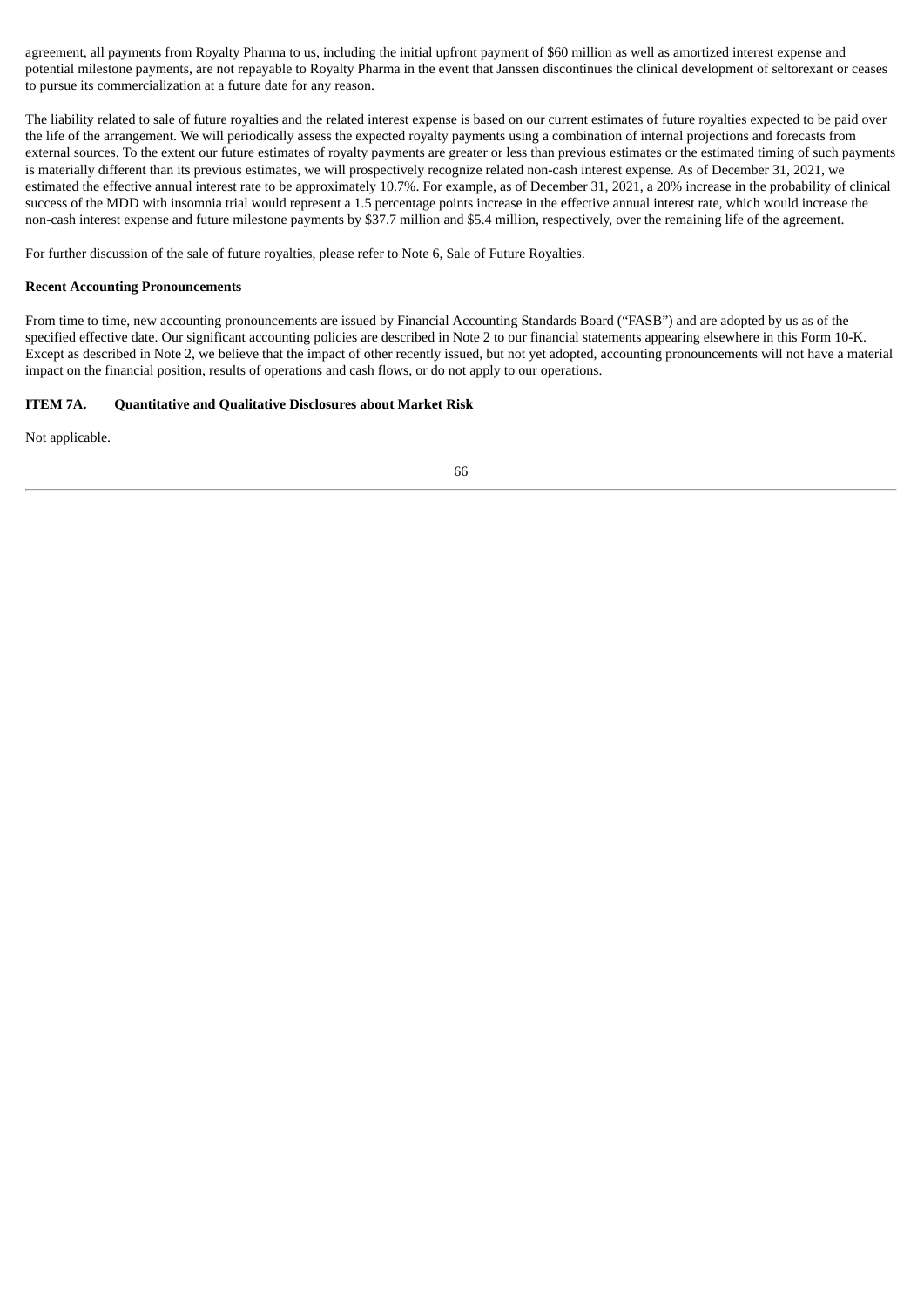agreement, all payments from Royalty Pharma to us, including the initial upfront payment of $60 million as well as amortized interest expense and potential milestone payments, are not repayable to Royalty Pharma in the event that Janssen discontinues the clinical development of seltorexant or ceases to pursue its commercialization at a future date for any reason.

The liability related to sale of future royalties and the related interest expense is based on our current estimates of future royalties expected to be paid over the life of the arrangement. We will periodically assess the expected royalty payments using a combination of internal projections and forecasts from external sources. To the extent our future estimates of royalty payments are greater or less than previous estimates or the estimated timing of such payments is materially different than its previous estimates, we will prospectively recognize related non-cash interest expense. As of December 31, 2021, we estimated the effective annual interest rate to be approximately 10.7%. For example, as of December 31, 2021, a 20% increase in the probability of clinical success of the MDD with insomnia trial would represent a 1.5 percentage points increase in the effective annual interest rate, which would increase the non-cash interest expense and future milestone payments by $37.7 million and $5.4 million, respectively, over the remaining life of the agreement.

For further discussion of the sale of future royalties, please refer to Note 6, Sale of Future Royalties.

**Recent Accounting Pronouncements**

From time to time, new accounting pronouncements are issued by Financial Accounting Standards Board ("FASB") and are adopted by us as of the specified effective date. Our significant accounting policies are described in Note 2 to our financial statements appearing elsewhere in this Form 10-K. Except as described in Note 2, we believe that the impact of other recently issued, but not yet adopted, accounting pronouncements will not have a material impact on the financial position, results of operations and cash flows, or do not apply to our operations.

**ITEM 7A. Quantitative and Qualitative Disclosures about Market Risk**

Not applicable.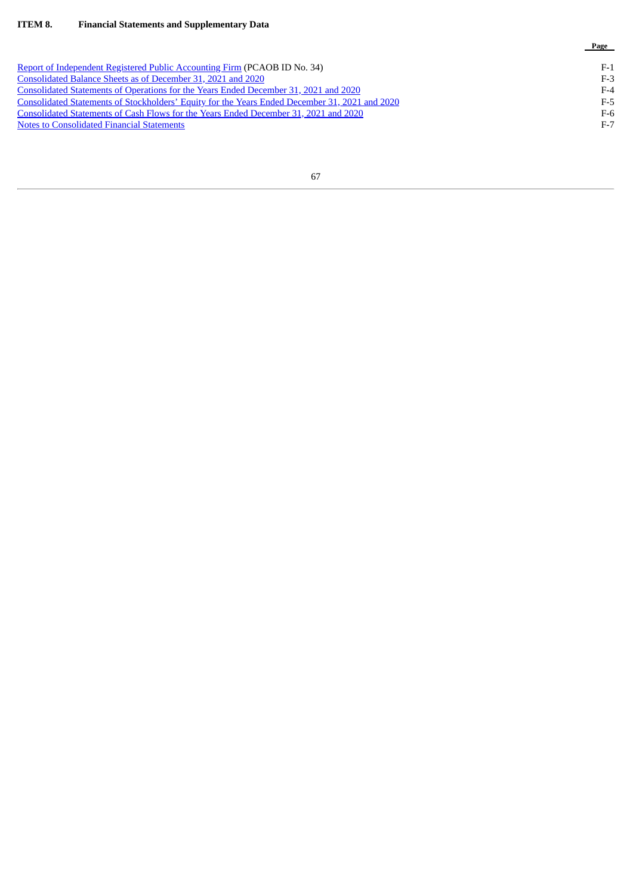## ITEM 8. Financial Statements and Supplementary Data

| | Page |
|---|---|
| Report of Independent Registered Public Accounting Firm (PCAOB ID No. 34) | F-1 |
| Consolidated Balance Sheets as of December 31, 2021 and 2020 | F-3 |
| Consolidated Statements of Operations for the Years Ended December 31, 2021 and 2020 | F-4 |
| Consolidated Statements of Stockholders' Equity for the Years Ended December 31, 2021 and 2020 | F-5 |
| Consolidated Statements of Cash Flows for the Years Ended December 31, 2021 and 2020 | F-6 |
| Notes to Consolidated Financial Statements | F-7 |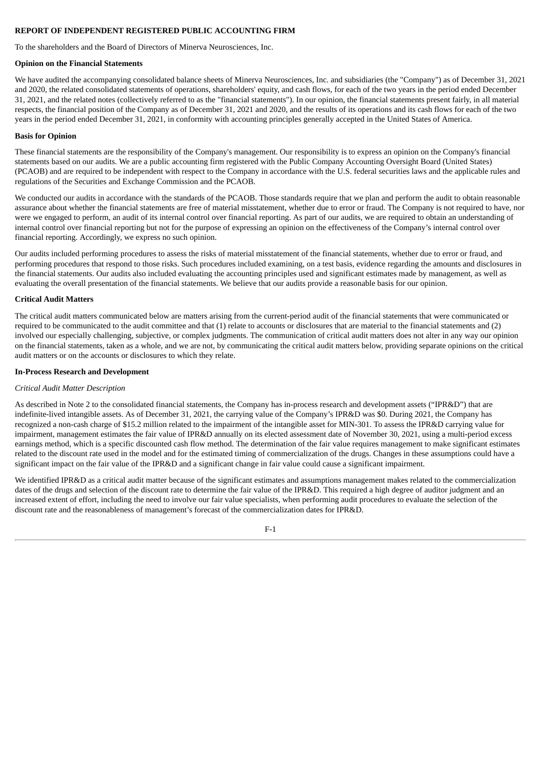**REPORT OF INDEPENDENT REGISTERED PUBLIC ACCOUNTING FIRM**

To the shareholders and the Board of Directors of Minerva Neurosciences, Inc.

**Opinion on the Financial Statements**

We have audited the accompanying consolidated balance sheets of Minerva Neurosciences, Inc. and subsidiaries (the "Company") as of December 31, 2021 and 2020, the related consolidated statements of operations, shareholders' equity, and cash flows, for each of the two years in the period ended December 31, 2021, and the related notes (collectively referred to as the "financial statements"). In our opinion, the financial statements present fairly, in all material respects, the financial position of the Company as of December 31, 2021 and 2020, and the results of its operations and its cash flows for each of the two years in the period ended December 31, 2021, in conformity with accounting principles generally accepted in the United States of America.

**Basis for Opinion**

These financial statements are the responsibility of the Company's management. Our responsibility is to express an opinion on the Company's financial statements based on our audits. We are a public accounting firm registered with the Public Company Accounting Oversight Board (United States) (PCAOB) and are required to be independent with respect to the Company in accordance with the U.S. federal securities laws and the applicable rules and regulations of the Securities and Exchange Commission and the PCAOB.

We conducted our audits in accordance with the standards of the PCAOB. Those standards require that we plan and perform the audit to obtain reasonable assurance about whether the financial statements are free of material misstatement, whether due to error or fraud. The Company is not required to have, nor were we engaged to perform, an audit of its internal control over financial reporting. As part of our audits, we are required to obtain an understanding of internal control over financial reporting but not for the purpose of expressing an opinion on the effectiveness of the Company's internal control over financial reporting. Accordingly, we express no such opinion.

Our audits included performing procedures to assess the risks of material misstatement of the financial statements, whether due to error or fraud, and performing procedures that respond to those risks. Such procedures included examining, on a test basis, evidence regarding the amounts and disclosures in the financial statements. Our audits also included evaluating the accounting principles used and significant estimates made by management, as well as evaluating the overall presentation of the financial statements. We believe that our audits provide a reasonable basis for our opinion.

**Critical Audit Matters**

The critical audit matters communicated below are matters arising from the current-period audit of the financial statements that were communicated or required to be communicated to the audit committee and that (1) relate to accounts or disclosures that are material to the financial statements and (2) involved our especially challenging, subjective, or complex judgments. The communication of critical audit matters does not alter in any way our opinion on the financial statements, taken as a whole, and we are not, by communicating the critical audit matters below, providing separate opinions on the critical audit matters or on the accounts or disclosures to which they relate.

**In-Process Research and Development**

*Critical Audit Matter Description*

As described in Note 2 to the consolidated financial statements, the Company has in-process research and development assets ("IPR&D") that are indefinite-lived intangible assets. As of December 31, 2021, the carrying value of the Company's IPR&D was $0. During 2021, the Company has recognized a non-cash charge of $15.2 million related to the impairment of the intangible asset for MIN-301. To assess the IPR&D carrying value for impairment, management estimates the fair value of IPR&D annually on its elected assessment date of November 30, 2021, using a multi-period excess earnings method, which is a specific discounted cash flow method. The determination of the fair value requires management to make significant estimates related to the discount rate used in the model and for the estimated timing of commercialization of the drugs. Changes in these assumptions could have a significant impact on the fair value of the IPR&D and a significant change in fair value could cause a significant impairment.

We identified IPR&D as a critical audit matter because of the significant estimates and assumptions management makes related to the commercialization dates of the drugs and selection of the discount rate to determine the fair value of the IPR&D. This required a high degree of auditor judgment and an increased extent of effort, including the need to involve our fair value specialists, when performing audit procedures to evaluate the selection of the discount rate and the reasonableness of management's forecast of the commercialization dates for IPR&D.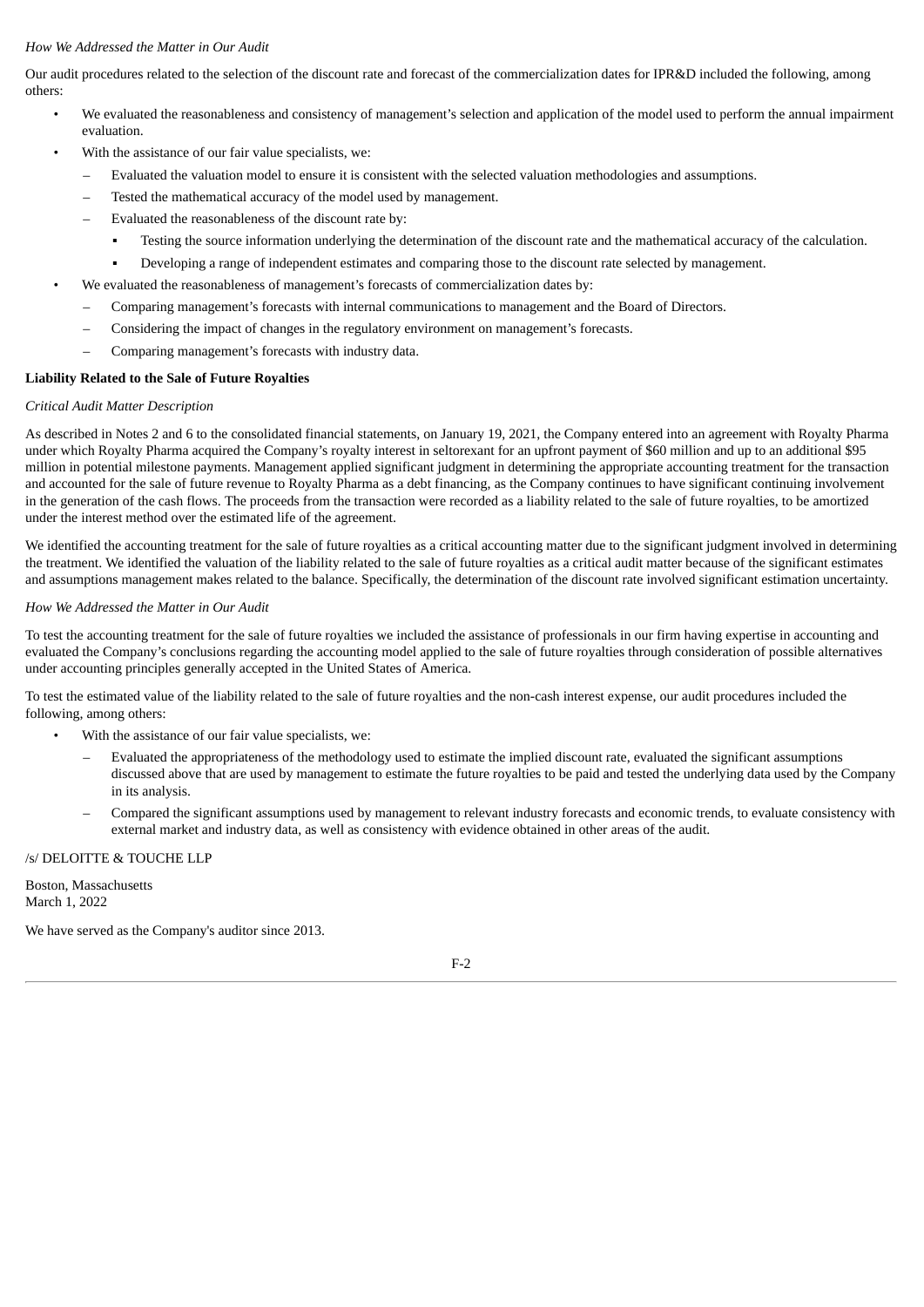*How We Addressed the Matter in Our Audit*

Our audit procedures related to the selection of the discount rate and forecast of the commercialization dates for IPR&D included the following, among others:

- We evaluated the reasonableness and consistency of management's selection and application of the model used to perform the annual impairment evaluation.
- With the assistance of our fair value specialists, we:
  - Evaluated the valuation model to ensure it is consistent with the selected valuation methodologies and assumptions.
  - Tested the mathematical accuracy of the model used by management.
  - Evaluated the reasonableness of the discount rate by:
    - Testing the source information underlying the determination of the discount rate and the mathematical accuracy of the calculation.
    - Developing a range of independent estimates and comparing those to the discount rate selected by management.
- We evaluated the reasonableness of management's forecasts of commercialization dates by:
  - Comparing management's forecasts with internal communications to management and the Board of Directors.
  - Considering the impact of changes in the regulatory environment on management's forecasts.
  - Comparing management's forecasts with industry data.

**Liability Related to the Sale of Future Royalties**

*Critical Audit Matter Description*

As described in Notes 2 and 6 to the consolidated financial statements, on January 19, 2021, the Company entered into an agreement with Royalty Pharma under which Royalty Pharma acquired the Company's royalty interest in seltorexant for an upfront payment of $60 million and up to an additional $95 million in potential milestone payments. Management applied significant judgment in determining the appropriate accounting treatment for the transaction and accounted for the sale of future revenue to Royalty Pharma as a debt financing, as the Company continues to have significant continuing involvement in the generation of the cash flows. The proceeds from the transaction were recorded as a liability related to the sale of future royalties, to be amortized under the interest method over the estimated life of the agreement.

We identified the accounting treatment for the sale of future royalties as a critical accounting matter due to the significant judgment involved in determining the treatment. We identified the valuation of the liability related to the sale of future royalties as a critical audit matter because of the significant estimates and assumptions management makes related to the balance. Specifically, the determination of the discount rate involved significant estimation uncertainty.

*How We Addressed the Matter in Our Audit*

To test the accounting treatment for the sale of future royalties we included the assistance of professionals in our firm having expertise in accounting and evaluated the Company's conclusions regarding the accounting model applied to the sale of future royalties through consideration of possible alternatives under accounting principles generally accepted in the United States of America.

To test the estimated value of the liability related to the sale of future royalties and the non-cash interest expense, our audit procedures included the following, among others:

- With the assistance of our fair value specialists, we:
  - Evaluated the appropriateness of the methodology used to estimate the implied discount rate, evaluated the significant assumptions discussed above that are used by management to estimate the future royalties to be paid and tested the underlying data used by the Company in its analysis.
  - Compared the significant assumptions used by management to relevant industry forecasts and economic trends, to evaluate consistency with external market and industry data, as well as consistency with evidence obtained in other areas of the audit.

/s/ DELOITTE & TOUCHE LLP

Boston, Massachusetts
March 1, 2022

We have served as the Company's auditor since 2013.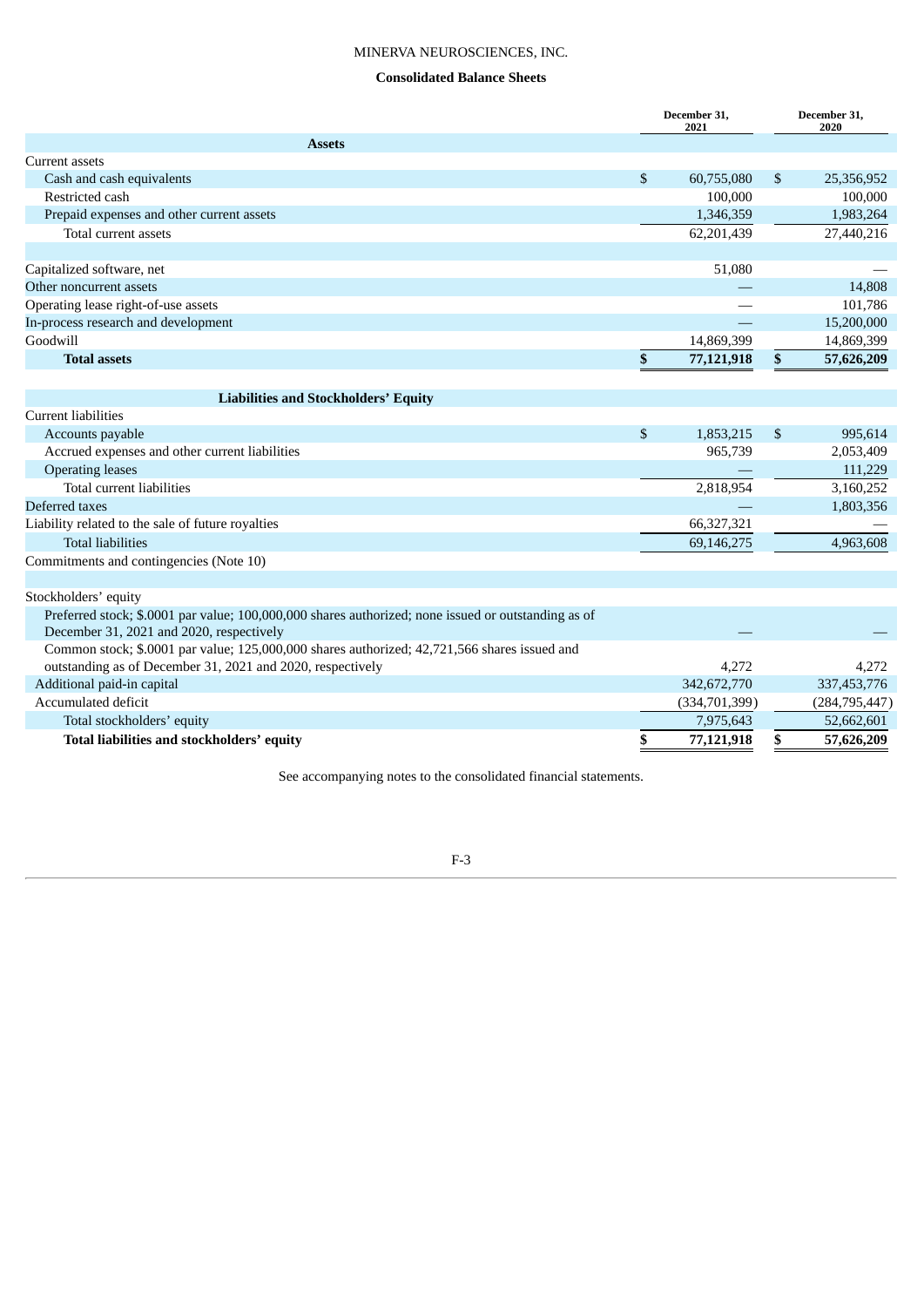MINERVA NEUROSCIENCES, INC.

**Consolidated Balance Sheets**

| | December 31, 2021 | December 31, 2020 |
|---|---|---|
| **Assets** | | |
| Current assets | | |
| Cash and cash equivalents | $ 60,755,080 | $ 25,356,952 |
| Restricted cash | 100,000 | 100,000 |
| Prepaid expenses and other current assets | 1,346,359 | 1,983,264 |
| Total current assets | 62,201,439 | 27,440,216 |
| | | |
| Capitalized software, net | 51,080 | — |
| Other noncurrent assets | — | 14,808 |
| Operating lease right-of-use assets | — | 101,786 |
| In-process research and development | — | 15,200,000 |
| Goodwill | 14,869,399 | 14,869,399 |
| **Total assets** | **$ 77,121,918** | **$ 57,626,209** |
| | | |
| **Liabilities and Stockholders' Equity** | | |
| Current liabilities | | |
| Accounts payable | $ 1,853,215 | $ 995,614 |
| Accrued expenses and other current liabilities | 965,739 | 2,053,409 |
| Operating leases | — | 111,229 |
| Total current liabilities | 2,818,954 | 3,160,252 |
| Deferred taxes | — | 1,803,356 |
| Liability related to the sale of future royalties | 66,327,321 | — |
| Total liabilities | 69,146,275 | 4,963,608 |
| Commitments and contingencies (Note 10) | | |
| | | |
| Stockholders' equity | | |
| Preferred stock; $.0001 par value; 100,000,000 shares authorized; none issued or outstanding as of December 31, 2021 and 2020, respectively | — | — |
| Common stock; $.0001 par value; 125,000,000 shares authorized; 42,721,566 shares issued and outstanding as of December 31, 2021 and 2020, respectively | 4,272 | 4,272 |
| Additional paid-in capital | 342,672,770 | 337,453,776 |
| Accumulated deficit | (334,701,399) | (284,795,447) |
| Total stockholders' equity | 7,975,643 | 52,662,601 |
| **Total liabilities and stockholders' equity** | **$ 77,121,918** | **$ 57,626,209** |

See accompanying notes to the consolidated financial statements.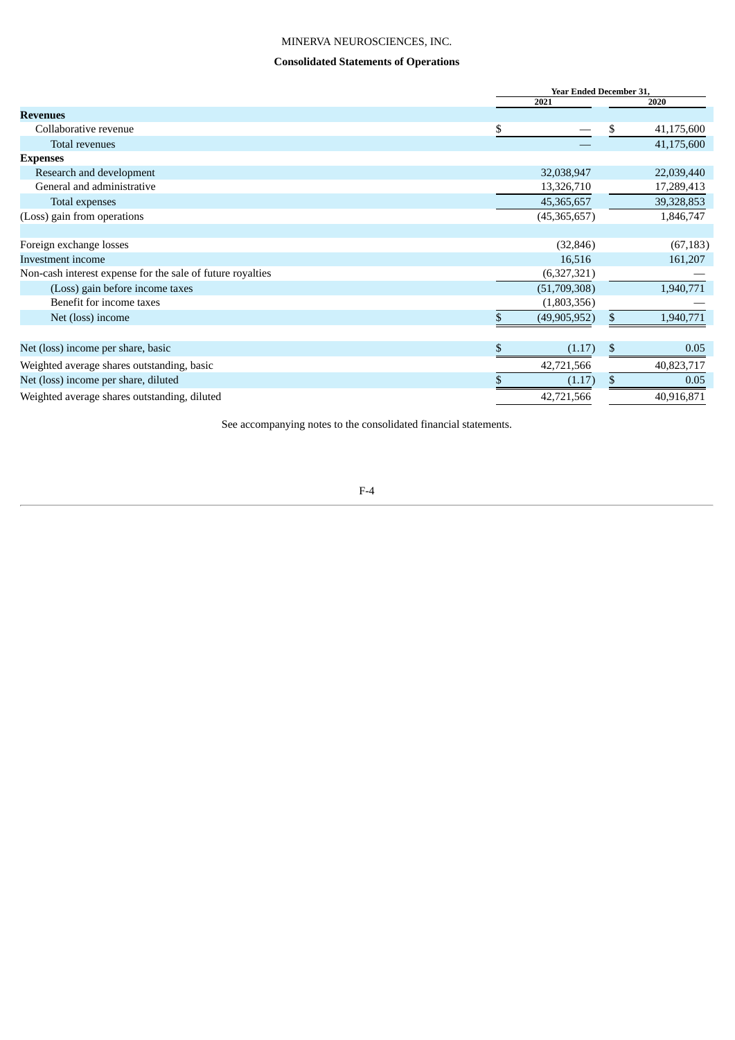MINERVA NEUROSCIENCES, INC.

## Consolidated Statements of Operations

| | Year Ended December 31, | |
|---|---|---|
| | 2021 | 2020 |
| **Revenues** | | |
| Collaborative revenue | $ — | $ 41,175,600 |
| Total revenues | — | 41,175,600 |
| **Expenses** | | |
| Research and development | 32,038,947 | 22,039,440 |
| General and administrative | 13,326,710 | 17,289,413 |
| Total expenses | 45,365,657 | 39,328,853 |
| (Loss) gain from operations | (45,365,657) | 1,846,747 |
| | | |
| Foreign exchange losses | (32,846) | (67,183) |
| Investment income | 16,516 | 161,207 |
| Non-cash interest expense for the sale of future royalties | (6,327,321) | — |
| (Loss) gain before income taxes | (51,709,308) | 1,940,771 |
| Benefit for income taxes | (1,803,356) | — |
| Net (loss) income | $ (49,905,952) | $ 1,940,771 |
| | | |
| Net (loss) income per share, basic | $ (1.17) | $ 0.05 |
| Weighted average shares outstanding, basic | 42,721,566 | 40,823,717 |
| Net (loss) income per share, diluted | $ (1.17) | $ 0.05 |
| Weighted average shares outstanding, diluted | 42,721,566 | 40,916,871 |

See accompanying notes to the consolidated financial statements.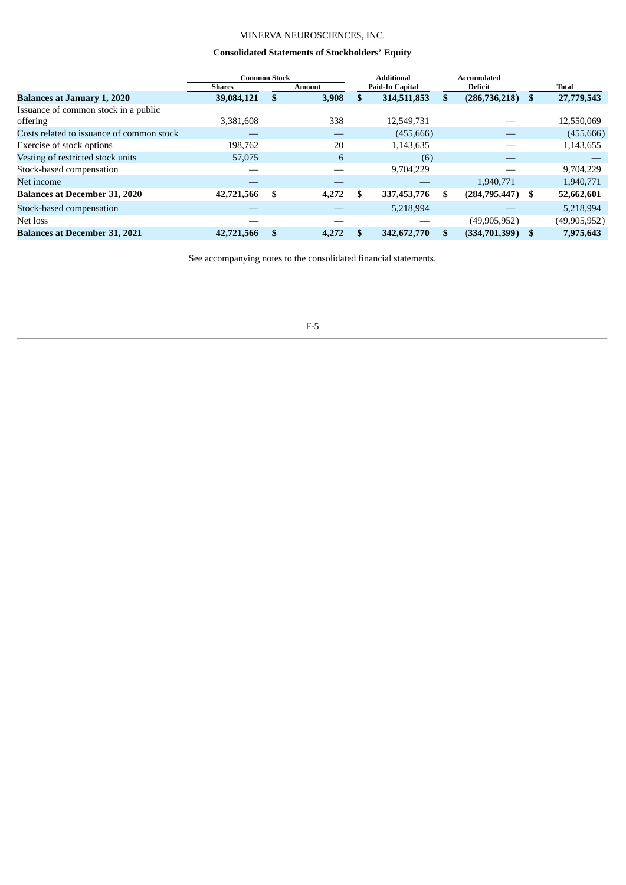MINERVA NEUROSCIENCES, INC.

**Consolidated Statements of Stockholders' Equity**

| | Common Stock | | Additional | Accumulated | |
|---|---|---|---|---|---|
| | Shares | Amount | Paid-In Capital | Deficit | Total |
| **Balances at January 1, 2020** | **39,084,121** | **$ 3,908** | **$ 314,511,853** | **$ (286,736,218)** | **$ 27,779,543** |
| Issuance of common stock in a public offering | 3,381,608 | 338 | 12,549,731 | — | 12,550,069 |
| Costs related to issuance of common stock | — | — | (455,666) | — | (455,666) |
| Exercise of stock options | 198,762 | 20 | 1,143,635 | — | 1,143,655 |
| Vesting of restricted stock units | 57,075 | 6 | (6) | — | — |
| Stock-based compensation | — | — | 9,704,229 | — | 9,704,229 |
| Net income | — | — | — | 1,940,771 | 1,940,771 |
| **Balances at December 31, 2020** | **42,721,566** | **$ 4,272** | **$ 337,453,776** | **$ (284,795,447)** | **$ 52,662,601** |
| Stock-based compensation | — | — | 5,218,994 | — | 5,218,994 |
| Net loss | — | — | — | (49,905,952) | (49,905,952) |
| **Balances at December 31, 2021** | **42,721,566** | **$ 4,272** | **$ 342,672,770** | **$ (334,701,399)** | **$ 7,975,643** |

See accompanying notes to the consolidated financial statements.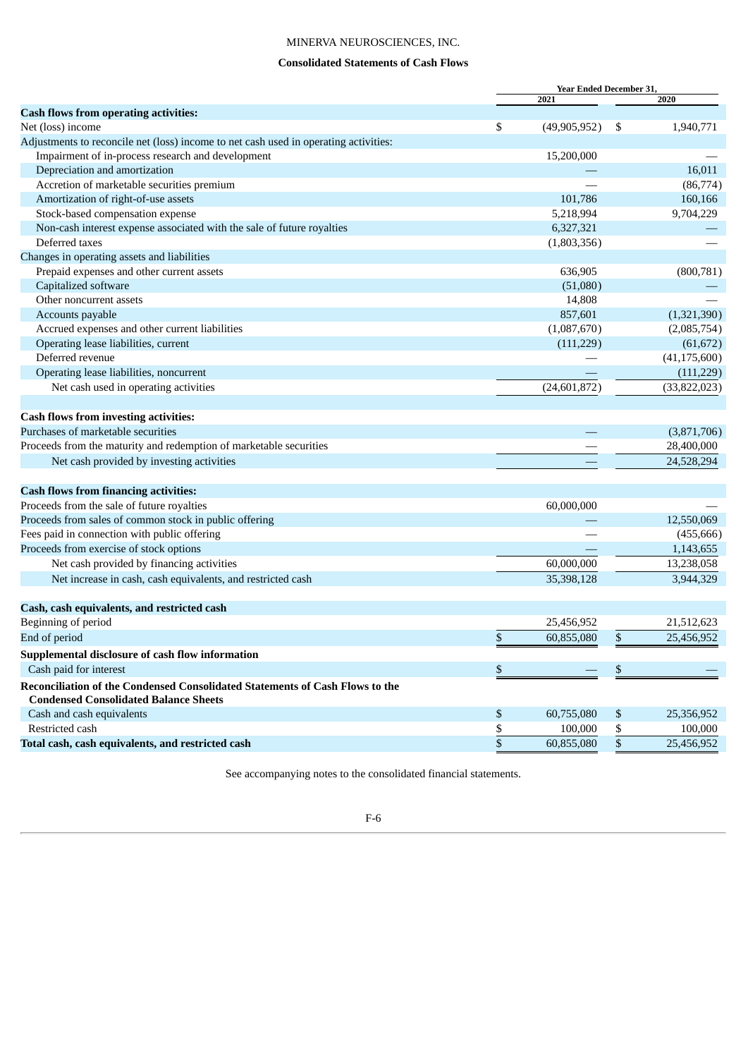MINERVA NEUROSCIENCES, INC.

**Consolidated Statements of Cash Flows**

| | Year Ended December 31, | |
|---|---|---|
| | 2021 | 2020 |
| **Cash flows from operating activities:** | | |
| Net (loss) income | $ (49,905,952) | $ 1,940,771 |
| Adjustments to reconcile net (loss) income to net cash used in operating activities: | | |
| Impairment of in-process research and development | 15,200,000 | — |
| Depreciation and amortization | — | 16,011 |
| Accretion of marketable securities premium | — | (86,774) |
| Amortization of right-of-use assets | 101,786 | 160,166 |
| Stock-based compensation expense | 5,218,994 | 9,704,229 |
| Non-cash interest expense associated with the sale of future royalties | 6,327,321 | — |
| Deferred taxes | (1,803,356) | — |
| Changes in operating assets and liabilities | | |
| Prepaid expenses and other current assets | 636,905 | (800,781) |
| Capitalized software | (51,080) | — |
| Other noncurrent assets | 14,808 | — |
| Accounts payable | 857,601 | (1,321,390) |
| Accrued expenses and other current liabilities | (1,087,670) | (2,085,754) |
| Operating lease liabilities, current | (111,229) | (61,672) |
| Deferred revenue | — | (41,175,600) |
| Operating lease liabilities, noncurrent | — | (111,229) |
| Net cash used in operating activities | (24,601,872) | (33,822,023) |
| **Cash flows from investing activities:** | | |
| Purchases of marketable securities | — | (3,871,706) |
| Proceeds from the maturity and redemption of marketable securities | — | 28,400,000 |
| Net cash provided by investing activities | — | 24,528,294 |
| **Cash flows from financing activities:** | | |
| Proceeds from the sale of future royalties | 60,000,000 | — |
| Proceeds from sales of common stock in public offering | — | 12,550,069 |
| Fees paid in connection with public offering | — | (455,666) |
| Proceeds from exercise of stock options | — | 1,143,655 |
| Net cash provided by financing activities | 60,000,000 | 13,238,058 |
| Net increase in cash, cash equivalents, and restricted cash | 35,398,128 | 3,944,329 |
| **Cash, cash equivalents, and restricted cash** | | |
| Beginning of period | 25,456,952 | 21,512,623 |
| End of period | $ 60,855,080 | $ 25,456,952 |
| **Supplemental disclosure of cash flow information** | | |
| Cash paid for interest | $ — | $ — |
| **Reconciliation of the Condensed Consolidated Statements of Cash Flows to the Condensed Consolidated Balance Sheets** | | |
| Cash and cash equivalents | $ 60,755,080 | $ 25,356,952 |
| Restricted cash | $ 100,000 | $ 100,000 |
| **Total cash, cash equivalents, and restricted cash** | $ 60,855,080 | $ 25,456,952 |

See accompanying notes to the consolidated financial statements.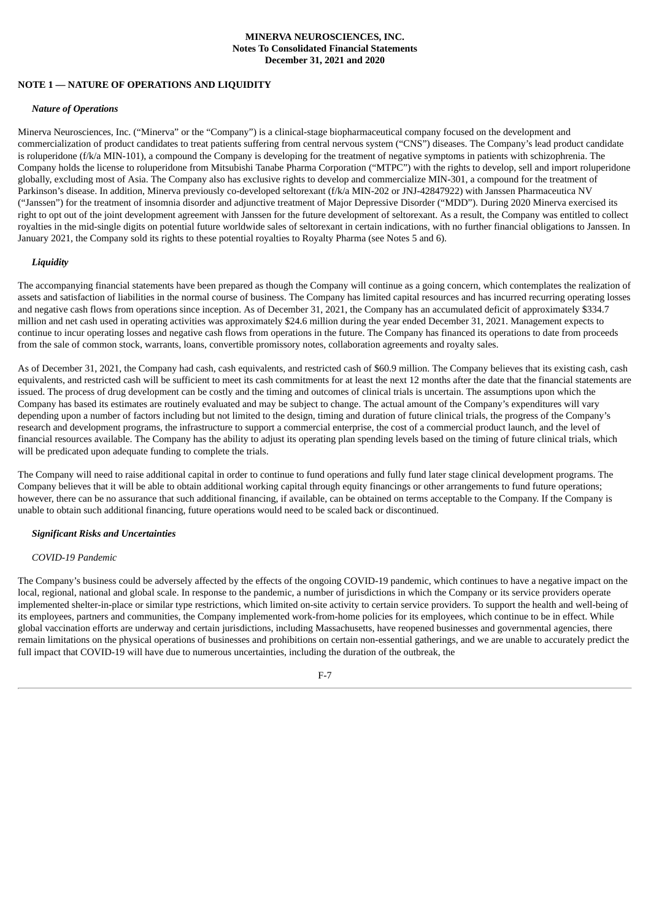**MINERVA NEUROSCIENCES, INC.**
**Notes To Consolidated Financial Statements**
**December 31, 2021 and 2020**

## NOTE 1 — NATURE OF OPERATIONS AND LIQUIDITY

### *Nature of Operations*

Minerva Neurosciences, Inc. ("Minerva" or the "Company") is a clinical-stage biopharmaceutical company focused on the development and commercialization of product candidates to treat patients suffering from central nervous system ("CNS") diseases. The Company's lead product candidate is roluperidone (f/k/a MIN-101), a compound the Company is developing for the treatment of negative symptoms in patients with schizophrenia. The Company holds the license to roluperidone from Mitsubishi Tanabe Pharma Corporation ("MTPC") with the rights to develop, sell and import roluperidone globally, excluding most of Asia. The Company also has exclusive rights to develop and commercialize MIN-301, a compound for the treatment of Parkinson's disease. In addition, Minerva previously co-developed seltorexant (f/k/a MIN-202 or JNJ-42847922) with Janssen Pharmaceutica NV ("Janssen") for the treatment of insomnia disorder and adjunctive treatment of Major Depressive Disorder ("MDD"). During 2020 Minerva exercised its right to opt out of the joint development agreement with Janssen for the future development of seltorexant. As a result, the Company was entitled to collect royalties in the mid-single digits on potential future worldwide sales of seltorexant in certain indications, with no further financial obligations to Janssen. In January 2021, the Company sold its rights to these potential royalties to Royalty Pharma (see Notes 5 and 6).

### *Liquidity*

The accompanying financial statements have been prepared as though the Company will continue as a going concern, which contemplates the realization of assets and satisfaction of liabilities in the normal course of business. The Company has limited capital resources and has incurred recurring operating losses and negative cash flows from operations since inception. As of December 31, 2021, the Company has an accumulated deficit of approximately $334.7 million and net cash used in operating activities was approximately $24.6 million during the year ended December 31, 2021. Management expects to continue to incur operating losses and negative cash flows from operations in the future. The Company has financed its operations to date from proceeds from the sale of common stock, warrants, loans, convertible promissory notes, collaboration agreements and royalty sales.

As of December 31, 2021, the Company had cash, cash equivalents, and restricted cash of $60.9 million. The Company believes that its existing cash, cash equivalents, and restricted cash will be sufficient to meet its cash commitments for at least the next 12 months after the date that the financial statements are issued. The process of drug development can be costly and the timing and outcomes of clinical trials is uncertain. The assumptions upon which the Company has based its estimates are routinely evaluated and may be subject to change. The actual amount of the Company's expenditures will vary depending upon a number of factors including but not limited to the design, timing and duration of future clinical trials, the progress of the Company's research and development programs, the infrastructure to support a commercial enterprise, the cost of a commercial product launch, and the level of financial resources available. The Company has the ability to adjust its operating plan spending levels based on the timing of future clinical trials, which will be predicated upon adequate funding to complete the trials.

The Company will need to raise additional capital in order to continue to fund operations and fully fund later stage clinical development programs. The Company believes that it will be able to obtain additional working capital through equity financings or other arrangements to fund future operations; however, there can be no assurance that such additional financing, if available, can be obtained on terms acceptable to the Company. If the Company is unable to obtain such additional financing, future operations would need to be scaled back or discontinued.

### *Significant Risks and Uncertainties*

*COVID-19 Pandemic*

The Company's business could be adversely affected by the effects of the ongoing COVID-19 pandemic, which continues to have a negative impact on the local, regional, national and global scale. In response to the pandemic, a number of jurisdictions in which the Company or its service providers operate implemented shelter-in-place or similar type restrictions, which limited on-site activity to certain service providers. To support the health and well-being of its employees, partners and communities, the Company implemented work-from-home policies for its employees, which continue to be in effect. While global vaccination efforts are underway and certain jurisdictions, including Massachusetts, have reopened businesses and governmental agencies, there remain limitations on the physical operations of businesses and prohibitions on certain non-essential gatherings, and we are unable to accurately predict the full impact that COVID-19 will have due to numerous uncertainties, including the duration of the outbreak, the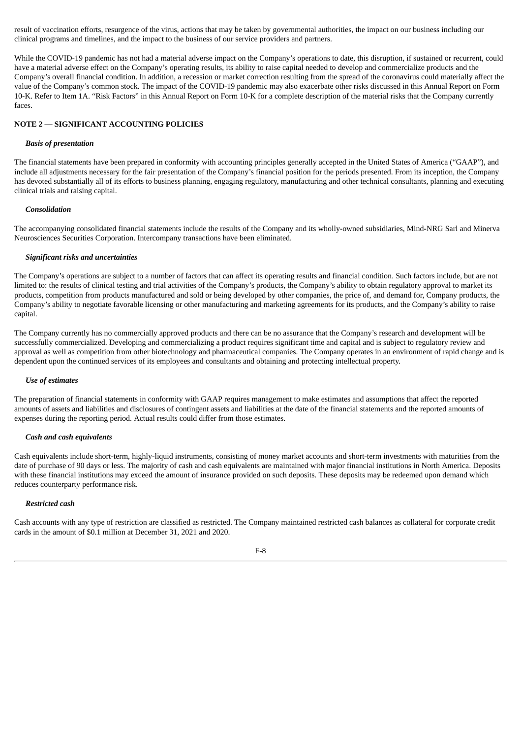result of vaccination efforts, resurgence of the virus, actions that may be taken by governmental authorities, the impact on our business including our clinical programs and timelines, and the impact to the business of our service providers and partners.

While the COVID-19 pandemic has not had a material adverse impact on the Company's operations to date, this disruption, if sustained or recurrent, could have a material adverse effect on the Company's operating results, its ability to raise capital needed to develop and commercialize products and the Company's overall financial condition. In addition, a recession or market correction resulting from the spread of the coronavirus could materially affect the value of the Company's common stock. The impact of the COVID-19 pandemic may also exacerbate other risks discussed in this Annual Report on Form 10-K. Refer to Item 1A. "Risk Factors" in this Annual Report on Form 10-K for a complete description of the material risks that the Company currently faces.

## NOTE 2 — SIGNIFICANT ACCOUNTING POLICIES

***Basis of presentation***

The financial statements have been prepared in conformity with accounting principles generally accepted in the United States of America ("GAAP"), and include all adjustments necessary for the fair presentation of the Company's financial position for the periods presented. From its inception, the Company has devoted substantially all of its efforts to business planning, engaging regulatory, manufacturing and other technical consultants, planning and executing clinical trials and raising capital.

***Consolidation***

The accompanying consolidated financial statements include the results of the Company and its wholly-owned subsidiaries, Mind-NRG Sarl and Minerva Neurosciences Securities Corporation. Intercompany transactions have been eliminated.

***Significant risks and uncertainties***

The Company's operations are subject to a number of factors that can affect its operating results and financial condition. Such factors include, but are not limited to: the results of clinical testing and trial activities of the Company's products, the Company's ability to obtain regulatory approval to market its products, competition from products manufactured and sold or being developed by other companies, the price of, and demand for, Company products, the Company's ability to negotiate favorable licensing or other manufacturing and marketing agreements for its products, and the Company's ability to raise capital.

The Company currently has no commercially approved products and there can be no assurance that the Company's research and development will be successfully commercialized. Developing and commercializing a product requires significant time and capital and is subject to regulatory review and approval as well as competition from other biotechnology and pharmaceutical companies. The Company operates in an environment of rapid change and is dependent upon the continued services of its employees and consultants and obtaining and protecting intellectual property.

***Use of estimates***

The preparation of financial statements in conformity with GAAP requires management to make estimates and assumptions that affect the reported amounts of assets and liabilities and disclosures of contingent assets and liabilities at the date of the financial statements and the reported amounts of expenses during the reporting period. Actual results could differ from those estimates.

***Cash and cash equivalents***

Cash equivalents include short-term, highly-liquid instruments, consisting of money market accounts and short-term investments with maturities from the date of purchase of 90 days or less. The majority of cash and cash equivalents are maintained with major financial institutions in North America. Deposits with these financial institutions may exceed the amount of insurance provided on such deposits. These deposits may be redeemed upon demand which reduces counterparty performance risk.

***Restricted cash***

Cash accounts with any type of restriction are classified as restricted. The Company maintained restricted cash balances as collateral for corporate credit cards in the amount of $0.1 million at December 31, 2021 and 2020.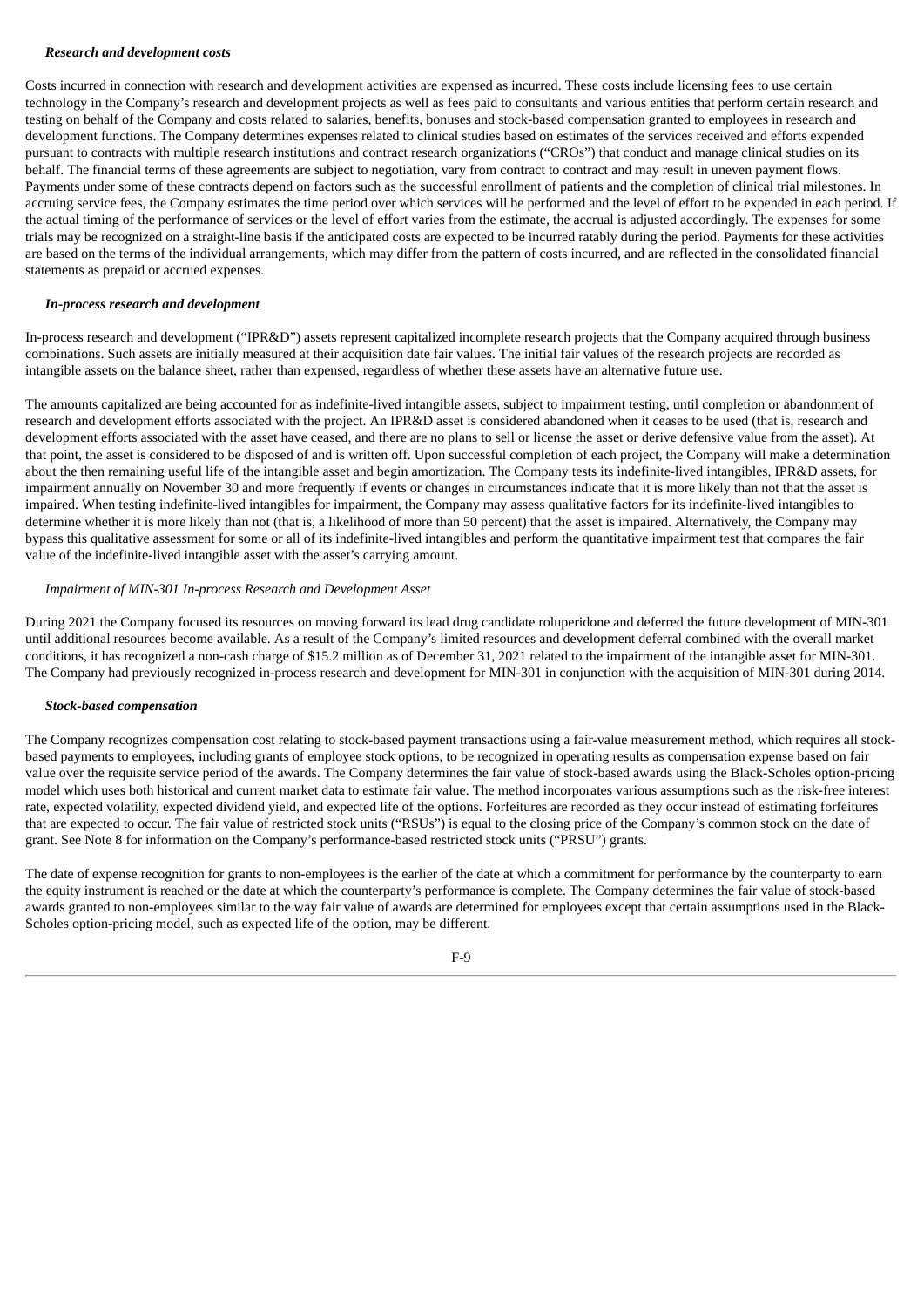***Research and development costs***

Costs incurred in connection with research and development activities are expensed as incurred. These costs include licensing fees to use certain technology in the Company's research and development projects as well as fees paid to consultants and various entities that perform certain research and testing on behalf of the Company and costs related to salaries, benefits, bonuses and stock-based compensation granted to employees in research and development functions. The Company determines expenses related to clinical studies based on estimates of the services received and efforts expended pursuant to contracts with multiple research institutions and contract research organizations ("CROs") that conduct and manage clinical studies on its behalf. The financial terms of these agreements are subject to negotiation, vary from contract to contract and may result in uneven payment flows. Payments under some of these contracts depend on factors such as the successful enrollment of patients and the completion of clinical trial milestones. In accruing service fees, the Company estimates the time period over which services will be performed and the level of effort to be expended in each period. If the actual timing of the performance of services or the level of effort varies from the estimate, the accrual is adjusted accordingly. The expenses for some trials may be recognized on a straight-line basis if the anticipated costs are expected to be incurred ratably during the period. Payments for these activities are based on the terms of the individual arrangements, which may differ from the pattern of costs incurred, and are reflected in the consolidated financial statements as prepaid or accrued expenses.

***In-process research and development***

In-process research and development ("IPR&D") assets represent capitalized incomplete research projects that the Company acquired through business combinations. Such assets are initially measured at their acquisition date fair values. The initial fair values of the research projects are recorded as intangible assets on the balance sheet, rather than expensed, regardless of whether these assets have an alternative future use.

The amounts capitalized are being accounted for as indefinite-lived intangible assets, subject to impairment testing, until completion or abandonment of research and development efforts associated with the project. An IPR&D asset is considered abandoned when it ceases to be used (that is, research and development efforts associated with the asset have ceased, and there are no plans to sell or license the asset or derive defensive value from the asset). At that point, the asset is considered to be disposed of and is written off. Upon successful completion of each project, the Company will make a determination about the then remaining useful life of the intangible asset and begin amortization. The Company tests its indefinite-lived intangibles, IPR&D assets, for impairment annually on November 30 and more frequently if events or changes in circumstances indicate that it is more likely than not that the asset is impaired. When testing indefinite-lived intangibles for impairment, the Company may assess qualitative factors for its indefinite-lived intangibles to determine whether it is more likely than not (that is, a likelihood of more than 50 percent) that the asset is impaired. Alternatively, the Company may bypass this qualitative assessment for some or all of its indefinite-lived intangibles and perform the quantitative impairment test that compares the fair value of the indefinite-lived intangible asset with the asset's carrying amount.

*Impairment of MIN-301 In-process Research and Development Asset*

During 2021 the Company focused its resources on moving forward its lead drug candidate roluperidone and deferred the future development of MIN-301 until additional resources become available. As a result of the Company's limited resources and development deferral combined with the overall market conditions, it has recognized a non-cash charge of $15.2 million as of December 31, 2021 related to the impairment of the intangible asset for MIN-301. The Company had previously recognized in-process research and development for MIN-301 in conjunction with the acquisition of MIN-301 during 2014.

***Stock-based compensation***

The Company recognizes compensation cost relating to stock-based payment transactions using a fair-value measurement method, which requires all stock-based payments to employees, including grants of employee stock options, to be recognized in operating results as compensation expense based on fair value over the requisite service period of the awards. The Company determines the fair value of stock-based awards using the Black-Scholes option-pricing model which uses both historical and current market data to estimate fair value. The method incorporates various assumptions such as the risk-free interest rate, expected volatility, expected dividend yield, and expected life of the options. Forfeitures are recorded as they occur instead of estimating forfeitures that are expected to occur. The fair value of restricted stock units ("RSUs") is equal to the closing price of the Company's common stock on the date of grant. See Note 8 for information on the Company's performance-based restricted stock units ("PRSU") grants.

The date of expense recognition for grants to non-employees is the earlier of the date at which a commitment for performance by the counterparty to earn the equity instrument is reached or the date at which the counterparty's performance is complete. The Company determines the fair value of stock-based awards granted to non-employees similar to the way fair value of awards are determined for employees except that certain assumptions used in the Black-Scholes option-pricing model, such as expected life of the option, may be different.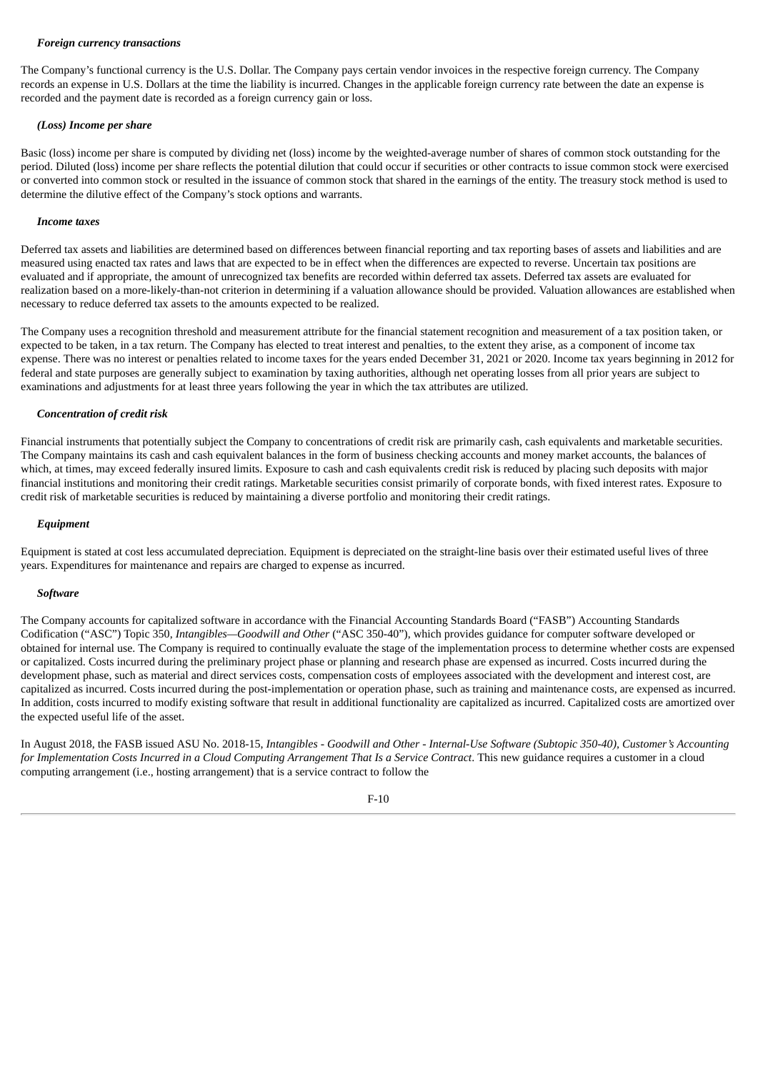***Foreign currency transactions***

The Company's functional currency is the U.S. Dollar. The Company pays certain vendor invoices in the respective foreign currency. The Company records an expense in U.S. Dollars at the time the liability is incurred. Changes in the applicable foreign currency rate between the date an expense is recorded and the payment date is recorded as a foreign currency gain or loss.

***(Loss) Income per share***

Basic (loss) income per share is computed by dividing net (loss) income by the weighted-average number of shares of common stock outstanding for the period. Diluted (loss) income per share reflects the potential dilution that could occur if securities or other contracts to issue common stock were exercised or converted into common stock or resulted in the issuance of common stock that shared in the earnings of the entity. The treasury stock method is used to determine the dilutive effect of the Company's stock options and warrants.

***Income taxes***

Deferred tax assets and liabilities are determined based on differences between financial reporting and tax reporting bases of assets and liabilities and are measured using enacted tax rates and laws that are expected to be in effect when the differences are expected to reverse. Uncertain tax positions are evaluated and if appropriate, the amount of unrecognized tax benefits are recorded within deferred tax assets. Deferred tax assets are evaluated for realization based on a more-likely-than-not criterion in determining if a valuation allowance should be provided. Valuation allowances are established when necessary to reduce deferred tax assets to the amounts expected to be realized.

The Company uses a recognition threshold and measurement attribute for the financial statement recognition and measurement of a tax position taken, or expected to be taken, in a tax return. The Company has elected to treat interest and penalties, to the extent they arise, as a component of income tax expense. There was no interest or penalties related to income taxes for the years ended December 31, 2021 or 2020. Income tax years beginning in 2012 for federal and state purposes are generally subject to examination by taxing authorities, although net operating losses from all prior years are subject to examinations and adjustments for at least three years following the year in which the tax attributes are utilized.

***Concentration of credit risk***

Financial instruments that potentially subject the Company to concentrations of credit risk are primarily cash, cash equivalents and marketable securities. The Company maintains its cash and cash equivalent balances in the form of business checking accounts and money market accounts, the balances of which, at times, may exceed federally insured limits. Exposure to cash and cash equivalents credit risk is reduced by placing such deposits with major financial institutions and monitoring their credit ratings. Marketable securities consist primarily of corporate bonds, with fixed interest rates. Exposure to credit risk of marketable securities is reduced by maintaining a diverse portfolio and monitoring their credit ratings.

***Equipment***

Equipment is stated at cost less accumulated depreciation. Equipment is depreciated on the straight-line basis over their estimated useful lives of three years. Expenditures for maintenance and repairs are charged to expense as incurred.

***Software***

The Company accounts for capitalized software in accordance with the Financial Accounting Standards Board ("FASB") Accounting Standards Codification ("ASC") Topic 350, *Intangibles—Goodwill and Other* ("ASC 350-40"), which provides guidance for computer software developed or obtained for internal use. The Company is required to continually evaluate the stage of the implementation process to determine whether costs are expensed or capitalized. Costs incurred during the preliminary project phase or planning and research phase are expensed as incurred. Costs incurred during the development phase, such as material and direct services costs, compensation costs of employees associated with the development and interest cost, are capitalized as incurred. Costs incurred during the post-implementation or operation phase, such as training and maintenance costs, are expensed as incurred. In addition, costs incurred to modify existing software that result in additional functionality are capitalized as incurred. Capitalized costs are amortized over the expected useful life of the asset.

In August 2018, the FASB issued ASU No. 2018-15, *Intangibles - Goodwill and Other - Internal-Use Software (Subtopic 350-40), Customer's Accounting for Implementation Costs Incurred in a Cloud Computing Arrangement That Is a Service Contract*. This new guidance requires a customer in a cloud computing arrangement (i.e., hosting arrangement) that is a service contract to follow the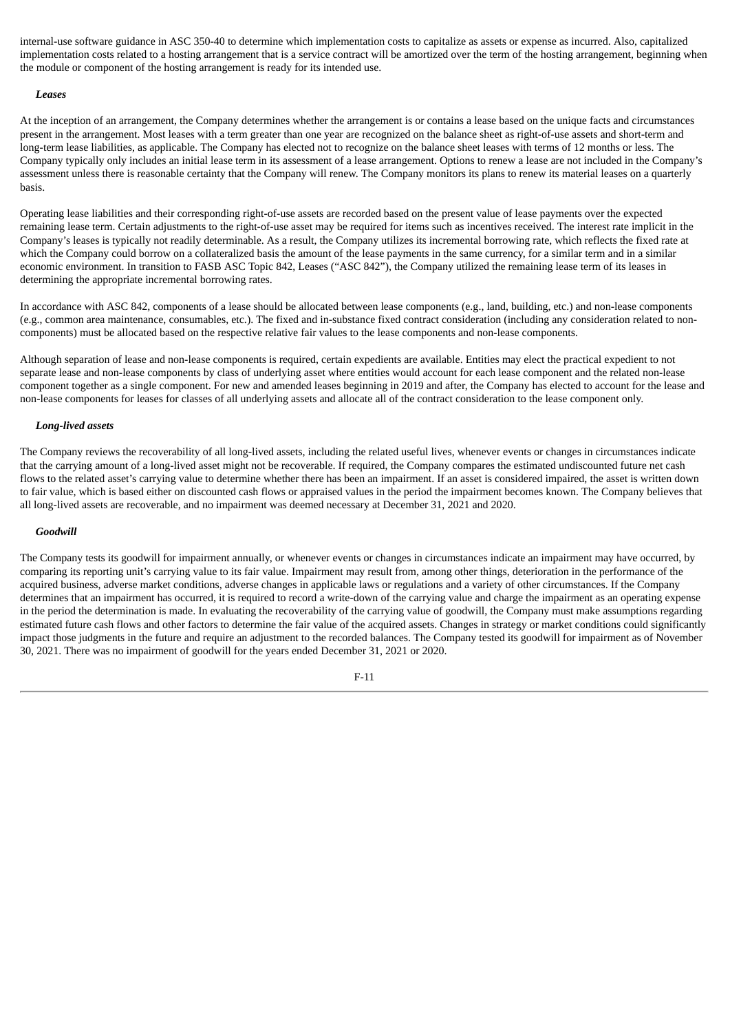internal-use software guidance in ASC 350-40 to determine which implementation costs to capitalize as assets or expense as incurred. Also, capitalized implementation costs related to a hosting arrangement that is a service contract will be amortized over the term of the hosting arrangement, beginning when the module or component of the hosting arrangement is ready for its intended use.

***Leases***

At the inception of an arrangement, the Company determines whether the arrangement is or contains a lease based on the unique facts and circumstances present in the arrangement. Most leases with a term greater than one year are recognized on the balance sheet as right-of-use assets and short-term and long-term lease liabilities, as applicable. The Company has elected not to recognize on the balance sheet leases with terms of 12 months or less. The Company typically only includes an initial lease term in its assessment of a lease arrangement. Options to renew a lease are not included in the Company's assessment unless there is reasonable certainty that the Company will renew. The Company monitors its plans to renew its material leases on a quarterly basis.

Operating lease liabilities and their corresponding right-of-use assets are recorded based on the present value of lease payments over the expected remaining lease term. Certain adjustments to the right-of-use asset may be required for items such as incentives received. The interest rate implicit in the Company's leases is typically not readily determinable. As a result, the Company utilizes its incremental borrowing rate, which reflects the fixed rate at which the Company could borrow on a collateralized basis the amount of the lease payments in the same currency, for a similar term and in a similar economic environment. In transition to FASB ASC Topic 842, Leases ("ASC 842"), the Company utilized the remaining lease term of its leases in determining the appropriate incremental borrowing rates.

In accordance with ASC 842, components of a lease should be allocated between lease components (e.g., land, building, etc.) and non-lease components (e.g., common area maintenance, consumables, etc.). The fixed and in-substance fixed contract consideration (including any consideration related to non-components) must be allocated based on the respective relative fair values to the lease components and non-lease components.

Although separation of lease and non-lease components is required, certain expedients are available. Entities may elect the practical expedient to not separate lease and non-lease components by class of underlying asset where entities would account for each lease component and the related non-lease component together as a single component. For new and amended leases beginning in 2019 and after, the Company has elected to account for the lease and non-lease components for leases for classes of all underlying assets and allocate all of the contract consideration to the lease component only.

***Long-lived assets***

The Company reviews the recoverability of all long-lived assets, including the related useful lives, whenever events or changes in circumstances indicate that the carrying amount of a long-lived asset might not be recoverable. If required, the Company compares the estimated undiscounted future net cash flows to the related asset's carrying value to determine whether there has been an impairment. If an asset is considered impaired, the asset is written down to fair value, which is based either on discounted cash flows or appraised values in the period the impairment becomes known. The Company believes that all long-lived assets are recoverable, and no impairment was deemed necessary at December 31, 2021 and 2020.

***Goodwill***

The Company tests its goodwill for impairment annually, or whenever events or changes in circumstances indicate an impairment may have occurred, by comparing its reporting unit's carrying value to its fair value. Impairment may result from, among other things, deterioration in the performance of the acquired business, adverse market conditions, adverse changes in applicable laws or regulations and a variety of other circumstances. If the Company determines that an impairment has occurred, it is required to record a write-down of the carrying value and charge the impairment as an operating expense in the period the determination is made. In evaluating the recoverability of the carrying value of goodwill, the Company must make assumptions regarding estimated future cash flows and other factors to determine the fair value of the acquired assets. Changes in strategy or market conditions could significantly impact those judgments in the future and require an adjustment to the recorded balances. The Company tested its goodwill for impairment as of November 30, 2021. There was no impairment of goodwill for the years ended December 31, 2021 or 2020.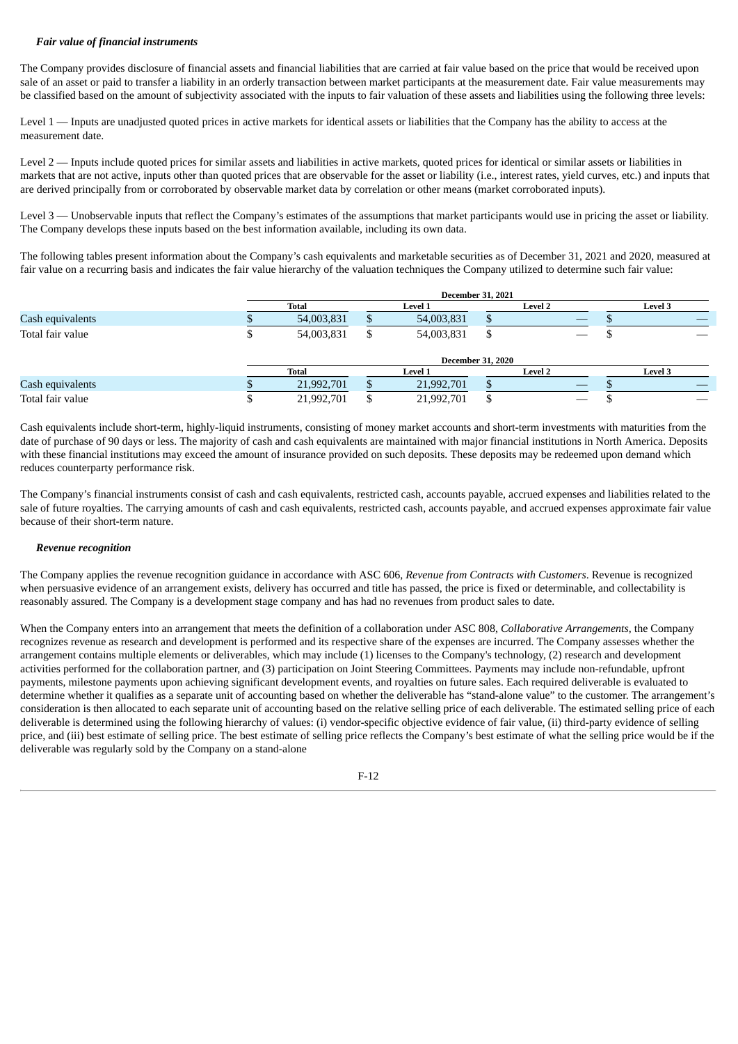***Fair value of financial instruments***

The Company provides disclosure of financial assets and financial liabilities that are carried at fair value based on the price that would be received upon sale of an asset or paid to transfer a liability in an orderly transaction between market participants at the measurement date. Fair value measurements may be classified based on the amount of subjectivity associated with the inputs to fair valuation of these assets and liabilities using the following three levels:

Level 1 — Inputs are unadjusted quoted prices in active markets for identical assets or liabilities that the Company has the ability to access at the measurement date.

Level 2 — Inputs include quoted prices for similar assets and liabilities in active markets, quoted prices for identical or similar assets or liabilities in markets that are not active, inputs other than quoted prices that are observable for the asset or liability (i.e., interest rates, yield curves, etc.) and inputs that are derived principally from or corroborated by observable market data by correlation or other means (market corroborated inputs).

Level 3 — Unobservable inputs that reflect the Company's estimates of the assumptions that market participants would use in pricing the asset or liability. The Company develops these inputs based on the best information available, including its own data.

The following tables present information about the Company's cash equivalents and marketable securities as of December 31, 2021 and 2020, measured at fair value on a recurring basis and indicates the fair value hierarchy of the valuation techniques the Company utilized to determine such fair value:

| | December 31, 2021 | | | |
|---|---|---|---|---|
| | Total | Level 1 | Level 2 | Level 3 |
| Cash equivalents | $ 54,003,831 | $ 54,003,831 | $ — | $ — |
| Total fair value | $ 54,003,831 | $ 54,003,831 | $ — | $ — |

| | December 31, 2020 | | | |
|---|---|---|---|---|
| | Total | Level 1 | Level 2 | Level 3 |
| Cash equivalents | $ 21,992,701 | $ 21,992,701 | $ — | $ — |
| Total fair value | $ 21,992,701 | $ 21,992,701 | $ — | $ — |

Cash equivalents include short-term, highly-liquid instruments, consisting of money market accounts and short-term investments with maturities from the date of purchase of 90 days or less. The majority of cash and cash equivalents are maintained with major financial institutions in North America. Deposits with these financial institutions may exceed the amount of insurance provided on such deposits. These deposits may be redeemed upon demand which reduces counterparty performance risk.

The Company's financial instruments consist of cash and cash equivalents, restricted cash, accounts payable, accrued expenses and liabilities related to the sale of future royalties. The carrying amounts of cash and cash equivalents, restricted cash, accounts payable, and accrued expenses approximate fair value because of their short-term nature.

***Revenue recognition***

The Company applies the revenue recognition guidance in accordance with ASC 606, *Revenue from Contracts with Customers*. Revenue is recognized when persuasive evidence of an arrangement exists, delivery has occurred and title has passed, the price is fixed or determinable, and collectability is reasonably assured. The Company is a development stage company and has had no revenues from product sales to date.

When the Company enters into an arrangement that meets the definition of a collaboration under ASC 808, *Collaborative Arrangements*, the Company recognizes revenue as research and development is performed and its respective share of the expenses are incurred. The Company assesses whether the arrangement contains multiple elements or deliverables, which may include (1) licenses to the Company's technology, (2) research and development activities performed for the collaboration partner, and (3) participation on Joint Steering Committees. Payments may include non-refundable, upfront payments, milestone payments upon achieving significant development events, and royalties on future sales. Each required deliverable is evaluated to determine whether it qualifies as a separate unit of accounting based on whether the deliverable has "stand-alone value" to the customer. The arrangement's consideration is then allocated to each separate unit of accounting based on the relative selling price of each deliverable. The estimated selling price of each deliverable is determined using the following hierarchy of values: (i) vendor-specific objective evidence of fair value, (ii) third-party evidence of selling price, and (iii) best estimate of selling price. The best estimate of selling price reflects the Company's best estimate of what the selling price would be if the deliverable was regularly sold by the Company on a stand-alone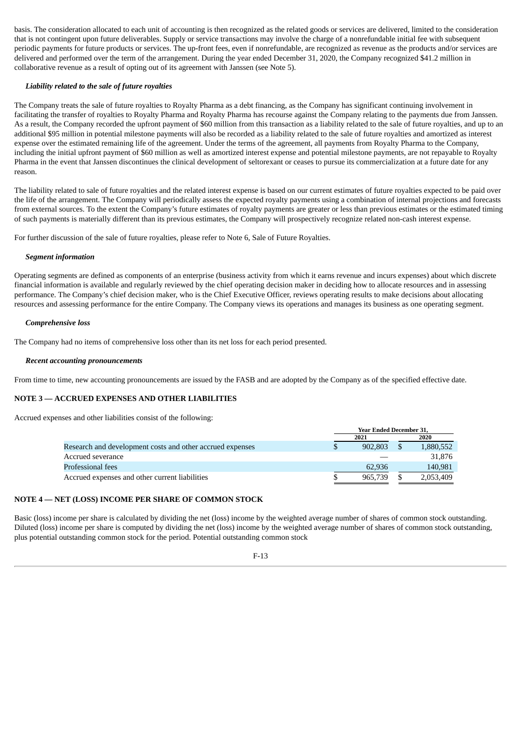basis. The consideration allocated to each unit of accounting is then recognized as the related goods or services are delivered, limited to the consideration that is not contingent upon future deliverables. Supply or service transactions may involve the charge of a nonrefundable initial fee with subsequent periodic payments for future products or services. The up-front fees, even if nonrefundable, are recognized as revenue as the products and/or services are delivered and performed over the term of the arrangement. During the year ended December 31, 2020, the Company recognized $41.2 million in collaborative revenue as a result of opting out of its agreement with Janssen (see Note 5).

***Liability related to the sale of future royalties***

The Company treats the sale of future royalties to Royalty Pharma as a debt financing, as the Company has significant continuing involvement in facilitating the transfer of royalties to Royalty Pharma and Royalty Pharma has recourse against the Company relating to the payments due from Janssen. As a result, the Company recorded the upfront payment of $60 million from this transaction as a liability related to the sale of future royalties, and up to an additional $95 million in potential milestone payments will also be recorded as a liability related to the sale of future royalties and amortized as interest expense over the estimated remaining life of the agreement. Under the terms of the agreement, all payments from Royalty Pharma to the Company, including the initial upfront payment of $60 million as well as amortized interest expense and potential milestone payments, are not repayable to Royalty Pharma in the event that Janssen discontinues the clinical development of seltorexant or ceases to pursue its commercialization at a future date for any reason.

The liability related to sale of future royalties and the related interest expense is based on our current estimates of future royalties expected to be paid over the life of the arrangement. The Company will periodically assess the expected royalty payments using a combination of internal projections and forecasts from external sources. To the extent the Company's future estimates of royalty payments are greater or less than previous estimates or the estimated timing of such payments is materially different than its previous estimates, the Company will prospectively recognize related non-cash interest expense.

For further discussion of the sale of future royalties, please refer to Note 6, Sale of Future Royalties.

***Segment information***

Operating segments are defined as components of an enterprise (business activity from which it earns revenue and incurs expenses) about which discrete financial information is available and regularly reviewed by the chief operating decision maker in deciding how to allocate resources and in assessing performance. The Company's chief decision maker, who is the Chief Executive Officer, reviews operating results to make decisions about allocating resources and assessing performance for the entire Company. The Company views its operations and manages its business as one operating segment.

***Comprehensive loss***

The Company had no items of comprehensive loss other than its net loss for each period presented.

***Recent accounting pronouncements***

From time to time, new accounting pronouncements are issued by the FASB and are adopted by the Company as of the specified effective date.

## NOTE 3 — ACCRUED EXPENSES AND OTHER LIABILITIES

Accrued expenses and other liabilities consist of the following:

| | Year Ended December 31, | |
|---|---|---|
| | 2021 | 2020 |
| Research and development costs and other accrued expenses | $ 902,803 | $ 1,880,552 |
| Accrued severance | — | 31,876 |
| Professional fees | 62,936 | 140,981 |
| Accrued expenses and other current liabilities | $ 965,739 | $ 2,053,409 |

## NOTE 4 — NET (LOSS) INCOME PER SHARE OF COMMON STOCK

Basic (loss) income per share is calculated by dividing the net (loss) income by the weighted average number of shares of common stock outstanding. Diluted (loss) income per share is computed by dividing the net (loss) income by the weighted average number of shares of common stock outstanding, plus potential outstanding common stock for the period. Potential outstanding common stock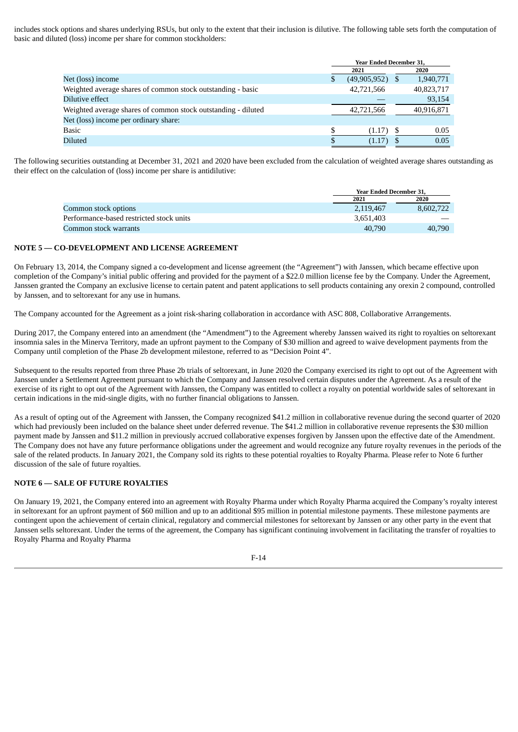includes stock options and shares underlying RSUs, but only to the extent that their inclusion is dilutive. The following table sets forth the computation of basic and diluted (loss) income per share for common stockholders:

| | Year Ended December 31, | |
|---|---|---|
| | 2021 | 2020 |
| Net (loss) income | $ (49,905,952) | $ 1,940,771 |
| Weighted average shares of common stock outstanding - basic | 42,721,566 | 40,823,717 |
| Dilutive effect | — | 93,154 |
| Weighted average shares of common stock outstanding - diluted | 42,721,566 | 40,916,871 |
| Net (loss) income per ordinary share: | | |
| Basic | $ (1.17) | $ 0.05 |
| Diluted | $ (1.17) | $ 0.05 |

The following securities outstanding at December 31, 2021 and 2020 have been excluded from the calculation of weighted average shares outstanding as their effect on the calculation of (loss) income per share is antidilutive:

| | Year Ended December 31, | |
|---|---|---|
| | 2021 | 2020 |
| Common stock options | 2,119,467 | 8,602,722 |
| Performance-based restricted stock units | 3,651,403 | — |
| Common stock warrants | 40,790 | 40,790 |

## NOTE 5 — CO-DEVELOPMENT AND LICENSE AGREEMENT

On February 13, 2014, the Company signed a co-development and license agreement (the "Agreement") with Janssen, which became effective upon completion of the Company's initial public offering and provided for the payment of a $22.0 million license fee by the Company. Under the Agreement, Janssen granted the Company an exclusive license to certain patent and patent applications to sell products containing any orexin 2 compound, controlled by Janssen, and to seltorexant for any use in humans.

The Company accounted for the Agreement as a joint risk-sharing collaboration in accordance with ASC 808, Collaborative Arrangements.

During 2017, the Company entered into an amendment (the "Amendment") to the Agreement whereby Janssen waived its right to royalties on seltorexant insomnia sales in the Minerva Territory, made an upfront payment to the Company of $30 million and agreed to waive development payments from the Company until completion of the Phase 2b development milestone, referred to as "Decision Point 4".

Subsequent to the results reported from three Phase 2b trials of seltorexant, in June 2020 the Company exercised its right to opt out of the Agreement with Janssen under a Settlement Agreement pursuant to which the Company and Janssen resolved certain disputes under the Agreement. As a result of the exercise of its right to opt out of the Agreement with Janssen, the Company was entitled to collect a royalty on potential worldwide sales of seltorexant in certain indications in the mid-single digits, with no further financial obligations to Janssen.

As a result of opting out of the Agreement with Janssen, the Company recognized $41.2 million in collaborative revenue during the second quarter of 2020 which had previously been included on the balance sheet under deferred revenue. The $41.2 million in collaborative revenue represents the $30 million payment made by Janssen and $11.2 million in previously accrued collaborative expenses forgiven by Janssen upon the effective date of the Amendment. The Company does not have any future performance obligations under the agreement and would recognize any future royalty revenues in the periods of the sale of the related products. In January 2021, the Company sold its rights to these potential royalties to Royalty Pharma. Please refer to Note 6 further discussion of the sale of future royalties.

## NOTE 6 — SALE OF FUTURE ROYALTIES

On January 19, 2021, the Company entered into an agreement with Royalty Pharma under which Royalty Pharma acquired the Company's royalty interest in seltorexant for an upfront payment of $60 million and up to an additional $95 million in potential milestone payments. These milestone payments are contingent upon the achievement of certain clinical, regulatory and commercial milestones for seltorexant by Janssen or any other party in the event that Janssen sells seltorexant. Under the terms of the agreement, the Company has significant continuing involvement in facilitating the transfer of royalties to Royalty Pharma and Royalty Pharma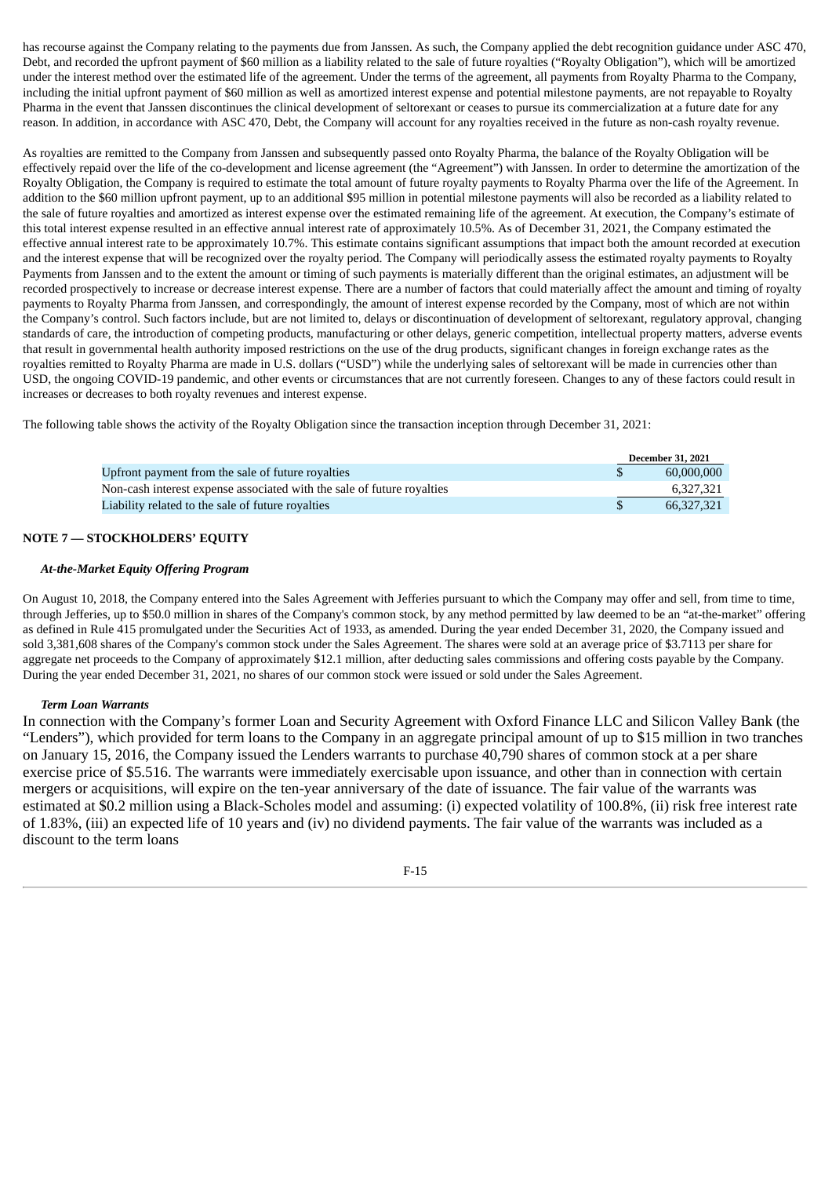has recourse against the Company relating to the payments due from Janssen. As such, the Company applied the debt recognition guidance under ASC 470, Debt, and recorded the upfront payment of $60 million as a liability related to the sale of future royalties ("Royalty Obligation"), which will be amortized under the interest method over the estimated life of the agreement. Under the terms of the agreement, all payments from Royalty Pharma to the Company, including the initial upfront payment of $60 million as well as amortized interest expense and potential milestone payments, are not repayable to Royalty Pharma in the event that Janssen discontinues the clinical development of seltorexant or ceases to pursue its commercialization at a future date for any reason. In addition, in accordance with ASC 470, Debt, the Company will account for any royalties received in the future as non-cash royalty revenue.

As royalties are remitted to the Company from Janssen and subsequently passed onto Royalty Pharma, the balance of the Royalty Obligation will be effectively repaid over the life of the co-development and license agreement (the "Agreement") with Janssen. In order to determine the amortization of the Royalty Obligation, the Company is required to estimate the total amount of future royalty payments to Royalty Pharma over the life of the Agreement. In addition to the $60 million upfront payment, up to an additional $95 million in potential milestone payments will also be recorded as a liability related to the sale of future royalties and amortized as interest expense over the estimated remaining life of the agreement. At execution, the Company's estimate of this total interest expense resulted in an effective annual interest rate of approximately 10.5%. As of December 31, 2021, the Company estimated the effective annual interest rate to be approximately 10.7%. This estimate contains significant assumptions that impact both the amount recorded at execution and the interest expense that will be recognized over the royalty period. The Company will periodically assess the estimated royalty payments to Royalty Payments from Janssen and to the extent the amount or timing of such payments is materially different than the original estimates, an adjustment will be recorded prospectively to increase or decrease interest expense. There are a number of factors that could materially affect the amount and timing of royalty payments to Royalty Pharma from Janssen, and correspondingly, the amount of interest expense recorded by the Company, most of which are not within the Company's control. Such factors include, but are not limited to, delays or discontinuation of development of seltorexant, regulatory approval, changing standards of care, the introduction of competing products, manufacturing or other delays, generic competition, intellectual property matters, adverse events that result in governmental health authority imposed restrictions on the use of the drug products, significant changes in foreign exchange rates as the royalties remitted to Royalty Pharma are made in U.S. dollars ("USD") while the underlying sales of seltorexant will be made in currencies other than USD, the ongoing COVID-19 pandemic, and other events or circumstances that are not currently foreseen. Changes to any of these factors could result in increases or decreases to both royalty revenues and interest expense.

The following table shows the activity of the Royalty Obligation since the transaction inception through December 31, 2021:

| | December 31, 2021 |
|---|---|
| Upfront payment from the sale of future royalties | $ 60,000,000 |
| Non-cash interest expense associated with the sale of future royalties | 6,327,321 |
| Liability related to the sale of future royalties | $ 66,327,321 |

## NOTE 7 — STOCKHOLDERS' EQUITY

***At-the-Market Equity Offering Program***

On August 10, 2018, the Company entered into the Sales Agreement with Jefferies pursuant to which the Company may offer and sell, from time to time, through Jefferies, up to $50.0 million in shares of the Company's common stock, by any method permitted by law deemed to be an "at-the-market" offering as defined in Rule 415 promulgated under the Securities Act of 1933, as amended. During the year ended December 31, 2020, the Company issued and sold 3,381,608 shares of the Company's common stock under the Sales Agreement. The shares were sold at an average price of $3.7113 per share for aggregate net proceeds to the Company of approximately $12.1 million, after deducting sales commissions and offering costs payable by the Company. During the year ended December 31, 2021, no shares of our common stock were issued or sold under the Sales Agreement.

***Term Loan Warrants***

In connection with the Company's former Loan and Security Agreement with Oxford Finance LLC and Silicon Valley Bank (the "Lenders"), which provided for term loans to the Company in an aggregate principal amount of up to $15 million in two tranches on January 15, 2016, the Company issued the Lenders warrants to purchase 40,790 shares of common stock at a per share exercise price of $5.516. The warrants were immediately exercisable upon issuance, and other than in connection with certain mergers or acquisitions, will expire on the ten-year anniversary of the date of issuance. The fair value of the warrants was estimated at $0.2 million using a Black-Scholes model and assuming: (i) expected volatility of 100.8%, (ii) risk free interest rate of 1.83%, (iii) an expected life of 10 years and (iv) no dividend payments. The fair value of the warrants was included as a discount to the term loans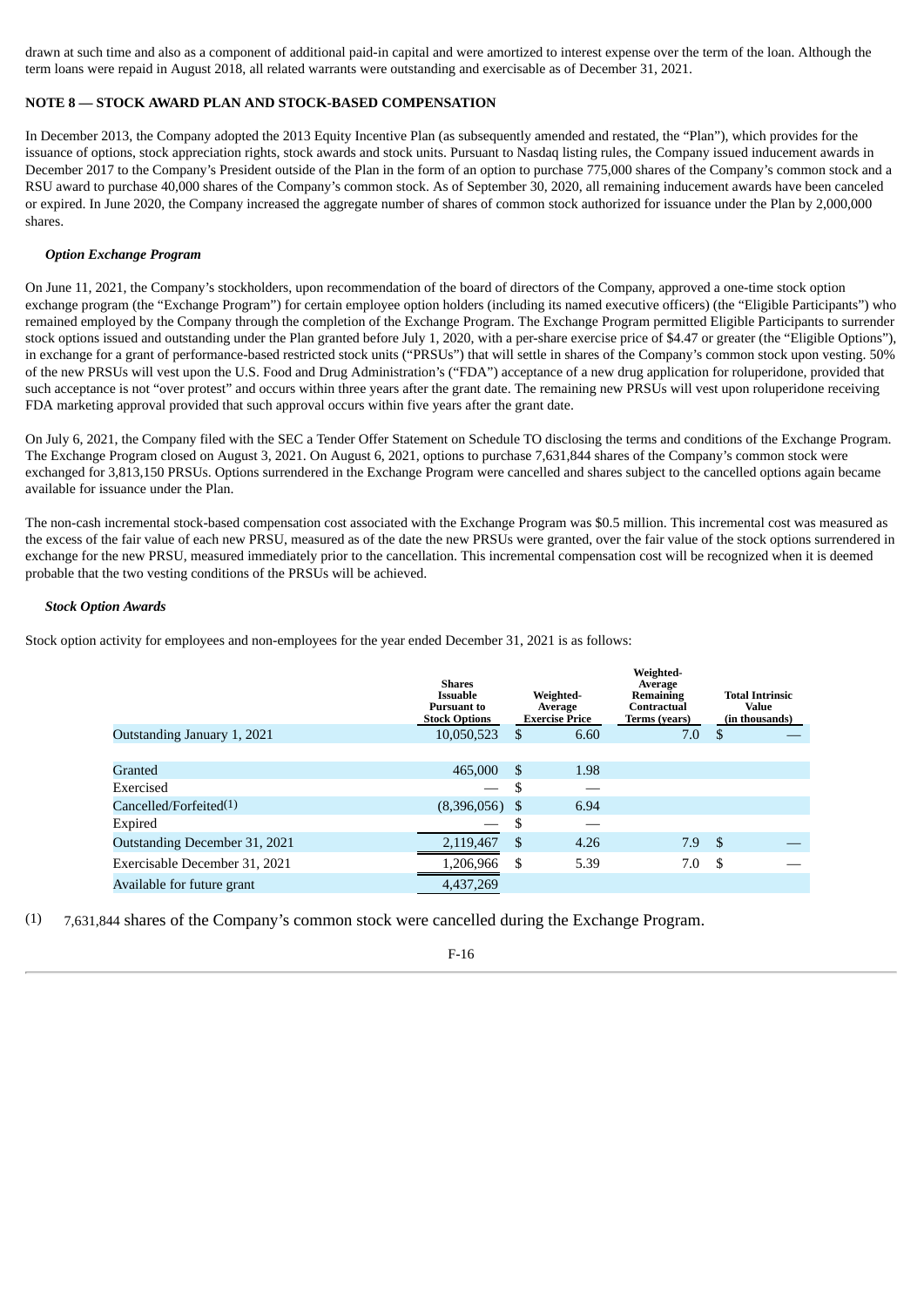drawn at such time and also as a component of additional paid-in capital and were amortized to interest expense over the term of the loan. Although the term loans were repaid in August 2018, all related warrants were outstanding and exercisable as of December 31, 2021.

## NOTE 8 — STOCK AWARD PLAN AND STOCK-BASED COMPENSATION

In December 2013, the Company adopted the 2013 Equity Incentive Plan (as subsequently amended and restated, the "Plan"), which provides for the issuance of options, stock appreciation rights, stock awards and stock units. Pursuant to Nasdaq listing rules, the Company issued inducement awards in December 2017 to the Company's President outside of the Plan in the form of an option to purchase 775,000 shares of the Company's common stock and a RSU award to purchase 40,000 shares of the Company's common stock. As of September 30, 2020, all remaining inducement awards have been canceled or expired. In June 2020, the Company increased the aggregate number of shares of common stock authorized for issuance under the Plan by 2,000,000 shares.

### *Option Exchange Program*

On June 11, 2021, the Company's stockholders, upon recommendation of the board of directors of the Company, approved a one-time stock option exchange program (the "Exchange Program") for certain employee option holders (including its named executive officers) (the "Eligible Participants") who remained employed by the Company through the completion of the Exchange Program. The Exchange Program permitted Eligible Participants to surrender stock options issued and outstanding under the Plan granted before July 1, 2020, with a per-share exercise price of $4.47 or greater (the "Eligible Options"), in exchange for a grant of performance-based restricted stock units ("PRSUs") that will settle in shares of the Company's common stock upon vesting. 50% of the new PRSUs will vest upon the U.S. Food and Drug Administration's ("FDA") acceptance of a new drug application for roluperidone, provided that such acceptance is not "over protest" and occurs within three years after the grant date. The remaining new PRSUs will vest upon roluperidone receiving FDA marketing approval provided that such approval occurs within five years after the grant date.

On July 6, 2021, the Company filed with the SEC a Tender Offer Statement on Schedule TO disclosing the terms and conditions of the Exchange Program. The Exchange Program closed on August 3, 2021. On August 6, 2021, options to purchase 7,631,844 shares of the Company's common stock were exchanged for 3,813,150 PRSUs. Options surrendered in the Exchange Program were cancelled and shares subject to the cancelled options again became available for issuance under the Plan.

The non-cash incremental stock-based compensation cost associated with the Exchange Program was $0.5 million. This incremental cost was measured as the excess of the fair value of each new PRSU, measured as of the date the new PRSUs were granted, over the fair value of the stock options surrendered in exchange for the new PRSU, measured immediately prior to the cancellation. This incremental compensation cost will be recognized when it is deemed probable that the two vesting conditions of the PRSUs will be achieved.

### *Stock Option Awards*

Stock option activity for employees and non-employees for the year ended December 31, 2021 is as follows:

| | Shares Issuable Pursuant to Stock Options | Weighted-Average Exercise Price | Weighted-Average Remaining Contractual Terms (years) | Total Intrinsic Value (in thousands) |
|---|---|---|---|---|
| Outstanding January 1, 2021 | 10,050,523 | $ 6.60 | 7.0 | $ — |
| Granted | 465,000 | $ 1.98 | | |
| Exercised | — | $ — | | |
| Cancelled/Forfeited[(1)] | (8,396,056) | $ 6.94 | | |
| Expired | — | $ — | | |
| Outstanding December 31, 2021 | 2,119,467 | $ 4.26 | 7.9 | $ — |
| Exercisable December 31, 2021 | 1,206,966 | $ 5.39 | 7.0 | $ — |
| Available for future grant | 4,437,269 | | | |

(1) 7,631,844 shares of the Company's common stock were cancelled during the Exchange Program.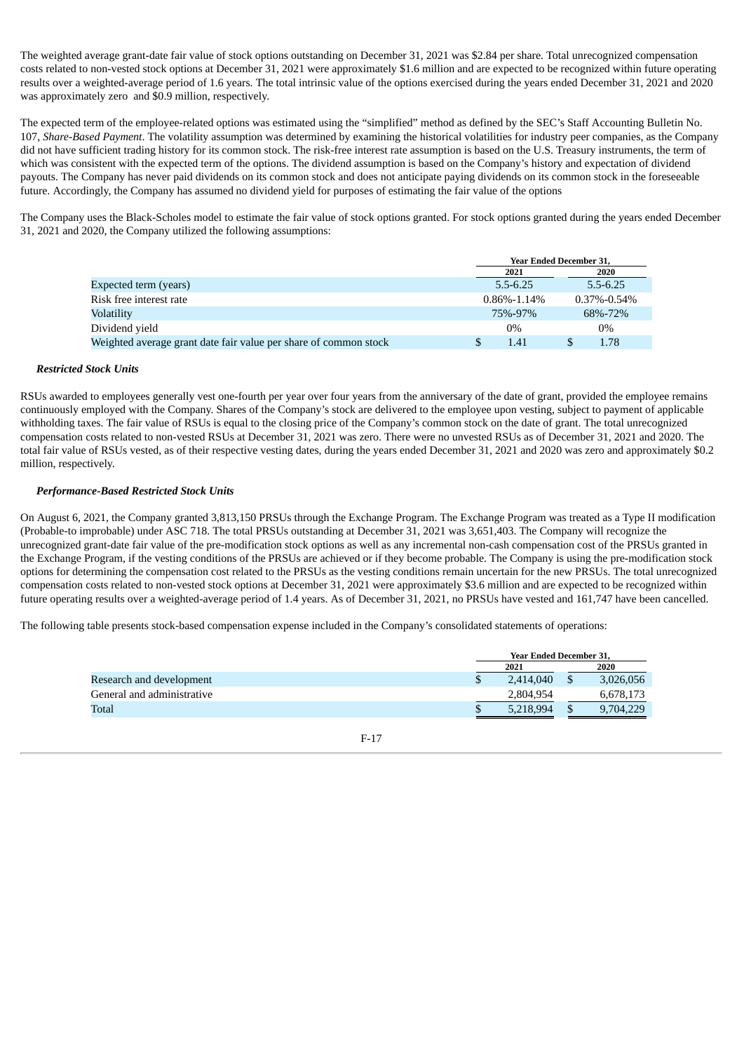The weighted average grant-date fair value of stock options outstanding on December 31, 2021 was $2.84 per share. Total unrecognized compensation costs related to non-vested stock options at December 31, 2021 were approximately $1.6 million and are expected to be recognized within future operating results over a weighted-average period of 1.6 years. The total intrinsic value of the options exercised during the years ended December 31, 2021 and 2020 was approximately zero and $0.9 million, respectively.

The expected term of the employee-related options was estimated using the "simplified" method as defined by the SEC's Staff Accounting Bulletin No. 107, *Share-Based Payment*. The volatility assumption was determined by examining the historical volatilities for industry peer companies, as the Company did not have sufficient trading history for its common stock. The risk-free interest rate assumption is based on the U.S. Treasury instruments, the term of which was consistent with the expected term of the options. The dividend assumption is based on the Company's history and expectation of dividend payouts. The Company has never paid dividends on its common stock and does not anticipate paying dividends on its common stock in the foreseeable future. Accordingly, the Company has assumed no dividend yield for purposes of estimating the fair value of the options

The Company uses the Black-Scholes model to estimate the fair value of stock options granted. For stock options granted during the years ended December 31, 2021 and 2020, the Company utilized the following assumptions:

| | Year Ended December 31, | |
|---|---|---|
| | 2021 | 2020 |
| Expected term (years) | 5.5-6.25 | 5.5-6.25 |
| Risk free interest rate | 0.86%-1.14% | 0.37%-0.54% |
| Volatility | 75%-97% | 68%-72% |
| Dividend yield | 0% | 0% |
| Weighted average grant date fair value per share of common stock | $ 1.41 | $ 1.78 |

***Restricted Stock Units***

RSUs awarded to employees generally vest one-fourth per year over four years from the anniversary of the date of grant, provided the employee remains continuously employed with the Company. Shares of the Company's stock are delivered to the employee upon vesting, subject to payment of applicable withholding taxes. The fair value of RSUs is equal to the closing price of the Company's common stock on the date of grant. The total unrecognized compensation costs related to non-vested RSUs at December 31, 2021 was zero. There were no unvested RSUs as of December 31, 2021 and 2020. The total fair value of RSUs vested, as of their respective vesting dates, during the years ended December 31, 2021 and 2020 was zero and approximately $0.2 million, respectively.

***Performance-Based Restricted Stock Units***

On August 6, 2021, the Company granted 3,813,150 PRSUs through the Exchange Program. The Exchange Program was treated as a Type II modification (Probable-to improbable) under ASC 718. The total PRSUs outstanding at December 31, 2021 was 3,651,403. The Company will recognize the unrecognized grant-date fair value of the pre-modification stock options as well as any incremental non-cash compensation cost of the PRSUs granted in the Exchange Program, if the vesting conditions of the PRSUs are achieved or if they become probable. The Company is using the pre-modification stock options for determining the compensation cost related to the PRSUs as the vesting conditions remain uncertain for the new PRSUs. The total unrecognized compensation costs related to non-vested stock options at December 31, 2021 were approximately $3.6 million and are expected to be recognized within future operating results over a weighted-average period of 1.4 years. As of December 31, 2021, no PRSUs have vested and 161,747 have been cancelled.

The following table presents stock-based compensation expense included in the Company's consolidated statements of operations:

| | Year Ended December 31, | |
|---|---|---|
| | 2021 | 2020 |
| Research and development | $ 2,414,040 | $ 3,026,056 |
| General and administrative | 2,804,954 | 6,678,173 |
| Total | $ 5,218,994 | $ 9,704,229 |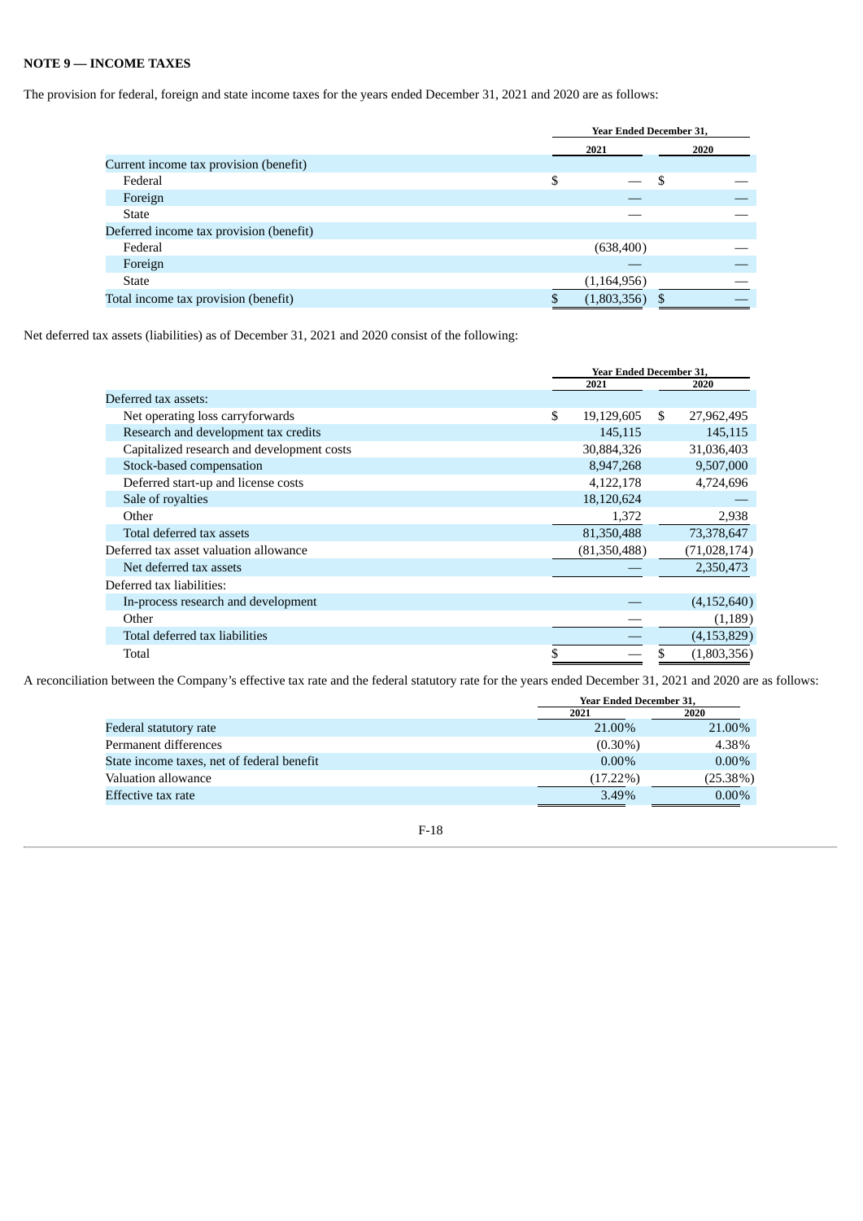**NOTE 9 — INCOME TAXES**

The provision for federal, foreign and state income taxes for the years ended December 31, 2021 and 2020 are as follows:

| | Year Ended December 31, | |
|---|---|---|
| | 2021 | 2020 |
| Current income tax provision (benefit) | | |
| Federal | $ — | $ — |
| Foreign | — | — |
| State | — | — |
| Deferred income tax provision (benefit) | | |
| Federal | (638,400) | — |
| Foreign | — | — |
| State | (1,164,956) | — |
| Total income tax provision (benefit) | $ (1,803,356) | $ — |

Net deferred tax assets (liabilities) as of December 31, 2021 and 2020 consist of the following:

| | Year Ended December 31, | |
|---|---|---|
| | 2021 | 2020 |
| Deferred tax assets: | | |
| Net operating loss carryforwards | $ 19,129,605 | $ 27,962,495 |
| Research and development tax credits | 145,115 | 145,115 |
| Capitalized research and development costs | 30,884,326 | 31,036,403 |
| Stock-based compensation | 8,947,268 | 9,507,000 |
| Deferred start-up and license costs | 4,122,178 | 4,724,696 |
| Sale of royalties | 18,120,624 | — |
| Other | 1,372 | 2,938 |
| Total deferred tax assets | 81,350,488 | 73,378,647 |
| Deferred tax asset valuation allowance | (81,350,488) | (71,028,174) |
| Net deferred tax assets | — | 2,350,473 |
| Deferred tax liabilities: | | |
| In-process research and development | — | (4,152,640) |
| Other | — | (1,189) |
| Total deferred tax liabilities | — | (4,153,829) |
| Total | $ — | $ (1,803,356) |

A reconciliation between the Company's effective tax rate and the federal statutory rate for the years ended December 31, 2021 and 2020 are as follows:

| | Year Ended December 31, | |
|---|---|---|
| | 2021 | 2020 |
| Federal statutory rate | 21.00% | 21.00% |
| Permanent differences | (0.30%) | 4.38% |
| State income taxes, net of federal benefit | 0.00% | 0.00% |
| Valuation allowance | (17.22%) | (25.38%) |
| Effective tax rate | 3.49% | 0.00% |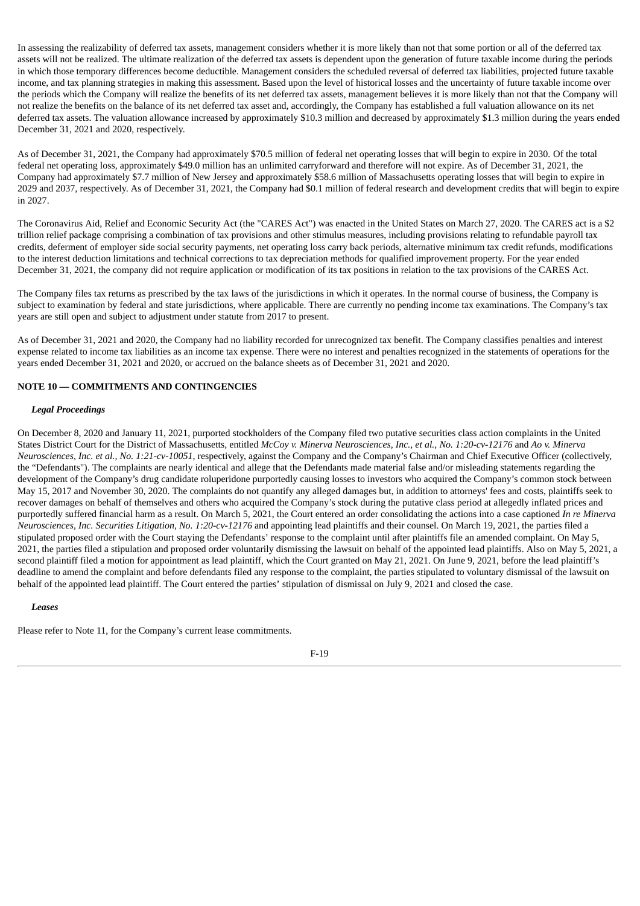In assessing the realizability of deferred tax assets, management considers whether it is more likely than not that some portion or all of the deferred tax assets will not be realized. The ultimate realization of the deferred tax assets is dependent upon the generation of future taxable income during the periods in which those temporary differences become deductible. Management considers the scheduled reversal of deferred tax liabilities, projected future taxable income, and tax planning strategies in making this assessment. Based upon the level of historical losses and the uncertainty of future taxable income over the periods which the Company will realize the benefits of its net deferred tax assets, management believes it is more likely than not that the Company will not realize the benefits on the balance of its net deferred tax asset and, accordingly, the Company has established a full valuation allowance on its net deferred tax assets. The valuation allowance increased by approximately $10.3 million and decreased by approximately $1.3 million during the years ended December 31, 2021 and 2020, respectively.

As of December 31, 2021, the Company had approximately $70.5 million of federal net operating losses that will begin to expire in 2030. Of the total federal net operating loss, approximately $49.0 million has an unlimited carryforward and therefore will not expire. As of December 31, 2021, the Company had approximately $7.7 million of New Jersey and approximately $58.6 million of Massachusetts operating losses that will begin to expire in 2029 and 2037, respectively. As of December 31, 2021, the Company had $0.1 million of federal research and development credits that will begin to expire in 2027.

The Coronavirus Aid, Relief and Economic Security Act (the "CARES Act") was enacted in the United States on March 27, 2020. The CARES act is a $2 trillion relief package comprising a combination of tax provisions and other stimulus measures, including provisions relating to refundable payroll tax credits, deferment of employer side social security payments, net operating loss carry back periods, alternative minimum tax credit refunds, modifications to the interest deduction limitations and technical corrections to tax depreciation methods for qualified improvement property. For the year ended December 31, 2021, the company did not require application or modification of its tax positions in relation to the tax provisions of the CARES Act.

The Company files tax returns as prescribed by the tax laws of the jurisdictions in which it operates. In the normal course of business, the Company is subject to examination by federal and state jurisdictions, where applicable. There are currently no pending income tax examinations. The Company's tax years are still open and subject to adjustment under statute from 2017 to present.

As of December 31, 2021 and 2020, the Company had no liability recorded for unrecognized tax benefit. The Company classifies penalties and interest expense related to income tax liabilities as an income tax expense. There were no interest and penalties recognized in the statements of operations for the years ended December 31, 2021 and 2020, or accrued on the balance sheets as of December 31, 2021 and 2020.

## NOTE 10 — COMMITMENTS AND CONTINGENCIES

***Legal Proceedings***

On December 8, 2020 and January 11, 2021, purported stockholders of the Company filed two putative securities class action complaints in the United States District Court for the District of Massachusetts, entitled *McCoy v. Minerva Neurosciences, Inc., et al., No. 1:20-cv-12176* and *Ao v. Minerva Neurosciences, Inc. et al., No. 1:21-cv-10051*, respectively, against the Company and the Company's Chairman and Chief Executive Officer (collectively, the "Defendants"). The complaints are nearly identical and allege that the Defendants made material false and/or misleading statements regarding the development of the Company's drug candidate roluperidone purportedly causing losses to investors who acquired the Company's common stock between May 15, 2017 and November 30, 2020. The complaints do not quantify any alleged damages but, in addition to attorneys' fees and costs, plaintiffs seek to recover damages on behalf of themselves and others who acquired the Company's stock during the putative class period at allegedly inflated prices and purportedly suffered financial harm as a result. On March 5, 2021, the Court entered an order consolidating the actions into a case captioned *In re Minerva Neurosciences, Inc. Securities Litigation, No. 1:20-cv-12176* and appointing lead plaintiffs and their counsel. On March 19, 2021, the parties filed a stipulated proposed order with the Court staying the Defendants' response to the complaint until after plaintiffs file an amended complaint. On May 5, 2021, the parties filed a stipulation and proposed order voluntarily dismissing the lawsuit on behalf of the appointed lead plaintiffs. Also on May 5, 2021, a second plaintiff filed a motion for appointment as lead plaintiff, which the Court granted on May 21, 2021. On June 9, 2021, before the lead plaintiff's deadline to amend the complaint and before defendants filed any response to the complaint, the parties stipulated to voluntary dismissal of the lawsuit on behalf of the appointed lead plaintiff. The Court entered the parties' stipulation of dismissal on July 9, 2021 and closed the case.

***Leases***

Please refer to Note 11, for the Company's current lease commitments.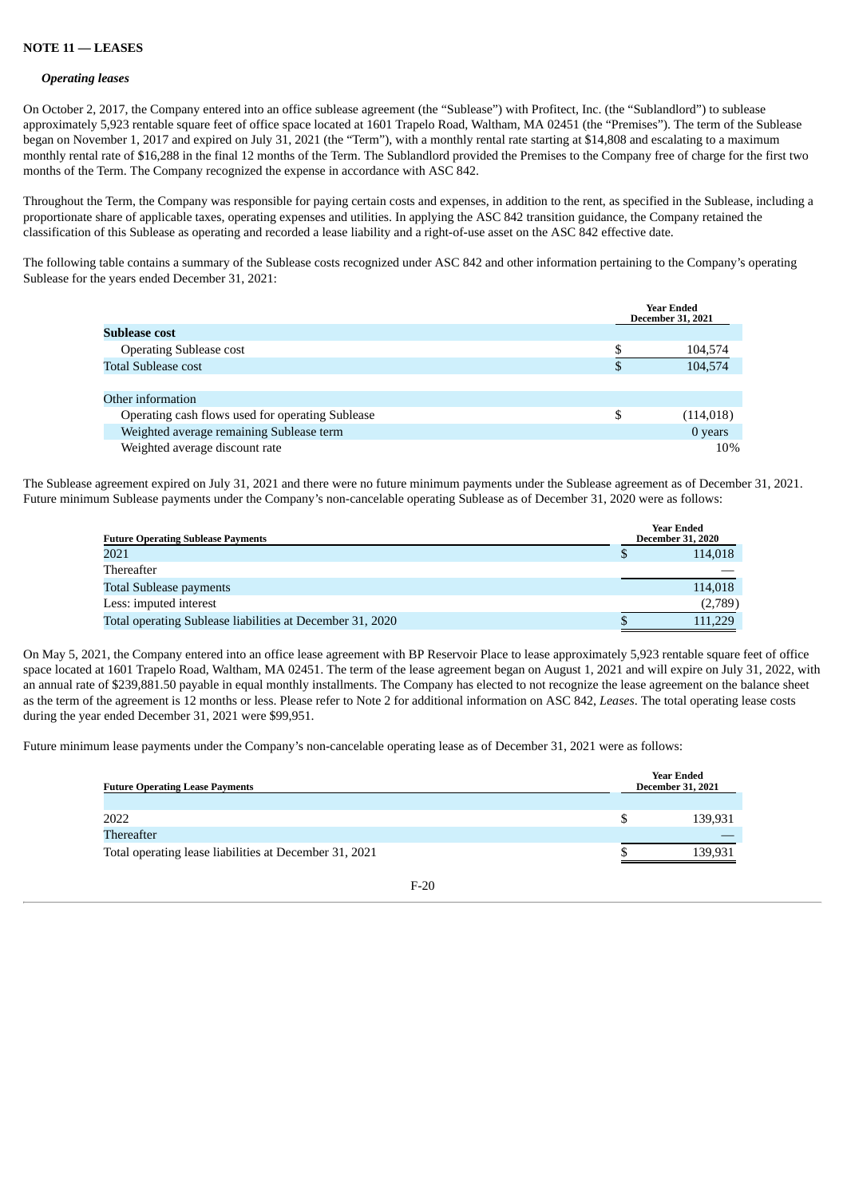**NOTE 11 — LEASES**

***Operating leases***

On October 2, 2017, the Company entered into an office sublease agreement (the "Sublease") with Profitect, Inc. (the "Sublandlord") to sublease approximately 5,923 rentable square feet of office space located at 1601 Trapelo Road, Waltham, MA 02451 (the "Premises"). The term of the Sublease began on November 1, 2017 and expired on July 31, 2021 (the "Term"), with a monthly rental rate starting at $14,808 and escalating to a maximum monthly rental rate of $16,288 in the final 12 months of the Term. The Sublandlord provided the Premises to the Company free of charge for the first two months of the Term. The Company recognized the expense in accordance with ASC 842.

Throughout the Term, the Company was responsible for paying certain costs and expenses, in addition to the rent, as specified in the Sublease, including a proportionate share of applicable taxes, operating expenses and utilities. In applying the ASC 842 transition guidance, the Company retained the classification of this Sublease as operating and recorded a lease liability and a right-of-use asset on the ASC 842 effective date.

The following table contains a summary of the Sublease costs recognized under ASC 842 and other information pertaining to the Company's operating Sublease for the years ended December 31, 2021:

| | Year Ended December 31, 2021 |
|---|---|
| **Sublease cost** | |
| Operating Sublease cost | $ 104,574 |
| Total Sublease cost | $ 104,574 |
| | |
| Other information | |
| Operating cash flows used for operating Sublease | $ (114,018) |
| Weighted average remaining Sublease term | 0 years |
| Weighted average discount rate | 10% |

The Sublease agreement expired on July 31, 2021 and there were no future minimum payments under the Sublease agreement as of December 31, 2021. Future minimum Sublease payments under the Company's non-cancelable operating Sublease as of December 31, 2020 were as follows:

| Future Operating Sublease Payments | Year Ended December 31, 2020 |
|---|---|
| 2021 | $ 114,018 |
| Thereafter | — |
| Total Sublease payments | 114,018 |
| Less: imputed interest | (2,789) |
| Total operating Sublease liabilities at December 31, 2020 | $ 111,229 |

On May 5, 2021, the Company entered into an office lease agreement with BP Reservoir Place to lease approximately 5,923 rentable square feet of office space located at 1601 Trapelo Road, Waltham, MA 02451. The term of the lease agreement began on August 1, 2021 and will expire on July 31, 2022, with an annual rate of $239,881.50 payable in equal monthly installments. The Company has elected to not recognize the lease agreement on the balance sheet as the term of the agreement is 12 months or less. Please refer to Note 2 for additional information on ASC 842, *Leases*. The total operating lease costs during the year ended December 31, 2021 were $99,951.

Future minimum lease payments under the Company's non-cancelable operating lease as of December 31, 2021 were as follows:

| Future Operating Lease Payments | Year Ended December 31, 2021 |
|---|---|
| | |
| 2022 | $ 139,931 |
| Thereafter | — |
| Total operating lease liabilities at December 31, 2021 | $ 139,931 |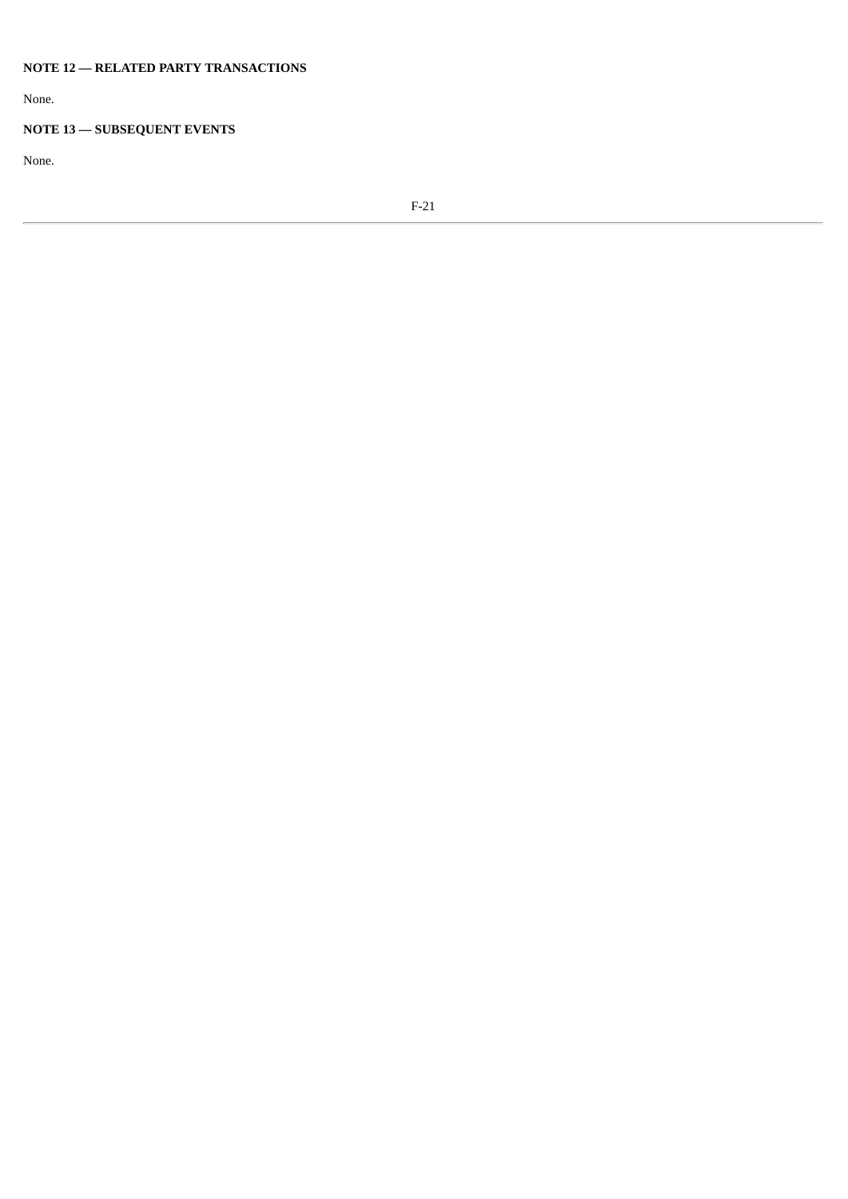**NOTE 12 — RELATED PARTY TRANSACTIONS**

None.

**NOTE 13 — SUBSEQUENT EVENTS**

None.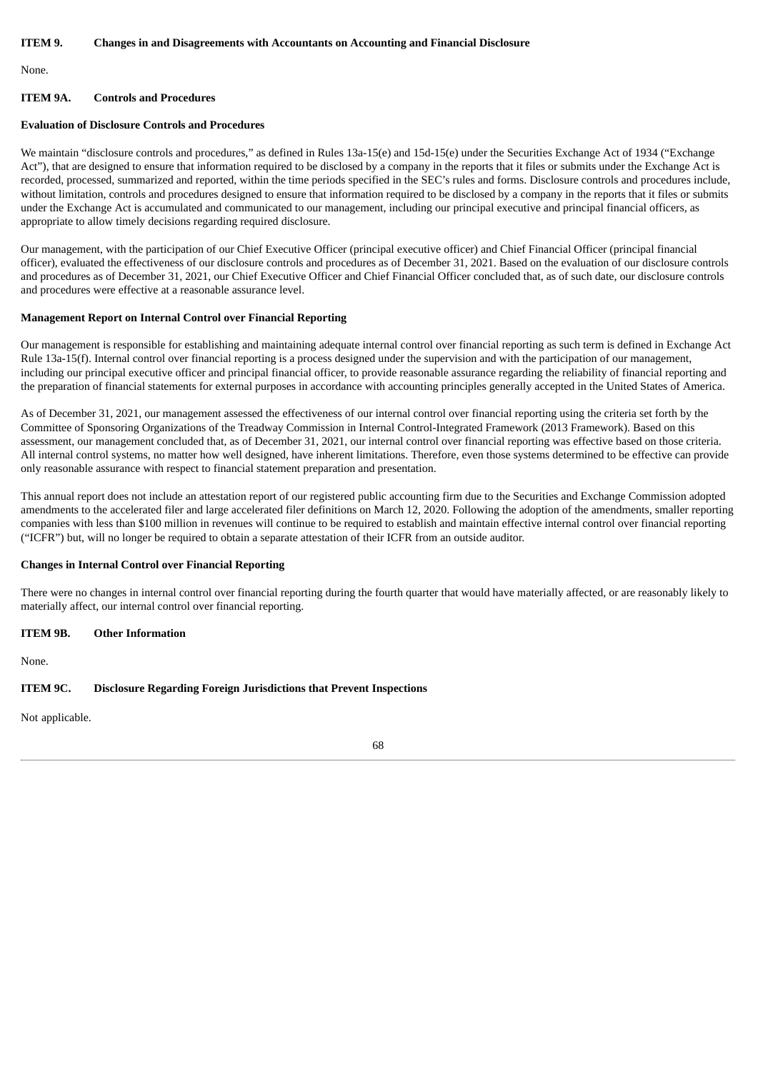## ITEM 9. Changes in and Disagreements with Accountants on Accounting and Financial Disclosure

None.

## ITEM 9A. Controls and Procedures

### Evaluation of Disclosure Controls and Procedures

We maintain "disclosure controls and procedures," as defined in Rules 13a-15(e) and 15d-15(e) under the Securities Exchange Act of 1934 ("Exchange Act"), that are designed to ensure that information required to be disclosed by a company in the reports that it files or submits under the Exchange Act is recorded, processed, summarized and reported, within the time periods specified in the SEC's rules and forms. Disclosure controls and procedures include, without limitation, controls and procedures designed to ensure that information required to be disclosed by a company in the reports that it files or submits under the Exchange Act is accumulated and communicated to our management, including our principal executive and principal financial officers, as appropriate to allow timely decisions regarding required disclosure.

Our management, with the participation of our Chief Executive Officer (principal executive officer) and Chief Financial Officer (principal financial officer), evaluated the effectiveness of our disclosure controls and procedures as of December 31, 2021. Based on the evaluation of our disclosure controls and procedures as of December 31, 2021, our Chief Executive Officer and Chief Financial Officer concluded that, as of such date, our disclosure controls and procedures were effective at a reasonable assurance level.

### Management Report on Internal Control over Financial Reporting

Our management is responsible for establishing and maintaining adequate internal control over financial reporting as such term is defined in Exchange Act Rule 13a-15(f). Internal control over financial reporting is a process designed under the supervision and with the participation of our management, including our principal executive officer and principal financial officer, to provide reasonable assurance regarding the reliability of financial reporting and the preparation of financial statements for external purposes in accordance with accounting principles generally accepted in the United States of America.

As of December 31, 2021, our management assessed the effectiveness of our internal control over financial reporting using the criteria set forth by the Committee of Sponsoring Organizations of the Treadway Commission in Internal Control-Integrated Framework (2013 Framework). Based on this assessment, our management concluded that, as of December 31, 2021, our internal control over financial reporting was effective based on those criteria. All internal control systems, no matter how well designed, have inherent limitations. Therefore, even those systems determined to be effective can provide only reasonable assurance with respect to financial statement preparation and presentation.

This annual report does not include an attestation report of our registered public accounting firm due to the Securities and Exchange Commission adopted amendments to the accelerated filer and large accelerated filer definitions on March 12, 2020. Following the adoption of the amendments, smaller reporting companies with less than $100 million in revenues will continue to be required to establish and maintain effective internal control over financial reporting ("ICFR") but, will no longer be required to obtain a separate attestation of their ICFR from an outside auditor.

### Changes in Internal Control over Financial Reporting

There were no changes in internal control over financial reporting during the fourth quarter that would have materially affected, or are reasonably likely to materially affect, our internal control over financial reporting.

## ITEM 9B. Other Information

None.

## ITEM 9C. Disclosure Regarding Foreign Jurisdictions that Prevent Inspections

Not applicable.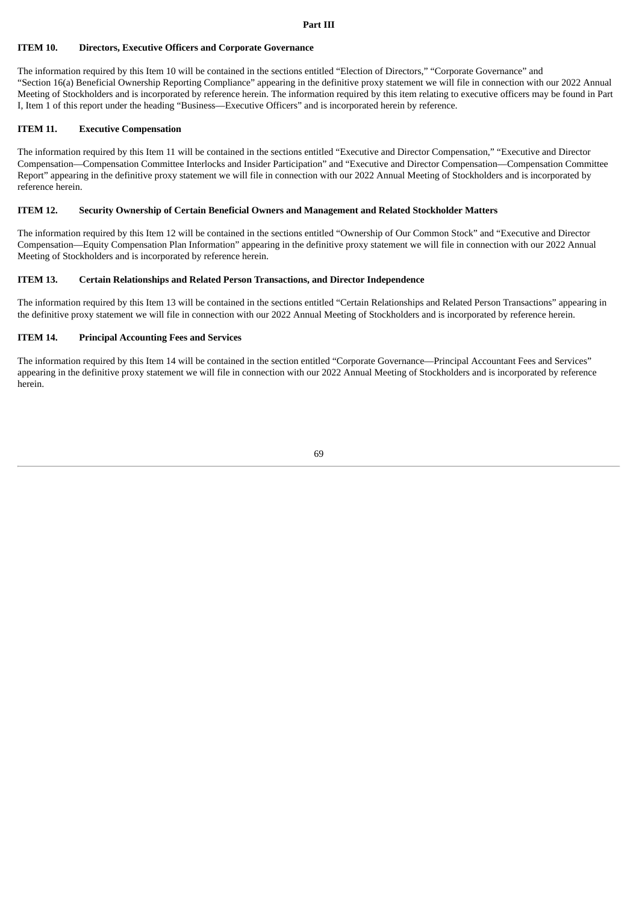# Part III

## ITEM 10. Directors, Executive Officers and Corporate Governance

The information required by this Item 10 will be contained in the sections entitled "Election of Directors," "Corporate Governance" and "Section 16(a) Beneficial Ownership Reporting Compliance" appearing in the definitive proxy statement we will file in connection with our 2022 Annual Meeting of Stockholders and is incorporated by reference herein. The information required by this item relating to executive officers may be found in Part I, Item 1 of this report under the heading "Business—Executive Officers" and is incorporated herein by reference.

## ITEM 11. Executive Compensation

The information required by this Item 11 will be contained in the sections entitled "Executive and Director Compensation," "Executive and Director Compensation—Compensation Committee Interlocks and Insider Participation" and "Executive and Director Compensation—Compensation Committee Report" appearing in the definitive proxy statement we will file in connection with our 2022 Annual Meeting of Stockholders and is incorporated by reference herein.

## ITEM 12. Security Ownership of Certain Beneficial Owners and Management and Related Stockholder Matters

The information required by this Item 12 will be contained in the sections entitled "Ownership of Our Common Stock" and "Executive and Director Compensation—Equity Compensation Plan Information" appearing in the definitive proxy statement we will file in connection with our 2022 Annual Meeting of Stockholders and is incorporated by reference herein.

## ITEM 13. Certain Relationships and Related Person Transactions, and Director Independence

The information required by this Item 13 will be contained in the sections entitled "Certain Relationships and Related Person Transactions" appearing in the definitive proxy statement we will file in connection with our 2022 Annual Meeting of Stockholders and is incorporated by reference herein.

## ITEM 14. Principal Accounting Fees and Services

The information required by this Item 14 will be contained in the section entitled "Corporate Governance—Principal Accountant Fees and Services" appearing in the definitive proxy statement we will file in connection with our 2022 Annual Meeting of Stockholders and is incorporated by reference herein.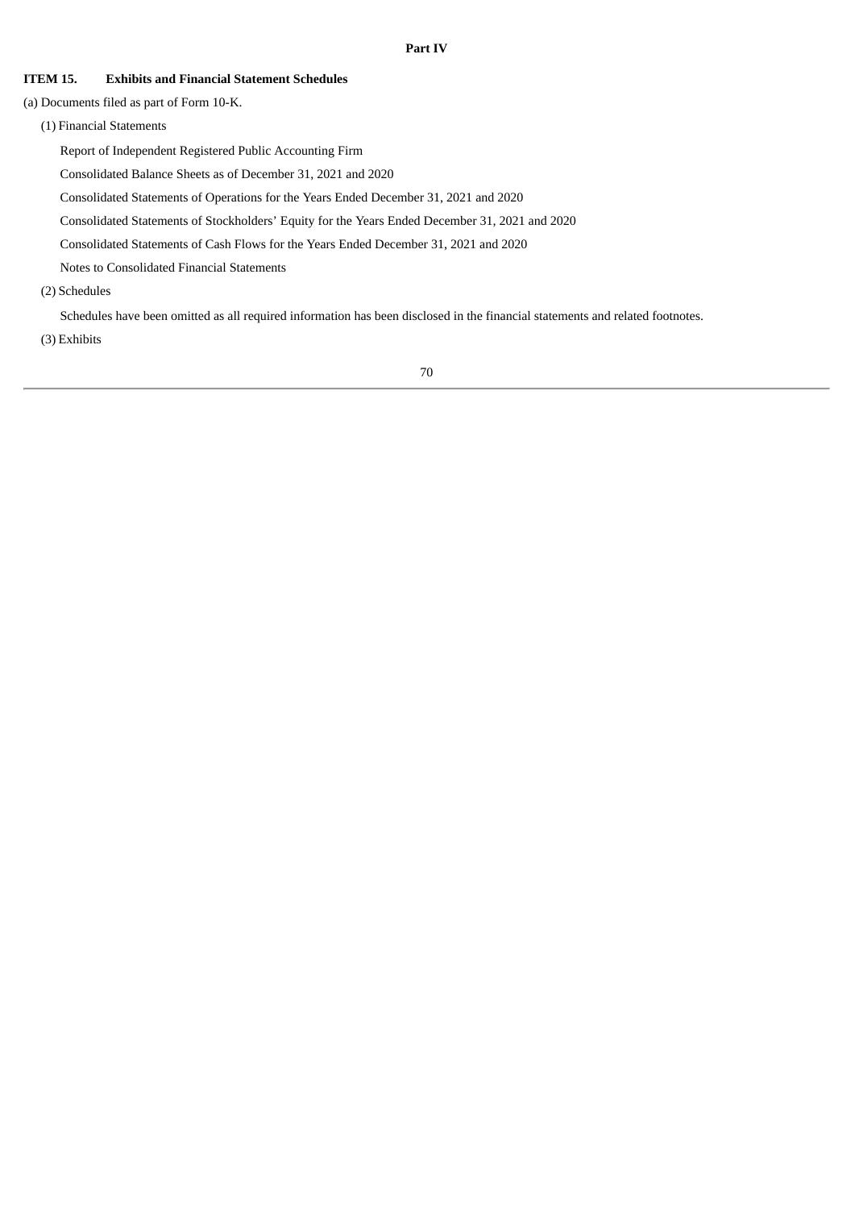# Part IV

## ITEM 15. Exhibits and Financial Statement Schedules

(a) Documents filed as part of Form 10-K.

(1) Financial Statements

Report of Independent Registered Public Accounting Firm

Consolidated Balance Sheets as of December 31, 2021 and 2020

Consolidated Statements of Operations for the Years Ended December 31, 2021 and 2020

Consolidated Statements of Stockholders' Equity for the Years Ended December 31, 2021 and 2020

Consolidated Statements of Cash Flows for the Years Ended December 31, 2021 and 2020

Notes to Consolidated Financial Statements

(2) Schedules

Schedules have been omitted as all required information has been disclosed in the financial statements and related footnotes.

(3) Exhibits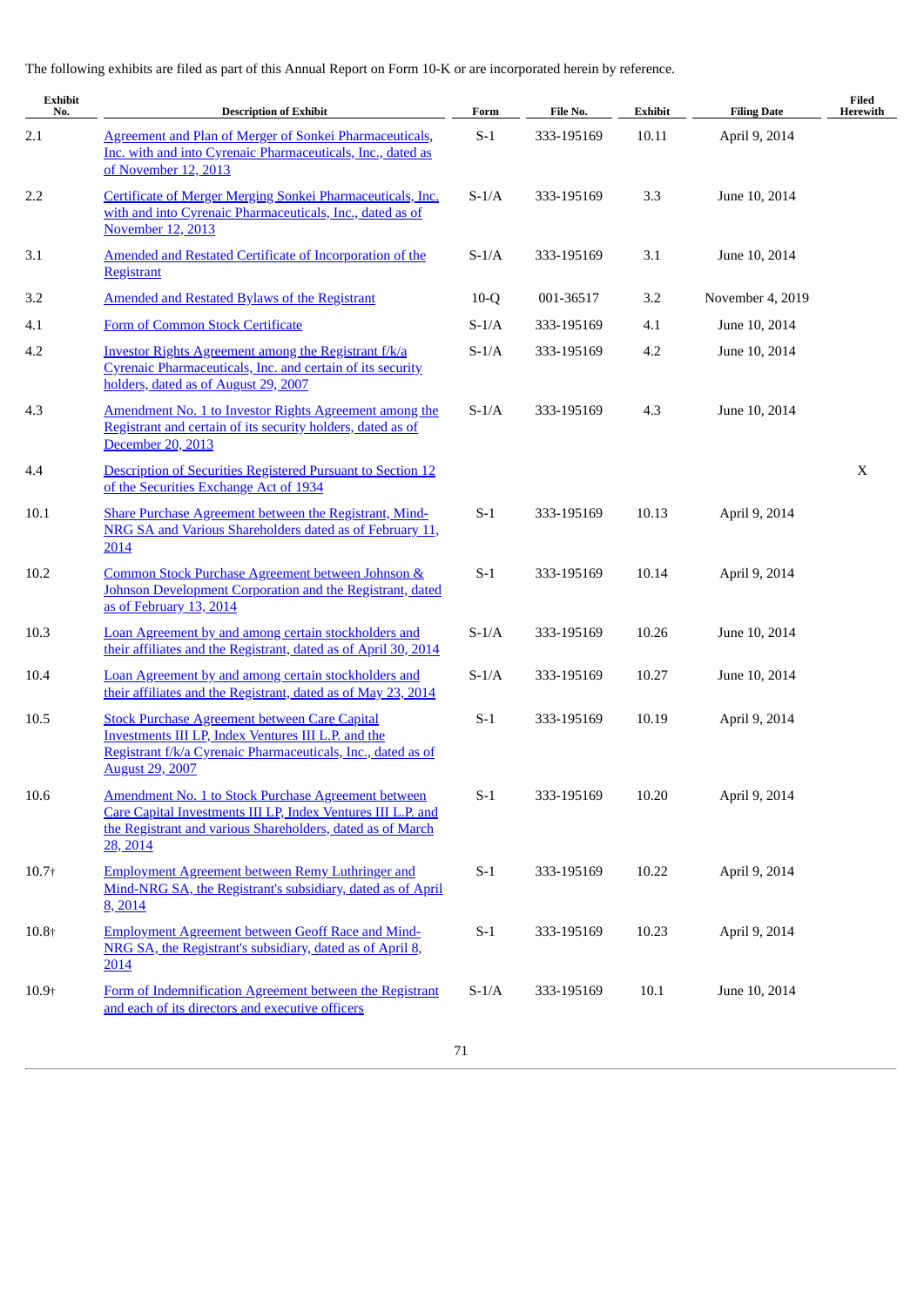The following exhibits are filed as part of this Annual Report on Form 10-K or are incorporated herein by reference.

| Exhibit No. | Description of Exhibit | Form | File No. | Exhibit | Filing Date | Filed Herewith |
|---|---|---|---|---|---|---|
| 2.1 | Agreement and Plan of Merger of Sonkei Pharmaceuticals, Inc. with and into Cyrenaic Pharmaceuticals, Inc., dated as of November 12, 2013 | S-1 | 333-195169 | 10.11 | April 9, 2014 | |
| 2.2 | Certificate of Merger Merging Sonkei Pharmaceuticals, Inc. with and into Cyrenaic Pharmaceuticals, Inc., dated as of November 12, 2013 | S-1/A | 333-195169 | 3.3 | June 10, 2014 | |
| 3.1 | Amended and Restated Certificate of Incorporation of the Registrant | S-1/A | 333-195169 | 3.1 | June 10, 2014 | |
| 3.2 | Amended and Restated Bylaws of the Registrant | 10-Q | 001-36517 | 3.2 | November 4, 2019 | |
| 4.1 | Form of Common Stock Certificate | S-1/A | 333-195169 | 4.1 | June 10, 2014 | |
| 4.2 | Investor Rights Agreement among the Registrant f/k/a Cyrenaic Pharmaceuticals, Inc. and certain of its security holders, dated as of August 29, 2007 | S-1/A | 333-195169 | 4.2 | June 10, 2014 | |
| 4.3 | Amendment No. 1 to Investor Rights Agreement among the Registrant and certain of its security holders, dated as of December 20, 2013 | S-1/A | 333-195169 | 4.3 | June 10, 2014 | |
| 4.4 | Description of Securities Registered Pursuant to Section 12 of the Securities Exchange Act of 1934 | | | | | X |
| 10.1 | Share Purchase Agreement between the Registrant, Mind-NRG SA and Various Shareholders dated as of February 11, 2014 | S-1 | 333-195169 | 10.13 | April 9, 2014 | |
| 10.2 | Common Stock Purchase Agreement between Johnson & Johnson Development Corporation and the Registrant, dated as of February 13, 2014 | S-1 | 333-195169 | 10.14 | April 9, 2014 | |
| 10.3 | Loan Agreement by and among certain stockholders and their affiliates and the Registrant, dated as of April 30, 2014 | S-1/A | 333-195169 | 10.26 | June 10, 2014 | |
| 10.4 | Loan Agreement by and among certain stockholders and their affiliates and the Registrant, dated as of May 23, 2014 | S-1/A | 333-195169 | 10.27 | June 10, 2014 | |
| 10.5 | Stock Purchase Agreement between Care Capital Investments III LP, Index Ventures III L.P. and the Registrant f/k/a Cyrenaic Pharmaceuticals, Inc., dated as of August 29, 2007 | S-1 | 333-195169 | 10.19 | April 9, 2014 | |
| 10.6 | Amendment No. 1 to Stock Purchase Agreement between Care Capital Investments III LP, Index Ventures III L.P. and the Registrant and various Shareholders, dated as of March 28, 2014 | S-1 | 333-195169 | 10.20 | April 9, 2014 | |
| 10.7† | Employment Agreement between Remy Luthringer and Mind-NRG SA, the Registrant's subsidiary, dated as of April 8, 2014 | S-1 | 333-195169 | 10.22 | April 9, 2014 | |
| 10.8† | Employment Agreement between Geoff Race and Mind-NRG SA, the Registrant's subsidiary, dated as of April 8, 2014 | S-1 | 333-195169 | 10.23 | April 9, 2014 | |
| 10.9† | Form of Indemnification Agreement between the Registrant and each of its directors and executive officers | S-1/A | 333-195169 | 10.1 | June 10, 2014 | |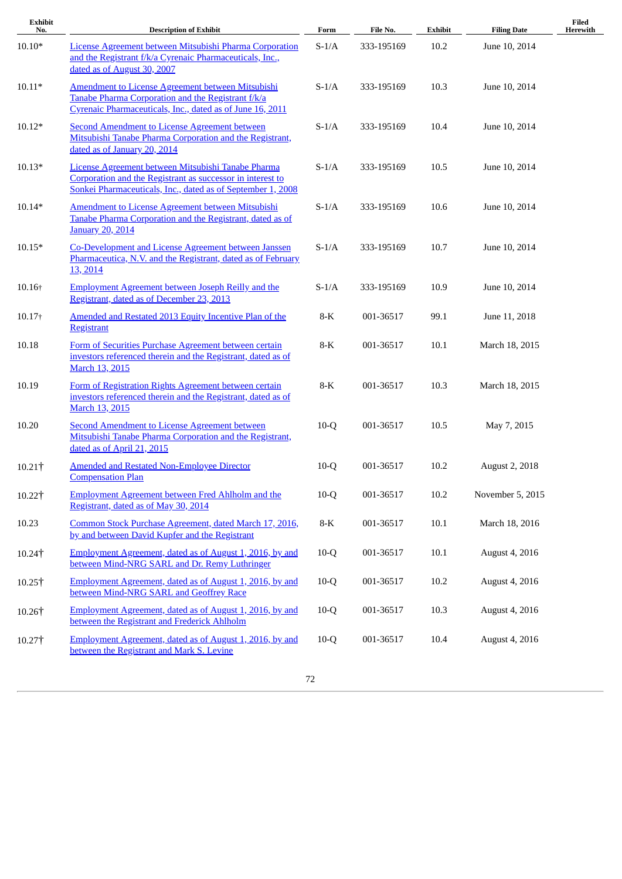| Exhibit No. | Description of Exhibit | Form | File No. | Exhibit | Filing Date | Filed Herewith |
|---|---|---|---|---|---|---|
| 10.10* | License Agreement between Mitsubishi Pharma Corporation and the Registrant f/k/a Cyrenaic Pharmaceuticals, Inc., dated as of August 30, 2007 | S-1/A | 333-195169 | 10.2 | June 10, 2014 | |
| 10.11* | Amendment to License Agreement between Mitsubishi Tanabe Pharma Corporation and the Registrant f/k/a Cyrenaic Pharmaceuticals, Inc., dated as of June 16, 2011 | S-1/A | 333-195169 | 10.3 | June 10, 2014 | |
| 10.12* | Second Amendment to License Agreement between Mitsubishi Tanabe Pharma Corporation and the Registrant, dated as of January 20, 2014 | S-1/A | 333-195169 | 10.4 | June 10, 2014 | |
| 10.13* | License Agreement between Mitsubishi Tanabe Pharma Corporation and the Registrant as successor in interest to Sonkei Pharmaceuticals, Inc., dated as of September 1, 2008 | S-1/A | 333-195169 | 10.5 | June 10, 2014 | |
| 10.14* | Amendment to License Agreement between Mitsubishi Tanabe Pharma Corporation and the Registrant, dated as of January 20, 2014 | S-1/A | 333-195169 | 10.6 | June 10, 2014 | |
| 10.15* | Co-Development and License Agreement between Janssen Pharmaceutica, N.V. and the Registrant, dated as of February 13, 2014 | S-1/A | 333-195169 | 10.7 | June 10, 2014 | |
| 10.16† | Employment Agreement between Joseph Reilly and the Registrant, dated as of December 23, 2013 | S-1/A | 333-195169 | 10.9 | June 10, 2014 | |
| 10.17† | Amended and Restated 2013 Equity Incentive Plan of the Registrant | 8-K | 001-36517 | 99.1 | June 11, 2018 | |
| 10.18 | Form of Securities Purchase Agreement between certain investors referenced therein and the Registrant, dated as of March 13, 2015 | 8-K | 001-36517 | 10.1 | March 18, 2015 | |
| 10.19 | Form of Registration Rights Agreement between certain investors referenced therein and the Registrant, dated as of March 13, 2015 | 8-K | 001-36517 | 10.3 | March 18, 2015 | |
| 10.20 | Second Amendment to License Agreement between Mitsubishi Tanabe Pharma Corporation and the Registrant, dated as of April 21, 2015 | 10-Q | 001-36517 | 10.5 | May 7, 2015 | |
| 10.21† | Amended and Restated Non-Employee Director Compensation Plan | 10-Q | 001-36517 | 10.2 | August 2, 2018 | |
| 10.22† | Employment Agreement between Fred Ahlholm and the Registrant, dated as of May 30, 2014 | 10-Q | 001-36517 | 10.2 | November 5, 2015 | |
| 10.23 | Common Stock Purchase Agreement, dated March 17, 2016, by and between David Kupfer and the Registrant | 8-K | 001-36517 | 10.1 | March 18, 2016 | |
| 10.24† | Employment Agreement, dated as of August 1, 2016, by and between Mind-NRG SARL and Dr. Remy Luthringer | 10-Q | 001-36517 | 10.1 | August 4, 2016 | |
| 10.25† | Employment Agreement, dated as of August 1, 2016, by and between Mind-NRG SARL and Geoffrey Race | 10-Q | 001-36517 | 10.2 | August 4, 2016 | |
| 10.26† | Employment Agreement, dated as of August 1, 2016, by and between the Registrant and Frederick Ahlholm | 10-Q | 001-36517 | 10.3 | August 4, 2016 | |
| 10.27† | Employment Agreement, dated as of August 1, 2016, by and between the Registrant and Mark S. Levine | 10-Q | 001-36517 | 10.4 | August 4, 2016 | |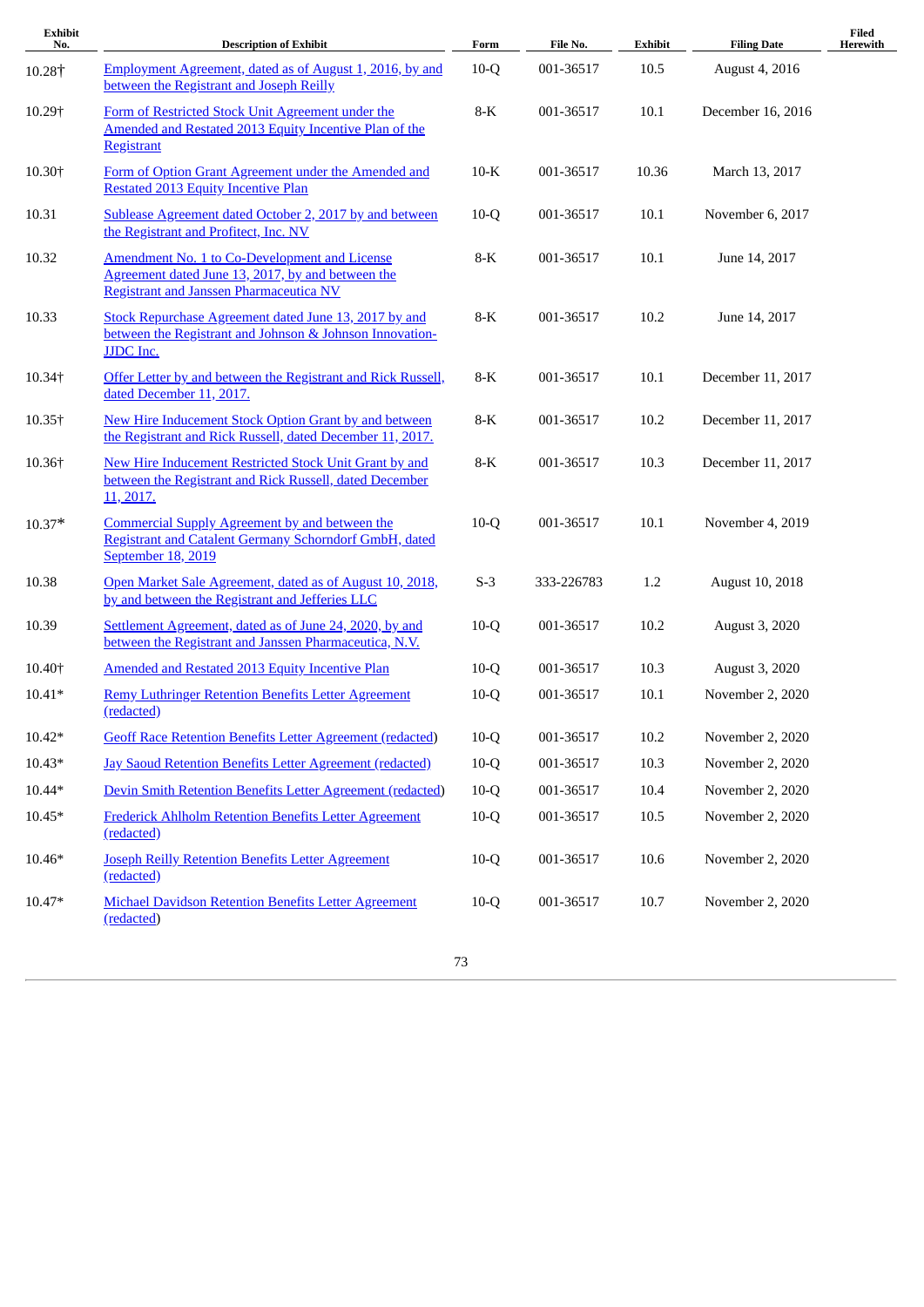| Exhibit No. | Description of Exhibit | Form | File No. | Exhibit | Filing Date | Filed Herewith |
|---|---|---|---|---|---|---|
| 10.28† | Employment Agreement, dated as of August 1, 2016, by and between the Registrant and Joseph Reilly | 10-Q | 001-36517 | 10.5 | August 4, 2016 | |
| 10.29† | Form of Restricted Stock Unit Agreement under the Amended and Restated 2013 Equity Incentive Plan of the Registrant | 8-K | 001-36517 | 10.1 | December 16, 2016 | |
| 10.30† | Form of Option Grant Agreement under the Amended and Restated 2013 Equity Incentive Plan | 10-K | 001-36517 | 10.36 | March 13, 2017 | |
| 10.31 | Sublease Agreement dated October 2, 2017 by and between the Registrant and Profitect, Inc. NV | 10-Q | 001-36517 | 10.1 | November 6, 2017 | |
| 10.32 | Amendment No. 1 to Co-Development and License Agreement dated June 13, 2017, by and between the Registrant and Janssen Pharmaceutica NV | 8-K | 001-36517 | 10.1 | June 14, 2017 | |
| 10.33 | Stock Repurchase Agreement dated June 13, 2017 by and between the Registrant and Johnson & Johnson Innovation-JJDC Inc. | 8-K | 001-36517 | 10.2 | June 14, 2017 | |
| 10.34† | Offer Letter by and between the Registrant and Rick Russell, dated December 11, 2017. | 8-K | 001-36517 | 10.1 | December 11, 2017 | |
| 10.35† | New Hire Inducement Stock Option Grant by and between the Registrant and Rick Russell, dated December 11, 2017. | 8-K | 001-36517 | 10.2 | December 11, 2017 | |
| 10.36† | New Hire Inducement Restricted Stock Unit Grant by and between the Registrant and Rick Russell, dated December 11, 2017. | 8-K | 001-36517 | 10.3 | December 11, 2017 | |
| 10.37* | Commercial Supply Agreement by and between the Registrant and Catalent Germany Schorndorf GmbH, dated September 18, 2019 | 10-Q | 001-36517 | 10.1 | November 4, 2019 | |
| 10.38 | Open Market Sale Agreement, dated as of August 10, 2018, by and between the Registrant and Jefferies LLC | S-3 | 333-226783 | 1.2 | August 10, 2018 | |
| 10.39 | Settlement Agreement, dated as of June 24, 2020, by and between the Registrant and Janssen Pharmaceutica, N.V. | 10-Q | 001-36517 | 10.2 | August 3, 2020 | |
| 10.40† | Amended and Restated 2013 Equity Incentive Plan | 10-Q | 001-36517 | 10.3 | August 3, 2020 | |
| 10.41* | Remy Luthringer Retention Benefits Letter Agreement (redacted) | 10-Q | 001-36517 | 10.1 | November 2, 2020 | |
| 10.42* | Geoff Race Retention Benefits Letter Agreement (redacted) | 10-Q | 001-36517 | 10.2 | November 2, 2020 | |
| 10.43* | Jay Saoud Retention Benefits Letter Agreement (redacted) | 10-Q | 001-36517 | 10.3 | November 2, 2020 | |
| 10.44* | Devin Smith Retention Benefits Letter Agreement (redacted) | 10-Q | 001-36517 | 10.4 | November 2, 2020 | |
| 10.45* | Frederick Ahlholm Retention Benefits Letter Agreement (redacted) | 10-Q | 001-36517 | 10.5 | November 2, 2020 | |
| 10.46* | Joseph Reilly Retention Benefits Letter Agreement (redacted) | 10-Q | 001-36517 | 10.6 | November 2, 2020 | |
| 10.47* | Michael Davidson Retention Benefits Letter Agreement (redacted) | 10-Q | 001-36517 | 10.7 | November 2, 2020 | |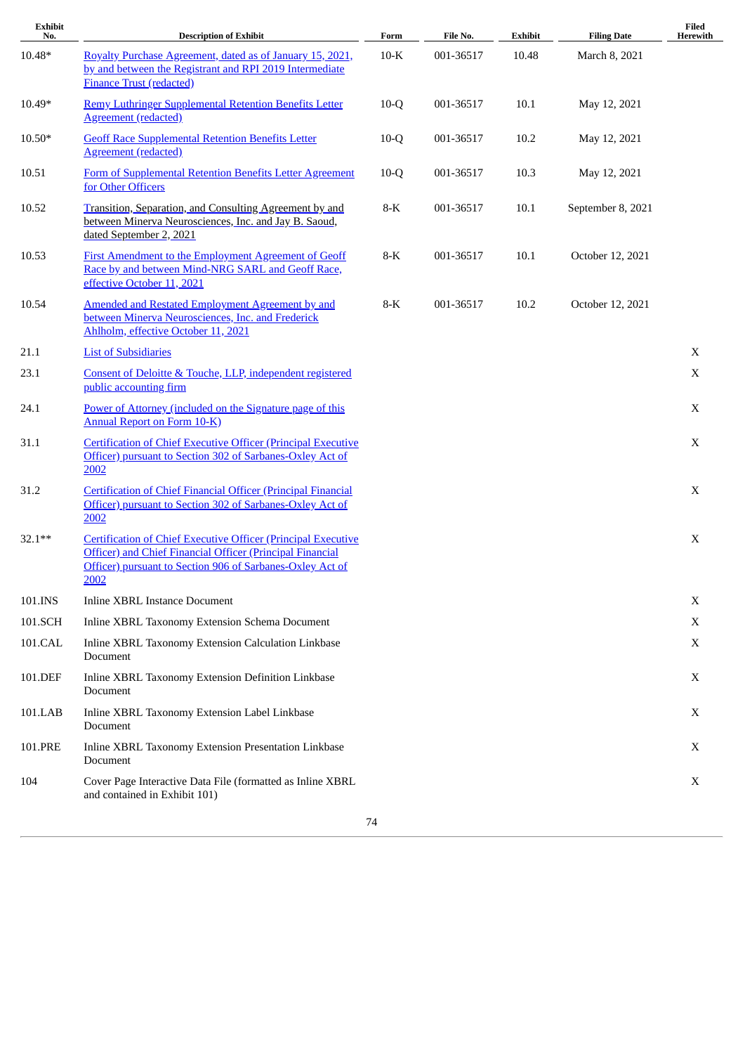| Exhibit No. | Description of Exhibit | Form | File No. | Exhibit | Filing Date | Filed Herewith |
|---|---|---|---|---|---|---|
| 10.48* | Royalty Purchase Agreement, dated as of January 15, 2021, by and between the Registrant and RPI 2019 Intermediate Finance Trust (redacted) | 10-K | 001-36517 | 10.48 | March 8, 2021 | |
| 10.49* | Remy Luthringer Supplemental Retention Benefits Letter Agreement (redacted) | 10-Q | 001-36517 | 10.1 | May 12, 2021 | |
| 10.50* | Geoff Race Supplemental Retention Benefits Letter Agreement (redacted) | 10-Q | 001-36517 | 10.2 | May 12, 2021 | |
| 10.51 | Form of Supplemental Retention Benefits Letter Agreement for Other Officers | 10-Q | 001-36517 | 10.3 | May 12, 2021 | |
| 10.52 | Transition, Separation, and Consulting Agreement by and between Minerva Neurosciences, Inc. and Jay B. Saoud, dated September 2, 2021 | 8-K | 001-36517 | 10.1 | September 8, 2021 | |
| 10.53 | First Amendment to the Employment Agreement of Geoff Race by and between Mind-NRG SARL and Geoff Race, effective October 11, 2021 | 8-K | 001-36517 | 10.1 | October 12, 2021 | |
| 10.54 | Amended and Restated Employment Agreement by and between Minerva Neurosciences, Inc. and Frederick Ahlholm, effective October 11, 2021 | 8-K | 001-36517 | 10.2 | October 12, 2021 | |
| 21.1 | List of Subsidiaries | | | | | X |
| 23.1 | Consent of Deloitte & Touche, LLP, independent registered public accounting firm | | | | | X |
| 24.1 | Power of Attorney (included on the Signature page of this Annual Report on Form 10-K) | | | | | X |
| 31.1 | Certification of Chief Executive Officer (Principal Executive Officer) pursuant to Section 302 of Sarbanes-Oxley Act of 2002 | | | | | X |
| 31.2 | Certification of Chief Financial Officer (Principal Financial Officer) pursuant to Section 302 of Sarbanes-Oxley Act of 2002 | | | | | X |
| 32.1** | Certification of Chief Executive Officer (Principal Executive Officer) and Chief Financial Officer (Principal Financial Officer) pursuant to Section 906 of Sarbanes-Oxley Act of 2002 | | | | | X |
| 101.INS | Inline XBRL Instance Document | | | | | X |
| 101.SCH | Inline XBRL Taxonomy Extension Schema Document | | | | | X |
| 101.CAL | Inline XBRL Taxonomy Extension Calculation Linkbase Document | | | | | X |
| 101.DEF | Inline XBRL Taxonomy Extension Definition Linkbase Document | | | | | X |
| 101.LAB | Inline XBRL Taxonomy Extension Label Linkbase Document | | | | | X |
| 101.PRE | Inline XBRL Taxonomy Extension Presentation Linkbase Document | | | | | X |
| 104 | Cover Page Interactive Data File (formatted as Inline XBRL and contained in Exhibit 101) | | | | | X |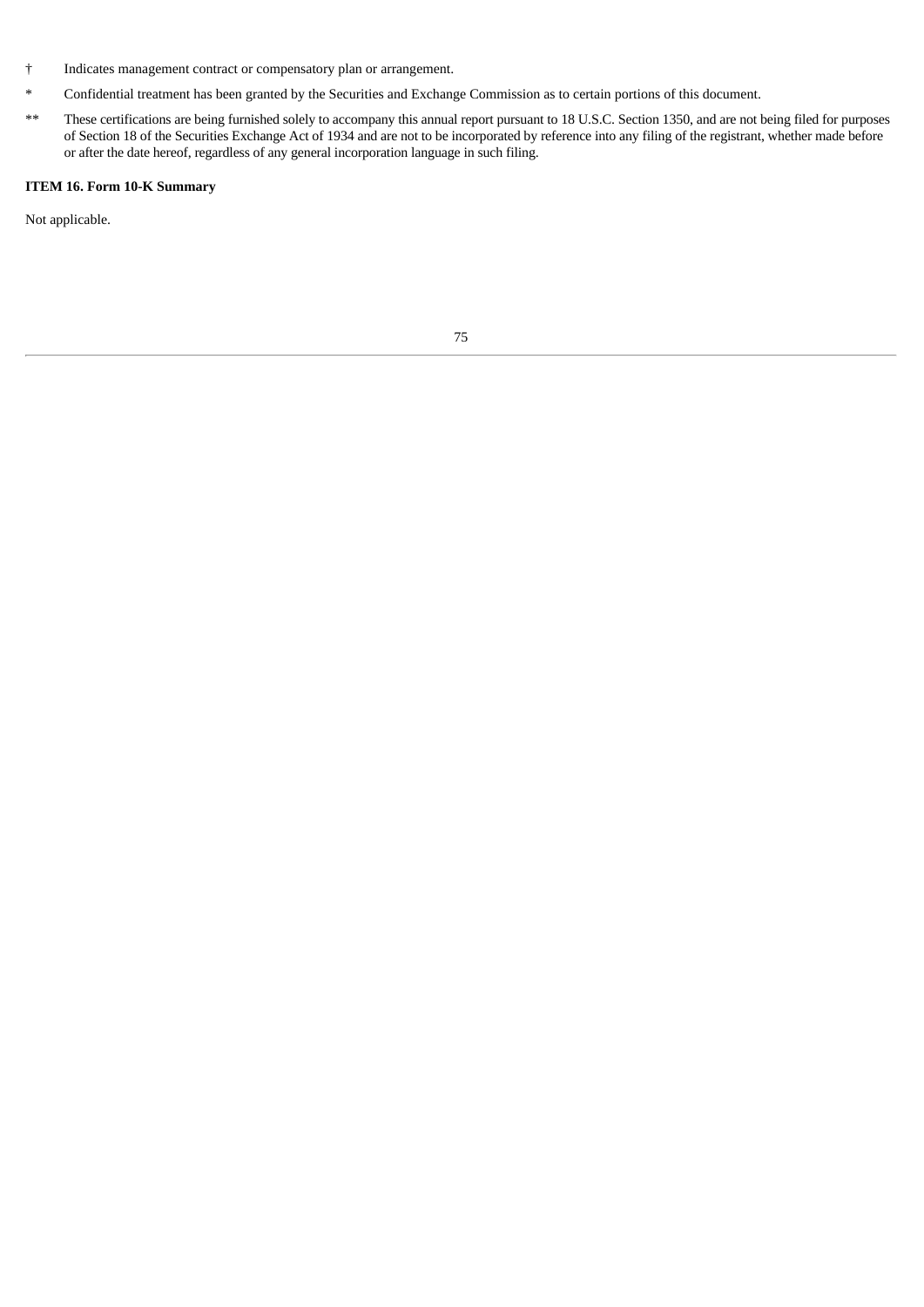† Indicates management contract or compensatory plan or arrangement.

* Confidential treatment has been granted by the Securities and Exchange Commission as to certain portions of this document.

** These certifications are being furnished solely to accompany this annual report pursuant to 18 U.S.C. Section 1350, and are not being filed for purposes of Section 18 of the Securities Exchange Act of 1934 and are not to be incorporated by reference into any filing of the registrant, whether made before or after the date hereof, regardless of any general incorporation language in such filing.

**ITEM 16. Form 10-K Summary**

Not applicable.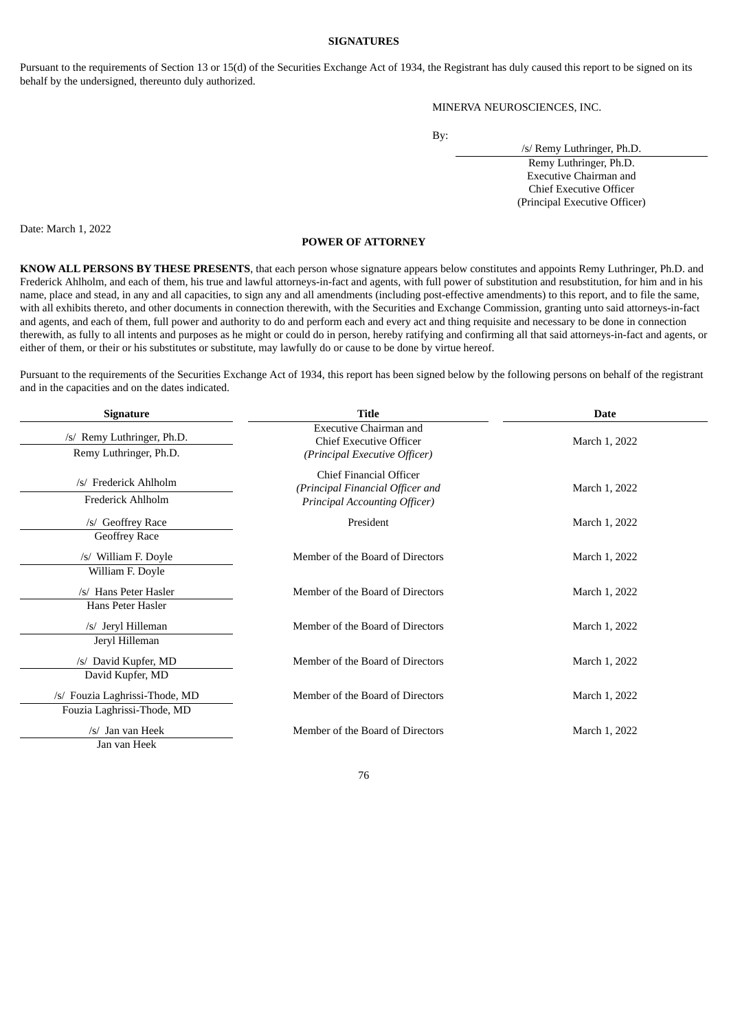**SIGNATURES**

Pursuant to the requirements of Section 13 or 15(d) of the Securities Exchange Act of 1934, the Registrant has duly caused this report to be signed on its behalf by the undersigned, thereunto duly authorized.

MINERVA NEUROSCIENCES, INC.

By: /s/ Remy Luthringer, Ph.D.
Remy Luthringer, Ph.D.
Executive Chairman and
Chief Executive Officer
(Principal Executive Officer)

Date: March 1, 2022

**POWER OF ATTORNEY**

**KNOW ALL PERSONS BY THESE PRESENTS**, that each person whose signature appears below constitutes and appoints Remy Luthringer, Ph.D. and Frederick Ahlholm, and each of them, his true and lawful attorneys-in-fact and agents, with full power of substitution and resubstitution, for him and in his name, place and stead, in any and all capacities, to sign any and all amendments (including post-effective amendments) to this report, and to file the same, with all exhibits thereto, and other documents in connection therewith, with the Securities and Exchange Commission, granting unto said attorneys-in-fact and agents, and each of them, full power and authority to do and perform each and every act and thing requisite and necessary to be done in connection therewith, as fully to all intents and purposes as he might or could do in person, hereby ratifying and confirming all that said attorneys-in-fact and agents, or either of them, or their or his substitutes or substitute, may lawfully do or cause to be done by virtue hereof.

Pursuant to the requirements of the Securities Exchange Act of 1934, this report has been signed below by the following persons on behalf of the registrant and in the capacities and on the dates indicated.

| Signature | Title | Date |
|---|---|---|
| /s/ Remy Luthringer, Ph.D.<br>Remy Luthringer, Ph.D. | Executive Chairman and Chief Executive Officer *(Principal Executive Officer)* | March 1, 2022 |
| /s/ Frederick Ahlholm<br>Frederick Ahlholm | Chief Financial Officer *(Principal Financial Officer and Principal Accounting Officer)* | March 1, 2022 |
| /s/ Geoffrey Race<br>Geoffrey Race | President | March 1, 2022 |
| /s/ William F. Doyle<br>William F. Doyle | Member of the Board of Directors | March 1, 2022 |
| /s/ Hans Peter Hasler<br>Hans Peter Hasler | Member of the Board of Directors | March 1, 2022 |
| /s/ Jeryl Hilleman<br>Jeryl Hilleman | Member of the Board of Directors | March 1, 2022 |
| /s/ David Kupfer, MD<br>David Kupfer, MD | Member of the Board of Directors | March 1, 2022 |
| /s/ Fouzia Laghrissi-Thode, MD<br>Fouzia Laghrissi-Thode, MD | Member of the Board of Directors | March 1, 2022 |
| /s/ Jan van Heek<br>Jan van Heek | Member of the Board of Directors | March 1, 2022 |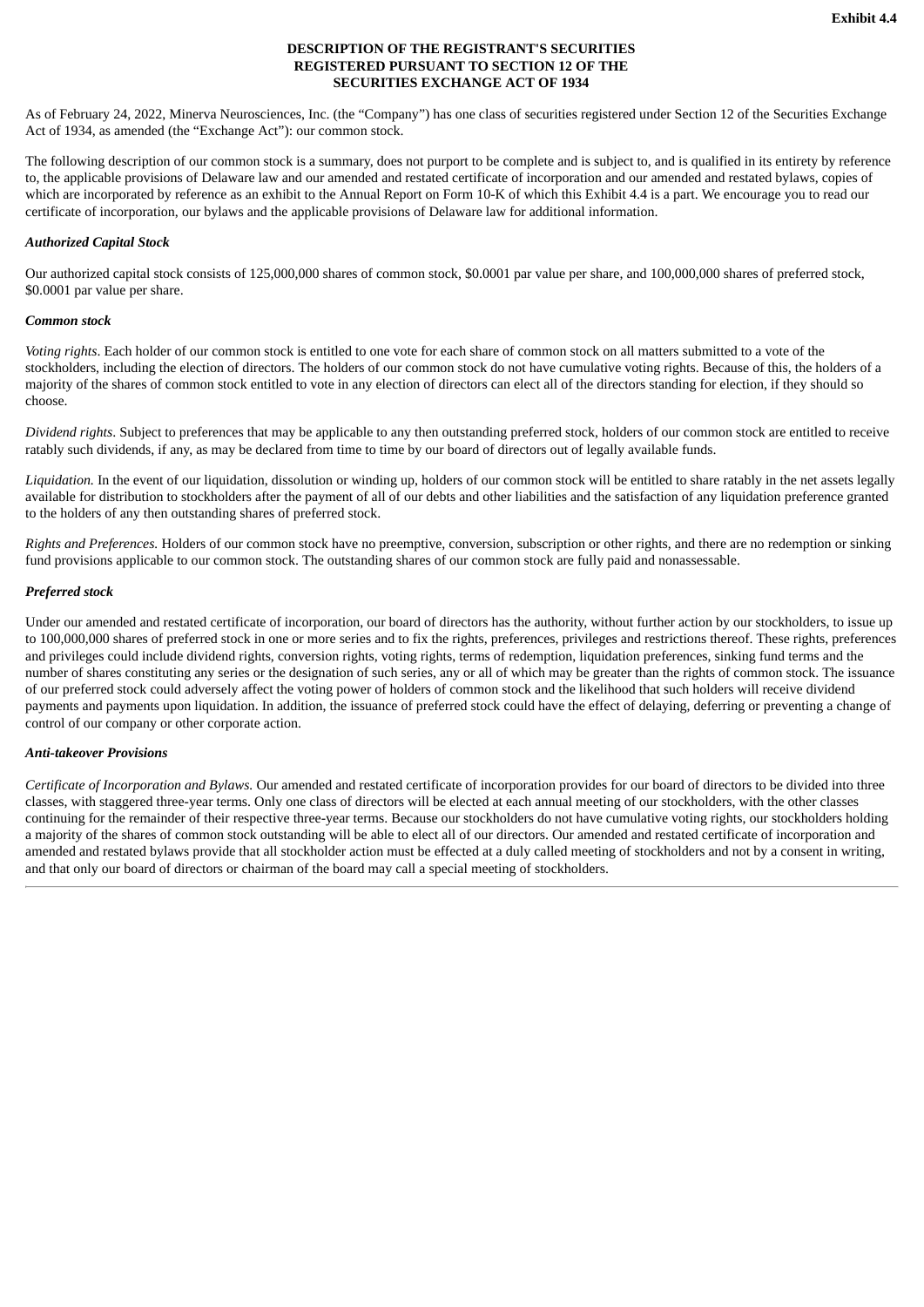**Exhibit 4.4**

**DESCRIPTION OF THE REGISTRANT'S SECURITIES
REGISTERED PURSUANT TO SECTION 12 OF THE
SECURITIES EXCHANGE ACT OF 1934**

As of February 24, 2022, Minerva Neurosciences, Inc. (the "Company") has one class of securities registered under Section 12 of the Securities Exchange Act of 1934, as amended (the "Exchange Act"): our common stock.

The following description of our common stock is a summary, does not purport to be complete and is subject to, and is qualified in its entirety by reference to, the applicable provisions of Delaware law and our amended and restated certificate of incorporation and our amended and restated bylaws, copies of which are incorporated by reference as an exhibit to the Annual Report on Form 10-K of which this Exhibit 4.4 is a part. We encourage you to read our certificate of incorporation, our bylaws and the applicable provisions of Delaware law for additional information.

***Authorized Capital Stock***

Our authorized capital stock consists of 125,000,000 shares of common stock, $0.0001 par value per share, and 100,000,000 shares of preferred stock, $0.0001 par value per share.

***Common stock***

*Voting rights*. Each holder of our common stock is entitled to one vote for each share of common stock on all matters submitted to a vote of the stockholders, including the election of directors. The holders of our common stock do not have cumulative voting rights. Because of this, the holders of a majority of the shares of common stock entitled to vote in any election of directors can elect all of the directors standing for election, if they should so choose.

*Dividend rights*. Subject to preferences that may be applicable to any then outstanding preferred stock, holders of our common stock are entitled to receive ratably such dividends, if any, as may be declared from time to time by our board of directors out of legally available funds.

*Liquidation.* In the event of our liquidation, dissolution or winding up, holders of our common stock will be entitled to share ratably in the net assets legally available for distribution to stockholders after the payment of all of our debts and other liabilities and the satisfaction of any liquidation preference granted to the holders of any then outstanding shares of preferred stock.

*Rights and Preferences.* Holders of our common stock have no preemptive, conversion, subscription or other rights, and there are no redemption or sinking fund provisions applicable to our common stock. The outstanding shares of our common stock are fully paid and nonassessable.

***Preferred stock***

Under our amended and restated certificate of incorporation, our board of directors has the authority, without further action by our stockholders, to issue up to 100,000,000 shares of preferred stock in one or more series and to fix the rights, preferences, privileges and restrictions thereof. These rights, preferences and privileges could include dividend rights, conversion rights, voting rights, terms of redemption, liquidation preferences, sinking fund terms and the number of shares constituting any series or the designation of such series, any or all of which may be greater than the rights of common stock. The issuance of our preferred stock could adversely affect the voting power of holders of common stock and the likelihood that such holders will receive dividend payments and payments upon liquidation. In addition, the issuance of preferred stock could have the effect of delaying, deferring or preventing a change of control of our company or other corporate action.

***Anti-takeover Provisions***

*Certificate of Incorporation and Bylaws.* Our amended and restated certificate of incorporation provides for our board of directors to be divided into three classes, with staggered three-year terms. Only one class of directors will be elected at each annual meeting of our stockholders, with the other classes continuing for the remainder of their respective three-year terms. Because our stockholders do not have cumulative voting rights, our stockholders holding a majority of the shares of common stock outstanding will be able to elect all of our directors. Our amended and restated certificate of incorporation and amended and restated bylaws provide that all stockholder action must be effected at a duly called meeting of stockholders and not by a consent in writing, and that only our board of directors or chairman of the board may call a special meeting of stockholders.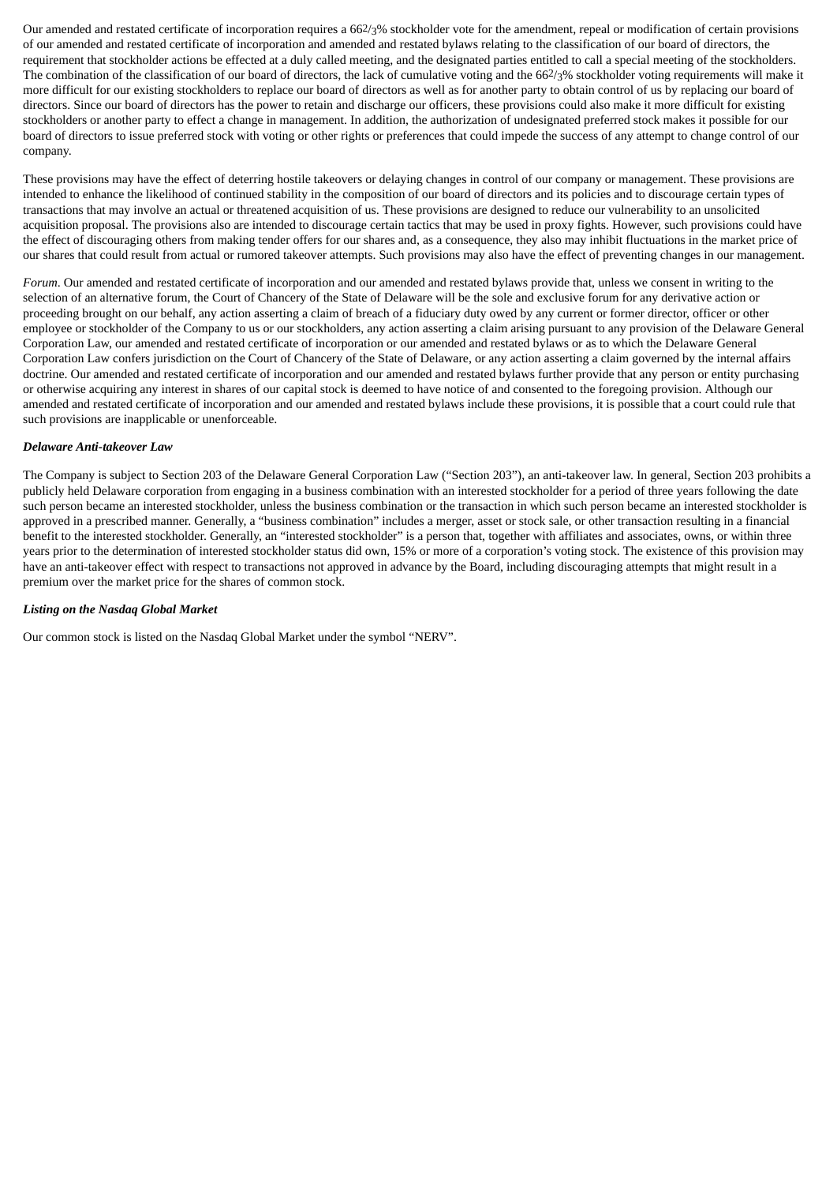Our amended and restated certificate of incorporation requires a 66 2/3% stockholder vote for the amendment, repeal or modification of certain provisions of our amended and restated certificate of incorporation and amended and restated bylaws relating to the classification of our board of directors, the requirement that stockholder actions be effected at a duly called meeting, and the designated parties entitled to call a special meeting of the stockholders. The combination of the classification of our board of directors, the lack of cumulative voting and the 66 2/3% stockholder voting requirements will make it more difficult for our existing stockholders to replace our board of directors as well as for another party to obtain control of us by replacing our board of directors. Since our board of directors has the power to retain and discharge our officers, these provisions could also make it more difficult for existing stockholders or another party to effect a change in management. In addition, the authorization of undesignated preferred stock makes it possible for our board of directors to issue preferred stock with voting or other rights or preferences that could impede the success of any attempt to change control of our company.

These provisions may have the effect of deterring hostile takeovers or delaying changes in control of our company or management. These provisions are intended to enhance the likelihood of continued stability in the composition of our board of directors and its policies and to discourage certain types of transactions that may involve an actual or threatened acquisition of us. These provisions are designed to reduce our vulnerability to an unsolicited acquisition proposal. The provisions also are intended to discourage certain tactics that may be used in proxy fights. However, such provisions could have the effect of discouraging others from making tender offers for our shares and, as a consequence, they also may inhibit fluctuations in the market price of our shares that could result from actual or rumored takeover attempts. Such provisions may also have the effect of preventing changes in our management.

*Forum*. Our amended and restated certificate of incorporation and our amended and restated bylaws provide that, unless we consent in writing to the selection of an alternative forum, the Court of Chancery of the State of Delaware will be the sole and exclusive forum for any derivative action or proceeding brought on our behalf, any action asserting a claim of breach of a fiduciary duty owed by any current or former director, officer or other employee or stockholder of the Company to us or our stockholders, any action asserting a claim arising pursuant to any provision of the Delaware General Corporation Law, our amended and restated certificate of incorporation or our amended and restated bylaws or as to which the Delaware General Corporation Law confers jurisdiction on the Court of Chancery of the State of Delaware, or any action asserting a claim governed by the internal affairs doctrine. Our amended and restated certificate of incorporation and our amended and restated bylaws further provide that any person or entity purchasing or otherwise acquiring any interest in shares of our capital stock is deemed to have notice of and consented to the foregoing provision. Although our amended and restated certificate of incorporation and our amended and restated bylaws include these provisions, it is possible that a court could rule that such provisions are inapplicable or unenforceable.

***Delaware Anti-takeover Law***

The Company is subject to Section 203 of the Delaware General Corporation Law ("Section 203"), an anti-takeover law. In general, Section 203 prohibits a publicly held Delaware corporation from engaging in a business combination with an interested stockholder for a period of three years following the date such person became an interested stockholder, unless the business combination or the transaction in which such person became an interested stockholder is approved in a prescribed manner. Generally, a "business combination" includes a merger, asset or stock sale, or other transaction resulting in a financial benefit to the interested stockholder. Generally, an "interested stockholder" is a person that, together with affiliates and associates, owns, or within three years prior to the determination of interested stockholder status did own, 15% or more of a corporation's voting stock. The existence of this provision may have an anti-takeover effect with respect to transactions not approved in advance by the Board, including discouraging attempts that might result in a premium over the market price for the shares of common stock.

***Listing on the Nasdaq Global Market***

Our common stock is listed on the Nasdaq Global Market under the symbol "NERV".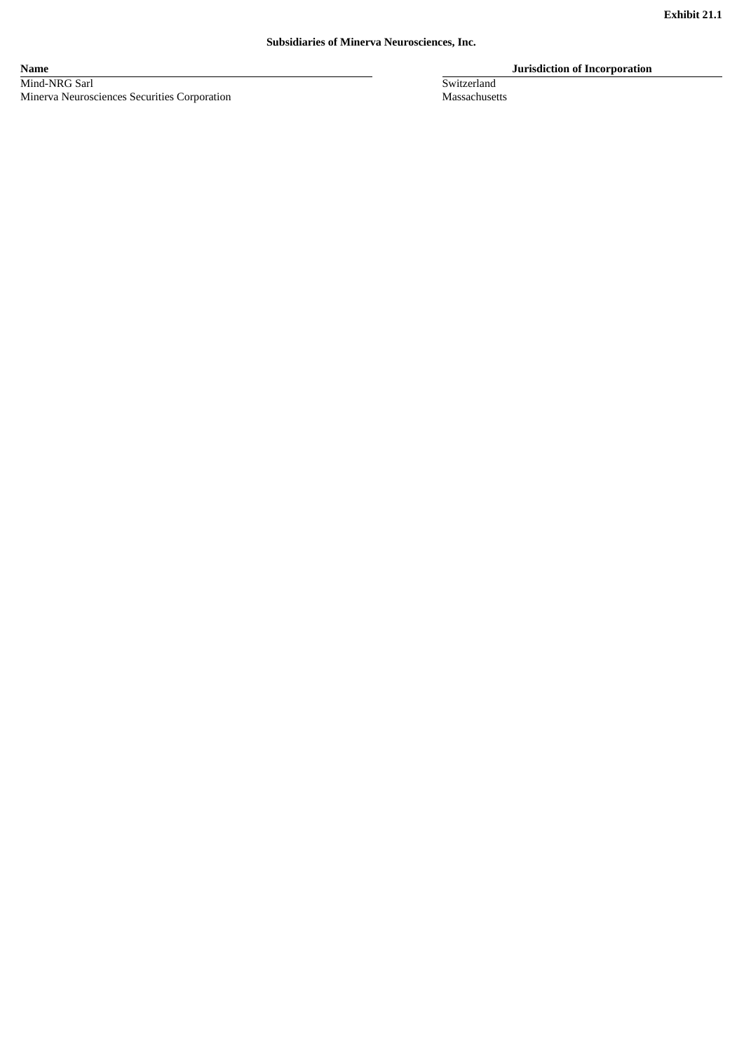**Exhibit 21.1**

**Subsidiaries of Minerva Neurosciences, Inc.**

| Name | Jurisdiction of Incorporation |
| --- | --- |
| Mind-NRG Sarl | Switzerland |
| Minerva Neurosciences Securities Corporation | Massachusetts |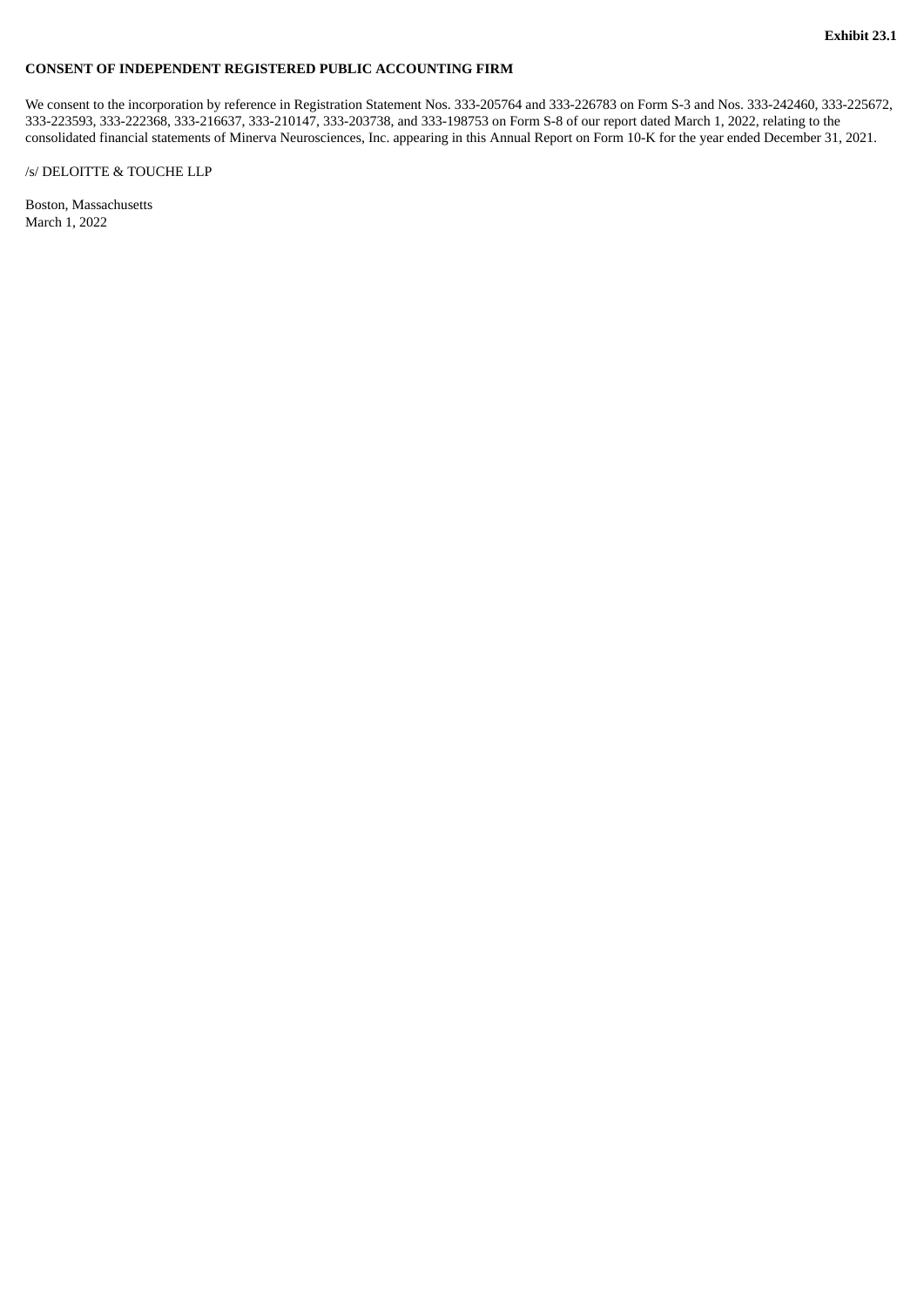**Exhibit 23.1**

**CONSENT OF INDEPENDENT REGISTERED PUBLIC ACCOUNTING FIRM**

We consent to the incorporation by reference in Registration Statement Nos. 333-205764 and 333-226783 on Form S-3 and Nos. 333-242460, 333-225672, 333-223593, 333-222368, 333-216637, 333-210147, 333-203738, and 333-198753 on Form S-8 of our report dated March 1, 2022, relating to the consolidated financial statements of Minerva Neurosciences, Inc. appearing in this Annual Report on Form 10-K for the year ended December 31, 2021.

/s/ DELOITTE & TOUCHE LLP

Boston, Massachusetts
March 1, 2022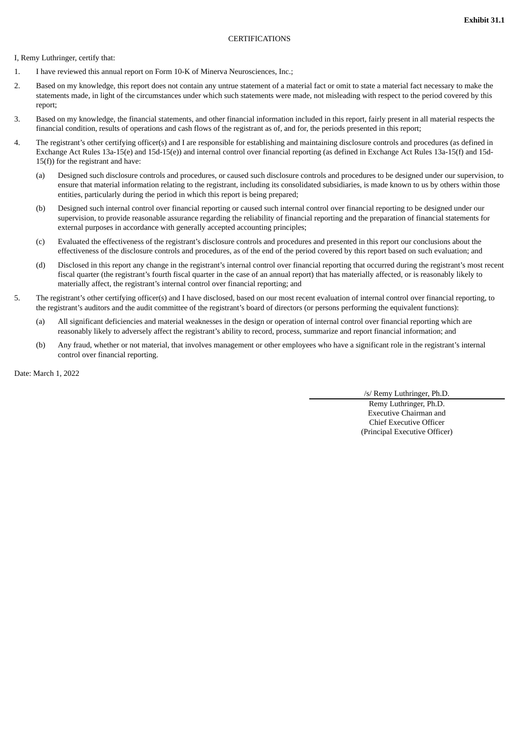**Exhibit 31.1**

CERTIFICATIONS

I, Remy Luthringer, certify that:

1. I have reviewed this annual report on Form 10-K of Minerva Neurosciences, Inc.;
2. Based on my knowledge, this report does not contain any untrue statement of a material fact or omit to state a material fact necessary to make the statements made, in light of the circumstances under which such statements were made, not misleading with respect to the period covered by this report;
3. Based on my knowledge, the financial statements, and other financial information included in this report, fairly present in all material respects the financial condition, results of operations and cash flows of the registrant as of, and for, the periods presented in this report;
4. The registrant's other certifying officer(s) and I are responsible for establishing and maintaining disclosure controls and procedures (as defined in Exchange Act Rules 13a-15(e) and 15d-15(e)) and internal control over financial reporting (as defined in Exchange Act Rules 13a-15(f) and 15d-15(f)) for the registrant and have:
   (a) Designed such disclosure controls and procedures, or caused such disclosure controls and procedures to be designed under our supervision, to ensure that material information relating to the registrant, including its consolidated subsidiaries, is made known to us by others within those entities, particularly during the period in which this report is being prepared;
   (b) Designed such internal control over financial reporting or caused such internal control over financial reporting to be designed under our supervision, to provide reasonable assurance regarding the reliability of financial reporting and the preparation of financial statements for external purposes in accordance with generally accepted accounting principles;
   (c) Evaluated the effectiveness of the registrant's disclosure controls and procedures and presented in this report our conclusions about the effectiveness of the disclosure controls and procedures, as of the end of the period covered by this report based on such evaluation; and
   (d) Disclosed in this report any change in the registrant's internal control over financial reporting that occurred during the registrant's most recent fiscal quarter (the registrant's fourth fiscal quarter in the case of an annual report) that has materially affected, or is reasonably likely to materially affect, the registrant's internal control over financial reporting; and
5. The registrant's other certifying officer(s) and I have disclosed, based on our most recent evaluation of internal control over financial reporting, to the registrant's auditors and the audit committee of the registrant's board of directors (or persons performing the equivalent functions):
   (a) All significant deficiencies and material weaknesses in the design or operation of internal control over financial reporting which are reasonably likely to adversely affect the registrant's ability to record, process, summarize and report financial information; and
   (b) Any fraud, whether or not material, that involves management or other employees who have a significant role in the registrant's internal control over financial reporting.

Date: March 1, 2022

/s/ Remy Luthringer, Ph.D.
Remy Luthringer, Ph.D.
Executive Chairman and
Chief Executive Officer
(Principal Executive Officer)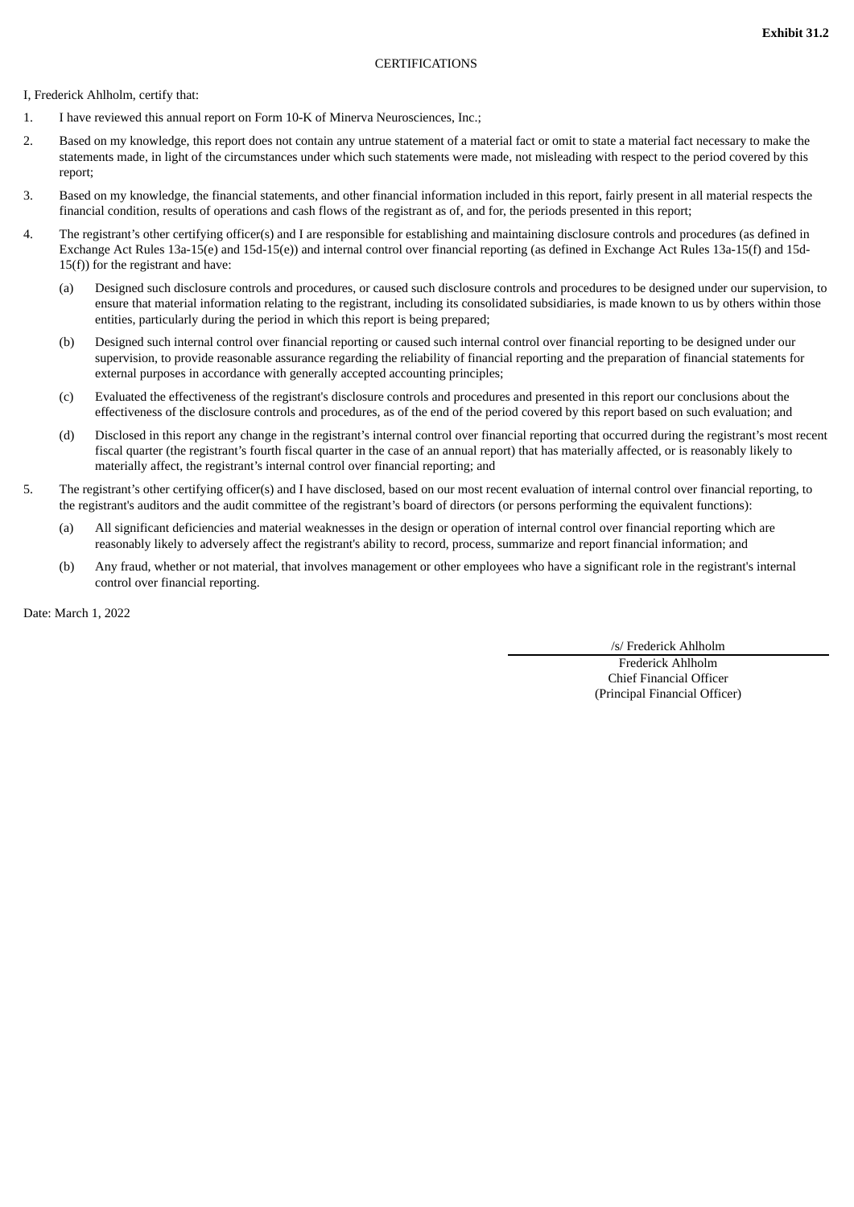**Exhibit 31.2**

CERTIFICATIONS

I, Frederick Ahlholm, certify that:

1. I have reviewed this annual report on Form 10-K of Minerva Neurosciences, Inc.;
2. Based on my knowledge, this report does not contain any untrue statement of a material fact or omit to state a material fact necessary to make the statements made, in light of the circumstances under which such statements were made, not misleading with respect to the period covered by this report;
3. Based on my knowledge, the financial statements, and other financial information included in this report, fairly present in all material respects the financial condition, results of operations and cash flows of the registrant as of, and for, the periods presented in this report;
4. The registrant's other certifying officer(s) and I are responsible for establishing and maintaining disclosure controls and procedures (as defined in Exchange Act Rules 13a-15(e) and 15d-15(e)) and internal control over financial reporting (as defined in Exchange Act Rules 13a-15(f) and 15d-15(f)) for the registrant and have:
   - (a) Designed such disclosure controls and procedures, or caused such disclosure controls and procedures to be designed under our supervision, to ensure that material information relating to the registrant, including its consolidated subsidiaries, is made known to us by others within those entities, particularly during the period in which this report is being prepared;
   - (b) Designed such internal control over financial reporting or caused such internal control over financial reporting to be designed under our supervision, to provide reasonable assurance regarding the reliability of financial reporting and the preparation of financial statements for external purposes in accordance with generally accepted accounting principles;
   - (c) Evaluated the effectiveness of the registrant's disclosure controls and procedures and presented in this report our conclusions about the effectiveness of the disclosure controls and procedures, as of the end of the period covered by this report based on such evaluation; and
   - (d) Disclosed in this report any change in the registrant's internal control over financial reporting that occurred during the registrant's most recent fiscal quarter (the registrant's fourth fiscal quarter in the case of an annual report) that has materially affected, or is reasonably likely to materially affect, the registrant's internal control over financial reporting; and
5. The registrant's other certifying officer(s) and I have disclosed, based on our most recent evaluation of internal control over financial reporting, to the registrant's auditors and the audit committee of the registrant's board of directors (or persons performing the equivalent functions):
   - (a) All significant deficiencies and material weaknesses in the design or operation of internal control over financial reporting which are reasonably likely to adversely affect the registrant's ability to record, process, summarize and report financial information; and
   - (b) Any fraud, whether or not material, that involves management or other employees who have a significant role in the registrant's internal control over financial reporting.

Date: March 1, 2022

/s/ Frederick Ahlholm
Frederick Ahlholm
Chief Financial Officer
(Principal Financial Officer)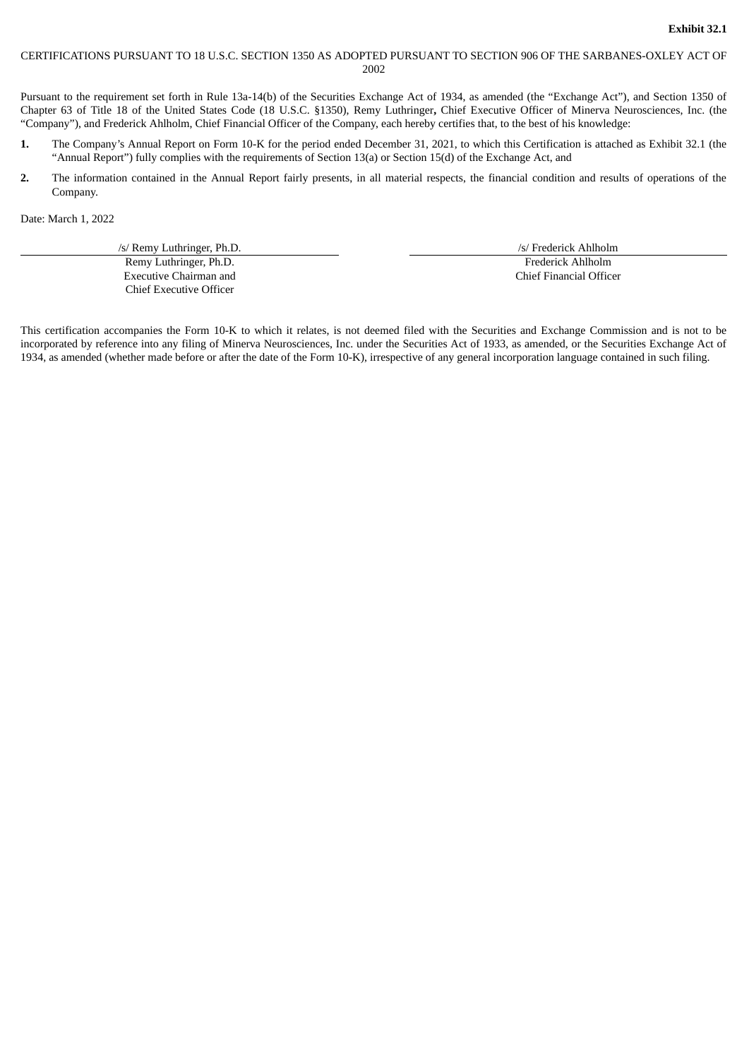**Exhibit 32.1**

CERTIFICATIONS PURSUANT TO 18 U.S.C. SECTION 1350 AS ADOPTED PURSUANT TO SECTION 906 OF THE SARBANES-OXLEY ACT OF 2002

Pursuant to the requirement set forth in Rule 13a-14(b) of the Securities Exchange Act of 1934, as amended (the "Exchange Act"), and Section 1350 of Chapter 63 of Title 18 of the United States Code (18 U.S.C. §1350), Remy Luthringer**,** Chief Executive Officer of Minerva Neurosciences, Inc. (the "Company"), and Frederick Ahlholm, Chief Financial Officer of the Company, each hereby certifies that, to the best of his knowledge:

**1.** The Company's Annual Report on Form 10-K for the period ended December 31, 2021, to which this Certification is attached as Exhibit 32.1 (the "Annual Report") fully complies with the requirements of Section 13(a) or Section 15(d) of the Exchange Act, and

**2.** The information contained in the Annual Report fairly presents, in all material respects, the financial condition and results of operations of the Company.

Date: March 1, 2022

| | |
|---|---|
| /s/ Remy Luthringer, Ph.D. | /s/ Frederick Ahlholm |
| Remy Luthringer, Ph.D.<br>Executive Chairman and<br>Chief Executive Officer | Frederick Ahlholm<br>Chief Financial Officer |

This certification accompanies the Form 10-K to which it relates, is not deemed filed with the Securities and Exchange Commission and is not to be incorporated by reference into any filing of Minerva Neurosciences, Inc. under the Securities Act of 1933, as amended, or the Securities Exchange Act of 1934, as amended (whether made before or after the date of the Form 10-K), irrespective of any general incorporation language contained in such filing.